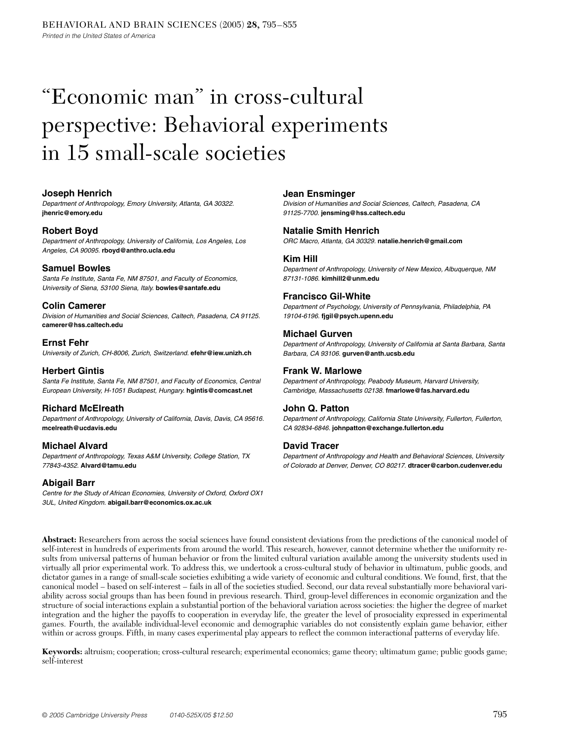# "Economic man" in cross-cultural perspective: Behavioral experiments in 15 small-scale societies

**Joseph Henrich**
*Department of Anthropology, Emory University, Atlanta, GA 30322.*
**jhenric@emory.edu**

**Robert Boyd**
*Department of Anthropology, University of California, Los Angeles, Los Angeles, CA 90095.* **rboyd@anthro.ucla.edu**

**Samuel Bowles**
*Santa Fe Institute, Santa Fe, NM 87501, and Faculty of Economics, University of Siena, 53100 Siena, Italy.* **bowles@santafe.edu**

**Colin Camerer**
*Division of Humanities and Social Sciences, Caltech, Pasadena, CA 91125.*
**camerer@hss.caltech.edu**

**Ernst Fehr**
*University of Zurich, CH-8006, Zurich, Switzerland.* **efehr@iew.unizh.ch**

**Herbert Gintis**
*Santa Fe Institute, Santa Fe, NM 87501, and Faculty of Economics, Central European University, H-1051 Budapest, Hungary.* **hgintis@comcast.net**

**Richard McElreath**
*Department of Anthropology, University of California, Davis, Davis, CA 95616.*
**mcelreath@ucdavis.edu**

**Michael Alvard**
*Department of Anthropology, Texas A&M University, College Station, TX 77843-4352.* **Alvard@tamu.edu**

**Abigail Barr**
*Centre for the Study of African Economies, University of Oxford, Oxford OX1 3UL, United Kingdom.* **abigail.barr@economics.ox.ac.uk**

**Jean Ensminger**
*Division of Humanities and Social Sciences, Caltech, Pasadena, CA 91125-7700.* **jensming@hss.caltech.edu**

**Natalie Smith Henrich**
*ORC Macro, Atlanta, GA 30329.* **natalie.henrich@gmail.com**

**Kim Hill**
*Department of Anthropology, University of New Mexico, Albuquerque, NM 87131-1086.* **kimhill2@unm.edu**

**Francisco Gil-White**
*Department of Psychology, University of Pennsylvania, Philadelphia, PA 19104-6196.* **fjgil@psych.upenn.edu**

**Michael Gurven**
*Department of Anthropology, University of California at Santa Barbara, Santa Barbara, CA 93106.* **gurven@anth.ucsb.edu**

**Frank W. Marlowe**
*Department of Anthropology, Peabody Museum, Harvard University, Cambridge, Massachusetts 02138.* **fmarlowe@fas.harvard.edu**

**John Q. Patton**
*Department of Anthropology, California State University, Fullerton, Fullerton, CA 92834-6846.* **johnpatton@exchange.fullerton.edu**

**David Tracer**
*Department of Anthropology and Health and Behavioral Sciences, University of Colorado at Denver, Denver, CO 80217.* **dtracer@carbon.cudenver.edu**

**Abstract:** Researchers from across the social sciences have found consistent deviations from the predictions of the canonical model of self-interest in hundreds of experiments from around the world. This research, however, cannot determine whether the uniformity results from universal patterns of human behavior or from the limited cultural variation available among the university students used in virtually all prior experimental work. To address this, we undertook a cross-cultural study of behavior in ultimatum, public goods, and dictator games in a range of small-scale societies exhibiting a wide variety of economic and cultural conditions. We found, first, that the canonical model – based on self-interest – fails in all of the societies studied. Second, our data reveal substantially more behavioral variability across social groups than has been found in previous research. Third, group-level differences in economic organization and the structure of social interactions explain a substantial portion of the behavioral variation across societies: the higher the degree of market integration and the higher the payoffs to cooperation in everyday life, the greater the level of prosociality expressed in experimental games. Fourth, the available individual-level economic and demographic variables do not consistently explain game behavior, either within or across groups. Fifth, in many cases experimental play appears to reflect the common interactional patterns of everyday life.

**Keywords:** altruism; cooperation; cross-cultural research; experimental economics; game theory; ultimatum game; public goods game; self-interest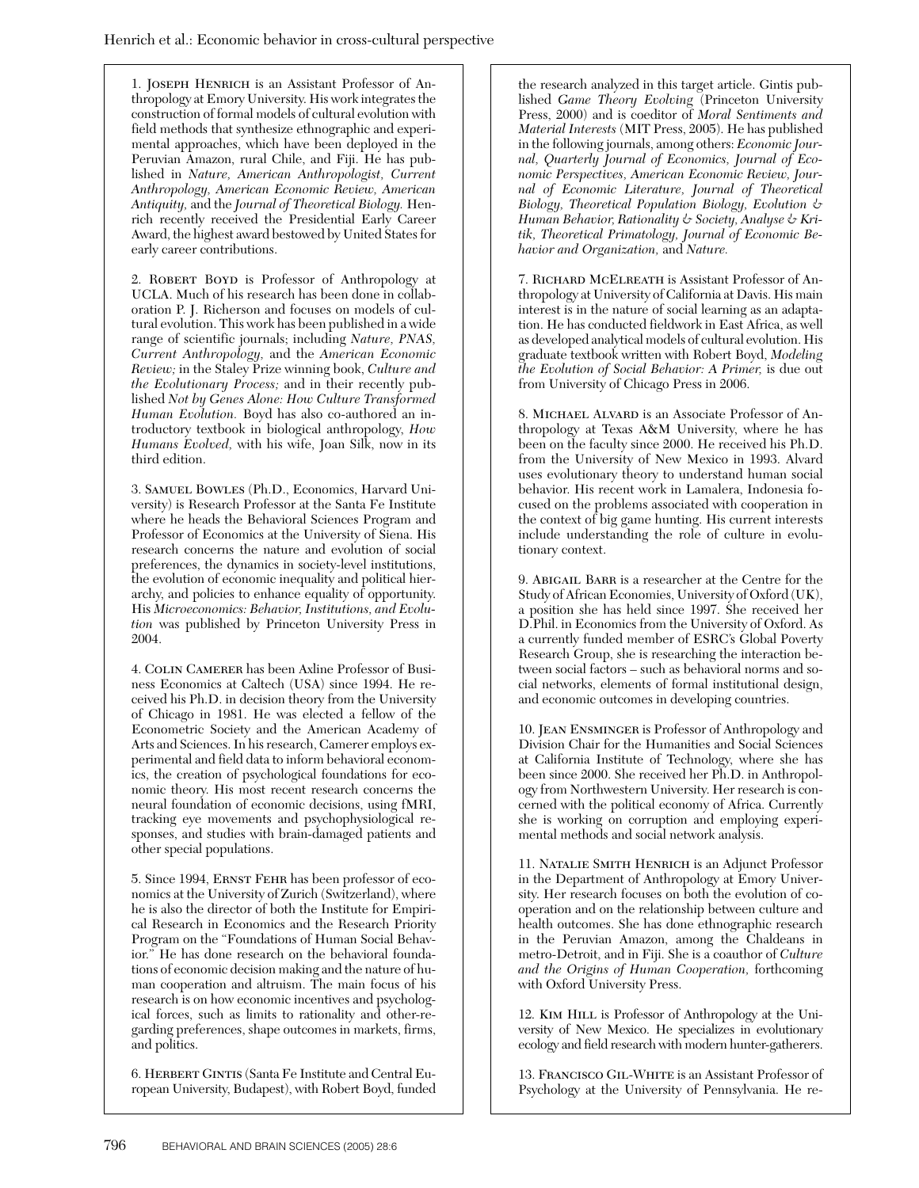1. Joseph Henrich is an Assistant Professor of Anthropology at Emory University. His work integrates the construction of formal models of cultural evolution with field methods that synthesize ethnographic and experimental approaches, which have been deployed in the Peruvian Amazon, rural Chile, and Fiji. He has published in *Nature, American Anthropologist, Current Anthropology, American Economic Review, American Antiquity,* and the *Journal of Theoretical Biology.* Henrich recently received the Presidential Early Career Award, the highest award bestowed by United States for early career contributions.

2. Robert Boyd is Professor of Anthropology at UCLA. Much of his research has been done in collaboration P. J. Richerson and focuses on models of cultural evolution. This work has been published in a wide range of scientific journals; including *Nature, PNAS, Current Anthropology,* and the *American Economic Review;* in the Staley Prize winning book, *Culture and the Evolutionary Process;* and in their recently published *Not by Genes Alone: How Culture Transformed Human Evolution.* Boyd has also co-authored an introductory textbook in biological anthropology, *How Humans Evolved,* with his wife, Joan Silk, now in its third edition.

3. Samuel Bowles (Ph.D., Economics, Harvard University) is Research Professor at the Santa Fe Institute where he heads the Behavioral Sciences Program and Professor of Economics at the University of Siena. His research concerns the nature and evolution of social preferences, the dynamics in society-level institutions, the evolution of economic inequality and political hierarchy, and policies to enhance equality of opportunity. His *Microeconomics: Behavior, Institutions, and Evolution* was published by Princeton University Press in 2004.

4. Colin Camerer has been Axline Professor of Business Economics at Caltech (USA) since 1994. He received his Ph.D. in decision theory from the University of Chicago in 1981. He was elected a fellow of the Econometric Society and the American Academy of Arts and Sciences. In his research, Camerer employs experimental and field data to inform behavioral economics, the creation of psychological foundations for economic theory. His most recent research concerns the neural foundation of economic decisions, using fMRI, tracking eye movements and psychophysiological responses, and studies with brain-damaged patients and other special populations.

5. Since 1994, Ernst Fehr has been professor of economics at the University of Zurich (Switzerland), where he is also the director of both the Institute for Empirical Research in Economics and the Research Priority Program on the "Foundations of Human Social Behavior." He has done research on the behavioral foundations of economic decision making and the nature of human cooperation and altruism. The main focus of his research is on how economic incentives and psychological forces, such as limits to rationality and other-regarding preferences, shape outcomes in markets, firms, and politics.

6. Herbert Gintis (Santa Fe Institute and Central European University, Budapest), with Robert Boyd, funded the research analyzed in this target article. Gintis published *Game Theory Evolving* (Princeton University Press, 2000) and is coeditor of *Moral Sentiments and Material Interests* (MIT Press, 2005). He has published in the following journals, among others: *Economic Journal, Quarterly Journal of Economics, Journal of Economic Perspectives, American Economic Review, Journal of Economic Literature, Journal of Theoretical Biology, Theoretical Population Biology, Evolution & Human Behavior, Rationality & Society, Analyse & Kritik, Theoretical Primatology, Journal of Economic Behavior and Organization,* and *Nature.*

7. Richard McElreath is Assistant Professor of Anthropology at University of California at Davis. His main interest is in the nature of social learning as an adaptation. He has conducted fieldwork in East Africa, as well as developed analytical models of cultural evolution. His graduate textbook written with Robert Boyd, *Modeling the Evolution of Social Behavior: A Primer,* is due out from University of Chicago Press in 2006.

8. Michael Alvard is an Associate Professor of Anthropology at Texas A&M University, where he has been on the faculty since 2000. He received his Ph.D. from the University of New Mexico in 1993. Alvard uses evolutionary theory to understand human social behavior. His recent work in Lamalera, Indonesia focused on the problems associated with cooperation in the context of big game hunting. His current interests include understanding the role of culture in evolutionary context.

9. Abigail Barr is a researcher at the Centre for the Study of African Economies, University of Oxford (UK), a position she has held since 1997. She received her D.Phil. in Economics from the University of Oxford. As a currently funded member of ESRC's Global Poverty Research Group, she is researching the interaction between social factors – such as behavioral norms and social networks, elements of formal institutional design, and economic outcomes in developing countries.

10. Jean Ensminger is Professor of Anthropology and Division Chair for the Humanities and Social Sciences at California Institute of Technology, where she has been since 2000. She received her Ph.D. in Anthropology from Northwestern University. Her research is concerned with the political economy of Africa. Currently she is working on corruption and employing experimental methods and social network analysis.

11. Natalie Smith Henrich is an Adjunct Professor in the Department of Anthropology at Emory University. Her research focuses on both the evolution of cooperation and on the relationship between culture and health outcomes. She has done ethnographic research in the Peruvian Amazon, among the Chaldeans in metro-Detroit, and in Fiji. She is a coauthor of *Culture and the Origins of Human Cooperation,* forthcoming with Oxford University Press.

12. Kim Hill is Professor of Anthropology at the University of New Mexico. He specializes in evolutionary ecology and field research with modern hunter-gatherers.

13. Francisco Gil-White is an Assistant Professor of Psychology at the University of Pennsylvania. He re-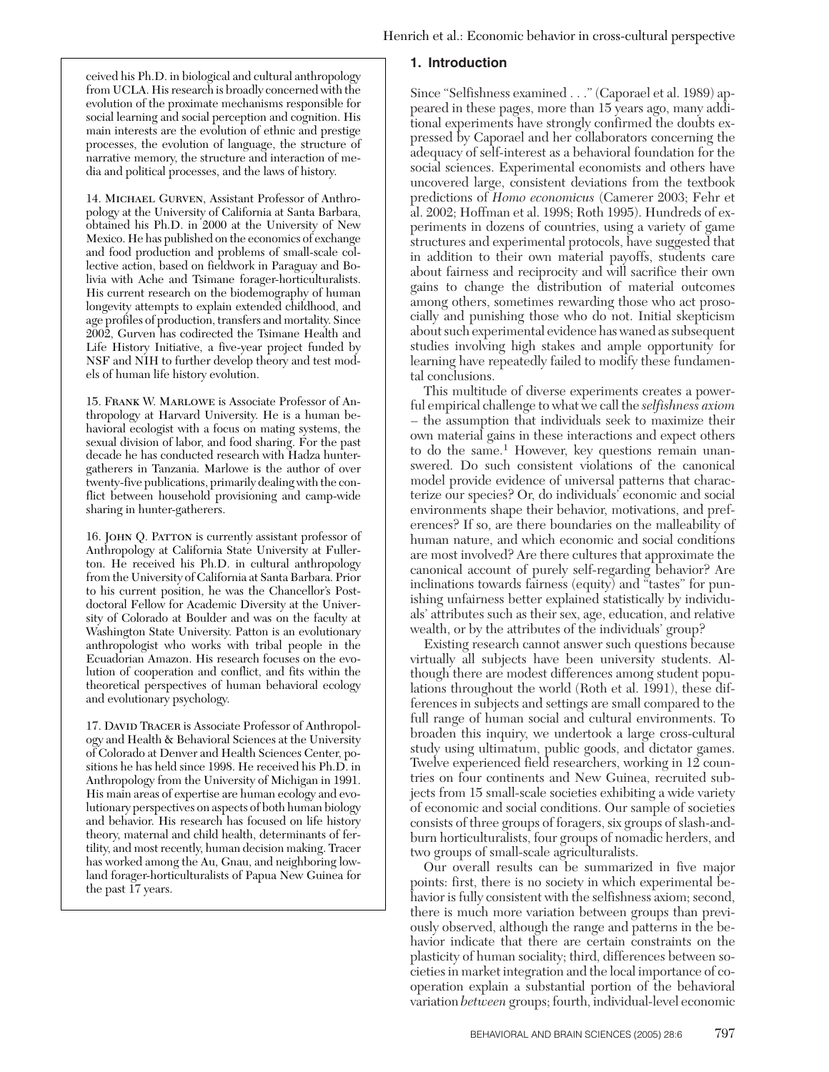ceived his Ph.D. in biological and cultural anthropology from UCLA. His research is broadly concerned with the evolution of the proximate mechanisms responsible for social learning and social perception and cognition. His main interests are the evolution of ethnic and prestige processes, the evolution of language, the structure of narrative memory, the structure and interaction of media and political processes, and the laws of history.

14. Michael Gurven, Assistant Professor of Anthropology at the University of California at Santa Barbara, obtained his Ph.D. in 2000 at the University of New Mexico. He has published on the economics of exchange and food production and problems of small-scale collective action, based on fieldwork in Paraguay and Bolivia with Ache and Tsimane forager-horticulturalists. His current research on the biodemography of human longevity attempts to explain extended childhood, and age profiles of production, transfers and mortality. Since 2002, Gurven has codirected the Tsimane Health and Life History Initiative, a five-year project funded by NSF and NIH to further develop theory and test models of human life history evolution.

15. Frank W. Marlowe is Associate Professor of Anthropology at Harvard University. He is a human behavioral ecologist with a focus on mating systems, the sexual division of labor, and food sharing. For the past decade he has conducted research with Hadza hunter-gatherers in Tanzania. Marlowe is the author of over twenty-five publications, primarily dealing with the conflict between household provisioning and camp-wide sharing in hunter-gatherers.

16. John Q. Patton is currently assistant professor of Anthropology at California State University at Fullerton. He received his Ph.D. in cultural anthropology from the University of California at Santa Barbara. Prior to his current position, he was the Chancellor's Postdoctoral Fellow for Academic Diversity at the University of Colorado at Boulder and was on the faculty at Washington State University. Patton is an evolutionary anthropologist who works with tribal people in the Ecuadorian Amazon. His research focuses on the evolution of cooperation and conflict, and fits within the theoretical perspectives of human behavioral ecology and evolutionary psychology.

17. David Tracer is Associate Professor of Anthropology and Health & Behavioral Sciences at the University of Colorado at Denver and Health Sciences Center, positions he has held since 1998. He received his Ph.D. in Anthropology from the University of Michigan in 1991. His main areas of expertise are human ecology and evolutionary perspectives on aspects of both human biology and behavior. His research has focused on life history theory, maternal and child health, determinants of fertility, and most recently, human decision making. Tracer has worked among the Au, Gnau, and neighboring lowland forager-horticulturalists of Papua New Guinea for the past 17 years.

## 1. Introduction

Since "Selfishness examined . . ." (Caporael et al. 1989) appeared in these pages, more than 15 years ago, many additional experiments have strongly confirmed the doubts expressed by Caporael and her collaborators concerning the adequacy of self-interest as a behavioral foundation for the social sciences. Experimental economists and others have uncovered large, consistent deviations from the textbook predictions of *Homo economicus* (Camerer 2003; Fehr et al. 2002; Hoffman et al. 1998; Roth 1995). Hundreds of experiments in dozens of countries, using a variety of game structures and experimental protocols, have suggested that in addition to their own material payoffs, students care about fairness and reciprocity and will sacrifice their own gains to change the distribution of material outcomes among others, sometimes rewarding those who act prosocially and punishing those who do not. Initial skepticism about such experimental evidence has waned as subsequent studies involving high stakes and ample opportunity for learning have repeatedly failed to modify these fundamental conclusions.

This multitude of diverse experiments creates a powerful empirical challenge to what we call the *selfishness axiom* – the assumption that individuals seek to maximize their own material gains in these interactions and expect others to do the same.[1] However, key questions remain unanswered. Do such consistent violations of the canonical model provide evidence of universal patterns that characterize our species? Or, do individuals' economic and social environments shape their behavior, motivations, and preferences? If so, are there boundaries on the malleability of human nature, and which economic and social conditions are most involved? Are there cultures that approximate the canonical account of purely self-regarding behavior? Are inclinations towards fairness (equity) and "tastes" for punishing unfairness better explained statistically by individuals' attributes such as their sex, age, education, and relative wealth, or by the attributes of the individuals' group?

Existing research cannot answer such questions because virtually all subjects have been university students. Although there are modest differences among student populations throughout the world (Roth et al. 1991), these differences in subjects and settings are small compared to the full range of human social and cultural environments. To broaden this inquiry, we undertook a large cross-cultural study using ultimatum, public goods, and dictator games. Twelve experienced field researchers, working in 12 countries on four continents and New Guinea, recruited subjects from 15 small-scale societies exhibiting a wide variety of economic and social conditions. Our sample of societies consists of three groups of foragers, six groups of slash-and-burn horticulturalists, four groups of nomadic herders, and two groups of small-scale agriculturalists.

Our overall results can be summarized in five major points: first, there is no society in which experimental behavior is fully consistent with the selfishness axiom; second, there is much more variation between groups than previously observed, although the range and patterns in the behavior indicate that there are certain constraints on the plasticity of human sociality; third, differences between societies in market integration and the local importance of cooperation explain a substantial portion of the behavioral variation *between* groups; fourth, individual-level economic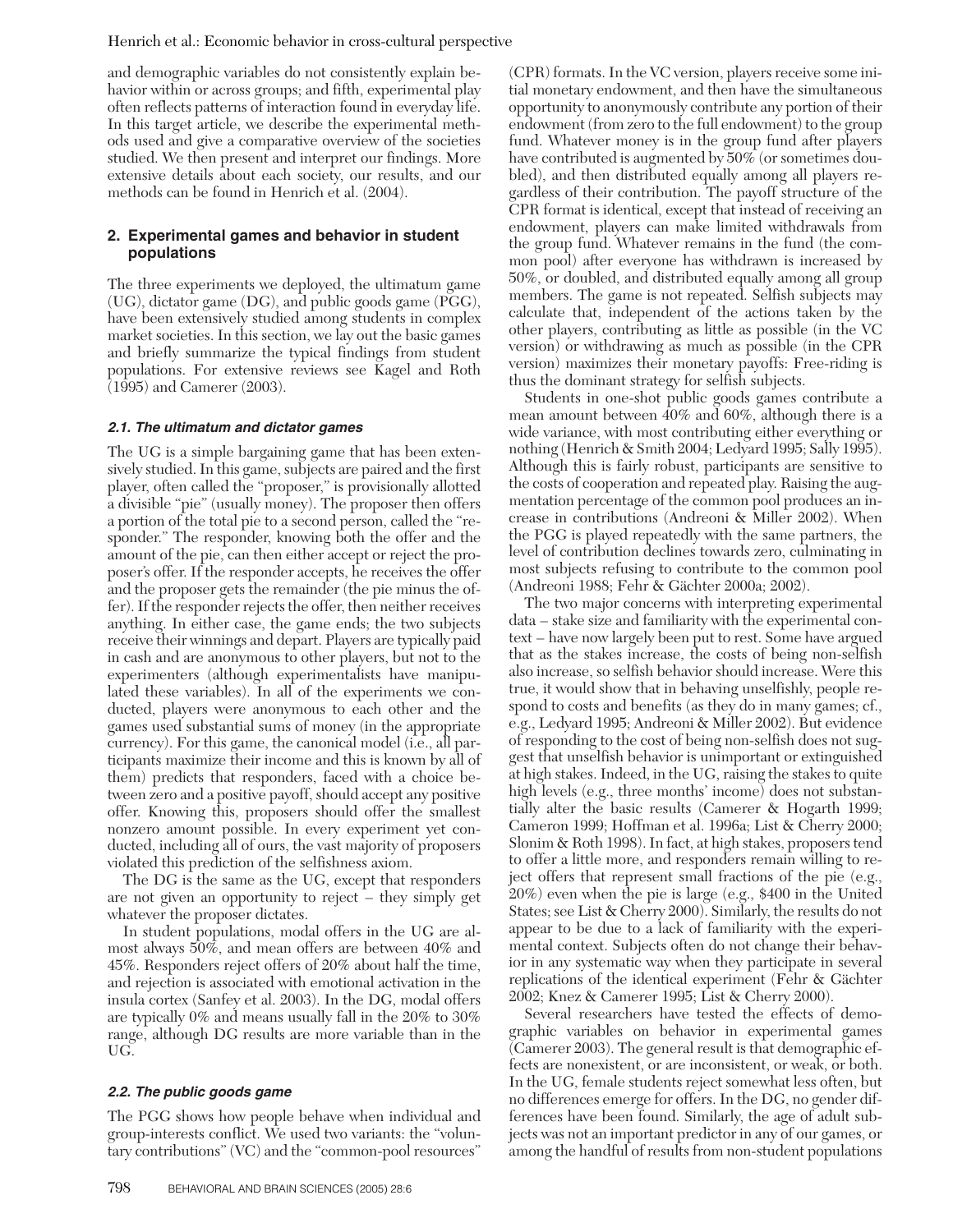and demographic variables do not consistently explain behavior within or across groups; and fifth, experimental play often reflects patterns of interaction found in everyday life. In this target article, we describe the experimental methods used and give a comparative overview of the societies studied. We then present and interpret our findings. More extensive details about each society, our results, and our methods can be found in Henrich et al. (2004).

## 2. Experimental games and behavior in student populations

The three experiments we deployed, the ultimatum game (UG), dictator game (DG), and public goods game (PGG), have been extensively studied among students in complex market societies. In this section, we lay out the basic games and briefly summarize the typical findings from student populations. For extensive reviews see Kagel and Roth (1995) and Camerer (2003).

### 2.1. The ultimatum and dictator games

The UG is a simple bargaining game that has been extensively studied. In this game, subjects are paired and the first player, often called the "proposer," is provisionally allotted a divisible "pie" (usually money). The proposer then offers a portion of the total pie to a second person, called the "responder." The responder, knowing both the offer and the amount of the pie, can then either accept or reject the proposer's offer. If the responder accepts, he receives the offer and the proposer gets the remainder (the pie minus the offer). If the responder rejects the offer, then neither receives anything. In either case, the game ends; the two subjects receive their winnings and depart. Players are typically paid in cash and are anonymous to other players, but not to the experimenters (although experimentalists have manipulated these variables). In all of the experiments we conducted, players were anonymous to each other and the games used substantial sums of money (in the appropriate currency). For this game, the canonical model (i.e., all participants maximize their income and this is known by all of them) predicts that responders, faced with a choice between zero and a positive payoff, should accept any positive offer. Knowing this, proposers should offer the smallest nonzero amount possible. In every experiment yet conducted, including all of ours, the vast majority of proposers violated this prediction of the selfishness axiom.

The DG is the same as the UG, except that responders are not given an opportunity to reject – they simply get whatever the proposer dictates.

In student populations, modal offers in the UG are almost always 50%, and mean offers are between 40% and 45%. Responders reject offers of 20% about half the time, and rejection is associated with emotional activation in the insula cortex (Sanfey et al. 2003). In the DG, modal offers are typically 0% and means usually fall in the 20% to 30% range, although DG results are more variable than in the UG.

### 2.2. The public goods game

The PGG shows how people behave when individual and group-interests conflict. We used two variants: the "voluntary contributions" (VC) and the "common-pool resources" (CPR) formats. In the VC version, players receive some initial monetary endowment, and then have the simultaneous opportunity to anonymously contribute any portion of their endowment (from zero to the full endowment) to the group fund. Whatever money is in the group fund after players have contributed is augmented by 50% (or sometimes doubled), and then distributed equally among all players regardless of their contribution. The payoff structure of the CPR format is identical, except that instead of receiving an endowment, players can make limited withdrawals from the group fund. Whatever remains in the fund (the common pool) after everyone has withdrawn is increased by 50%, or doubled, and distributed equally among all group members. The game is not repeated. Selfish subjects may calculate that, independent of the actions taken by the other players, contributing as little as possible (in the VC version) or withdrawing as much as possible (in the CPR version) maximizes their monetary payoffs: Free-riding is thus the dominant strategy for selfish subjects.

Students in one-shot public goods games contribute a mean amount between 40% and 60%, although there is a wide variance, with most contributing either everything or nothing (Henrich & Smith 2004; Ledyard 1995; Sally 1995). Although this is fairly robust, participants are sensitive to the costs of cooperation and repeated play. Raising the augmentation percentage of the common pool produces an increase in contributions (Andreoni & Miller 2002). When the PGG is played repeatedly with the same partners, the level of contribution declines towards zero, culminating in most subjects refusing to contribute to the common pool (Andreoni 1988; Fehr & Gächter 2000a; 2002).

The two major concerns with interpreting experimental data – stake size and familiarity with the experimental context – have now largely been put to rest. Some have argued that as the stakes increase, the costs of being non-selfish also increase, so selfish behavior should increase. Were this true, it would show that in behaving unselfishly, people respond to costs and benefits (as they do in many games; cf., e.g., Ledyard 1995; Andreoni & Miller 2002). But evidence of responding to the cost of being non-selfish does not suggest that unselfish behavior is unimportant or extinguished at high stakes. Indeed, in the UG, raising the stakes to quite high levels (e.g., three months' income) does not substantially alter the basic results (Camerer & Hogarth 1999; Cameron 1999; Hoffman et al. 1996a; List & Cherry 2000; Slonim & Roth 1998). In fact, at high stakes, proposers tend to offer a little more, and responders remain willing to reject offers that represent small fractions of the pie (e.g., 20%) even when the pie is large (e.g., $400 in the United States; see List & Cherry 2000). Similarly, the results do not appear to be due to a lack of familiarity with the experimental context. Subjects often do not change their behavior in any systematic way when they participate in several replications of the identical experiment (Fehr & Gächter 2002; Knez & Camerer 1995; List & Cherry 2000).

Several researchers have tested the effects of demographic variables on behavior in experimental games (Camerer 2003). The general result is that demographic effects are nonexistent, or are inconsistent, or weak, or both. In the UG, female students reject somewhat less often, but no differences emerge for offers. In the DG, no gender differences have been found. Similarly, the age of adult subjects was not an important predictor in any of our games, or among the handful of results from non-student populations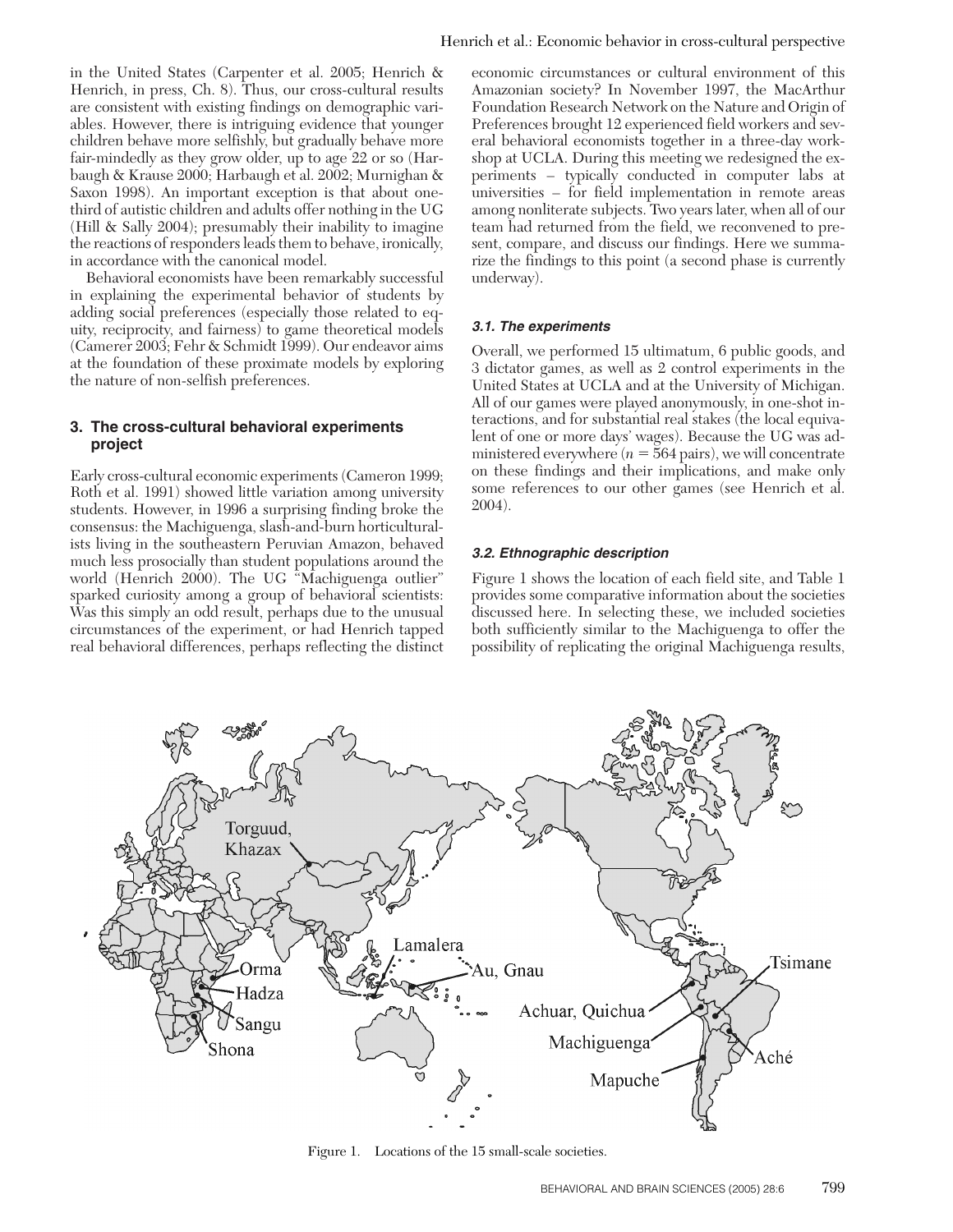in the United States (Carpenter et al. 2005; Henrich & Henrich, in press, Ch. 8). Thus, our cross-cultural results are consistent with existing findings on demographic variables. However, there is intriguing evidence that younger children behave more selfishly, but gradually behave more fair-mindedly as they grow older, up to age 22 or so (Harbaugh & Krause 2000; Harbaugh et al. 2002; Murnighan & Saxon 1998). An important exception is that about one-third of autistic children and adults offer nothing in the UG (Hill & Sally 2004); presumably their inability to imagine the reactions of responders leads them to behave, ironically, in accordance with the canonical model.

Behavioral economists have been remarkably successful in explaining the experimental behavior of students by adding social preferences (especially those related to equity, reciprocity, and fairness) to game theoretical models (Camerer 2003; Fehr & Schmidt 1999). Our endeavor aims at the foundation of these proximate models by exploring the nature of non-selfish preferences.

## 3. The cross-cultural behavioral experiments project

Early cross-cultural economic experiments (Cameron 1999; Roth et al. 1991) showed little variation among university students. However, in 1996 a surprising finding broke the consensus: the Machiguenga, slash-and-burn horticulturalists living in the southeastern Peruvian Amazon, behaved much less prosocially than student populations around the world (Henrich 2000). The UG "Machiguenga outlier" sparked curiosity among a group of behavioral scientists: Was this simply an odd result, perhaps due to the unusual circumstances of the experiment, or had Henrich tapped real behavioral differences, perhaps reflecting the distinct economic circumstances or cultural environment of this Amazonian society? In November 1997, the MacArthur Foundation Research Network on the Nature and Origin of Preferences brought 12 experienced field workers and several behavioral economists together in a three-day workshop at UCLA. During this meeting we redesigned the experiments – typically conducted in computer labs at universities – for field implementation in remote areas among nonliterate subjects. Two years later, when all of our team had returned from the field, we reconvened to present, compare, and discuss our findings. Here we summarize the findings to this point (a second phase is currently underway).

### 3.1. The experiments

Overall, we performed 15 ultimatum, 6 public goods, and 3 dictator games, as well as 2 control experiments in the United States at UCLA and at the University of Michigan. All of our games were played anonymously, in one-shot interactions, and for substantial real stakes (the local equivalent of one or more days' wages). Because the UG was administered everywhere ($n = 564$ pairs), we will concentrate on these findings and their implications, and make only some references to our other games (see Henrich et al. 2004).

### 3.2. Ethnographic description

Figure 1 shows the location of each field site, and Table 1 provides some comparative information about the societies discussed here. In selecting these, we included societies both sufficiently similar to the Machiguenga to offer the possibility of replicating the original Machiguenga results,

Figure 1. Locations of the 15 small-scale societies.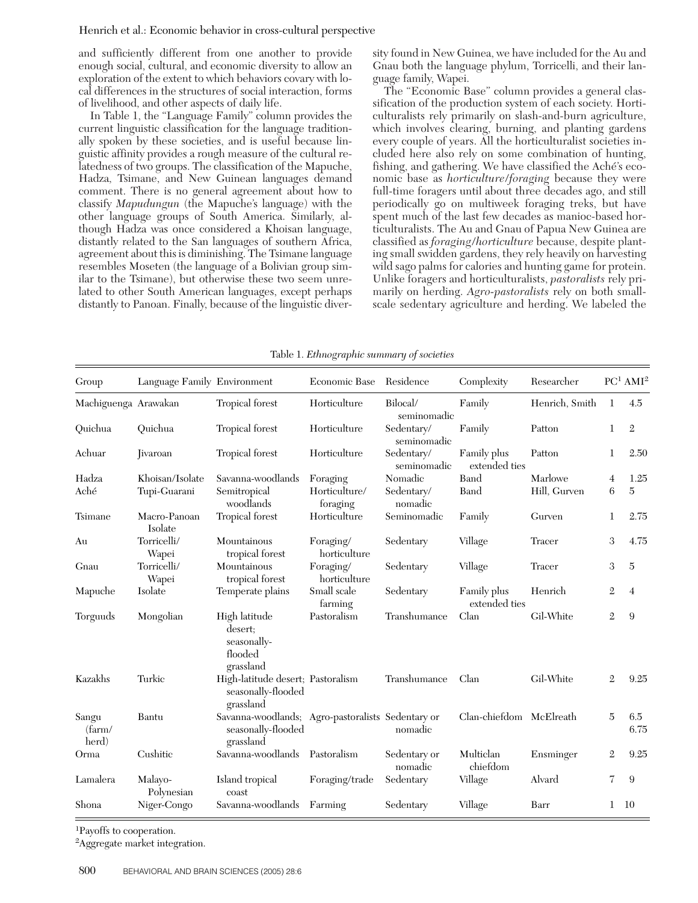and sufficiently different from one another to provide enough social, cultural, and economic diversity to allow an exploration of the extent to which behaviors covary with local differences in the structures of social interaction, forms of livelihood, and other aspects of daily life.

In Table 1, the "Language Family" column provides the current linguistic classification for the language traditionally spoken by these societies, and is useful because linguistic affinity provides a rough measure of the cultural relatedness of two groups. The classification of the Mapuche, Hadza, Tsimane, and New Guinean languages demand comment. There is no general agreement about how to classify *Mapudungun* (the Mapuche's language) with the other language groups of South America. Similarly, although Hadza was once considered a Khoisan language, distantly related to the San languages of southern Africa, agreement about this is diminishing. The Tsimane language resembles Moseten (the language of a Bolivian group similar to the Tsimane), but otherwise these two seem unrelated to other South American languages, except perhaps distantly to Panoan. Finally, because of the linguistic diversity found in New Guinea, we have included for the Au and Gnau both the language phylum, Torricelli, and their language family, Wapei.

The "Economic Base" column provides a general classification of the production system of each society. Horticulturalists rely primarily on slash-and-burn agriculture, which involves clearing, burning, and planting gardens every couple of years. All the horticulturalist societies included here also rely on some combination of hunting, fishing, and gathering. We have classified the Aché's economic base as *horticulture/foraging* because they were full-time foragers until about three decades ago, and still periodically go on multiweek foraging treks, but have spent much of the last few decades as manioc-based horticulturalists. The Au and Gnau of Papua New Guinea are classified as *foraging/horticulture* because, despite planting small swidden gardens, they rely heavily on harvesting wild sago palms for calories and hunting game for protein. Unlike foragers and horticulturalists, *pastoralists* rely primarily on herding. *Agro-pastoralists* rely on both small-scale sedentary agriculture and herding. We labeled the

Table 1. *Ethnographic summary of societies*

| Group | Language Family | Environment | Economic Base | Residence | Complexity | Researcher | PC[1] | AMI[2] |
|---|---|---|---|---|---|---|---|---|
| Machiguenga | Arawakan | Tropical forest | Horticulture | Bilocal/ seminomadic | Family | Henrich, Smith | 1 | 4.5 |
| Quichua | Quichua | Tropical forest | Horticulture | Sedentary/ seminomadic | Family | Patton | 1 | 2 |
| Achuar | Jivaroan | Tropical forest | Horticulture | Sedentary/ seminomadic | Family plus extended ties | Patton | 1 | 2.50 |
| Hadza | Khoisan/Isolate | Savanna-woodlands | Foraging | Nomadic | Band | Marlowe | 4 | 1.25 |
| Aché | Tupi-Guarani | Semitropical woodlands | Horticulture/ foraging | Sedentary/ nomadic | Band | Hill, Gurven | 6 | 5 |
| Tsimane | Macro-Panoan Isolate | Tropical forest | Horticulture | Seminomadic | Family | Gurven | 1 | 2.75 |
| Au | Torricelli/ Wapei | Mountainous tropical forest | Foraging/ horticulture | Sedentary | Village | Tracer | 3 | 4.75 |
| Gnau | Torricelli/ Wapei | Mountainous tropical forest | Foraging/ horticulture | Sedentary | Village | Tracer | 3 | 5 |
| Mapuche | Isolate | Temperate plains | Small scale farming | Sedentary | Family plus extended ties | Henrich | 2 | 4 |
| Torguuds | Mongolian | High latitude desert; seasonally-flooded grassland | Pastoralism | Transhumance | Clan | Gil-White | 2 | 9 |
| Kazakhs | Turkic | High-latitude desert; seasonally-flooded grassland | Pastoralism | Transhumance | Clan | Gil-White | 2 | 9.25 |
| Sangu (farm/ herd) | Bantu | Savanna-woodlands; seasonally-flooded grassland | Agro-pastoralists | Sedentary or nomadic | Clan-chiefdom | McElreath | 5 | 6.5 6.75 |
| Orma | Cushitic | Savanna-woodlands | Pastoralism | Sedentary or nomadic | Multiclan chiefdom | Ensminger | 2 | 9.25 |
| Lamalera | Malayo-Polynesian | Island tropical coast | Foraging/trade | Sedentary | Village | Alvard | 7 | 9 |
| Shona | Niger-Congo | Savanna-woodlands | Farming | Sedentary | Village | Barr | 1 | 10 |

[1]Payoffs to cooperation.
[2]Aggregate market integration.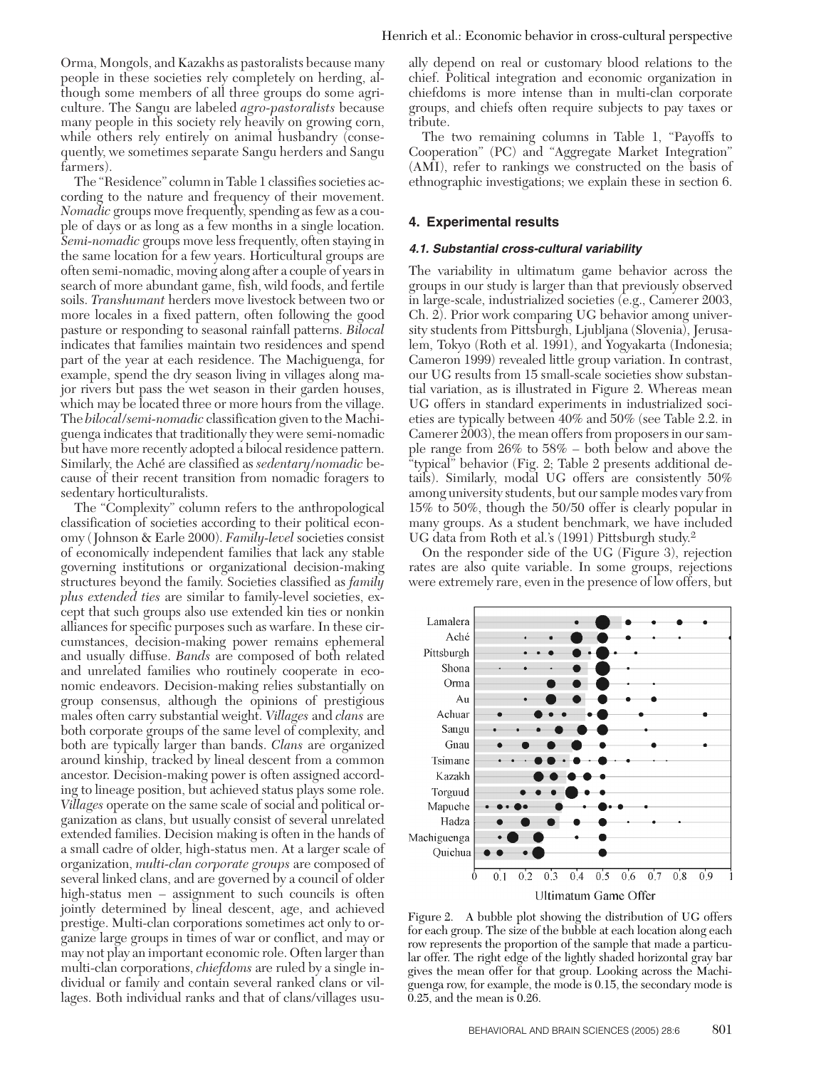Orma, Mongols, and Kazakhs as pastoralists because many people in these societies rely completely on herding, although some members of all three groups do some agriculture. The Sangu are labeled *agro-pastoralists* because many people in this society rely heavily on growing corn, while others rely entirely on animal husbandry (consequently, we sometimes separate Sangu herders and Sangu farmers).

The "Residence" column in Table 1 classifies societies according to the nature and frequency of their movement. *Nomadic* groups move frequently, spending as few as a couple of days or as long as a few months in a single location. *Semi-nomadic* groups move less frequently, often staying in the same location for a few years. Horticultural groups are often semi-nomadic, moving along after a couple of years in search of more abundant game, fish, wild foods, and fertile soils. *Transhumant* herders move livestock between two or more locales in a fixed pattern, often following the good pasture or responding to seasonal rainfall patterns. *Bilocal* indicates that families maintain two residences and spend part of the year at each residence. The Machiguenga, for example, spend the dry season living in villages along major rivers but pass the wet season in their garden houses, which may be located three or more hours from the village. The *bilocal/semi-nomadic* classification given to the Machiguenga indicates that traditionally they were semi-nomadic but have more recently adopted a bilocal residence pattern. Similarly, the Aché are classified as *sedentary/nomadic* because of their recent transition from nomadic foragers to sedentary horticulturalists.

The "Complexity" column refers to the anthropological classification of societies according to their political economy (Johnson & Earle 2000). *Family-level* societies consist of economically independent families that lack any stable governing institutions or organizational decision-making structures beyond the family. Societies classified as *family plus extended ties* are similar to family-level societies, except that such groups also use extended kin ties or nonkin alliances for specific purposes such as warfare. In these circumstances, decision-making power remains ephemeral and usually diffuse. *Bands* are composed of both related and unrelated families who routinely cooperate in economic endeavors. Decision-making relies substantially on group consensus, although the opinions of prestigious males often carry substantial weight. *Villages* and *clans* are both corporate groups of the same level of complexity, and both are typically larger than bands. *Clans* are organized around kinship, tracked by lineal descent from a common ancestor. Decision-making power is often assigned according to lineage position, but achieved status plays some role. *Villages* operate on the same scale of social and political organization as clans, but usually consist of several unrelated extended families. Decision making is often in the hands of a small cadre of older, high-status men. At a larger scale of organization, *multi-clan corporate groups* are composed of several linked clans, and are governed by a council of older high-status men – assignment to such councils is often jointly determined by lineal descent, age, and achieved prestige. Multi-clan corporations sometimes act only to organize large groups in times of war or conflict, and may or may not play an important economic role. Often larger than multi-clan corporations, *chiefdoms* are ruled by a single individual or family and contain several ranked clans or villages. Both individual ranks and that of clans/villages usually depend on real or customary blood relations to the chief. Political integration and economic organization in chiefdoms is more intense than in multi-clan corporate groups, and chiefs often require subjects to pay taxes or tribute.

The two remaining columns in Table 1, "Payoffs to Cooperation" (PC) and "Aggregate Market Integration" (AMI), refer to rankings we constructed on the basis of ethnographic investigations; we explain these in section 6.

## 4. Experimental results

### 4.1. Substantial cross-cultural variability

The variability in ultimatum game behavior across the groups in our study is larger than that previously observed in large-scale, industrialized societies (e.g., Camerer 2003, Ch. 2). Prior work comparing UG behavior among university students from Pittsburgh, Ljubljana (Slovenia), Jerusalem, Tokyo (Roth et al. 1991), and Yogyakarta (Indonesia; Cameron 1999) revealed little group variation. In contrast, our UG results from 15 small-scale societies show substantial variation, as is illustrated in Figure 2. Whereas mean UG offers in standard experiments in industrialized societies are typically between 40% and 50% (see Table 2.2. in Camerer 2003), the mean offers from proposers in our sample range from 26% to 58% – both below and above the "typical" behavior (Fig. 2; Table 2 presents additional details). Similarly, modal UG offers are consistently 50% among university students, but our sample modes vary from 15% to 50%, though the 50/50 offer is clearly popular in many groups. As a student benchmark, we have included UG data from Roth et al.'s (1991) Pittsburgh study.[2]

On the responder side of the UG (Figure 3), rejection rates are also quite variable. In some groups, rejections were extremely rare, even in the presence of low offers, but

Figure 2. A bubble plot showing the distribution of UG offers for each group. The size of the bubble at each location along each row represents the proportion of the sample that made a particular offer. The right edge of the lightly shaded horizontal gray bar gives the mean offer for that group. Looking across the Machiguenga row, for example, the mode is 0.15, the secondary mode is 0.25, and the mean is 0.26.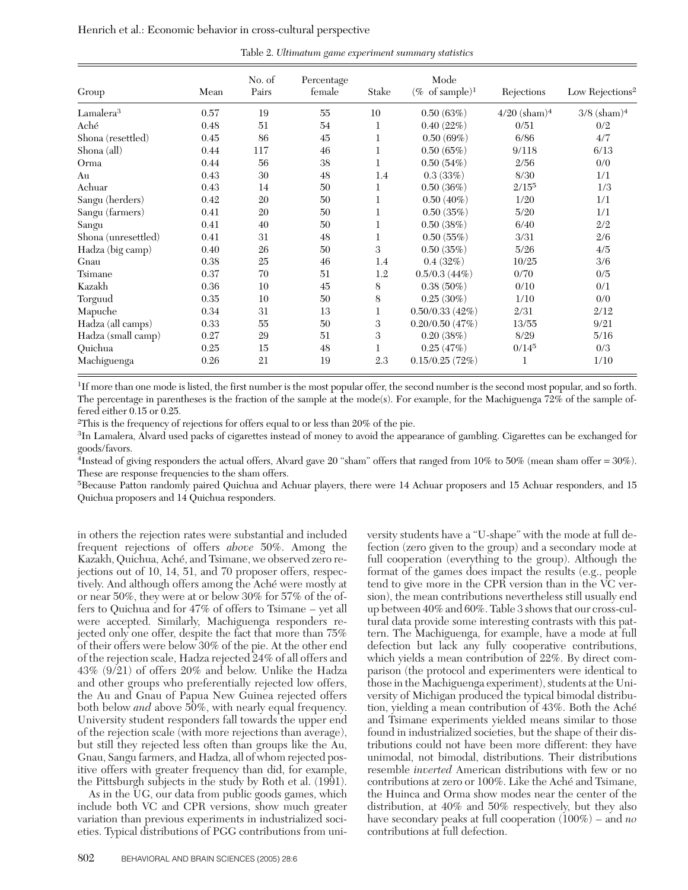Table 2. *Ultimatum game experiment summary statistics*

| Group | Mean | No. of Pairs | Percentage female | Stake | Mode (% of sample)[1] | Rejections | Low Rejections[2] |
|---|---|---|---|---|---|---|---|
| Lamalera[3] | 0.57 | 19 | 55 | 10 | 0.50 (63%) | 4/20 (sham)[4] | 3/8 (sham)[4] |
| Aché | 0.48 | 51 | 54 | 1 | 0.40 (22%) | 0/51 | 0/2 |
| Shona (resettled) | 0.45 | 86 | 45 | 1 | 0.50 (69%) | 6/86 | 4/7 |
| Shona (all) | 0.44 | 117 | 46 | 1 | 0.50 (65%) | 9/118 | 6/13 |
| Orma | 0.44 | 56 | 38 | 1 | 0.50 (54%) | 2/56 | 0/0 |
| Au | 0.43 | 30 | 48 | 1.4 | 0.3 (33%) | 8/30 | 1/1 |
| Achuar | 0.43 | 14 | 50 | 1 | 0.50 (36%) | 2/15[5] | 1/3 |
| Sangu (herders) | 0.42 | 20 | 50 | 1 | 0.50 (40%) | 1/20 | 1/1 |
| Sangu (farmers) | 0.41 | 20 | 50 | 1 | 0.50 (35%) | 5/20 | 1/1 |
| Sangu | 0.41 | 40 | 50 | 1 | 0.50 (38%) | 6/40 | 2/2 |
| Shona (unresettled) | 0.41 | 31 | 48 | 1 | 0.50 (55%) | 3/31 | 2/6 |
| Hadza (big camp) | 0.40 | 26 | 50 | 3 | 0.50 (35%) | 5/26 | 4/5 |
| Gnau | 0.38 | 25 | 46 | 1.4 | 0.4 (32%) | 10/25 | 3/6 |
| Tsimane | 0.37 | 70 | 51 | 1.2 | 0.5/0.3 (44%) | 0/70 | 0/5 |
| Kazakh | 0.36 | 10 | 45 | 8 | 0.38 (50%) | 0/10 | 0/1 |
| Torguud | 0.35 | 10 | 50 | 8 | 0.25 (30%) | 1/10 | 0/0 |
| Mapuche | 0.34 | 31 | 13 | 1 | 0.50/0.33 (42%) | 2/31 | 2/12 |
| Hadza (all camps) | 0.33 | 55 | 50 | 3 | 0.20/0.50 (47%) | 13/55 | 9/21 |
| Hadza (small camp) | 0.27 | 29 | 51 | 3 | 0.20 (38%) | 8/29 | 5/16 |
| Quichua | 0.25 | 15 | 48 | 1 | 0.25 (47%) | 0/14[5] | 0/3 |
| Machiguenga | 0.26 | 21 | 19 | 2.3 | 0.15/0.25 (72%) | 1 | 1/10 |

[1]If more than one mode is listed, the first number is the most popular offer, the second number is the second most popular, and so forth. The percentage in parentheses is the fraction of the sample at the mode(s). For example, for the Machiguenga 72% of the sample offered either 0.15 or 0.25.

[2]This is the frequency of rejections for offers equal to or less than 20% of the pie.

[3]In Lamalera, Alvard used packs of cigarettes instead of money to avoid the appearance of gambling. Cigarettes can be exchanged for goods/favors.

[4]Instead of giving responders the actual offers, Alvard gave 20 "sham" offers that ranged from 10% to 50% (mean sham offer = 30%). These are response frequencies to the sham offers.

[5]Because Patton randomly paired Quichua and Achuar players, there were 14 Achuar proposers and 15 Achuar responders, and 15 Quichua proposers and 14 Quichua responders.

in others the rejection rates were substantial and included frequent rejections of offers *above* 50%. Among the Kazakh, Quichua, Aché, and Tsimane, we observed zero rejections out of 10, 14, 51, and 70 proposer offers, respectively. And although offers among the Aché were mostly at or near 50%, they were at or below 30% for 57% of the offers to Quichua and for 47% of offers to Tsimane – yet all were accepted. Similarly, Machiguenga responders rejected only one offer, despite the fact that more than 75% of their offers were below 30% of the pie. At the other end of the rejection scale, Hadza rejected 24% of all offers and 43% (9/21) of offers 20% and below. Unlike the Hadza and other groups who preferentially rejected low offers, the Au and Gnau of Papua New Guinea rejected offers both below *and* above 50%, with nearly equal frequency. University student responders fall towards the upper end of the rejection scale (with more rejections than average), but still they rejected less often than groups like the Au, Gnau, Sangu farmers, and Hadza, all of whom rejected positive offers with greater frequency than did, for example, the Pittsburgh subjects in the study by Roth et al. (1991).

As in the UG, our data from public goods games, which include both VC and CPR versions, show much greater variation than previous experiments in industrialized societies. Typical distributions of PGG contributions from university students have a "U-shape" with the mode at full defection (zero given to the group) and a secondary mode at full cooperation (everything to the group). Although the format of the games does impact the results (e.g., people tend to give more in the CPR version than in the VC version), the mean contributions nevertheless still usually end up between 40% and 60%. Table 3 shows that our cross-cultural data provide some interesting contrasts with this pattern. The Machiguenga, for example, have a mode at full defection but lack any fully cooperative contributions, which yields a mean contribution of 22%. By direct comparison (the protocol and experimenters were identical to those in the Machiguenga experiment), students at the University of Michigan produced the typical bimodal distribution, yielding a mean contribution of 43%. Both the Aché and Tsimane experiments yielded means similar to those found in industrialized societies, but the shape of their distributions could not have been more different: they have unimodal, not bimodal, distributions. Their distributions resemble *inverted* American distributions with few or no contributions at zero or 100%. Like the Aché and Tsimane, the Huinca and Orma show modes near the center of the distribution, at 40% and 50% respectively, but they also have secondary peaks at full cooperation (100%) – and *no* contributions at full defection.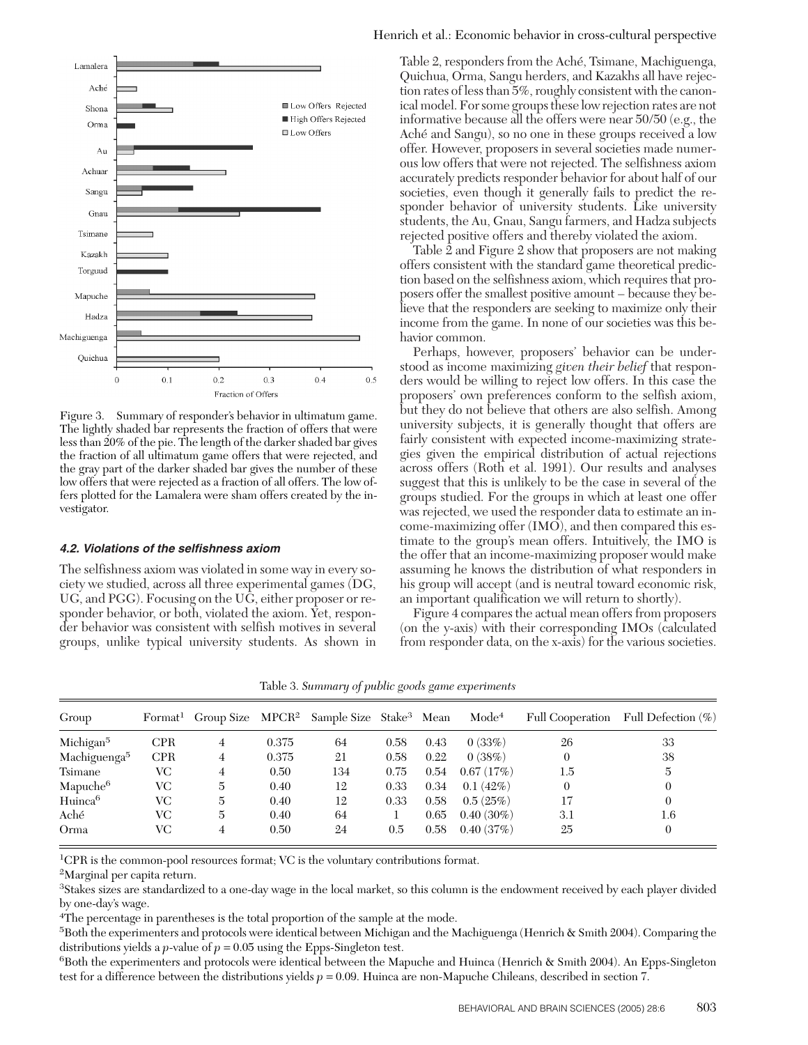Lamalera
Aché
Shona
Orma
Au
Achuar
Sangu
Gnau
Tsimane
Kazakh
Torguud
Mapuche
Hadza
Machiguenga
Quichua

Low Offers Rejected
High Offers Rejected
Low Offers

0 0.1 0.2 0.3 0.4 0.5
Fraction of Offers

Figure 3. Summary of responder's behavior in ultimatum game. The lightly shaded bar represents the fraction of offers that were less than 20% of the pie. The length of the darker shaded bar gives the fraction of all ultimatum game offers that were rejected, and the gray part of the darker shaded bar gives the number of these low offers that were rejected as a fraction of all offers. The low offers plotted for the Lamalera were sham offers created by the investigator.

### 4.2. Violations of the selfishness axiom

The selfishness axiom was violated in some way in every society we studied, across all three experimental games (DG, UG, and PGG). Focusing on the UG, either proposer or responder behavior, or both, violated the axiom. Yet, responder behavior was consistent with selfish motives in several groups, unlike typical university students. As shown in Table 2, responders from the Aché, Tsimane, Machiguenga, Quichua, Orma, Sangu herders, and Kazakhs all have rejection rates of less than 5%, roughly consistent with the canonical model. For some groups these low rejection rates are not informative because all the offers were near 50/50 (e.g., the Aché and Sangu), so no one in these groups received a low offer. However, proposers in several societies made numerous low offers that were not rejected. The selfishness axiom accurately predicts responder behavior for about half of our societies, even though it generally fails to predict the responder behavior of university students. Like university students, the Au, Gnau, Sangu farmers, and Hadza subjects rejected positive offers and thereby violated the axiom.

Table 2 and Figure 2 show that proposers are not making offers consistent with the standard game theoretical prediction based on the selfishness axiom, which requires that proposers offer the smallest positive amount – because they believe that the responders are seeking to maximize only their income from the game. In none of our societies was this behavior common.

Perhaps, however, proposers' behavior can be understood as income maximizing *given their belief* that responders would be willing to reject low offers. In this case the proposers' own preferences conform to the selfish axiom, but they do not believe that others are also selfish. Among university subjects, it is generally thought that offers are fairly consistent with expected income-maximizing strategies given the empirical distribution of actual rejections across offers (Roth et al. 1991). Our results and analyses suggest that this is unlikely to be the case in several of the groups studied. For the groups in which at least one offer was rejected, we used the responder data to estimate an income-maximizing offer (IMO), and then compared this estimate to the group's mean offers. Intuitively, the IMO is the offer that an income-maximizing proposer would make assuming he knows the distribution of what responders in his group will accept (and is neutral toward economic risk, an important qualification we will return to shortly).

Figure 4 compares the actual mean offers from proposers (on the y-axis) with their corresponding IMOs (calculated from responder data, on the x-axis) for the various societies.

Table 3. *Summary of public goods game experiments*

| Group | Format[1] | Group Size | MPCR[2] | Sample Size | Stake[3] | Mean | Mode[4] | Full Cooperation | Full Defection (%) |
|---|---|---|---|---|---|---|---|---|---|
| Michigan[5] | CPR | 4 | 0.375 | 64 | 0.58 | 0.43 | 0 (33%) | 26 | 33 |
| Machiguenga[5] | CPR | 4 | 0.375 | 21 | 0.58 | 0.22 | 0 (38%) | 0 | 38 |
| Tsimane | VC | 4 | 0.50 | 134 | 0.75 | 0.54 | 0.67 (17%) | 1.5 | 5 |
| Mapuche[6] | VC | 5 | 0.40 | 12 | 0.33 | 0.34 | 0.1 (42%) | 0 | 0 |
| Huinca[6] | VC | 5 | 0.40 | 12 | 0.33 | 0.58 | 0.5 (25%) | 17 | 0 |
| Aché | VC | 5 | 0.40 | 64 | 1 | 0.65 | 0.40 (30%) | 3.1 | 1.6 |
| Orma | VC | 4 | 0.50 | 24 | 0.5 | 0.58 | 0.40 (37%) | 25 | 0 |

[1]CPR is the common-pool resources format; VC is the voluntary contributions format.

[2]Marginal per capita return.

[3]Stakes sizes are standardized to a one-day wage in the local market, so this column is the endowment received by each player divided by one-day's wage.

[4]The percentage in parentheses is the total proportion of the sample at the mode.

[5]Both the experimenters and protocols were identical between Michigan and the Machiguenga (Henrich & Smith 2004). Comparing the distributions yields a $p$-value of $p = 0.05$ using the Epps-Singleton test.

[6]Both the experimenters and protocols were identical between the Mapuche and Huinca (Henrich & Smith 2004). An Epps-Singleton test for a difference between the distributions yields $p = 0.09$. Huinca are non-Mapuche Chileans, described in section 7.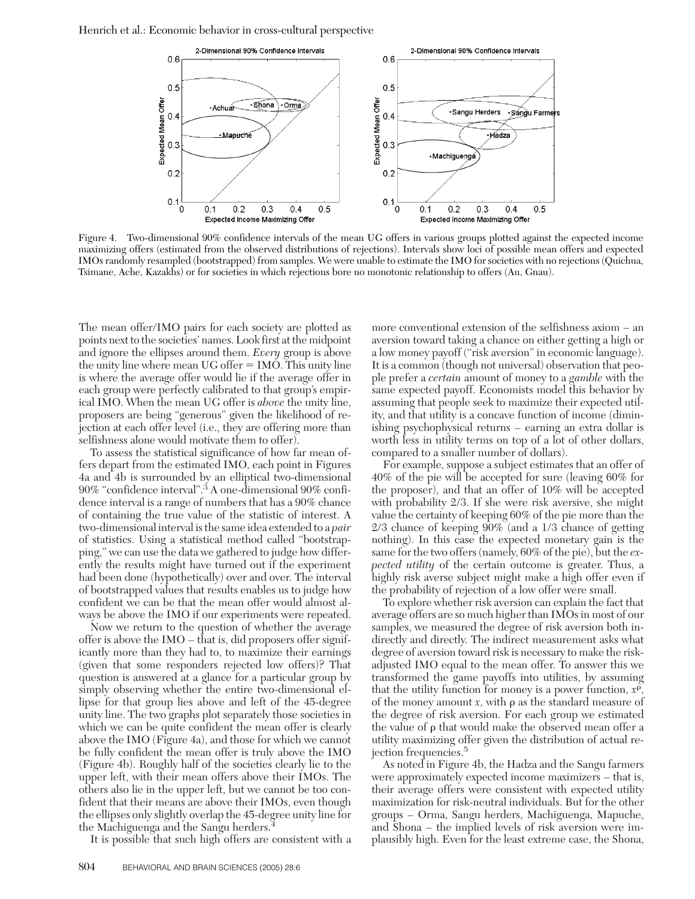2-Dimensional 90% Confidence Intervals

Expected Mean Offer

Expected Income Maximizing Offer

0.6
0.5
0.4
0.3
0.2
0.1
0
0.1
0.2
0.3
0.4
0.5

Achuar
Shona
Orma
Mapuche

2-Dimensional 90% Confidence Intervals

Expected Mean Offer

Expected Income Maximizing Offer

0.6
0.5
0.4
0.3
0.2
0.1
0
0.1
0.2
0.3
0.4
0.5

Sangu Herders
Sangu Farmers
Hadza
Machiguenga

Figure 4. Two-dimensional 90% confidence intervals of the mean UG offers in various groups plotted against the expected income maximizing offers (estimated from the observed distributions of rejections). Intervals show loci of possible mean offers and expected IMOs randomly resampled (bootstrapped) from samples. We were unable to estimate the IMO for societies with no rejections (Quichua, Tsimane, Ache, Kazakhs) or for societies in which rejections bore no monotonic relationship to offers (Au, Gnau).

The mean offer/IMO pairs for each society are plotted as points next to the societies' names. Look first at the midpoint and ignore the ellipses around them. *Every* group is above the unity line where mean UG offer = IMO. This unity line is where the average offer would lie if the average offer in each group were perfectly calibrated to that group's empirical IMO. When the mean UG offer is *above* the unity line, proposers are being "generous" given the likelihood of rejection at each offer level (i.e., they are offering more than selfishness alone would motivate them to offer).

To assess the statistical significance of how far mean offers depart from the estimated IMO, each point in Figures 4a and 4b is surrounded by an elliptical two-dimensional 90% "confidence interval".[3] A one-dimensional 90% confidence interval is a range of numbers that has a 90% chance of containing the true value of the statistic of interest. A two-dimensional interval is the same idea extended to a *pair* of statistics. Using a statistical method called "bootstrapping," we can use the data we gathered to judge how differently the results might have turned out if the experiment had been done (hypothetically) over and over. The interval of bootstrapped values that results enables us to judge how confident we can be that the mean offer would almost always be above the IMO if our experiments were repeated.

Now we return to the question of whether the average offer is above the IMO – that is, did proposers offer significantly more than they had to, to maximize their earnings (given that some responders rejected low offers)? That question is answered at a glance for a particular group by simply observing whether the entire two-dimensional ellipse for that group lies above and left of the 45-degree unity line. The two graphs plot separately those societies in which we can be quite confident the mean offer is clearly above the IMO (Figure 4a), and those for which we cannot be fully confident the mean offer is truly above the IMO (Figure 4b). Roughly half of the societies clearly lie to the upper left, with their mean offers above their IMOs. The others also lie in the upper left, but we cannot be too confident that their means are above their IMOs, even though the ellipses only slightly overlap the 45-degree unity line for the Machiguenga and the Sangu herders.[4]

It is possible that such high offers are consistent with a more conventional extension of the selfishness axiom – an aversion toward taking a chance on either getting a high or a low money payoff ("risk aversion" in economic language). It is a common (though not universal) observation that people prefer a *certain* amount of money to a *gamble* with the same expected payoff. Economists model this behavior by assuming that people seek to maximize their expected utility, and that utility is a concave function of income (diminishing psychophysical returns – earning an extra dollar is worth less in utility terms on top of a lot of other dollars, compared to a smaller number of dollars).

For example, suppose a subject estimates that an offer of 40% of the pie will be accepted for sure (leaving 60% for the proposer), and that an offer of 10% will be accepted with probability 2/3. If she were risk aversive, she might value the certainty of keeping 60% of the pie more than the 2/3 chance of keeping 90% (and a 1/3 chance of getting nothing). In this case the expected monetary gain is the same for the two offers (namely, 60% of the pie), but the *expected utility* of the certain outcome is greater. Thus, a highly risk averse subject might make a high offer even if the probability of rejection of a low offer were small.

To explore whether risk aversion can explain the fact that average offers are so much higher than IMOs in most of our samples, we measured the degree of risk aversion both indirectly and directly. The indirect measurement asks what degree of aversion toward risk is necessary to make the risk-adjusted IMO equal to the mean offer. To answer this we transformed the game payoffs into utilities, by assuming that the utility function for money is a power function, $x^{\rho}$, of the money amount $x$, with $\rho$ as the standard measure of the degree of risk aversion. For each group we estimated the value of $\rho$ that would make the observed mean offer a utility maximizing offer given the distribution of actual rejection frequencies.[5]

As noted in Figure 4b, the Hadza and the Sangu farmers were approximately expected income maximizers – that is, their average offers were consistent with expected utility maximization for risk-neutral individuals. But for the other groups – Orma, Sangu herders, Machiguenga, Mapuche, and Shona – the implied levels of risk aversion were implausibly high. Even for the least extreme case, the Shona,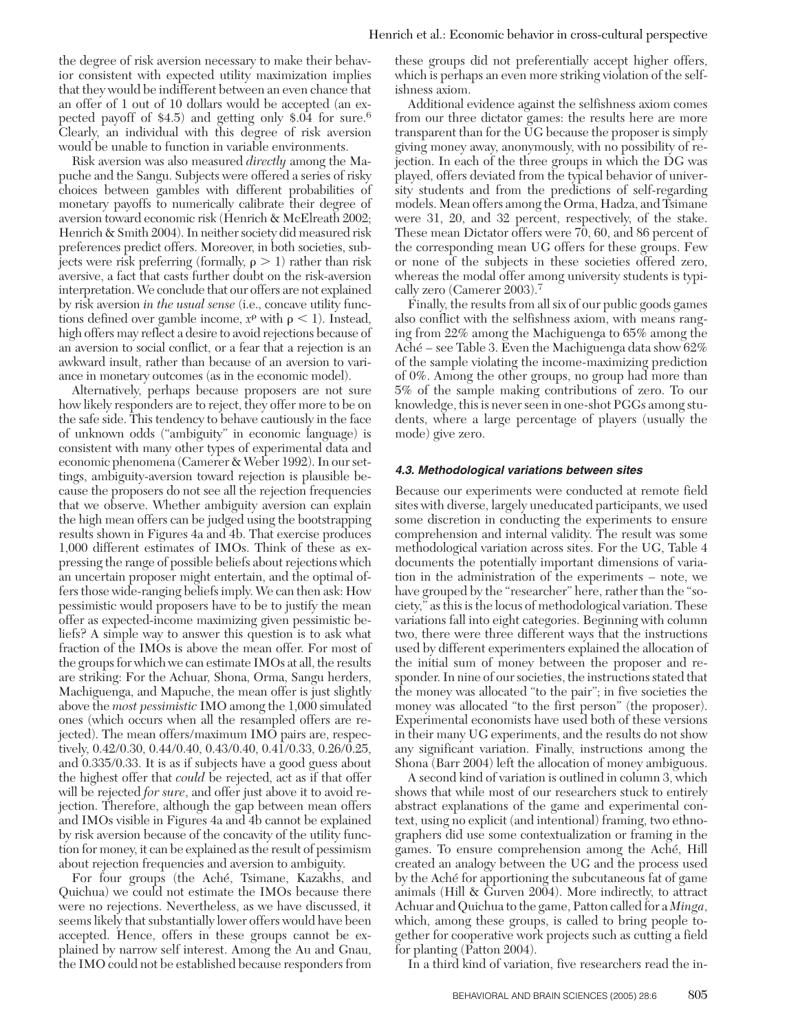the degree of risk aversion necessary to make their behavior consistent with expected utility maximization implies that they would be indifferent between an even chance that an offer of 1 out of 10 dollars would be accepted (an expected payoff of \$4.5) and getting only \$.04 for sure.[6] Clearly, an individual with this degree of risk aversion would be unable to function in variable environments.

Risk aversion was also measured *directly* among the Mapuche and the Sangu. Subjects were offered a series of risky choices between gambles with different probabilities of monetary payoffs to numerically calibrate their degree of aversion toward economic risk (Henrich & McElreath 2002; Henrich & Smith 2004). In neither society did measured risk preferences predict offers. Moreover, in both societies, subjects were risk preferring (formally, $\rho > 1$) rather than risk aversive, a fact that casts further doubt on the risk-aversion interpretation. We conclude that our offers are not explained by risk aversion *in the usual sense* (i.e., concave utility functions defined over gamble income, $x^{\rho}$ with $\rho < 1$). Instead, high offers may reflect a desire to avoid rejections because of an aversion to social conflict, or a fear that a rejection is an awkward insult, rather than because of an aversion to variance in monetary outcomes (as in the economic model).

Alternatively, perhaps because proposers are not sure how likely responders are to reject, they offer more to be on the safe side. This tendency to behave cautiously in the face of unknown odds ("ambiguity" in economic language) is consistent with many other types of experimental data and economic phenomena (Camerer & Weber 1992). In our settings, ambiguity-aversion toward rejection is plausible because the proposers do not see all the rejection frequencies that we observe. Whether ambiguity aversion can explain the high mean offers can be judged using the bootstrapping results shown in Figures 4a and 4b. That exercise produces 1,000 different estimates of IMOs. Think of these as expressing the range of possible beliefs about rejections which an uncertain proposer might entertain, and the optimal offers those wide-ranging beliefs imply. We can then ask: How pessimistic would proposers have to be to justify the mean offer as expected-income maximizing given pessimistic beliefs? A simple way to answer this question is to ask what fraction of the IMOs is above the mean offer. For most of the groups for which we can estimate IMOs at all, the results are striking: For the Achuar, Shona, Orma, Sangu herders, Machiguenga, and Mapuche, the mean offer is just slightly above the *most pessimistic* IMO among the 1,000 simulated ones (which occurs when all the resampled offers are rejected). The mean offers/maximum IMO pairs are, respectively, 0.42/0.30, 0.44/0.40, 0.43/0.40, 0.41/0.33, 0.26/0.25, and 0.335/0.33. It is as if subjects have a good guess about the highest offer that *could* be rejected, act as if that offer will be rejected *for sure*, and offer just above it to avoid rejection. Therefore, although the gap between mean offers and IMOs visible in Figures 4a and 4b cannot be explained by risk aversion because of the concavity of the utility function for money, it can be explained as the result of pessimism about rejection frequencies and aversion to ambiguity.

For four groups (the Aché, Tsimane, Kazakhs, and Quichua) we could not estimate the IMOs because there were no rejections. Nevertheless, as we have discussed, it seems likely that substantially lower offers would have been accepted. Hence, offers in these groups cannot be explained by narrow self interest. Among the Au and Gnau, the IMO could not be established because responders from these groups did not preferentially accept higher offers, which is perhaps an even more striking violation of the selfishness axiom.

Additional evidence against the selfishness axiom comes from our three dictator games: the results here are more transparent than for the UG because the proposer is simply giving money away, anonymously, with no possibility of rejection. In each of the three groups in which the DG was played, offers deviated from the typical behavior of university students and from the predictions of self-regarding models. Mean offers among the Orma, Hadza, and Tsimane were 31, 20, and 32 percent, respectively, of the stake. These mean Dictator offers were 70, 60, and 86 percent of the corresponding mean UG offers for these groups. Few or none of the subjects in these societies offered zero, whereas the modal offer among university students is typically zero (Camerer 2003).[7]

Finally, the results from all six of our public goods games also conflict with the selfishness axiom, with means ranging from 22% among the Machiguenga to 65% among the Aché – see Table 3. Even the Machiguenga data show 62% of the sample violating the income-maximizing prediction of 0%. Among the other groups, no group had more than 5% of the sample making contributions of zero. To our knowledge, this is never seen in one-shot PGGs among students, where a large percentage of players (usually the mode) give zero.

#### 4.3. Methodological variations between sites

Because our experiments were conducted at remote field sites with diverse, largely uneducated participants, we used some discretion in conducting the experiments to ensure comprehension and internal validity. The result was some methodological variation across sites. For the UG, Table 4 documents the potentially important dimensions of variation in the administration of the experiments – note, we have grouped by the "researcher" here, rather than the "society," as this is the locus of methodological variation. These variations fall into eight categories. Beginning with column two, there were three different ways that the instructions used by different experimenters explained the allocation of the initial sum of money between the proposer and responder. In nine of our societies, the instructions stated that the money was allocated "to the pair"; in five societies the money was allocated "to the first person" (the proposer). Experimental economists have used both of these versions in their many UG experiments, and the results do not show any significant variation. Finally, instructions among the Shona (Barr 2004) left the allocation of money ambiguous.

A second kind of variation is outlined in column 3, which shows that while most of our researchers stuck to entirely abstract explanations of the game and experimental context, using no explicit (and intentional) framing, two ethnographers did use some contextualization or framing in the games. To ensure comprehension among the Aché, Hill created an analogy between the UG and the process used by the Aché for apportioning the subcutaneous fat of game animals (Hill & Gurven 2004). More indirectly, to attract Achuar and Quichua to the game, Patton called for a *Minga*, which, among these groups, is called to bring people together for cooperative work projects such as cutting a field for planting (Patton 2004).

In a third kind of variation, five researchers read the in-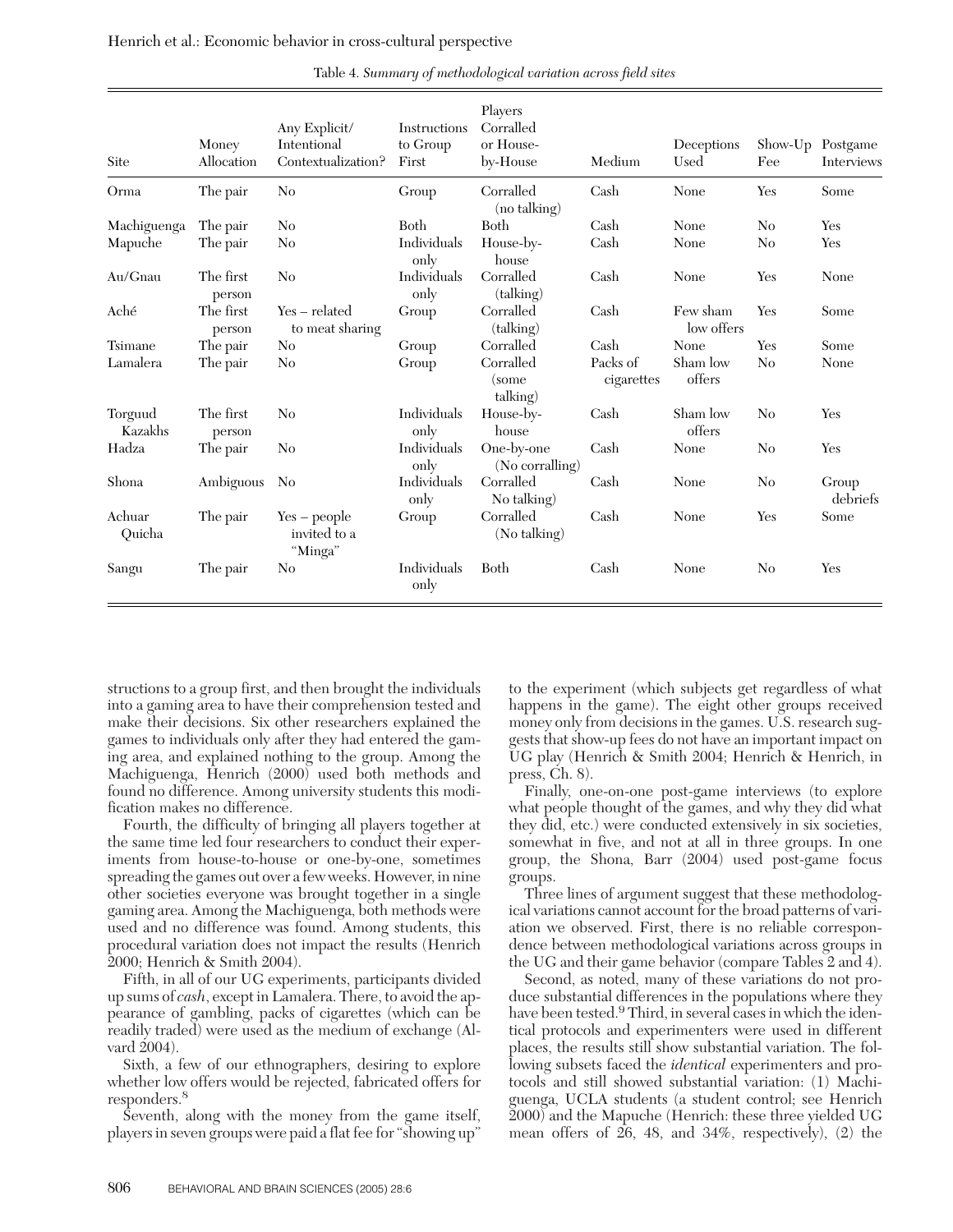Table 4. *Summary of methodological variation across field sites*

| Site | Money Allocation | Any Explicit/ Intentional Contextualization? | Instructions to Group First | Players Corralled or House-by-House | Medium | Deceptions Used | Show-Up Fee | Postgame Interviews |
|---|---|---|---|---|---|---|---|---|
| Orma | The pair | No | Group | Corralled (no talking) | Cash | None | Yes | Some |
| Machiguenga | The pair | No | Both | Both | Cash | None | No | Yes |
| Mapuche | The pair | No | Individuals only | House-by-house | Cash | None | No | Yes |
| Au/Gnau | The first person | No | Individuals only | Corralled (talking) | Cash | None | Yes | None |
| Aché | The first person | Yes – related to meat sharing | Group | Corralled (talking) | Cash | Few sham low offers | Yes | Some |
| Tsimane | The pair | No | Group | Corralled | Cash | None | Yes | Some |
| Lamalera | The pair | No | Group | Corralled (some talking) | Packs of cigarettes | Sham low offers | No | None |
| Torguud Kazakhs | The first person | No | Individuals only | House-by-house | Cash | Sham low offers | No | Yes |
| Hadza | The pair | No | Individuals only | One-by-one (No corralling) | Cash | None | No | Yes |
| Shona | Ambiguous | No | Individuals only | Corralled No talking) | Cash | None | No | Group debriefs |
| Achuar Quicha | The pair | Yes – people invited to a "Minga" | Group | Corralled (No talking) | Cash | None | Yes | Some |
| Sangu | The pair | No | Individuals only | Both | Cash | None | No | Yes |

structions to a group first, and then brought the individuals into a gaming area to have their comprehension tested and make their decisions. Six other researchers explained the games to individuals only after they had entered the gaming area, and explained nothing to the group. Among the Machiguenga, Henrich (2000) used both methods and found no difference. Among university students this modification makes no difference.

Fourth, the difficulty of bringing all players together at the same time led four researchers to conduct their experiments from house-to-house or one-by-one, sometimes spreading the games out over a few weeks. However, in nine other societies everyone was brought together in a single gaming area. Among the Machiguenga, both methods were used and no difference was found. Among students, this procedural variation does not impact the results (Henrich 2000; Henrich & Smith 2004).

Fifth, in all of our UG experiments, participants divided up sums of *cash*, except in Lamalera. There, to avoid the appearance of gambling, packs of cigarettes (which can be readily traded) were used as the medium of exchange (Alvard 2004).

Sixth, a few of our ethnographers, desiring to explore whether low offers would be rejected, fabricated offers for responders.[8]

Seventh, along with the money from the game itself, players in seven groups were paid a flat fee for "showing up" to the experiment (which subjects get regardless of what happens in the game). The eight other groups received money only from decisions in the games. U.S. research suggests that show-up fees do not have an important impact on UG play (Henrich & Smith 2004; Henrich & Henrich, in press, Ch. 8).

Finally, one-on-one post-game interviews (to explore what people thought of the games, and why they did what they did, etc.) were conducted extensively in six societies, somewhat in five, and not at all in three groups. In one group, the Shona, Barr (2004) used post-game focus groups.

Three lines of argument suggest that these methodological variations cannot account for the broad patterns of variation we observed. First, there is no reliable correspondence between methodological variations across groups in the UG and their game behavior (compare Tables 2 and 4).

Second, as noted, many of these variations do not produce substantial differences in the populations where they have been tested.[9] Third, in several cases in which the identical protocols and experimenters were used in different places, the results still show substantial variation. The following subsets faced the *identical* experimenters and protocols and still showed substantial variation: (1) Machiguenga, UCLA students (a student control; see Henrich 2000) and the Mapuche (Henrich: these three yielded UG mean offers of 26, 48, and 34%, respectively), (2) the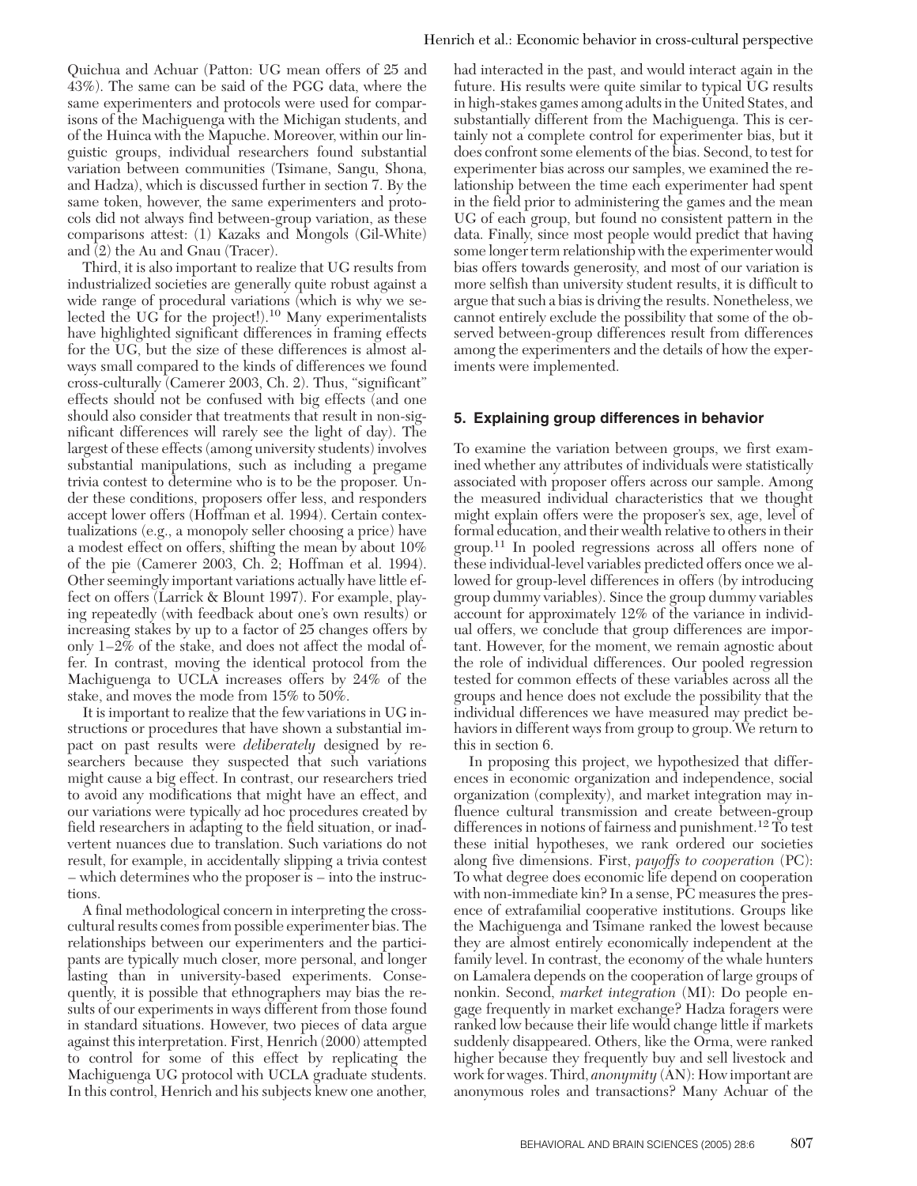Quichua and Achuar (Patton: UG mean offers of 25 and 43%). The same can be said of the PGG data, where the same experimenters and protocols were used for comparisons of the Machiguenga with the Michigan students, and of the Huinca with the Mapuche. Moreover, within our linguistic groups, individual researchers found substantial variation between communities (Tsimane, Sangu, Shona, and Hadza), which is discussed further in section 7. By the same token, however, the same experimenters and protocols did not always find between-group variation, as these comparisons attest: (1) Kazaks and Mongols (Gil-White) and (2) the Au and Gnau (Tracer).

Third, it is also important to realize that UG results from industrialized societies are generally quite robust against a wide range of procedural variations (which is why we selected the UG for the project!).[10] Many experimentalists have highlighted significant differences in framing effects for the UG, but the size of these differences is almost always small compared to the kinds of differences we found cross-culturally (Camerer 2003, Ch. 2). Thus, "significant" effects should not be confused with big effects (and one should also consider that treatments that result in non-significant differences will rarely see the light of day). The largest of these effects (among university students) involves substantial manipulations, such as including a pregame trivia contest to determine who is to be the proposer. Under these conditions, proposers offer less, and responders accept lower offers (Hoffman et al. 1994). Certain contextualizations (e.g., a monopoly seller choosing a price) have a modest effect on offers, shifting the mean by about 10% of the pie (Camerer 2003, Ch. 2; Hoffman et al. 1994). Other seemingly important variations actually have little effect on offers (Larrick & Blount 1997). For example, playing repeatedly (with feedback about one's own results) or increasing stakes by up to a factor of 25 changes offers by only 1–2% of the stake, and does not affect the modal offer. In contrast, moving the identical protocol from the Machiguenga to UCLA increases offers by 24% of the stake, and moves the mode from 15% to 50%.

It is important to realize that the few variations in UG instructions or procedures that have shown a substantial impact on past results were *deliberately* designed by researchers because they suspected that such variations might cause a big effect. In contrast, our researchers tried to avoid any modifications that might have an effect, and our variations were typically ad hoc procedures created by field researchers in adapting to the field situation, or inadvertent nuances due to translation. Such variations do not result, for example, in accidentally slipping a trivia contest – which determines who the proposer is – into the instructions.

A final methodological concern in interpreting the cross-cultural results comes from possible experimenter bias. The relationships between our experimenters and the participants are typically much closer, more personal, and longer lasting than in university-based experiments. Consequently, it is possible that ethnographers may bias the results of our experiments in ways different from those found in standard situations. However, two pieces of data argue against this interpretation. First, Henrich (2000) attempted to control for some of this effect by replicating the Machiguenga UG protocol with UCLA graduate students. In this control, Henrich and his subjects knew one another, had interacted in the past, and would interact again in the future. His results were quite similar to typical UG results in high-stakes games among adults in the United States, and substantially different from the Machiguenga. This is certainly not a complete control for experimenter bias, but it does confront some elements of the bias. Second, to test for experimenter bias across our samples, we examined the relationship between the time each experimenter had spent in the field prior to administering the games and the mean UG of each group, but found no consistent pattern in the data. Finally, since most people would predict that having some longer term relationship with the experimenter would bias offers towards generosity, and most of our variation is more selfish than university student results, it is difficult to argue that such a bias is driving the results. Nonetheless, we cannot entirely exclude the possibility that some of the observed between-group differences result from differences among the experimenters and the details of how the experiments were implemented.

## 5. Explaining group differences in behavior

To examine the variation between groups, we first examined whether any attributes of individuals were statistically associated with proposer offers across our sample. Among the measured individual characteristics that we thought might explain offers were the proposer's sex, age, level of formal education, and their wealth relative to others in their group.[11] In pooled regressions across all offers none of these individual-level variables predicted offers once we allowed for group-level differences in offers (by introducing group dummy variables). Since the group dummy variables account for approximately 12% of the variance in individual offers, we conclude that group differences are important. However, for the moment, we remain agnostic about the role of individual differences. Our pooled regression tested for common effects of these variables across all the groups and hence does not exclude the possibility that the individual differences we have measured may predict behaviors in different ways from group to group. We return to this in section 6.

In proposing this project, we hypothesized that differences in economic organization and independence, social organization (complexity), and market integration may influence cultural transmission and create between-group differences in notions of fairness and punishment.[12] To test these initial hypotheses, we rank ordered our societies along five dimensions. First, *payoffs to cooperation* (PC): To what degree does economic life depend on cooperation with non-immediate kin? In a sense, PC measures the presence of extrafamilial cooperative institutions. Groups like the Machiguenga and Tsimane ranked the lowest because they are almost entirely economically independent at the family level. In contrast, the economy of the whale hunters on Lamalera depends on the cooperation of large groups of nonkin. Second, *market integration* (MI): Do people engage frequently in market exchange? Hadza foragers were ranked low because their life would change little if markets suddenly disappeared. Others, like the Orma, were ranked higher because they frequently buy and sell livestock and work for wages. Third, *anonymity* (AN): How important are anonymous roles and transactions? Many Achuar of the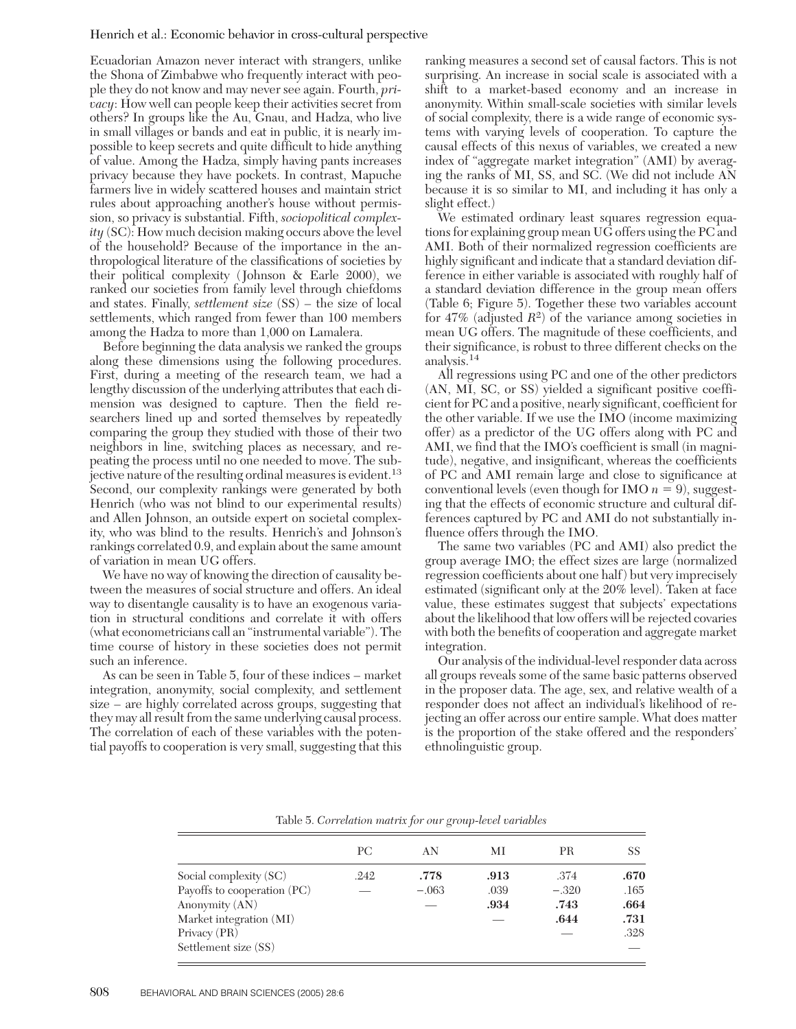Ecuadorian Amazon never interact with strangers, unlike the Shona of Zimbabwe who frequently interact with people they do not know and may never see again. Fourth, *privacy*: How well can people keep their activities secret from others? In groups like the Au, Gnau, and Hadza, who live in small villages or bands and eat in public, it is nearly impossible to keep secrets and quite difficult to hide anything of value. Among the Hadza, simply having pants increases privacy because they have pockets. In contrast, Mapuche farmers live in widely scattered houses and maintain strict rules about approaching another's house without permission, so privacy is substantial. Fifth, *sociopolitical complexity* (SC): How much decision making occurs above the level of the household? Because of the importance in the anthropological literature of the classifications of societies by their political complexity (Johnson & Earle 2000), we ranked our societies from family level through chiefdoms and states. Finally, *settlement size* (SS) – the size of local settlements, which ranged from fewer than 100 members among the Hadza to more than 1,000 on Lamalera.

Before beginning the data analysis we ranked the groups along these dimensions using the following procedures. First, during a meeting of the research team, we had a lengthy discussion of the underlying attributes that each dimension was designed to capture. Then the field researchers lined up and sorted themselves by repeatedly comparing the group they studied with those of their two neighbors in line, switching places as necessary, and repeating the process until no one needed to move. The subjective nature of the resulting ordinal measures is evident.[13] Second, our complexity rankings were generated by both Henrich (who was not blind to our experimental results) and Allen Johnson, an outside expert on societal complexity, who was blind to the results. Henrich's and Johnson's rankings correlated 0.9, and explain about the same amount of variation in mean UG offers.

We have no way of knowing the direction of causality between the measures of social structure and offers. An ideal way to disentangle causality is to have an exogenous variation in structural conditions and correlate it with offers (what econometricians call an "instrumental variable"). The time course of history in these societies does not permit such an inference.

As can be seen in Table 5, four of these indices – market integration, anonymity, social complexity, and settlement size – are highly correlated across groups, suggesting that they may all result from the same underlying causal process. The correlation of each of these variables with the potential payoffs to cooperation is very small, suggesting that this ranking measures a second set of causal factors. This is not surprising. An increase in social scale is associated with a shift to a market-based economy and an increase in anonymity. Within small-scale societies with similar levels of social complexity, there is a wide range of economic systems with varying levels of cooperation. To capture the causal effects of this nexus of variables, we created a new index of "aggregate market integration" (AMI) by averaging the ranks of MI, SS, and SC. (We did not include AN because it is so similar to MI, and including it has only a slight effect.)

We estimated ordinary least squares regression equations for explaining group mean UG offers using the PC and AMI. Both of their normalized regression coefficients are highly significant and indicate that a standard deviation difference in either variable is associated with roughly half of a standard deviation difference in the group mean offers (Table 6; Figure 5). Together these two variables account for 47% (adjusted $R^2$) of the variance among societies in mean UG offers. The magnitude of these coefficients, and their significance, is robust to three different checks on the analysis.[14]

All regressions using PC and one of the other predictors (AN, MI, SC, or SS) yielded a significant positive coefficient for PC and a positive, nearly significant, coefficient for the other variable. If we use the IMO (income maximizing offer) as a predictor of the UG offers along with PC and AMI, we find that the IMO's coefficient is small (in magnitude), negative, and insignificant, whereas the coefficients of PC and AMI remain large and close to significance at conventional levels (even though for IMO $n = 9$), suggesting that the effects of economic structure and cultural differences captured by PC and AMI do not substantially influence offers through the IMO.

The same two variables (PC and AMI) also predict the group average IMO; the effect sizes are large (normalized regression coefficients about one half) but very imprecisely estimated (significant only at the 20% level). Taken at face value, these estimates suggest that subjects' expectations about the likelihood that low offers will be rejected covaries with both the benefits of cooperation and aggregate market integration.

Our analysis of the individual-level responder data across all groups reveals some of the same basic patterns observed in the proposer data. The age, sex, and relative wealth of a responder does not affect an individual's likelihood of rejecting an offer across our entire sample. What does matter is the proportion of the stake offered and the responders' ethnolinguistic group.

Table 5. *Correlation matrix for our group-level variables*

| | PC | AN | MI | PR | SS |
|---|---|---|---|---|---|
| Social complexity (SC) | .242 | **.778** | **.913** | .374 | **.670** |
| Payoffs to cooperation (PC) | — | −.063 | .039 | −.320 | .165 |
| Anonymity (AN) | | — | **.934** | **.743** | **.664** |
| Market integration (MI) | | | — | **.644** | **.731** |
| Privacy (PR) | | | | — | .328 |
| Settlement size (SS) | | | | | — |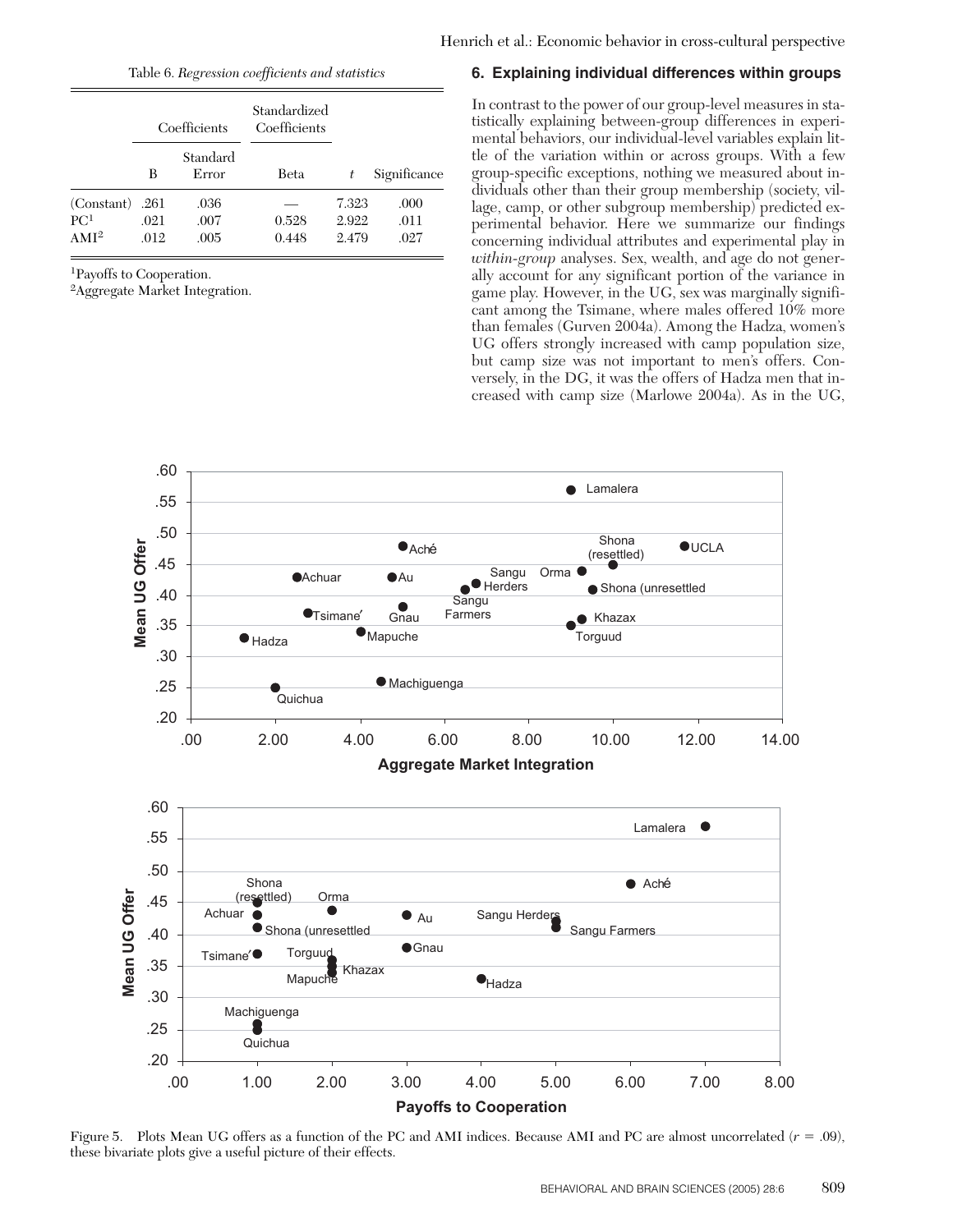Table 6. *Regression coefficients and statistics*

| | Coefficients | | Standardized Coefficients | | |
|---|---|---|---|---|---|
| | B | Standard Error | Beta | $t$ | Significance |
| (Constant) | .261 | .036 | — | 7.323 | .000 |
| PC[1] | .021 | .007 | 0.528 | 2.922 | .011 |
| AMI[2] | .012 | .005 | 0.448 | 2.479 | .027 |

[1]Payoffs to Cooperation.
[2]Aggregate Market Integration.

## 6. Explaining individual differences within groups

In contrast to the power of our group-level measures in statistically explaining between-group differences in experimental behaviors, our individual-level variables explain little of the variation within or across groups. With a few group-specific exceptions, nothing we measured about individuals other than their group membership (society, village, camp, or other subgroup membership) predicted experimental behavior. Here we summarize our findings concerning individual attributes and experimental play in *within-group* analyses. Sex, wealth, and age do not generally account for any significant portion of the variance in game play. However, in the UG, sex was marginally significant among the Tsimane, where males offered 10% more than females (Gurven 2004a). Among the Hadza, women's UG offers strongly increased with camp population size, but camp size was not important to men's offers. Conversely, in the DG, it was the offers of Hadza men that increased with camp size (Marlowe 2004a). As in the UG,

Figure 5. Plots Mean UG offers as a function of the PC and AMI indices. Because AMI and PC are almost uncorrelated ($r = .09$), these bivariate plots give a useful picture of their effects.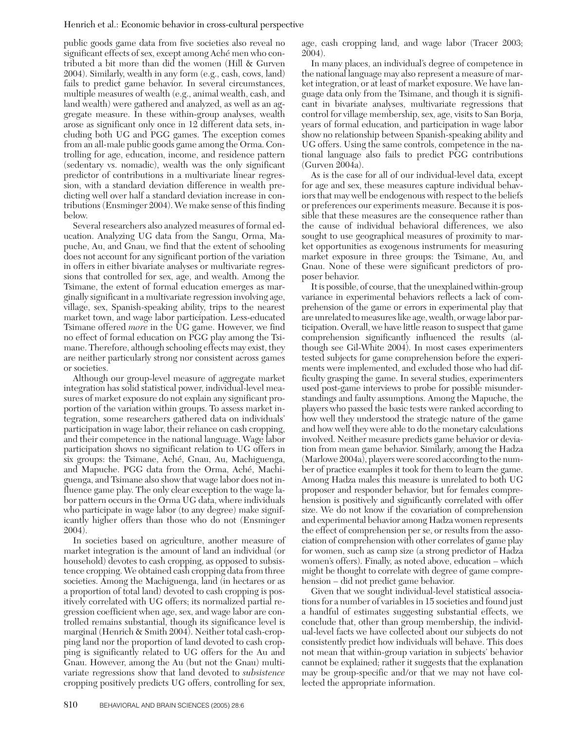public goods game data from five societies also reveal no significant effects of sex, except among Aché men who contributed a bit more than did the women (Hill & Gurven 2004). Similarly, wealth in any form (e.g., cash, cows, land) fails to predict game behavior. In several circumstances, multiple measures of wealth (e.g., animal wealth, cash, and land wealth) were gathered and analyzed, as well as an aggregate measure. In these within-group analyses, wealth arose as significant only once in 12 different data sets, including both UG and PGG games. The exception comes from an all-male public goods game among the Orma. Controlling for age, education, income, and residence pattern (sedentary vs. nomadic), wealth was the only significant predictor of contributions in a multivariate linear regression, with a standard deviation difference in wealth predicting well over half a standard deviation increase in contributions (Ensminger 2004). We make sense of this finding below.

Several researchers also analyzed measures of formal education. Analyzing UG data from the Sangu, Orma, Mapuche, Au, and Gnau, we find that the extent of schooling does not account for any significant portion of the variation in offers in either bivariate analyses or multivariate regressions that controlled for sex, age, and wealth. Among the Tsimane, the extent of formal education emerges as marginally significant in a multivariate regression involving age, village, sex, Spanish-speaking ability, trips to the nearest market town, and wage labor participation. Less-educated Tsimane offered *more* in the UG game. However, we find no effect of formal education on PGG play among the Tsimane. Therefore, although schooling effects may exist, they are neither particularly strong nor consistent across games or societies.

Although our group-level measure of aggregate market integration has solid statistical power, individual-level measures of market exposure do not explain any significant proportion of the variation within groups. To assess market integration, some researchers gathered data on individuals' participation in wage labor, their reliance on cash cropping, and their competence in the national language. Wage labor participation shows no significant relation to UG offers in six groups: the Tsimane, Aché, Gnau, Au, Machiguenga, and Mapuche. PGG data from the Orma, Aché, Machiguenga, and Tsimane also show that wage labor does not influence game play. The only clear exception to the wage labor pattern occurs in the Orma UG data, where individuals who participate in wage labor (to any degree) make significantly higher offers than those who do not (Ensminger 2004).

In societies based on agriculture, another measure of market integration is the amount of land an individual (or household) devotes to cash cropping, as opposed to subsistence cropping. We obtained cash cropping data from three societies. Among the Machiguenga, land (in hectares or as a proportion of total land) devoted to cash cropping is positively correlated with UG offers; its normalized partial regression coefficient when age, sex, and wage labor are controlled remains substantial, though its significance level is marginal (Henrich & Smith 2004). Neither total cash-cropping land nor the proportion of land devoted to cash cropping is significantly related to UG offers for the Au and Gnau. However, among the Au (but not the Gnau) multivariate regressions show that land devoted to *subsistence* cropping positively predicts UG offers, controlling for sex, age, cash cropping land, and wage labor (Tracer 2003; 2004).

In many places, an individual's degree of competence in the national language may also represent a measure of market integration, or at least of market exposure. We have language data only from the Tsimane, and though it is significant in bivariate analyses, multivariate regressions that control for village membership, sex, age, visits to San Borja, years of formal education, and participation in wage labor show no relationship between Spanish-speaking ability and UG offers. Using the same controls, competence in the national language also fails to predict PGG contributions (Gurven 2004a).

As is the case for all of our individual-level data, except for age and sex, these measures capture individual behaviors that may well be endogenous with respect to the beliefs or preferences our experiments measure. Because it is possible that these measures are the consequence rather than the cause of individual behavioral differences, we also sought to use geographical measures of proximity to market opportunities as exogenous instruments for measuring market exposure in three groups: the Tsimane, Au, and Gnau. None of these were significant predictors of proposer behavior.

It is possible, of course, that the unexplained within-group variance in experimental behaviors reflects a lack of comprehension of the game or errors in experimental play that are unrelated to measures like age, wealth, or wage labor participation. Overall, we have little reason to suspect that game comprehension significantly influenced the results (although see Gil-White 2004). In most cases experimenters tested subjects for game comprehension before the experiments were implemented, and excluded those who had difficulty grasping the game. In several studies, experimenters used post-game interviews to probe for possible misunderstandings and faulty assumptions. Among the Mapuche, the players who passed the basic tests were ranked according to how well they understood the strategic nature of the game and how well they were able to do the monetary calculations involved. Neither measure predicts game behavior or deviation from mean game behavior. Similarly, among the Hadza (Marlowe 2004a), players were scored according to the number of practice examples it took for them to learn the game. Among Hadza males this measure is unrelated to both UG proposer and responder behavior, but for females comprehension is positively and significantly correlated with offer size. We do not know if the covariation of comprehension and experimental behavior among Hadza women represents the effect of comprehension per se, or results from the association of comprehension with other correlates of game play for women, such as camp size (a strong predictor of Hadza women's offers). Finally, as noted above, education – which might be thought to correlate with degree of game comprehension – did not predict game behavior.

Given that we sought individual-level statistical associations for a number of variables in 15 societies and found just a handful of estimates suggesting substantial effects, we conclude that, other than group membership, the individual-level facts we have collected about our subjects do not consistently predict how individuals will behave. This does not mean that within-group variation in subjects' behavior cannot be explained; rather it suggests that the explanation may be group-specific and/or that we may not have collected the appropriate information.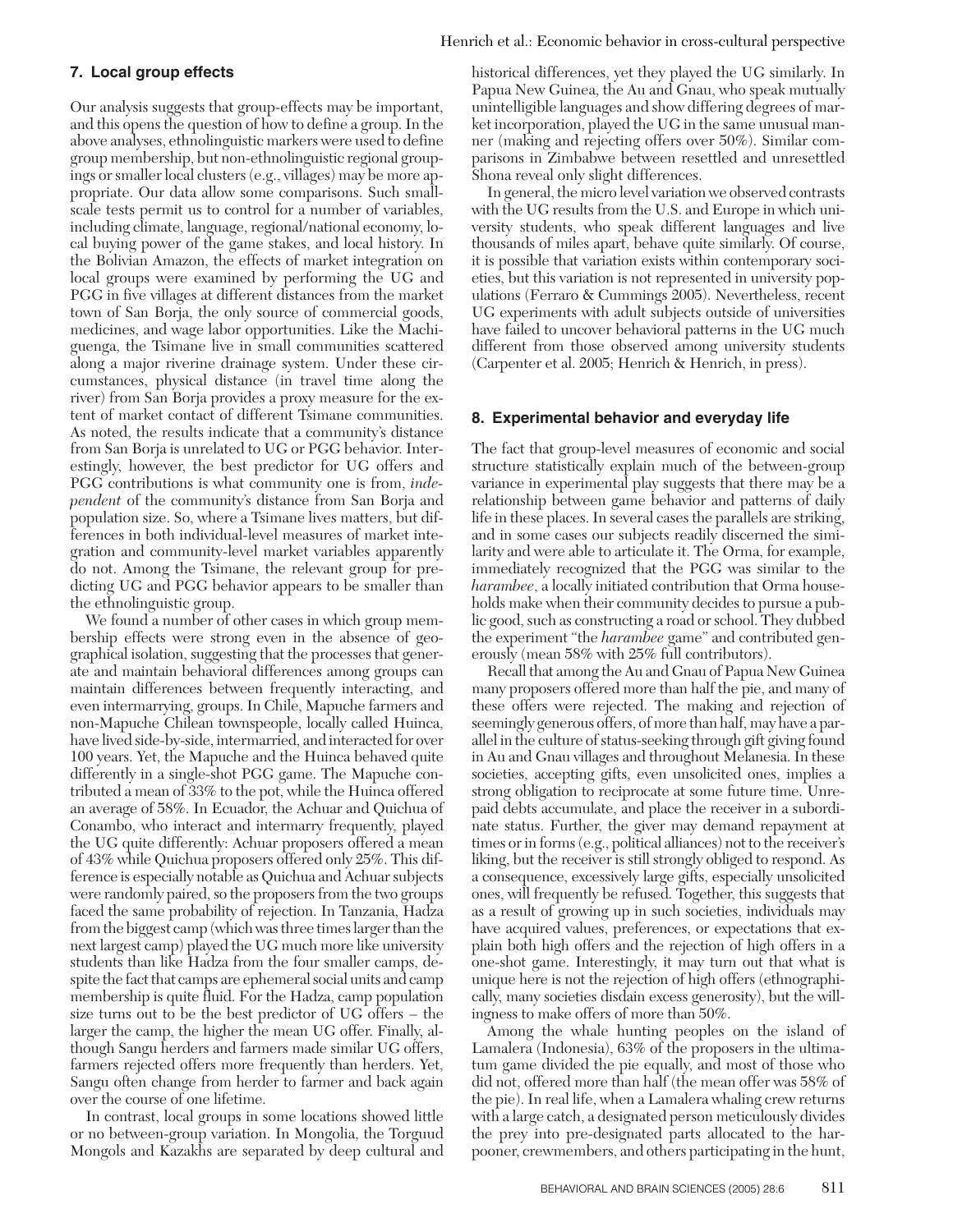## 7. Local group effects

Our analysis suggests that group-effects may be important, and this opens the question of how to define a group. In the above analyses, ethnolinguistic markers were used to define group membership, but non-ethnolinguistic regional groupings or smaller local clusters (e.g., villages) may be more appropriate. Our data allow some comparisons. Such small-scale tests permit us to control for a number of variables, including climate, language, regional/national economy, local buying power of the game stakes, and local history. In the Bolivian Amazon, the effects of market integration on local groups were examined by performing the UG and PGG in five villages at different distances from the market town of San Borja, the only source of commercial goods, medicines, and wage labor opportunities. Like the Machiguenga, the Tsimane live in small communities scattered along a major riverine drainage system. Under these circumstances, physical distance (in travel time along the river) from San Borja provides a proxy measure for the extent of market contact of different Tsimane communities. As noted, the results indicate that a community's distance from San Borja is unrelated to UG or PGG behavior. Interestingly, however, the best predictor for UG offers and PGG contributions is what community one is from, *independent* of the community's distance from San Borja and population size. So, where a Tsimane lives matters, but differences in both individual-level measures of market integration and community-level market variables apparently do not. Among the Tsimane, the relevant group for predicting UG and PGG behavior appears to be smaller than the ethnolinguistic group.

We found a number of other cases in which group membership effects were strong even in the absence of geographical isolation, suggesting that the processes that generate and maintain behavioral differences among groups can maintain differences between frequently interacting, and even intermarrying, groups. In Chile, Mapuche farmers and non-Mapuche Chilean townspeople, locally called Huinca, have lived side-by-side, intermarried, and interacted for over 100 years. Yet, the Mapuche and the Huinca behaved quite differently in a single-shot PGG game. The Mapuche contributed a mean of 33% to the pot, while the Huinca offered an average of 58%. In Ecuador, the Achuar and Quichua of Conambo, who interact and intermarry frequently, played the UG quite differently: Achuar proposers offered a mean of 43% while Quichua proposers offered only 25%. This difference is especially notable as Quichua and Achuar subjects were randomly paired, so the proposers from the two groups faced the same probability of rejection. In Tanzania, Hadza from the biggest camp (which was three times larger than the next largest camp) played the UG much more like university students than like Hadza from the four smaller camps, despite the fact that camps are ephemeral social units and camp membership is quite fluid. For the Hadza, camp population size turns out to be the best predictor of UG offers – the larger the camp, the higher the mean UG offer. Finally, although Sangu herders and farmers made similar UG offers, farmers rejected offers more frequently than herders. Yet, Sangu often change from herder to farmer and back again over the course of one lifetime.

In contrast, local groups in some locations showed little or no between-group variation. In Mongolia, the Torguud Mongols and Kazakhs are separated by deep cultural and historical differences, yet they played the UG similarly. In Papua New Guinea, the Au and Gnau, who speak mutually unintelligible languages and show differing degrees of market incorporation, played the UG in the same unusual manner (making and rejecting offers over 50%). Similar comparisons in Zimbabwe between resettled and unresettled Shona reveal only slight differences.

In general, the micro level variation we observed contrasts with the UG results from the U.S. and Europe in which university students, who speak different languages and live thousands of miles apart, behave quite similarly. Of course, it is possible that variation exists within contemporary societies, but this variation is not represented in university populations (Ferraro & Cummings 2005). Nevertheless, recent UG experiments with adult subjects outside of universities have failed to uncover behavioral patterns in the UG much different from those observed among university students (Carpenter et al. 2005; Henrich & Henrich, in press).

## 8. Experimental behavior and everyday life

The fact that group-level measures of economic and social structure statistically explain much of the between-group variance in experimental play suggests that there may be a relationship between game behavior and patterns of daily life in these places. In several cases the parallels are striking, and in some cases our subjects readily discerned the similarity and were able to articulate it. The Orma, for example, immediately recognized that the PGG was similar to the *harambee*, a locally initiated contribution that Orma households make when their community decides to pursue a public good, such as constructing a road or school. They dubbed the experiment "the *harambee* game" and contributed generously (mean 58% with 25% full contributors).

Recall that among the Au and Gnau of Papua New Guinea many proposers offered more than half the pie, and many of these offers were rejected. The making and rejection of seemingly generous offers, of more than half, may have a parallel in the culture of status-seeking through gift giving found in Au and Gnau villages and throughout Melanesia. In these societies, accepting gifts, even unsolicited ones, implies a strong obligation to reciprocate at some future time. Unrepaid debts accumulate, and place the receiver in a subordinate status. Further, the giver may demand repayment at times or in forms (e.g., political alliances) not to the receiver's liking, but the receiver is still strongly obliged to respond. As a consequence, excessively large gifts, especially unsolicited ones, will frequently be refused. Together, this suggests that as a result of growing up in such societies, individuals may have acquired values, preferences, or expectations that explain both high offers and the rejection of high offers in a one-shot game. Interestingly, it may turn out that what is unique here is not the rejection of high offers (ethnographically, many societies disdain excess generosity), but the willingness to make offers of more than 50%.

Among the whale hunting peoples on the island of Lamalera (Indonesia), 63% of the proposers in the ultimatum game divided the pie equally, and most of those who did not, offered more than half (the mean offer was 58% of the pie). In real life, when a Lamalera whaling crew returns with a large catch, a designated person meticulously divides the prey into pre-designated parts allocated to the harpooner, crewmembers, and others participating in the hunt,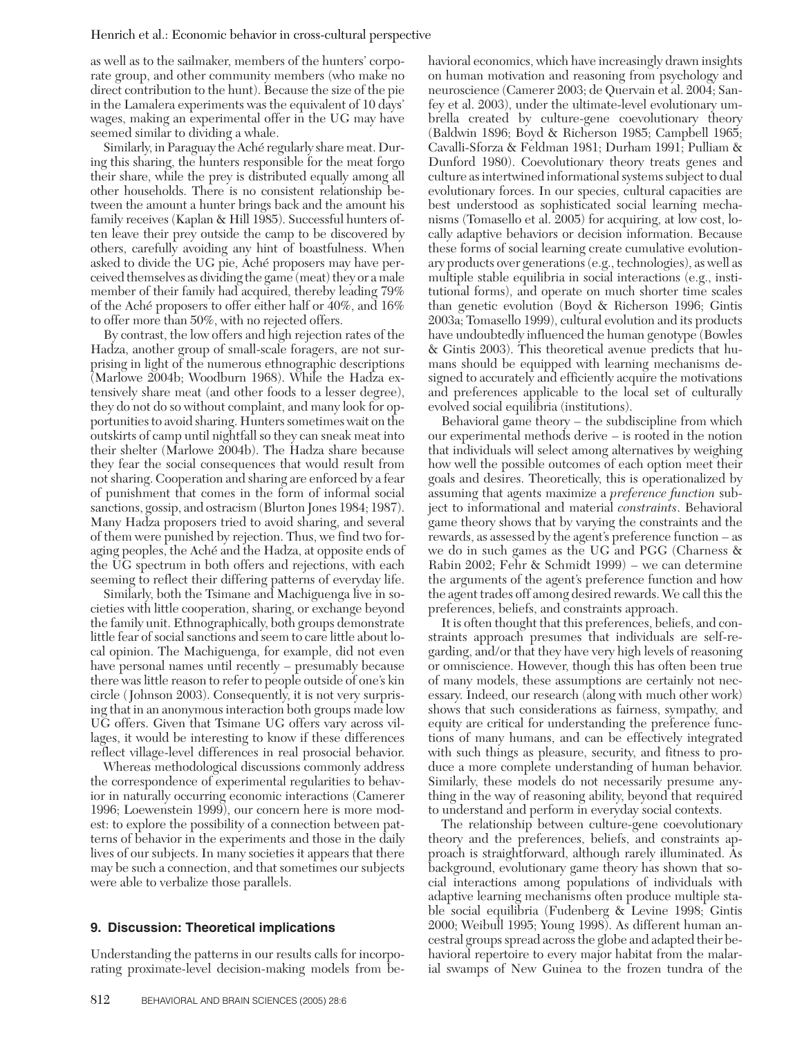as well as to the sailmaker, members of the hunters' corporate group, and other community members (who make no direct contribution to the hunt). Because the size of the pie in the Lamalera experiments was the equivalent of 10 days' wages, making an experimental offer in the UG may have seemed similar to dividing a whale.

Similarly, in Paraguay the Aché regularly share meat. During this sharing, the hunters responsible for the meat forgo their share, while the prey is distributed equally among all other households. There is no consistent relationship between the amount a hunter brings back and the amount his family receives (Kaplan & Hill 1985). Successful hunters often leave their prey outside the camp to be discovered by others, carefully avoiding any hint of boastfulness. When asked to divide the UG pie, Aché proposers may have perceived themselves as dividing the game (meat) they or a male member of their family had acquired, thereby leading 79% of the Aché proposers to offer either half or 40%, and 16% to offer more than 50%, with no rejected offers.

By contrast, the low offers and high rejection rates of the Hadza, another group of small-scale foragers, are not surprising in light of the numerous ethnographic descriptions (Marlowe 2004b; Woodburn 1968). While the Hadza extensively share meat (and other foods to a lesser degree), they do not do so without complaint, and many look for opportunities to avoid sharing. Hunters sometimes wait on the outskirts of camp until nightfall so they can sneak meat into their shelter (Marlowe 2004b). The Hadza share because they fear the social consequences that would result from not sharing. Cooperation and sharing are enforced by a fear of punishment that comes in the form of informal social sanctions, gossip, and ostracism (Blurton Jones 1984; 1987). Many Hadza proposers tried to avoid sharing, and several of them were punished by rejection. Thus, we find two foraging peoples, the Aché and the Hadza, at opposite ends of the UG spectrum in both offers and rejections, with each seeming to reflect their differing patterns of everyday life.

Similarly, both the Tsimane and Machiguenga live in societies with little cooperation, sharing, or exchange beyond the family unit. Ethnographically, both groups demonstrate little fear of social sanctions and seem to care little about local opinion. The Machiguenga, for example, did not even have personal names until recently – presumably because there was little reason to refer to people outside of one's kin circle (Johnson 2003). Consequently, it is not very surprising that in an anonymous interaction both groups made low UG offers. Given that Tsimane UG offers vary across villages, it would be interesting to know if these differences reflect village-level differences in real prosocial behavior.

Whereas methodological discussions commonly address the correspondence of experimental regularities to behavior in naturally occurring economic interactions (Camerer 1996; Loewenstein 1999), our concern here is more modest: to explore the possibility of a connection between patterns of behavior in the experiments and those in the daily lives of our subjects. In many societies it appears that there may be such a connection, and that sometimes our subjects were able to verbalize those parallels.

## 9. Discussion: Theoretical implications

Understanding the patterns in our results calls for incorporating proximate-level decision-making models from behavioral economics, which have increasingly drawn insights on human motivation and reasoning from psychology and neuroscience (Camerer 2003; de Quervain et al. 2004; Sanfey et al. 2003), under the ultimate-level evolutionary umbrella created by culture-gene coevolutionary theory (Baldwin 1896; Boyd & Richerson 1985; Campbell 1965; Cavalli-Sforza & Feldman 1981; Durham 1991; Pulliam & Dunford 1980). Coevolutionary theory treats genes and culture as intertwined informational systems subject to dual evolutionary forces. In our species, cultural capacities are best understood as sophisticated social learning mechanisms (Tomasello et al. 2005) for acquiring, at low cost, locally adaptive behaviors or decision information. Because these forms of social learning create cumulative evolutionary products over generations (e.g., technologies), as well as multiple stable equilibria in social interactions (e.g., institutional forms), and operate on much shorter time scales than genetic evolution (Boyd & Richerson 1996; Gintis 2003a; Tomasello 1999), cultural evolution and its products have undoubtedly influenced the human genotype (Bowles & Gintis 2003). This theoretical avenue predicts that humans should be equipped with learning mechanisms designed to accurately and efficiently acquire the motivations and preferences applicable to the local set of culturally evolved social equilibria (institutions).

Behavioral game theory – the subdiscipline from which our experimental methods derive – is rooted in the notion that individuals will select among alternatives by weighing how well the possible outcomes of each option meet their goals and desires. Theoretically, this is operationalized by assuming that agents maximize a *preference function* subject to informational and material *constraints*. Behavioral game theory shows that by varying the constraints and the rewards, as assessed by the agent's preference function – as we do in such games as the UG and PGG (Charness & Rabin 2002; Fehr & Schmidt 1999) – we can determine the arguments of the agent's preference function and how the agent trades off among desired rewards. We call this the preferences, beliefs, and constraints approach.

It is often thought that this preferences, beliefs, and constraints approach presumes that individuals are self-regarding, and/or that they have very high levels of reasoning or omniscience. However, though this has often been true of many models, these assumptions are certainly not necessary. Indeed, our research (along with much other work) shows that such considerations as fairness, sympathy, and equity are critical for understanding the preference functions of many humans, and can be effectively integrated with such things as pleasure, security, and fitness to produce a more complete understanding of human behavior. Similarly, these models do not necessarily presume anything in the way of reasoning ability, beyond that required to understand and perform in everyday social contexts.

The relationship between culture-gene coevolutionary theory and the preferences, beliefs, and constraints approach is straightforward, although rarely illuminated. As background, evolutionary game theory has shown that social interactions among populations of individuals with adaptive learning mechanisms often produce multiple stable social equilibria (Fudenberg & Levine 1998; Gintis 2000; Weibull 1995; Young 1998). As different human ancestral groups spread across the globe and adapted their behavioral repertoire to every major habitat from the malarial swamps of New Guinea to the frozen tundra of the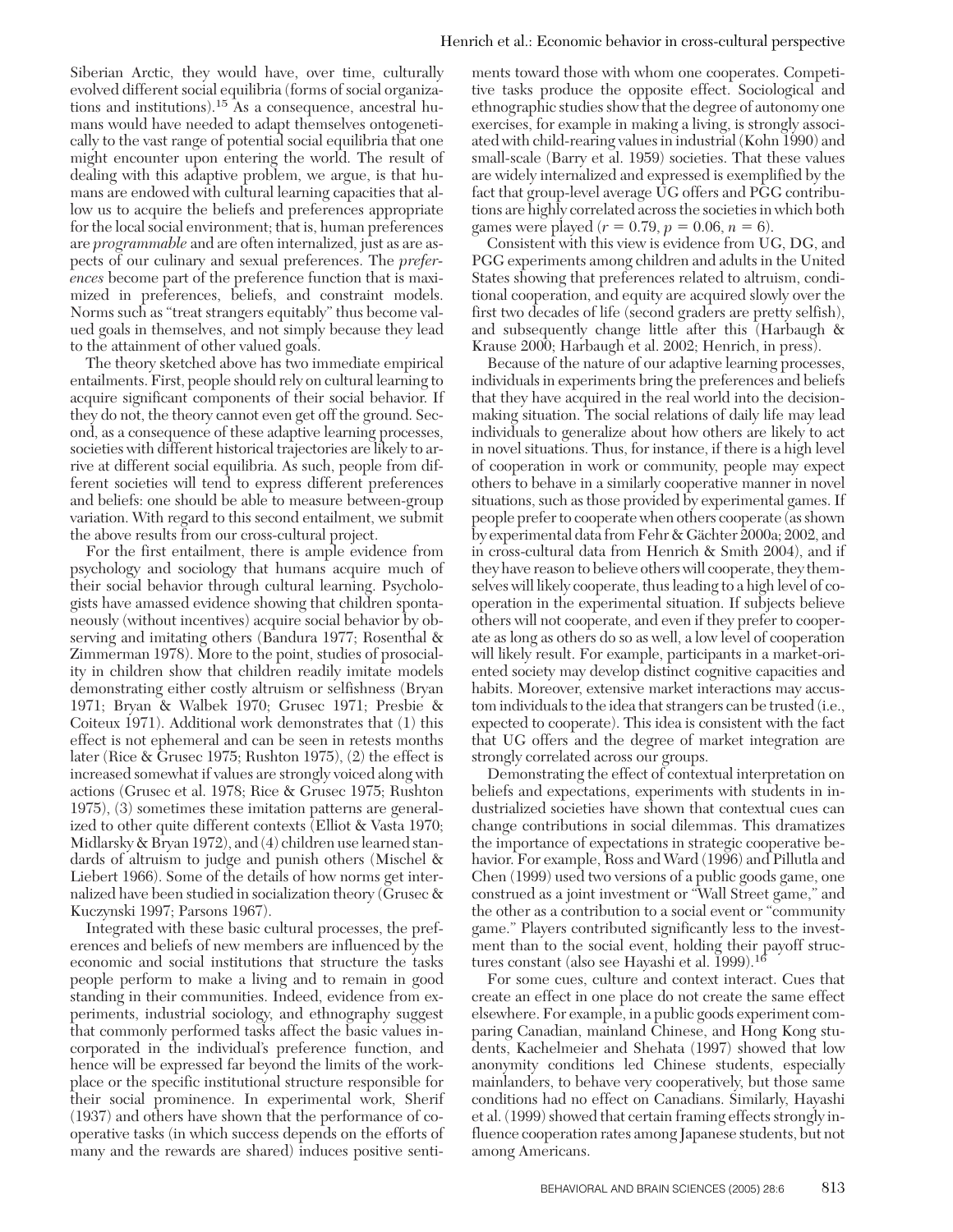Siberian Arctic, they would have, over time, culturally evolved different social equilibria (forms of social organizations and institutions).[15] As a consequence, ancestral humans would have needed to adapt themselves ontogenetically to the vast range of potential social equilibria that one might encounter upon entering the world. The result of dealing with this adaptive problem, we argue, is that humans are endowed with cultural learning capacities that allow us to acquire the beliefs and preferences appropriate for the local social environment; that is, human preferences are *programmable* and are often internalized, just as are aspects of our culinary and sexual preferences. The *preferences* become part of the preference function that is maximized in preferences, beliefs, and constraint models. Norms such as "treat strangers equitably" thus become valued goals in themselves, and not simply because they lead to the attainment of other valued goals.

The theory sketched above has two immediate empirical entailments. First, people should rely on cultural learning to acquire significant components of their social behavior. If they do not, the theory cannot even get off the ground. Second, as a consequence of these adaptive learning processes, societies with different historical trajectories are likely to arrive at different social equilibria. As such, people from different societies will tend to express different preferences and beliefs: one should be able to measure between-group variation. With regard to this second entailment, we submit the above results from our cross-cultural project.

For the first entailment, there is ample evidence from psychology and sociology that humans acquire much of their social behavior through cultural learning. Psychologists have amassed evidence showing that children spontaneously (without incentives) acquire social behavior by observing and imitating others (Bandura 1977; Rosenthal & Zimmerman 1978). More to the point, studies of prosociality in children show that children readily imitate models demonstrating either costly altruism or selfishness (Bryan 1971; Bryan & Walbek 1970; Grusec 1971; Presbie & Coiteux 1971). Additional work demonstrates that (1) this effect is not ephemeral and can be seen in retests months later (Rice & Grusec 1975; Rushton 1975), (2) the effect is increased somewhat if values are strongly voiced along with actions (Grusec et al. 1978; Rice & Grusec 1975; Rushton 1975), (3) sometimes these imitation patterns are generalized to other quite different contexts (Elliot & Vasta 1970; Midlarsky & Bryan 1972), and (4) children use learned standards of altruism to judge and punish others (Mischel & Liebert 1966). Some of the details of how norms get internalized have been studied in socialization theory (Grusec & Kuczynski 1997; Parsons 1967).

Integrated with these basic cultural processes, the preferences and beliefs of new members are influenced by the economic and social institutions that structure the tasks people perform to make a living and to remain in good standing in their communities. Indeed, evidence from experiments, industrial sociology, and ethnography suggest that commonly performed tasks affect the basic values incorporated in the individual's preference function, and hence will be expressed far beyond the limits of the workplace or the specific institutional structure responsible for their social prominence. In experimental work, Sherif (1937) and others have shown that the performance of cooperative tasks (in which success depends on the efforts of many and the rewards are shared) induces positive sentiments toward those with whom one cooperates. Competitive tasks produce the opposite effect. Sociological and ethnographic studies show that the degree of autonomy one exercises, for example in making a living, is strongly associated with child-rearing values in industrial (Kohn 1990) and small-scale (Barry et al. 1959) societies. That these values are widely internalized and expressed is exemplified by the fact that group-level average UG offers and PGG contributions are highly correlated across the societies in which both games were played ($r = 0.79$, $p = 0.06$, $n = 6$).

Consistent with this view is evidence from UG, DG, and PGG experiments among children and adults in the United States showing that preferences related to altruism, conditional cooperation, and equity are acquired slowly over the first two decades of life (second graders are pretty selfish), and subsequently change little after this (Harbaugh & Krause 2000; Harbaugh et al. 2002; Henrich, in press).

Because of the nature of our adaptive learning processes, individuals in experiments bring the preferences and beliefs that they have acquired in the real world into the decision-making situation. The social relations of daily life may lead individuals to generalize about how others are likely to act in novel situations. Thus, for instance, if there is a high level of cooperation in work or community, people may expect others to behave in a similarly cooperative manner in novel situations, such as those provided by experimental games. If people prefer to cooperate when others cooperate (as shown by experimental data from Fehr & Gächter 2000a; 2002, and in cross-cultural data from Henrich & Smith 2004), and if they have reason to believe others will cooperate, they themselves will likely cooperate, thus leading to a high level of cooperation in the experimental situation. If subjects believe others will not cooperate, and even if they prefer to cooperate as long as others do so as well, a low level of cooperation will likely result. For example, participants in a market-oriented society may develop distinct cognitive capacities and habits. Moreover, extensive market interactions may accustom individuals to the idea that strangers can be trusted (i.e., expected to cooperate). This idea is consistent with the fact that UG offers and the degree of market integration are strongly correlated across our groups.

Demonstrating the effect of contextual interpretation on beliefs and expectations, experiments with students in industrialized societies have shown that contextual cues can change contributions in social dilemmas. This dramatizes the importance of expectations in strategic cooperative behavior. For example, Ross and Ward (1996) and Pillutla and Chen (1999) used two versions of a public goods game, one construed as a joint investment or "Wall Street game," and the other as a contribution to a social event or "community game." Players contributed significantly less to the investment than to the social event, holding their payoff structures constant (also see Hayashi et al. 1999).[16]

For some cues, culture and context interact. Cues that create an effect in one place do not create the same effect elsewhere. For example, in a public goods experiment comparing Canadian, mainland Chinese, and Hong Kong students, Kachelmeier and Shehata (1997) showed that low anonymity conditions led Chinese students, especially mainlanders, to behave very cooperatively, but those same conditions had no effect on Canadians. Similarly, Hayashi et al. (1999) showed that certain framing effects strongly influence cooperation rates among Japanese students, but not among Americans.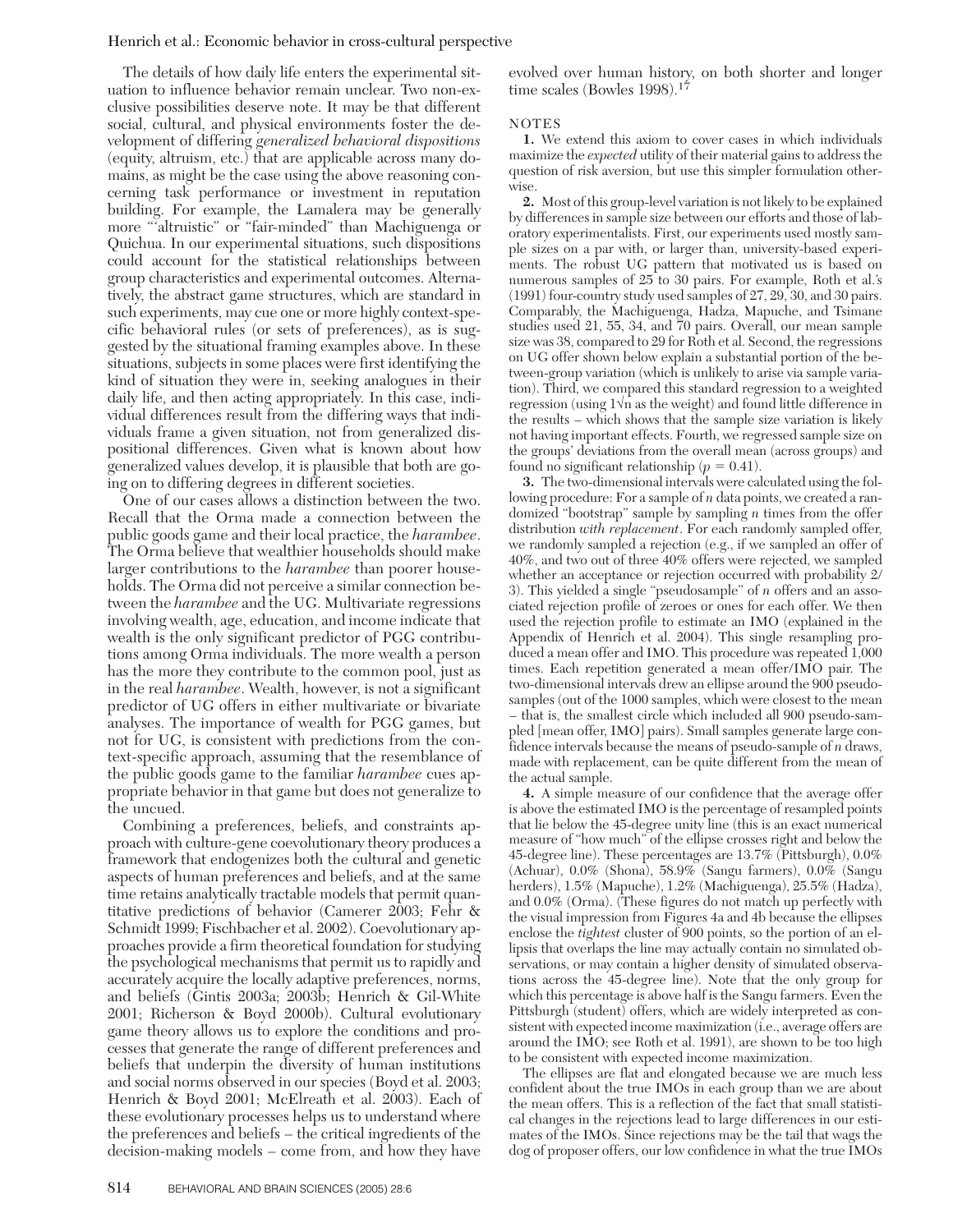The details of how daily life enters the experimental situation to influence behavior remain unclear. Two non-exclusive possibilities deserve note. It may be that different social, cultural, and physical environments foster the development of differing *generalized behavioral dispositions* (equity, altruism, etc.) that are applicable across many domains, as might be the case using the above reasoning concerning task performance or investment in reputation building. For example, the Lamalera may be generally more "'altruistic" or "fair-minded" than Machiguenga or Quichua. In our experimental situations, such dispositions could account for the statistical relationships between group characteristics and experimental outcomes. Alternatively, the abstract game structures, which are standard in such experiments, may cue one or more highly context-specific behavioral rules (or sets of preferences), as is suggested by the situational framing examples above. In these situations, subjects in some places were first identifying the kind of situation they were in, seeking analogues in their daily life, and then acting appropriately. In this case, individual differences result from the differing ways that individuals frame a given situation, not from generalized dispositional differences. Given what is known about how generalized values develop, it is plausible that both are going on to differing degrees in different societies.

One of our cases allows a distinction between the two. Recall that the Orma made a connection between the public goods game and their local practice, the *harambee*. The Orma believe that wealthier households should make larger contributions to the *harambee* than poorer households. The Orma did not perceive a similar connection between the *harambee* and the UG. Multivariate regressions involving wealth, age, education, and income indicate that wealth is the only significant predictor of PGG contributions among Orma individuals. The more wealth a person has the more they contribute to the common pool, just as in the real *harambee*. Wealth, however, is not a significant predictor of UG offers in either multivariate or bivariate analyses. The importance of wealth for PGG games, but not for UG, is consistent with predictions from the context-specific approach, assuming that the resemblance of the public goods game to the familiar *harambee* cues appropriate behavior in that game but does not generalize to the uncued.

Combining a preferences, beliefs, and constraints approach with culture-gene coevolutionary theory produces a framework that endogenizes both the cultural and genetic aspects of human preferences and beliefs, and at the same time retains analytically tractable models that permit quantitative predictions of behavior (Camerer 2003; Fehr & Schmidt 1999; Fischbacher et al. 2002). Coevolutionary approaches provide a firm theoretical foundation for studying the psychological mechanisms that permit us to rapidly and accurately acquire the locally adaptive preferences, norms, and beliefs (Gintis 2003a; 2003b; Henrich & Gil-White 2001; Richerson & Boyd 2000b). Cultural evolutionary game theory allows us to explore the conditions and processes that generate the range of different preferences and beliefs that underpin the diversity of human institutions and social norms observed in our species (Boyd et al. 2003; Henrich & Boyd 2001; McElreath et al. 2003). Each of these evolutionary processes helps us to understand where the preferences and beliefs – the critical ingredients of the decision-making models – come from, and how they have evolved over human history, on both shorter and longer time scales (Bowles 1998).[17]

## NOTES

**1.** We extend this axiom to cover cases in which individuals maximize the *expected* utility of their material gains to address the question of risk aversion, but use this simpler formulation otherwise.

**2.** Most of this group-level variation is not likely to be explained by differences in sample size between our efforts and those of laboratory experimentalists. First, our experiments used mostly sample sizes on a par with, or larger than, university-based experiments. The robust UG pattern that motivated us is based on numerous samples of 25 to 30 pairs. For example, Roth et al.'s (1991) four-country study used samples of 27, 29, 30, and 30 pairs. Comparably, the Machiguenga, Hadza, Mapuche, and Tsimane studies used 21, 55, 34, and 70 pairs. Overall, our mean sample size was 38, compared to 29 for Roth et al. Second, the regressions on UG offer shown below explain a substantial portion of the between-group variation (which is unlikely to arise via sample variation). Third, we compared this standard regression to a weighted regression (using $1\sqrt{n}$ as the weight) and found little difference in the results – which shows that the sample size variation is likely not having important effects. Fourth, we regressed sample size on the groups' deviations from the overall mean (across groups) and found no significant relationship ($p = 0.41$).

**3.** The two-dimensional intervals were calculated using the following procedure: For a sample of $n$ data points, we created a randomized "bootstrap" sample by sampling $n$ times from the offer distribution *with replacement*. For each randomly sampled offer, we randomly sampled a rejection (e.g., if we sampled an offer of 40%, and two out of three 40% offers were rejected, we sampled whether an acceptance or rejection occurred with probability 2/3). This yielded a single "pseudosample" of $n$ offers and an associated rejection profile of zeroes or ones for each offer. We then used the rejection profile to estimate an IMO (explained in the Appendix of Henrich et al. 2004). This single resampling produced a mean offer and IMO. This procedure was repeated 1,000 times. Each repetition generated a mean offer/IMO pair. The two-dimensional intervals drew an ellipse around the 900 pseudosamples (out of the 1000 samples, which were closest to the mean – that is, the smallest circle which included all 900 pseudo-sampled [mean offer, IMO] pairs). Small samples generate large confidence intervals because the means of pseudo-sample of $n$ draws, made with replacement, can be quite different from the mean of the actual sample.

**4.** A simple measure of our confidence that the average offer is above the estimated IMO is the percentage of resampled points that lie below the 45-degree unity line (this is an exact numerical measure of "how much" of the ellipse crosses right and below the 45-degree line). These percentages are 13.7% (Pittsburgh), 0.0% (Achuar), 0.0% (Shona), 58.9% (Sangu farmers), 0.0% (Sangu herders), 1.5% (Mapuche), 1.2% (Machiguenga), 25.5% (Hadza), and 0.0% (Orma). (These figures do not match up perfectly with the visual impression from Figures 4a and 4b because the ellipses enclose the *tightest* cluster of 900 points, so the portion of an ellipsis that overlaps the line may actually contain no simulated observations, or may contain a higher density of simulated observations across the 45-degree line). Note that the only group for which this percentage is above half is the Sangu farmers. Even the Pittsburgh (student) offers, which are widely interpreted as consistent with expected income maximization (i.e., average offers are around the IMO; see Roth et al. 1991), are shown to be too high to be consistent with expected income maximization.

The ellipses are flat and elongated because we are much less confident about the true IMOs in each group than we are about the mean offers. This is a reflection of the fact that small statistical changes in the rejections lead to large differences in our estimates of the IMOs. Since rejections may be the tail that wags the dog of proposer offers, our low confidence in what the true IMOs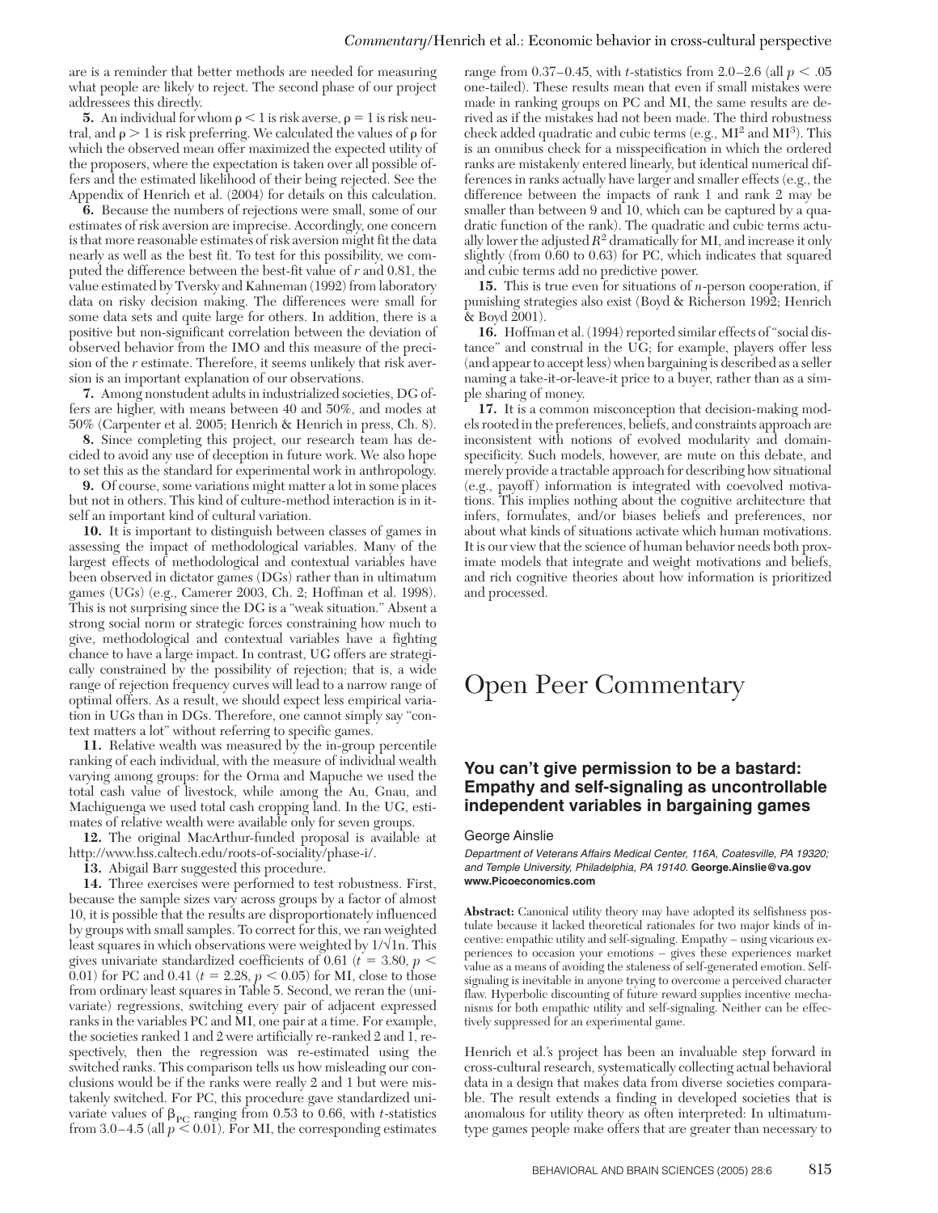are is a reminder that better methods are needed for measuring what people are likely to reject. The second phase of our project addressees this directly.

**5.** An individual for whom $\rho < 1$ is risk averse, $\rho = 1$ is risk neutral, and $\rho > 1$ is risk preferring. We calculated the values of $\rho$ for which the observed mean offer maximized the expected utility of the proposers, where the expectation is taken over all possible offers and the estimated likelihood of their being rejected. See the Appendix of Henrich et al. (2004) for details on this calculation.

**6.** Because the numbers of rejections were small, some of our estimates of risk aversion are imprecise. Accordingly, one concern is that more reasonable estimates of risk aversion might fit the data nearly as well as the best fit. To test for this possibility, we computed the difference between the best-fit value of $r$ and 0.81, the value estimated by Tversky and Kahneman (1992) from laboratory data on risky decision making. The differences were small for some data sets and quite large for others. In addition, there is a positive but non-significant correlation between the deviation of observed behavior from the IMO and this measure of the precision of the $r$ estimate. Therefore, it seems unlikely that risk aversion is an important explanation of our observations.

**7.** Among nonstudent adults in industrialized societies, DG offers are higher, with means between 40 and 50%, and modes at 50% (Carpenter et al. 2005; Henrich & Henrich in press, Ch. 8).

**8.** Since completing this project, our research team has decided to avoid any use of deception in future work. We also hope to set this as the standard for experimental work in anthropology.

**9.** Of course, some variations might matter a lot in some places but not in others. This kind of culture-method interaction is in itself an important kind of cultural variation.

**10.** It is important to distinguish between classes of games in assessing the impact of methodological variables. Many of the largest effects of methodological and contextual variables have been observed in dictator games (DGs) rather than in ultimatum games (UGs) (e.g., Camerer 2003, Ch. 2; Hoffman et al. 1998). This is not surprising since the DG is a "weak situation." Absent a strong social norm or strategic forces constraining how much to give, methodological and contextual variables have a fighting chance to have a large impact. In contrast, UG offers are strategically constrained by the possibility of rejection; that is, a wide range of rejection frequency curves will lead to a narrow range of optimal offers. As a result, we should expect less empirical variation in UGs than in DGs. Therefore, one cannot simply say "context matters a lot" without referring to specific games.

**11.** Relative wealth was measured by the in-group percentile ranking of each individual, with the measure of individual wealth varying among groups: for the Orma and Mapuche we used the total cash value of livestock, while among the Au, Gnau, and Machiguenga we used total cash cropping land. In the UG, estimates of relative wealth were available only for seven groups.

**12.** The original MacArthur-funded proposal is available at http://www.hss.caltech.edu/roots-of-sociality/phase-i/.

**13.** Abigail Barr suggested this procedure.

**14.** Three exercises were performed to test robustness. First, because the sample sizes vary across groups by a factor of almost 10, it is possible that the results are disproportionately influenced by groups with small samples. To correct for this, we ran weighted least squares in which observations were weighted by $1/\sqrt{1n}$. This gives univariate standardized coefficients of 0.61 ($t = 3.80$, $p < 0.01$) for PC and 0.41 ($t = 2.28$, $p < 0.05$) for MI, close to those from ordinary least squares in Table 5. Second, we reran the (univariate) regressions, switching every pair of adjacent expressed ranks in the variables PC and MI, one pair at a time. For example, the societies ranked 1 and 2 were artificially re-ranked 2 and 1, respectively, then the regression was re-estimated using the switched ranks. This comparison tells us how misleading our conclusions would be if the ranks were really 2 and 1 but were mistakenly switched. For PC, this procedure gave standardized univariate values of $\beta_{PC}$ ranging from 0.53 to 0.66, with $t$-statistics from 3.0–4.5 (all $p < 0.01$). For MI, the corresponding estimates range from 0.37–0.45, with $t$-statistics from 2.0–2.6 (all $p < .05$ one-tailed). These results mean that even if small mistakes were made in ranking groups on PC and MI, the same results are derived as if the mistakes had not been made. The third robustness check added quadratic and cubic terms (e.g., $MI^2$ and $MI^3$). This is an omnibus check for a misspecification in which the ordered ranks are mistakenly entered linearly, but identical numerical differences in ranks actually have larger and smaller effects (e.g., the difference between the impacts of rank 1 and rank 2 may be smaller than between 9 and 10, which can be captured by a quadratic function of the rank). The quadratic and cubic terms actually lower the adjusted $R^2$ dramatically for MI, and increase it only slightly (from 0.60 to 0.63) for PC, which indicates that squared and cubic terms add no predictive power.

**15.** This is true even for situations of $n$-person cooperation, if punishing strategies also exist (Boyd & Richerson 1992; Henrich & Boyd 2001).

**16.** Hoffman et al. (1994) reported similar effects of "social distance" and construal in the UG; for example, players offer less (and appear to accept less) when bargaining is described as a seller naming a take-it-or-leave-it price to a buyer, rather than as a simple sharing of money.

**17.** It is a common misconception that decision-making models rooted in the preferences, beliefs, and constraints approach are inconsistent with notions of evolved modularity and domain-specificity. Such models, however, are mute on this debate, and merely provide a tractable approach for describing how situational (e.g., payoff) information is integrated with coevolved motivations. This implies nothing about the cognitive architecture that infers, formulates, and/or biases beliefs and preferences, nor about what kinds of situations activate which human motivations. It is our view that the science of human behavior needs both proximate models that integrate and weight motivations and beliefs, and rich cognitive theories about how information is prioritized and processed.

# Open Peer Commentary

## You can't give permission to be a bastard: Empathy and self-signaling as uncontrollable independent variables in bargaining games

George Ainslie

*Department of Veterans Affairs Medical Center, 116A, Coatesville, PA 19320; and Temple University, Philadelphia, PA 19140.* **George.Ainslie@va.gov** **www.Picoeconomics.com**

**Abstract:** Canonical utility theory may have adopted its selfishness postulate because it lacked theoretical rationales for two major kinds of incentive: empathic utility and self-signaling. Empathy – using vicarious experiences to occasion your emotions – gives these experiences market value as a means of avoiding the staleness of self-generated emotion. Self-signaling is inevitable in anyone trying to overcome a perceived character flaw. Hyperbolic discounting of future reward supplies incentive mechanisms for both empathic utility and self-signaling. Neither can be effectively suppressed for an experimental game.

Henrich et al.'s project has been an invaluable step forward in cross-cultural research, systematically collecting actual behavioral data in a design that makes data from diverse societies comparable. The result extends a finding in developed societies that is anomalous for utility theory as often interpreted: In ultimatum-type games people make offers that are greater than necessary to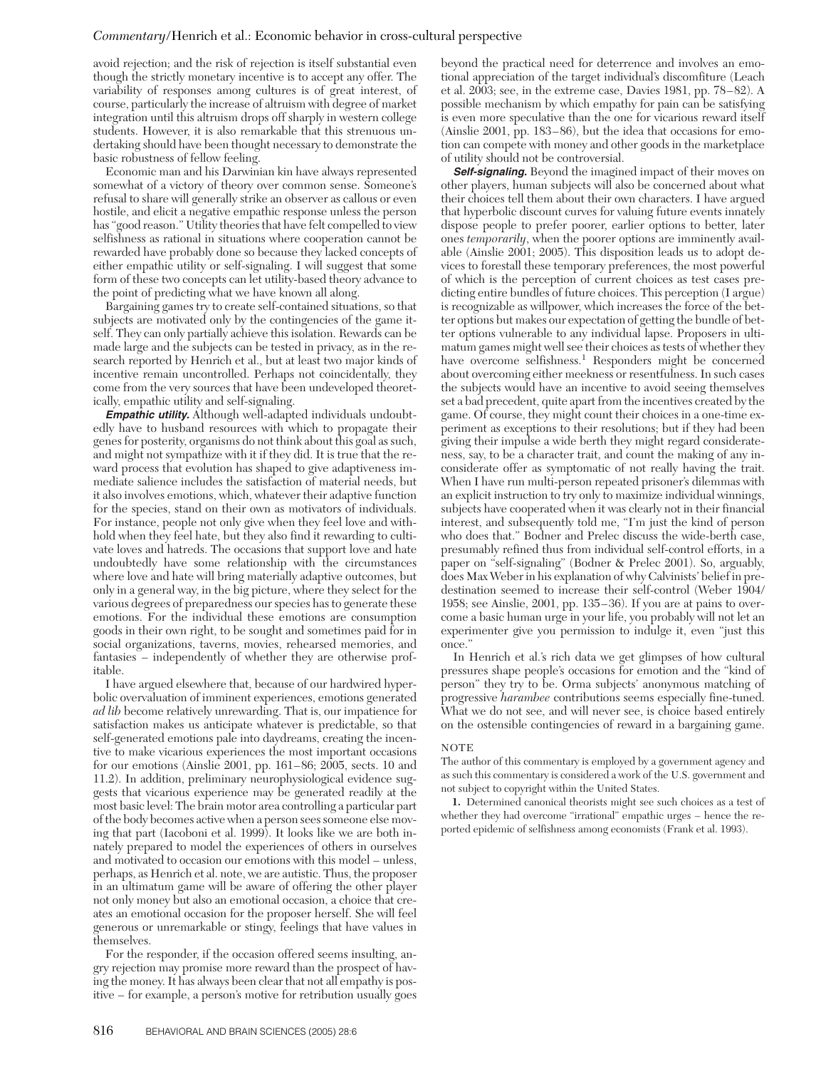avoid rejection; and the risk of rejection is itself substantial even though the strictly monetary incentive is to accept any offer. The variability of responses among cultures is of great interest, of course, particularly the increase of altruism with degree of market integration until this altruism drops off sharply in western college students. However, it is also remarkable that this strenuous undertaking should have been thought necessary to demonstrate the basic robustness of fellow feeling.

Economic man and his Darwinian kin have always represented somewhat of a victory of theory over common sense. Someone's refusal to share will generally strike an observer as callous or even hostile, and elicit a negative empathic response unless the person has "good reason." Utility theories that have felt compelled to view selfishness as rational in situations where cooperation cannot be rewarded have probably done so because they lacked concepts of either empathic utility or self-signaling. I will suggest that some form of these two concepts can let utility-based theory advance to the point of predicting what we have known all along.

Bargaining games try to create self-contained situations, so that subjects are motivated only by the contingencies of the game itself. They can only partially achieve this isolation. Rewards can be made large and the subjects can be tested in privacy, as in the research reported by Henrich et al., but at least two major kinds of incentive remain uncontrolled. Perhaps not coincidentally, they come from the very sources that have been undeveloped theoretically, empathic utility and self-signaling.

***Empathic utility.*** Although well-adapted individuals undoubtedly have to husband resources with which to propagate their genes for posterity, organisms do not think about this goal as such, and might not sympathize with it if they did. It is true that the reward process that evolution has shaped to give adaptiveness immediate salience includes the satisfaction of material needs, but it also involves emotions, which, whatever their adaptive function for the species, stand on their own as motivators of individuals. For instance, people not only give when they feel love and withhold when they feel hate, but they also find it rewarding to cultivate loves and hatreds. The occasions that support love and hate undoubtedly have some relationship with the circumstances where love and hate will bring materially adaptive outcomes, but only in a general way, in the big picture, where they select for the various degrees of preparedness our species has to generate these emotions. For the individual these emotions are consumption goods in their own right, to be sought and sometimes paid for in social organizations, taverns, movies, rehearsed memories, and fantasies – independently of whether they are otherwise profitable.

I have argued elsewhere that, because of our hardwired hyperbolic overvaluation of imminent experiences, emotions generated *ad lib* become relatively unrewarding. That is, our impatience for satisfaction makes us anticipate whatever is predictable, so that self-generated emotions pale into daydreams, creating the incentive to make vicarious experiences the most important occasions for our emotions (Ainslie 2001, pp. 161–86; 2005, sects. 10 and 11.2). In addition, preliminary neurophysiological evidence suggests that vicarious experience may be generated readily at the most basic level: The brain motor area controlling a particular part of the body becomes active when a person sees someone else moving that part (Iacoboni et al. 1999). It looks like we are both innately prepared to model the experiences of others in ourselves and motivated to occasion our emotions with this model – unless, perhaps, as Henrich et al. note, we are autistic. Thus, the proposer in an ultimatum game will be aware of offering the other player not only money but also an emotional occasion, a choice that creates an emotional occasion for the proposer herself. She will feel generous or unremarkable or stingy, feelings that have values in themselves.

For the responder, if the occasion offered seems insulting, angry rejection may promise more reward than the prospect of having the money. It has always been clear that not all empathy is positive – for example, a person's motive for retribution usually goes beyond the practical need for deterrence and involves an emotional appreciation of the target individual's discomfiture (Leach et al. 2003; see, in the extreme case, Davies 1981, pp. 78–82). A possible mechanism by which empathy for pain can be satisfying is even more speculative than the one for vicarious reward itself (Ainslie 2001, pp. 183–86), but the idea that occasions for emotion can compete with money and other goods in the marketplace of utility should not be controversial.

***Self-signaling.*** Beyond the imagined impact of their moves on other players, human subjects will also be concerned about what their choices tell them about their own characters. I have argued that hyperbolic discount curves for valuing future events innately dispose people to prefer poorer, earlier options to better, later ones *temporarily*, when the poorer options are imminently available (Ainslie 2001; 2005). This disposition leads us to adopt devices to forestall these temporary preferences, the most powerful of which is the perception of current choices as test cases predicting entire bundles of future choices. This perception (I argue) is recognizable as willpower, which increases the force of the better options but makes our expectation of getting the bundle of better options vulnerable to any individual lapse. Proposers in ultimatum games might well see their choices as tests of whether they have overcome selfishness.[1] Responders might be concerned about overcoming either meekness or resentfulness. In such cases the subjects would have an incentive to avoid seeing themselves set a bad precedent, quite apart from the incentives created by the game. Of course, they might count their choices in a one-time experiment as exceptions to their resolutions; but if they had been giving their impulse a wide berth they might regard considerateness, say, to be a character trait, and count the making of any inconsiderate offer as symptomatic of not really having the trait. When I have run multi-person repeated prisoner's dilemmas with an explicit instruction to try only to maximize individual winnings, subjects have cooperated when it was clearly not in their financial interest, and subsequently told me, "I'm just the kind of person who does that." Bodner and Prelec discuss the wide-berth case, presumably refined thus from individual self-control efforts, in a paper on "self-signaling" (Bodner & Prelec 2001). So, arguably, does Max Weber in his explanation of why Calvinists' belief in predestination seemed to increase their self-control (Weber 1904/1958; see Ainslie, 2001, pp. 135–36). If you are at pains to overcome a basic human urge in your life, you probably will not let an experimenter give you permission to indulge it, even "just this once."

In Henrich et al.'s rich data we get glimpses of how cultural pressures shape people's occasions for emotion and the "kind of person" they try to be. Orma subjects' anonymous matching of progressive *harambee* contributions seems especially fine-tuned. What we do not see, and will never see, is choice based entirely on the ostensible contingencies of reward in a bargaining game.

NOTE

The author of this commentary is employed by a government agency and as such this commentary is considered a work of the U.S. government and not subject to copyright within the United States.

1. Determined canonical theorists might see such choices as a test of whether they had overcome "irrational" empathic urges – hence the reported epidemic of selfishness among economists (Frank et al. 1993).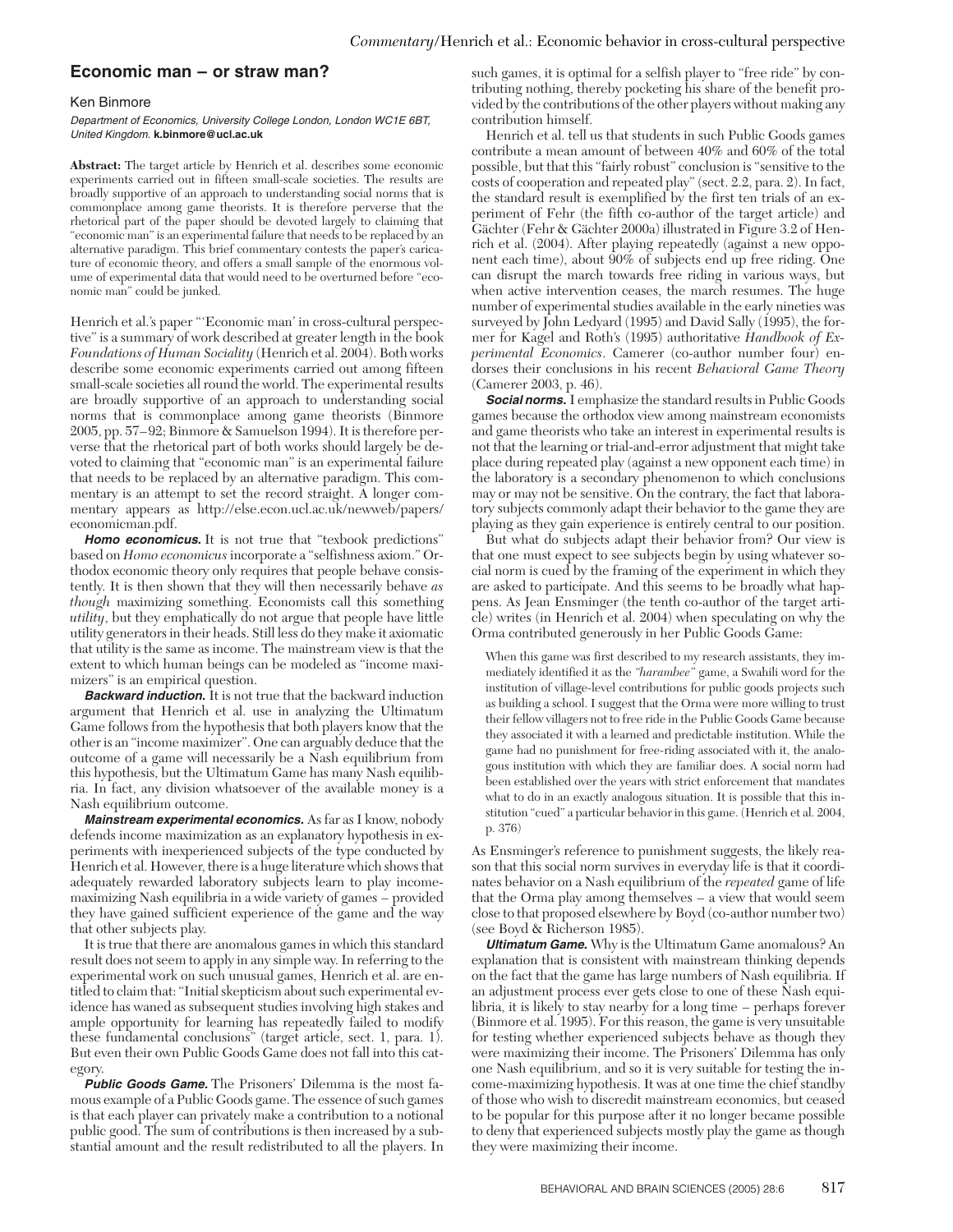## Economic man – or straw man?

Ken Binmore

*Department of Economics, University College London, London WC1E 6BT, United Kingdom.* **k.binmore@ucl.ac.uk**

**Abstract:** The target article by Henrich et al. describes some economic experiments carried out in fifteen small-scale societies. The results are broadly supportive of an approach to understanding social norms that is commonplace among game theorists. It is therefore perverse that the rhetorical part of the paper should be devoted largely to claiming that "economic man" is an experimental failure that needs to be replaced by an alternative paradigm. This brief commentary contests the paper's caricature of economic theory, and offers a small sample of the enormous volume of experimental data that would need to be overturned before "economic man" could be junked.

Henrich et al.'s paper "'Economic man' in cross-cultural perspective" is a summary of work described at greater length in the book *Foundations of Human Sociality* (Henrich et al. 2004). Both works describe some economic experiments carried out among fifteen small-scale societies all round the world. The experimental results are broadly supportive of an approach to understanding social norms that is commonplace among game theorists (Binmore 2005, pp. 57–92; Binmore & Samuelson 1994). It is therefore perverse that the rhetorical part of both works should largely be devoted to claiming that "economic man" is an experimental failure that needs to be replaced by an alternative paradigm. This commentary is an attempt to set the record straight. A longer commentary appears as http://else.econ.ucl.ac.uk/newweb/papers/economicman.pdf.

***Homo economicus.*** It is not true that "texbook predictions" based on *Homo economicus* incorporate a "selfishness axiom." Orthodox economic theory only requires that people behave consistently. It is then shown that they will then necessarily behave *as though* maximizing something. Economists call this something *utility*, but they emphatically do not argue that people have little utility generators in their heads. Still less do they make it axiomatic that utility is the same as income. The mainstream view is that the extent to which human beings can be modeled as "income maximizers" is an empirical question.

***Backward induction.*** It is not true that the backward induction argument that Henrich et al. use in analyzing the Ultimatum Game follows from the hypothesis that both players know that the other is an "income maximizer". One can arguably deduce that the outcome of a game will necessarily be a Nash equilibrium from this hypothesis, but the Ultimatum Game has many Nash equilibria. In fact, any division whatsoever of the available money is a Nash equilibrium outcome.

***Mainstream experimental economics.*** As far as I know, nobody defends income maximization as an explanatory hypothesis in experiments with inexperienced subjects of the type conducted by Henrich et al. However, there is a huge literature which shows that adequately rewarded laboratory subjects learn to play income-maximizing Nash equilibria in a wide variety of games – provided they have gained sufficient experience of the game and the way that other subjects play.

It is true that there are anomalous games in which this standard result does not seem to apply in any simple way. In referring to the experimental work on such unusual games, Henrich et al. are entitled to claim that: "Initial skepticism about such experimental evidence has waned as subsequent studies involving high stakes and ample opportunity for learning has repeatedly failed to modify these fundamental conclusions" (target article, sect. 1, para. 1). But even their own Public Goods Game does not fall into this category.

***Public Goods Game.*** The Prisoners' Dilemma is the most famous example of a Public Goods game. The essence of such games is that each player can privately make a contribution to a notional public good. The sum of contributions is then increased by a substantial amount and the result redistributed to all the players. In such games, it is optimal for a selfish player to "free ride" by contributing nothing, thereby pocketing his share of the benefit provided by the contributions of the other players without making any contribution himself.

Henrich et al. tell us that students in such Public Goods games contribute a mean amount of between 40% and 60% of the total possible, but that this "fairly robust" conclusion is "sensitive to the costs of cooperation and repeated play" (sect. 2.2, para. 2). In fact, the standard result is exemplified by the first ten trials of an experiment of Fehr (the fifth co-author of the target article) and Gächter (Fehr & Gächter 2000a) illustrated in Figure 3.2 of Henrich et al. (2004). After playing repeatedly (against a new opponent each time), about 90% of subjects end up free riding. One can disrupt the march towards free riding in various ways, but when active intervention ceases, the march resumes. The huge number of experimental studies available in the early nineties was surveyed by John Ledyard (1995) and David Sally (1995), the former for Kagel and Roth's (1995) authoritative *Handbook of Experimental Economics*. Camerer (co-author number four) endorses their conclusions in his recent *Behavioral Game Theory* (Camerer 2003, p. 46).

***Social norms.*** I emphasize the standard results in Public Goods games because the orthodox view among mainstream economists and game theorists who take an interest in experimental results is not that the learning or trial-and-error adjustment that might take place during repeated play (against a new opponent each time) in the laboratory is a secondary phenomenon to which conclusions may or may not be sensitive. On the contrary, the fact that laboratory subjects commonly adapt their behavior to the game they are playing as they gain experience is entirely central to our position.

But what do subjects adapt their behavior from? Our view is that one must expect to see subjects begin by using whatever social norm is cued by the framing of the experiment in which they are asked to participate. And this seems to be broadly what happens. As Jean Ensminger (the tenth co-author of the target article) writes (in Henrich et al. 2004) when speculating on why the Orma contributed generously in her Public Goods Game:

> When this game was first described to my research assistants, they immediately identified it as the *"harambee"* game, a Swahili word for the institution of village-level contributions for public goods projects such as building a school. I suggest that the Orma were more willing to trust their fellow villagers not to free ride in the Public Goods Game because they associated it with a learned and predictable institution. While the game had no punishment for free-riding associated with it, the analogous institution with which they are familiar does. A social norm had been established over the years with strict enforcement that mandates what to do in an exactly analogous situation. It is possible that this institution "cued" a particular behavior in this game. (Henrich et al. 2004, p. 376)

As Ensminger's reference to punishment suggests, the likely reason that this social norm survives in everyday life is that it coordinates behavior on a Nash equilibrium of the *repeated* game of life that the Orma play among themselves – a view that would seem close to that proposed elsewhere by Boyd (co-author number two) (see Boyd & Richerson 1985).

***Ultimatum Game.*** Why is the Ultimatum Game anomalous? An explanation that is consistent with mainstream thinking depends on the fact that the game has large numbers of Nash equilibria. If an adjustment process ever gets close to one of these Nash equilibria, it is likely to stay nearby for a long time – perhaps forever (Binmore et al. 1995). For this reason, the game is very unsuitable for testing whether experienced subjects behave as though they were maximizing their income. The Prisoners' Dilemma has only one Nash equilibrium, and so it is very suitable for testing the income-maximizing hypothesis. It was at one time the chief standby of those who wish to discredit mainstream economics, but ceased to be popular for this purpose after it no longer became possible to deny that experienced subjects mostly play the game as though they were maximizing their income.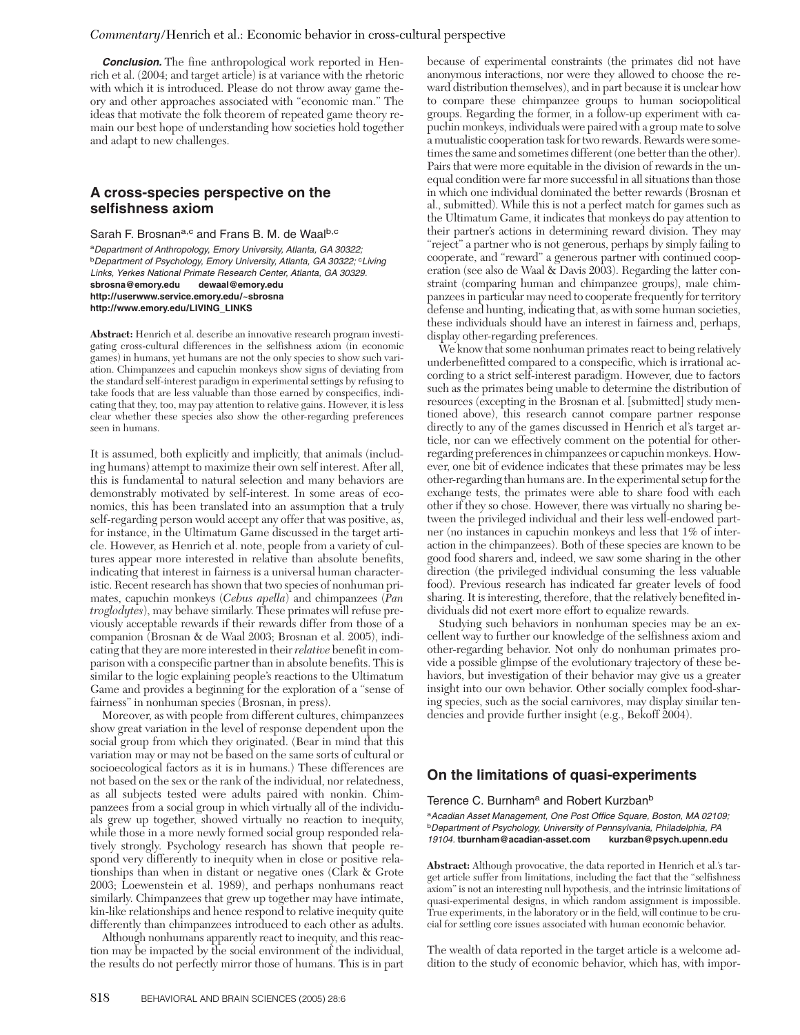**Conclusion.** The fine anthropological work reported in Henrich et al. (2004; and target article) is at variance with the rhetoric with which it is introduced. Please do not throw away game theory and other approaches associated with "economic man." The ideas that motivate the folk theorem of repeated game theory remain our best hope of understanding how societies hold together and adapt to new challenges.

## A cross-species perspective on the selfishness axiom

Sarah F. Brosnan[a,c] and Frans B. M. de Waal[b,c]

[a]*Department of Anthropology, Emory University, Atlanta, GA 30322;* [b]*Department of Psychology, Emory University, Atlanta, GA 30322;* [c]*Living Links, Yerkes National Primate Research Center, Atlanta, GA 30329.*
**sbrosna@emory.edu dewaal@emory.edu**
**http://userwww.service.emory.edu/~sbrosna**
**http://www.emory.edu/LIVING_LINKS**

**Abstract:** Henrich et al. describe an innovative research program investigating cross-cultural differences in the selfishness axiom (in economic games) in humans, yet humans are not the only species to show such variation. Chimpanzees and capuchin monkeys show signs of deviating from the standard self-interest paradigm in experimental settings by refusing to take foods that are less valuable than those earned by conspecifics, indicating that they, too, may pay attention to relative gains. However, it is less clear whether these species also show the other-regarding preferences seen in humans.

It is assumed, both explicitly and implicitly, that animals (including humans) attempt to maximize their own self interest. After all, this is fundamental to natural selection and many behaviors are demonstrably motivated by self-interest. In some areas of economics, this has been translated into an assumption that a truly self-regarding person would accept any offer that was positive, as, for instance, in the Ultimatum Game discussed in the target article. However, as Henrich et al. note, people from a variety of cultures appear more interested in relative than absolute benefits, indicating that interest in fairness is a universal human characteristic. Recent research has shown that two species of nonhuman primates, capuchin monkeys (*Cebus apella*) and chimpanzees (*Pan troglodytes*), may behave similarly. These primates will refuse previously acceptable rewards if their rewards differ from those of a companion (Brosnan & de Waal 2003; Brosnan et al. 2005), indicating that they are more interested in their *relative* benefit in comparison with a conspecific partner than in absolute benefits. This is similar to the logic explaining people's reactions to the Ultimatum Game and provides a beginning for the exploration of a "sense of fairness" in nonhuman species (Brosnan, in press).

Moreover, as with people from different cultures, chimpanzees show great variation in the level of response dependent upon the social group from which they originated. (Bear in mind that this variation may or may not be based on the same sorts of cultural or socioecological factors as it is in humans.) These differences are not based on the sex or the rank of the individual, nor relatedness, as all subjects tested were adults paired with nonkin. Chimpanzees from a social group in which virtually all of the individuals grew up together, showed virtually no reaction to inequity, while those in a more newly formed social group responded relatively strongly. Psychology research has shown that people respond very differently to inequity when in close or positive relationships than when in distant or negative ones (Clark & Grote 2003; Loewenstein et al. 1989), and perhaps nonhumans react similarly. Chimpanzees that grew up together may have intimate, kin-like relationships and hence respond to relative inequity quite differently than chimpanzees introduced to each other as adults.

Although nonhumans apparently react to inequity, and this reaction may be impacted by the social environment of the individual, the results do not perfectly mirror those of humans. This is in part because of experimental constraints (the primates did not have anonymous interactions, nor were they allowed to choose the reward distribution themselves), and in part because it is unclear how to compare these chimpanzee groups to human sociopolitical groups. Regarding the former, in a follow-up experiment with capuchin monkeys, individuals were paired with a group mate to solve a mutualistic cooperation task for two rewards. Rewards were sometimes the same and sometimes different (one better than the other). Pairs that were more equitable in the division of rewards in the unequal condition were far more successful in all situations than those in which one individual dominated the better rewards (Brosnan et al., submitted). While this is not a perfect match for games such as the Ultimatum Game, it indicates that monkeys do pay attention to their partner's actions in determining reward division. They may "reject" a partner who is not generous, perhaps by simply failing to cooperate, and "reward" a generous partner with continued cooperation (see also de Waal & Davis 2003). Regarding the latter constraint (comparing human and chimpanzee groups), male chimpanzees in particular may need to cooperate frequently for territory defense and hunting, indicating that, as with some human societies, these individuals should have an interest in fairness and, perhaps, display other-regarding preferences.

We know that some nonhuman primates react to being relatively underbenefitted compared to a conspecific, which is irrational according to a strict self-interest paradigm. However, due to factors such as the primates being unable to determine the distribution of resources (excepting in the Brosnan et al. [submitted] study mentioned above), this research cannot compare partner response directly to any of the games discussed in Henrich et al's target article, nor can we effectively comment on the potential for other-regarding preferences in chimpanzees or capuchin monkeys. However, one bit of evidence indicates that these primates may be less other-regarding than humans are. In the experimental setup for the exchange tests, the primates were able to share food with each other if they so chose. However, there was virtually no sharing between the privileged individual and their less well-endowed partner (no instances in capuchin monkeys and less that 1% of interaction in the chimpanzees). Both of these species are known to be good food sharers and, indeed, we saw some sharing in the other direction (the privileged individual consuming the less valuable food). Previous research has indicated far greater levels of food sharing. It is interesting, therefore, that the relatively benefited individuals did not exert more effort to equalize rewards.

Studying such behaviors in nonhuman species may be an excellent way to further our knowledge of the selfishness axiom and other-regarding behavior. Not only do nonhuman primates provide a possible glimpse of the evolutionary trajectory of these behaviors, but investigation of their behavior may give us a greater insight into our own behavior. Other socially complex food-sharing species, such as the social carnivores, may display similar tendencies and provide further insight (e.g., Bekoff 2004).

## On the limitations of quasi-experiments

Terence C. Burnham[a] and Robert Kurzban[b]

[a]*Acadian Asset Management, One Post Office Square, Boston, MA 02109;* [b]*Department of Psychology, University of Pennsylvania, Philadelphia, PA 19104.* **tburnham@acadian-asset.com kurzban@psych.upenn.edu**

**Abstract:** Although provocative, the data reported in Henrich et al.'s target article suffer from limitations, including the fact that the "selfishness axiom" is not an interesting null hypothesis, and the intrinsic limitations of quasi-experimental designs, in which random assignment is impossible. True experiments, in the laboratory or in the field, will continue to be crucial for settling core issues associated with human economic behavior.

The wealth of data reported in the target article is a welcome addition to the study of economic behavior, which has, with impor-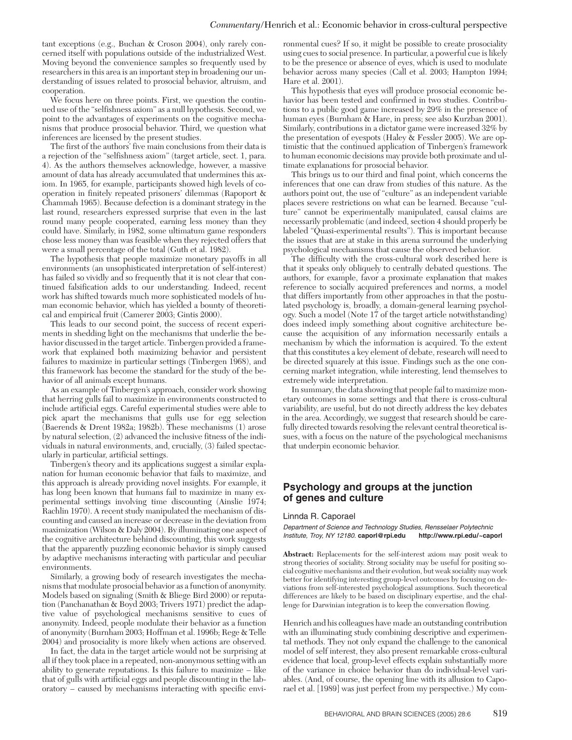tant exceptions (e.g., Buchan & Croson 2004), only rarely concerned itself with populations outside of the industrialized West. Moving beyond the convenience samples so frequently used by researchers in this area is an important step in broadening our understanding of issues related to prosocial behavior, altruism, and cooperation.

We focus here on three points. First, we question the continued use of the "selfishness axiom" as a null hypothesis. Second, we point to the advantages of experiments on the cognitive mechanisms that produce prosocial behavior. Third, we question what inferences are licensed by the present studies.

The first of the authors' five main conclusions from their data is a rejection of the "selfishness axiom" (target article, sect. 1, para. 4). As the authors themselves acknowledge, however, a massive amount of data has already accumulated that undermines this axiom. In 1965, for example, participants showed high levels of cooperation in finitely repeated prisoners' dilemmas (Rapoport & Chammah 1965). Because defection is a dominant strategy in the last round, researchers expressed surprise that even in the last round many people cooperated, earning less money than they could have. Similarly, in 1982, some ultimatum game responders chose less money than was feasible when they rejected offers that were a small percentage of the total (Guth et al. 1982).

The hypothesis that people maximize monetary payoffs in all environments (an unsophisticated interpretation of self-interest) has failed so vividly and so frequently that it is not clear that continued falsification adds to our understanding. Indeed, recent work has shifted towards much more sophisticated models of human economic behavior, which has yielded a bounty of theoretical and empirical fruit (Camerer 2003; Gintis 2000).

This leads to our second point, the success of recent experiments in shedding light on the mechanisms that underlie the behavior discussed in the target article. Tinbergen provided a framework that explained both maximizing behavior and persistent failures to maximize in particular settings (Tinbergen 1968), and this framework has become the standard for the study of the behavior of all animals except humans.

As an example of Tinbergen's approach, consider work showing that herring gulls fail to maximize in environments constructed to include artificial eggs. Careful experimental studies were able to pick apart the mechanisms that gulls use for egg selection (Baerends & Drent 1982a; 1982b). These mechanisms (1) arose by natural selection, (2) advanced the inclusive fitness of the individuals in natural environments, and, crucially, (3) failed spectacularly in particular, artificial settings.

Tinbergen's theory and its applications suggest a similar explanation for human economic behavior that fails to maximize, and this approach is already providing novel insights. For example, it has long been known that humans fail to maximize in many experimental settings involving time discounting (Ainslie 1974; Rachlin 1970). A recent study manipulated the mechanism of discounting and caused an increase or decrease in the deviation from maximization (Wilson & Daly 2004). By illuminating one aspect of the cognitive architecture behind discounting, this work suggests that the apparently puzzling economic behavior is simply caused by adaptive mechanisms interacting with particular and peculiar environments.

Similarly, a growing body of research investigates the mechanisms that modulate prosocial behavior as a function of anonymity. Models based on signaling (Smith & Bliege Bird 2000) or reputation (Panchanathan & Boyd 2003; Trivers 1971) predict the adaptive value of psychological mechanisms sensitive to cues of anonymity. Indeed, people modulate their behavior as a function of anonymity (Burnham 2003; Hoffman et al. 1996b; Rege & Telle 2004) and prosociality is more likely when actions are observed.

In fact, the data in the target article would not be surprising at all if they took place in a repeated, non-anonymous setting with an ability to generate reputations. Is this failure to maximize – like that of gulls with artificial eggs and people discounting in the laboratory – caused by mechanisms interacting with specific environmental cues? If so, it might be possible to create prosociality using cues to social presence. In particular, a powerful cue is likely to be the presence or absence of eyes, which is used to modulate behavior across many species (Call et al. 2003; Hampton 1994; Hare et al. 2001).

This hypothesis that eyes will produce prosocial economic behavior has been tested and confirmed in two studies. Contributions to a public good game increased by 29% in the presence of human eyes (Burnham & Hare, in press; see also Kurzban 2001). Similarly, contributions in a dictator game were increased 32% by the presentation of eyespots (Haley & Fessler 2005). We are optimistic that the continued application of Tinbergen's framework to human economic decisions may provide both proximate and ultimate explanations for prosocial behavior.

This brings us to our third and final point, which concerns the inferences that one can draw from studies of this nature. As the authors point out, the use of "culture" as an independent variable places severe restrictions on what can be learned. Because "culture" cannot be experimentally manipulated, causal claims are necessarily problematic (and indeed, section 4 should properly be labeled "Quasi-experimental results"). This is important because the issues that are at stake in this arena surround the underlying psychological mechanisms that cause the observed behavior.

The difficulty with the cross-cultural work described here is that it speaks only obliquely to centrally debated questions. The authors, for example, favor a proximate explanation that makes reference to socially acquired preferences and norms, a model that differs importantly from other approaches in that the postulated psychology is, broadly, a domain-general learning psychology. Such a model (Note 17 of the target article notwithstanding) does indeed imply something about cognitive architecture because the acquisition of any information necessarily entails a mechanism by which the information is acquired. To the extent that this constitutes a key element of debate, research will need to be directed squarely at this issue. Findings such as the one concerning market integration, while interesting, lend themselves to extremely wide interpretation.

In summary, the data showing that people fail to maximize monetary outcomes in some settings and that there is cross-cultural variability, are useful, but do not directly address the key debates in the area. Accordingly, we suggest that research should be carefully directed towards resolving the relevant central theoretical issues, with a focus on the nature of the psychological mechanisms that underpin economic behavior.

## Psychology and groups at the junction of genes and culture

Linnda R. Caporael

*Department of Science and Technology Studies, Rensselaer Polytechnic Institute, Troy, NY 12180.* **caporl@rpi.edu** **http://www.rpi.edu/~caporl**

**Abstract:** Replacements for the self-interest axiom may posit weak to strong theories of sociality. Strong sociality may be useful for positing social cognitive mechanisms and their evolution, but weak sociality may work better for identifying interesting group-level outcomes by focusing on deviations from self-interested psychological assumptions. Such theoretical differences are likely to be based on disciplinary expertise, and the challenge for Darwinian integration is to keep the conversation flowing.

Henrich and his colleagues have made an outstanding contribution with an illuminating study combining descriptive and experimental methods. They not only expand the challenge to the canonical model of self interest, they also present remarkable cross-cultural evidence that local, group-level effects explain substantially more of the variance in choice behavior than do individual-level variables. (And, of course, the opening line with its allusion to Caporael et al. [1989] was just perfect from my perspective.) My com-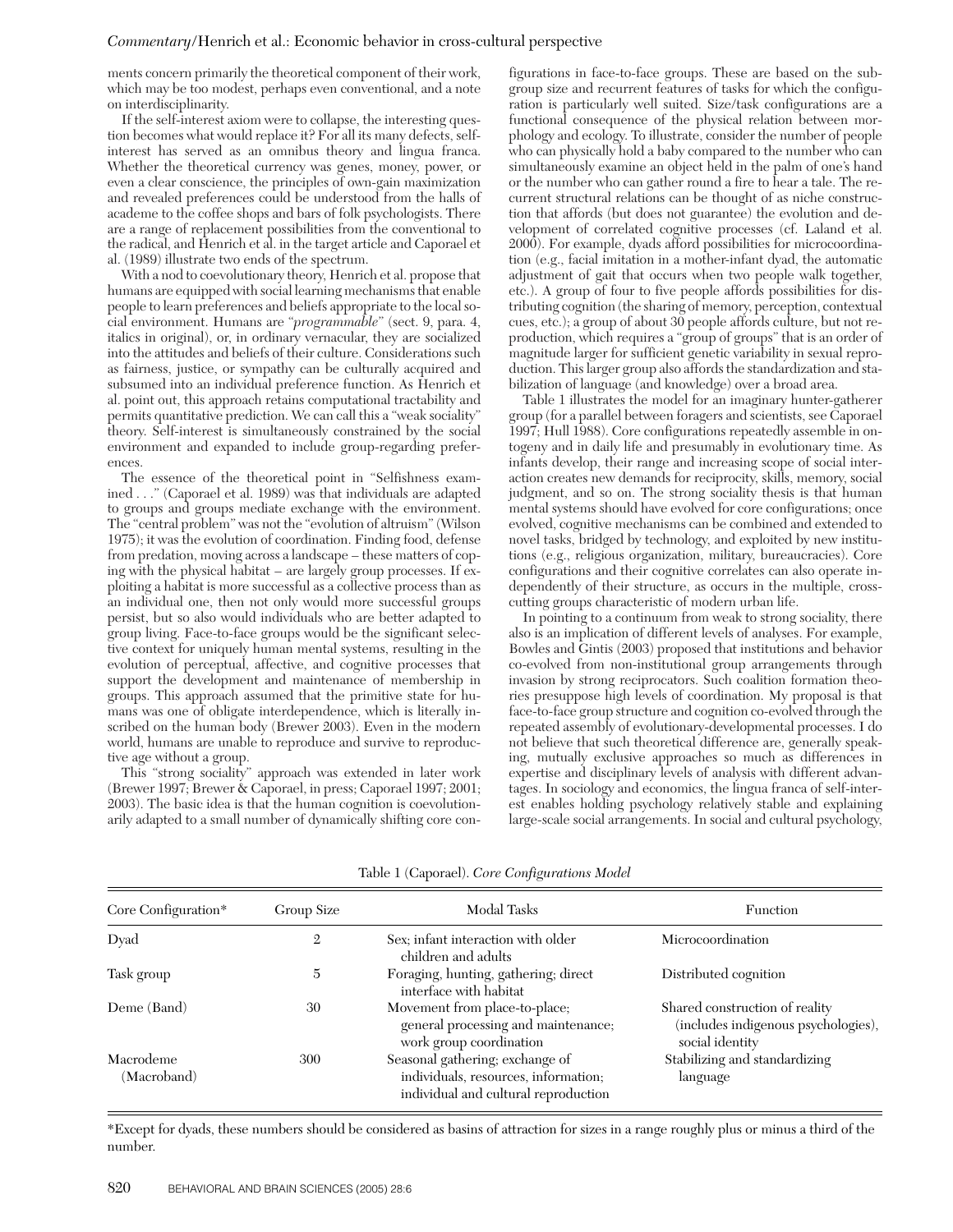ments concern primarily the theoretical component of their work, which may be too modest, perhaps even conventional, and a note on interdisciplinarity.

If the self-interest axiom were to collapse, the interesting question becomes what would replace it? For all its many defects, self-interest has served as an omnibus theory and lingua franca. Whether the theoretical currency was genes, money, power, or even a clear conscience, the principles of own-gain maximization and revealed preferences could be understood from the halls of academe to the coffee shops and bars of folk psychologists. There are a range of replacement possibilities from the conventional to the radical, and Henrich et al. in the target article and Caporael et al. (1989) illustrate two ends of the spectrum.

With a nod to coevolutionary theory, Henrich et al. propose that humans are equipped with social learning mechanisms that enable people to learn preferences and beliefs appropriate to the local social environment. Humans are "*programmable*" (sect. 9, para. 4, italics in original), or, in ordinary vernacular, they are socialized into the attitudes and beliefs of their culture. Considerations such as fairness, justice, or sympathy can be culturally acquired and subsumed into an individual preference function. As Henrich et al. point out, this approach retains computational tractability and permits quantitative prediction. We can call this a "weak sociality" theory. Self-interest is simultaneously constrained by the social environment and expanded to include group-regarding preferences.

The essence of the theoretical point in "Selfishness examined . . ." (Caporael et al. 1989) was that individuals are adapted to groups and groups mediate exchange with the environment. The "central problem" was not the "evolution of altruism" (Wilson 1975); it was the evolution of coordination. Finding food, defense from predation, moving across a landscape – these matters of coping with the physical habitat – are largely group processes. If exploiting a habitat is more successful as a collective process than as an individual one, then not only would more successful groups persist, but so also would individuals who are better adapted to group living. Face-to-face groups would be the significant selective context for uniquely human mental systems, resulting in the evolution of perceptual, affective, and cognitive processes that support the development and maintenance of membership in groups. This approach assumed that the primitive state for humans was one of obligate interdependence, which is literally inscribed on the human body (Brewer 2003). Even in the modern world, humans are unable to reproduce and survive to reproductive age without a group.

This "strong sociality" approach was extended in later work (Brewer 1997; Brewer & Caporael, in press; Caporael 1997; 2001; 2003). The basic idea is that the human cognition is coevolutionarily adapted to a small number of dynamically shifting core configurations in face-to-face groups. These are based on the subgroup size and recurrent features of tasks for which the configuration is particularly well suited. Size/task configurations are a functional consequence of the physical relation between morphology and ecology. To illustrate, consider the number of people who can physically hold a baby compared to the number who can simultaneously examine an object held in the palm of one's hand or the number who can gather round a fire to hear a tale. The recurrent structural relations can be thought of as niche construction that affords (but does not guarantee) the evolution and development of correlated cognitive processes (cf. Laland et al. 2000). For example, dyads afford possibilities for microcoordination (e.g., facial imitation in a mother-infant dyad, the automatic adjustment of gait that occurs when two people walk together, etc.). A group of four to five people affords possibilities for distributing cognition (the sharing of memory, perception, contextual cues, etc.); a group of about 30 people affords culture, but not reproduction, which requires a "group of groups" that is an order of magnitude larger for sufficient genetic variability in sexual reproduction. This larger group also affords the standardization and stabilization of language (and knowledge) over a broad area.

Table 1 illustrates the model for an imaginary hunter-gatherer group (for a parallel between foragers and scientists, see Caporael 1997; Hull 1988). Core configurations repeatedly assemble in ontogeny and in daily life and presumably in evolutionary time. As infants develop, their range and increasing scope of social interaction creates new demands for reciprocity, skills, memory, social judgment, and so on. The strong sociality thesis is that human mental systems should have evolved for core configurations; once evolved, cognitive mechanisms can be combined and extended to novel tasks, bridged by technology, and exploited by new institutions (e.g., religious organization, military, bureaucracies). Core configurations and their cognitive correlates can also operate independently of their structure, as occurs in the multiple, cross-cutting groups characteristic of modern urban life.

In pointing to a continuum from weak to strong sociality, there also is an implication of different levels of analyses. For example, Bowles and Gintis (2003) proposed that institutions and behavior co-evolved from non-institutional group arrangements through invasion by strong reciprocators. Such coalition formation theories presuppose high levels of coordination. My proposal is that face-to-face group structure and cognition co-evolved through the repeated assembly of evolutionary-developmental processes. I do not believe that such theoretical difference are, generally speaking, mutually exclusive approaches so much as differences in expertise and disciplinary levels of analysis with different advantages. In sociology and economics, the lingua franca of self-interest enables holding psychology relatively stable and explaining large-scale social arrangements. In social and cultural psychology,

Table 1 (Caporael). *Core Configurations Model*

| Core Configuration* | Group Size | Modal Tasks | Function |
|---|---|---|---|
| Dyad | 2 | Sex; infant interaction with older children and adults | Microcoordination |
| Task group | 5 | Foraging, hunting, gathering; direct interface with habitat | Distributed cognition |
| Deme (Band) | 30 | Movement from place-to-place; general processing and maintenance; work group coordination | Shared construction of reality (includes indigenous psychologies), social identity |
| Macrodeme (Macroband) | 300 | Seasonal gathering; exchange of individuals, resources, information; individual and cultural reproduction | Stabilizing and standardizing language |

*Except for dyads, these numbers should be considered as basins of attraction for sizes in a range roughly plus or minus a third of the number.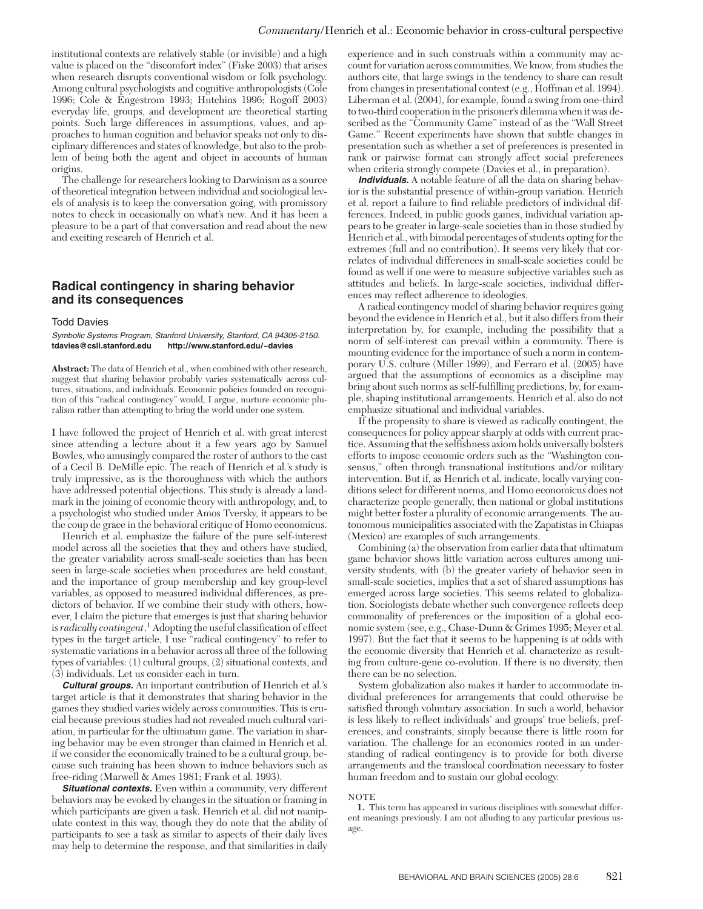institutional contexts are relatively stable (or invisible) and a high value is placed on the "discomfort index" (Fiske 2003) that arises when research disrupts conventional wisdom or folk psychology. Among cultural psychologists and cognitive anthropologists (Cole 1996; Cole & Engestrom 1993; Hutchins 1996; Rogoff 2003) everyday life, groups, and development are theoretical starting points. Such large differences in assumptions, values, and approaches to human cognition and behavior speaks not only to disciplinary differences and states of knowledge, but also to the problem of being both the agent and object in accounts of human origins.

The challenge for researchers looking to Darwinism as a source of theoretical integration between individual and sociological levels of analysis is to keep the conversation going, with promissory notes to check in occasionally on what's new. And it has been a pleasure to be a part of that conversation and read about the new and exciting research of Henrich et al.

## Radical contingency in sharing behavior and its consequences

Todd Davies

*Symbolic Systems Program, Stanford University, Stanford, CA 94305-2150.*
**tdavies@csli.stanford.edu http://www.stanford.edu/~davies**

**Abstract:** The data of Henrich et al., when combined with other research, suggest that sharing behavior probably varies systematically across cultures, situations, and individuals. Economic policies founded on recognition of this "radical contingency" would, I argue, nurture economic pluralism rather than attempting to bring the world under one system.

I have followed the project of Henrich et al. with great interest since attending a lecture about it a few years ago by Samuel Bowles, who amusingly compared the roster of authors to the cast of a Cecil B. DeMille epic. The reach of Henrich et al.'s study is truly impressive, as is the thoroughness with which the authors have addressed potential objections. This study is already a landmark in the joining of economic theory with anthropology, and, to a psychologist who studied under Amos Tversky, it appears to be the coup de grace in the behavioral critique of Homo economicus.

Henrich et al. emphasize the failure of the pure self-interest model across all the societies that they and others have studied, the greater variability across small-scale societies than has been seen in large-scale societies when procedures are held constant, and the importance of group membership and key group-level variables, as opposed to measured individual differences, as predictors of behavior. If we combine their study with others, however, I claim the picture that emerges is just that sharing behavior is *radically contingent*.[1] Adopting the useful classification of effect types in the target article, I use "radical contingency" to refer to systematic variations in a behavior across all three of the following types of variables: (1) cultural groups, (2) situational contexts, and (3) individuals. Let us consider each in turn.

***Cultural groups.*** An important contribution of Henrich et al.'s target article is that it demonstrates that sharing behavior in the games they studied varies widely across communities. This is crucial because previous studies had not revealed much cultural variation, in particular for the ultimatum game. The variation in sharing behavior may be even stronger than claimed in Henrich et al. if we consider the economically trained to be a cultural group, because such training has been shown to induce behaviors such as free-riding (Marwell & Ames 1981; Frank et al. 1993).

***Situational contexts.*** Even within a community, very different behaviors may be evoked by changes in the situation or framing in which participants are given a task. Henrich et al. did not manipulate context in this way, though they do note that the ability of participants to see a task as similar to aspects of their daily lives may help to determine the response, and that similarities in daily experience and in such construals within a community may account for variation across communities. We know, from studies the authors cite, that large swings in the tendency to share can result from changes in presentational context (e.g., Hoffman et al. 1994). Liberman et al. (2004), for example, found a swing from one-third to two-third cooperation in the prisoner's dilemma when it was described as the "Community Game" instead of as the "Wall Street Game." Recent experiments have shown that subtle changes in presentation such as whether a set of preferences is presented in rank or pairwise format can strongly affect social preferences when criteria strongly compete (Davies et al., in preparation).

***Individuals.*** A notable feature of all the data on sharing behavior is the substantial presence of within-group variation. Henrich et al. report a failure to find reliable predictors of individual differences. Indeed, in public goods games, individual variation appears to be greater in large-scale societies than in those studied by Henrich et al., with bimodal percentages of students opting for the extremes (full and no contribution). It seems very likely that correlates of individual differences in small-scale societies could be found as well if one were to measure subjective variables such as attitudes and beliefs. In large-scale societies, individual differences may reflect adherence to ideologies.

A radical contingency model of sharing behavior requires going beyond the evidence in Henrich et al., but it also differs from their interpretation by, for example, including the possibility that a norm of self-interest can prevail within a community. There is mounting evidence for the importance of such a norm in contemporary U.S. culture (Miller 1999), and Ferraro et al. (2005) have argued that the assumptions of economics as a discipline may bring about such norms as self-fulfilling predictions, by, for example, shaping institutional arrangements. Henrich et al. also do not emphasize situational and individual variables.

If the propensity to share is viewed as radically contingent, the consequences for policy appear sharply at odds with current practice. Assuming that the selfishness axiom holds universally bolsters efforts to impose economic orders such as the "Washington consensus," often through transnational institutions and/or military intervention. But if, as Henrich et al. indicate, locally varying conditions select for different norms, and Homo economicus does not characterize people generally, then national or global institutions might better foster a plurality of economic arrangements. The autonomous municipalities associated with the Zapatistas in Chiapas (Mexico) are examples of such arrangements.

Combining (a) the observation from earlier data that ultimatum game behavior shows little variation across cultures among university students, with (b) the greater variety of behavior seen in small-scale societies, implies that a set of shared assumptions has emerged across large societies. This seems related to globalization. Sociologists debate whether such convergence reflects deep commonality of preferences or the imposition of a global economic system (see, e.g., Chase-Dunn & Grimes 1995; Meyer et al. 1997). But the fact that it seems to be happening is at odds with the economic diversity that Henrich et al. characterize as resulting from culture-gene co-evolution. If there is no diversity, then there can be no selection.

System globalization also makes it harder to accommodate individual preferences for arrangements that could otherwise be satisfied through voluntary association. In such a world, behavior is less likely to reflect individuals' and groups' true beliefs, preferences, and constraints, simply because there is little room for variation. The challenge for an economics rooted in an understanding of radical contingency is to provide for both diverse arrangements and the translocal coordination necessary to foster human freedom and to sustain our global ecology.

NOTE

1. This term has appeared in various disciplines with somewhat different meanings previously. I am not alluding to any particular previous usage.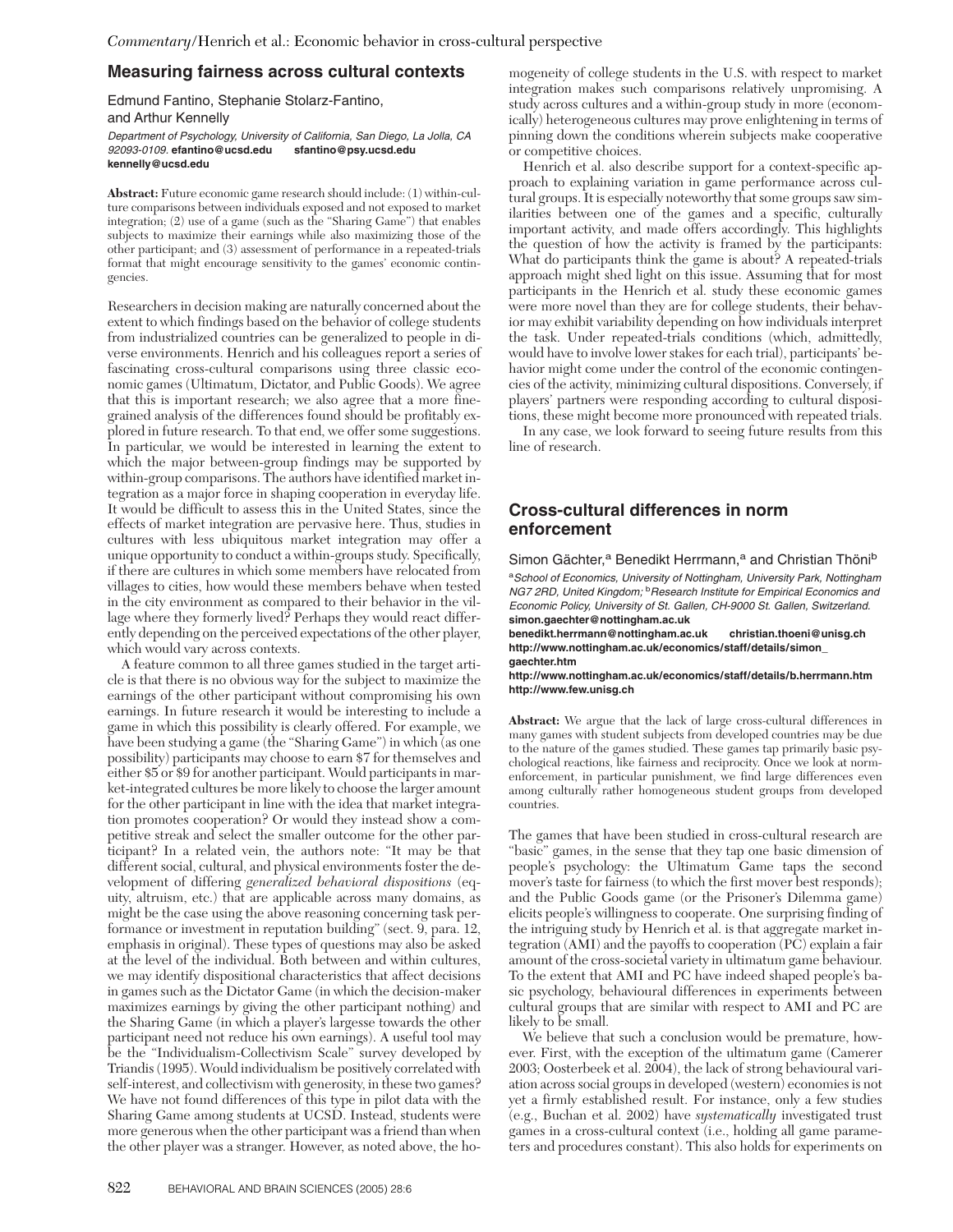## Measuring fairness across cultural contexts

Edmund Fantino, Stephanie Stolarz-Fantino, and Arthur Kennelly

*Department of Psychology, University of California, San Diego, La Jolla, CA 92093-0109.* **efantino@ucsd.edu sfantino@psy.ucsd.edu kennelly@ucsd.edu**

**Abstract:** Future economic game research should include: (1) within-culture comparisons between individuals exposed and not exposed to market integration; (2) use of a game (such as the "Sharing Game") that enables subjects to maximize their earnings while also maximizing those of the other participant; and (3) assessment of performance in a repeated-trials format that might encourage sensitivity to the games' economic contingencies.

Researchers in decision making are naturally concerned about the extent to which findings based on the behavior of college students from industrialized countries can be generalized to people in diverse environments. Henrich and his colleagues report a series of fascinating cross-cultural comparisons using three classic economic games (Ultimatum, Dictator, and Public Goods). We agree that this is important research; we also agree that a more fine-grained analysis of the differences found should be profitably explored in future research. To that end, we offer some suggestions. In particular, we would be interested in learning the extent to which the major between-group findings may be supported by within-group comparisons. The authors have identified market integration as a major force in shaping cooperation in everyday life. It would be difficult to assess this in the United States, since the effects of market integration are pervasive here. Thus, studies in cultures with less ubiquitous market integration may offer a unique opportunity to conduct a within-groups study. Specifically, if there are cultures in which some members have relocated from villages to cities, how would these members behave when tested in the city environment as compared to their behavior in the village where they formerly lived? Perhaps they would react differently depending on the perceived expectations of the other player, which would vary across contexts.

A feature common to all three games studied in the target article is that there is no obvious way for the subject to maximize the earnings of the other participant without compromising his own earnings. In future research it would be interesting to include a game in which this possibility is clearly offered. For example, we have been studying a game (the "Sharing Game") in which (as one possibility) participants may choose to earn \$7 for themselves and either \$5 or \$9 for another participant. Would participants in market-integrated cultures be more likely to choose the larger amount for the other participant in line with the idea that market integration promotes cooperation? Or would they instead show a competitive streak and select the smaller outcome for the other participant? In a related vein, the authors note: "It may be that different social, cultural, and physical environments foster the development of differing *generalized behavioral dispositions* (equity, altruism, etc.) that are applicable across many domains, as might be the case using the above reasoning concerning task performance or investment in reputation building" (sect. 9, para. 12, emphasis in original). These types of questions may also be asked at the level of the individual. Both between and within cultures, we may identify dispositional characteristics that affect decisions in games such as the Dictator Game (in which the decision-maker maximizes earnings by giving the other participant nothing) and the Sharing Game (in which a player's largesse towards the other participant need not reduce his own earnings). A useful tool may be the "Individualism-Collectivism Scale" survey developed by Triandis (1995). Would individualism be positively correlated with self-interest, and collectivism with generosity, in these two games? We have not found differences of this type in pilot data with the Sharing Game among students at UCSD. Instead, students were more generous when the other participant was a friend than when the other player was a stranger. However, as noted above, the homogeneity of college students in the U.S. with respect to market integration makes such comparisons relatively unpromising. A study across cultures and a within-group study in more (economically) heterogeneous cultures may prove enlightening in terms of pinning down the conditions wherein subjects make cooperative or competitive choices.

Henrich et al. also describe support for a context-specific approach to explaining variation in game performance across cultural groups. It is especially noteworthy that some groups saw similarities between one of the games and a specific, culturally important activity, and made offers accordingly. This highlights the question of how the activity is framed by the participants: What do participants think the game is about? A repeated-trials approach might shed light on this issue. Assuming that for most participants in the Henrich et al. study these economic games were more novel than they are for college students, their behavior may exhibit variability depending on how individuals interpret the task. Under repeated-trials conditions (which, admittedly, would have to involve lower stakes for each trial), participants' behavior might come under the control of the economic contingencies of the activity, minimizing cultural dispositions. Conversely, if players' partners were responding according to cultural dispositions, these might become more pronounced with repeated trials.

In any case, we look forward to seeing future results from this line of research.

## Cross-cultural differences in norm enforcement

Simon Gächter,[a] Benedikt Herrmann,[a] and Christian Thöni[b]

[a]*School of Economics, University of Nottingham, University Park, Nottingham NG7 2RD, United Kingdom;* [b]*Research Institute for Empirical Economics and Economic Policy, University of St. Gallen, CH-9000 St. Gallen, Switzerland.*
**simon.gaechter@nottingham.ac.uk benedikt.herrmann@nottingham.ac.uk christian.thoeni@unisg.ch http://www.nottingham.ac.uk/economics/staff/details/simon_gaechter.htm http://www.nottingham.ac.uk/economics/staff/details/b.herrmann.htm http://www.few.unisg.ch**

**Abstract:** We argue that the lack of large cross-cultural differences in many games with student subjects from developed countries may be due to the nature of the games studied. These games tap primarily basic psychological reactions, like fairness and reciprocity. Once we look at norm-enforcement, in particular punishment, we find large differences even among culturally rather homogeneous student groups from developed countries.

The games that have been studied in cross-cultural research are "basic" games, in the sense that they tap one basic dimension of people's psychology: the Ultimatum Game taps the second mover's taste for fairness (to which the first mover best responds); and the Public Goods game (or the Prisoner's Dilemma game) elicits people's willingness to cooperate. One surprising finding of the intriguing study by Henrich et al. is that aggregate market integration (AMI) and the payoffs to cooperation (PC) explain a fair amount of the cross-societal variety in ultimatum game behaviour. To the extent that AMI and PC have indeed shaped people's basic psychology, behavioural differences in experiments between cultural groups that are similar with respect to AMI and PC are likely to be small.

We believe that such a conclusion would be premature, however. First, with the exception of the ultimatum game (Camerer 2003; Oosterbeek et al. 2004), the lack of strong behavioural variation across social groups in developed (western) economies is not yet a firmly established result. For instance, only a few studies (e.g., Buchan et al. 2002) have *systematically* investigated trust games in a cross-cultural context (i.e., holding all game parameters and procedures constant). This also holds for experiments on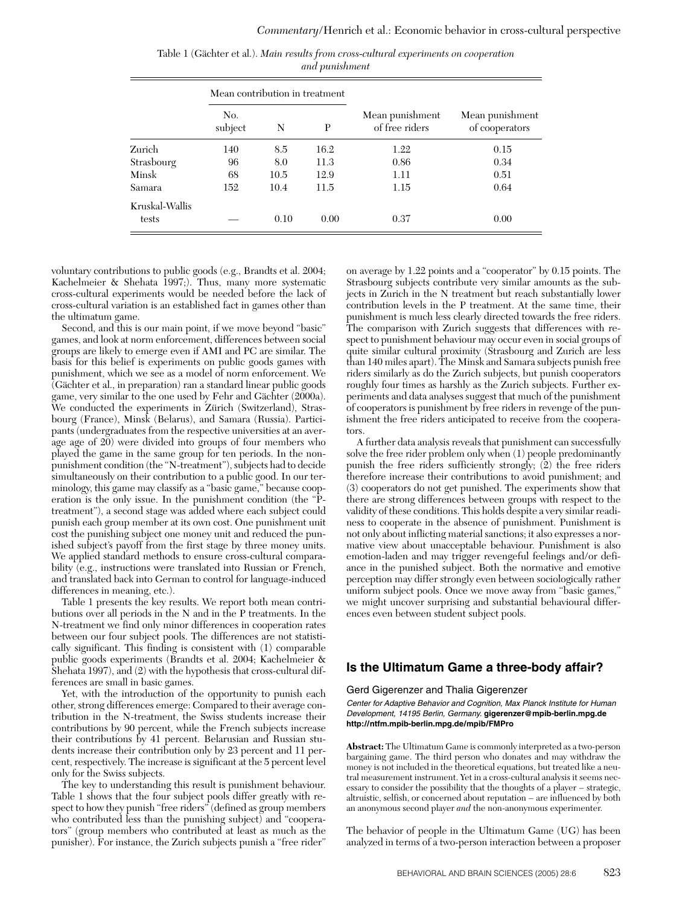Table 1 (Gächter et al.). *Main results from cross-cultural experiments on cooperation and punishment*

| | Mean contribution in treatment | | | | |
|---|---|---|---|---|---|
| | No. subject | N | P | Mean punishment of free riders | Mean punishment of cooperators |
| Zurich | 140 | 8.5 | 16.2 | 1.22 | 0.15 |
| Strasbourg | 96 | 8.0 | 11.3 | 0.86 | 0.34 |
| Minsk | 68 | 10.5 | 12.9 | 1.11 | 0.51 |
| Samara | 152 | 10.4 | 11.5 | 1.15 | 0.64 |
| Kruskal-Wallis tests | — | 0.10 | 0.00 | 0.37 | 0.00 |

voluntary contributions to public goods (e.g., Brandts et al. 2004; Kachelmeier & Shehata 1997;). Thus, many more systematic cross-cultural experiments would be needed before the lack of cross-cultural variation is an established fact in games other than the ultimatum game.

Second, and this is our main point, if we move beyond "basic" games, and look at norm enforcement, differences between social groups are likely to emerge even if AMI and PC are similar. The basis for this belief is experiments on public goods games with punishment, which we see as a model of norm enforcement. We (Gächter et al., in preparation) ran a standard linear public goods game, very similar to the one used by Fehr and Gächter (2000a). We conducted the experiments in Zürich (Switzerland), Strasbourg (France), Minsk (Belarus), and Samara (Russia). Participants (undergraduates from the respective universities at an average age of 20) were divided into groups of four members who played the game in the same group for ten periods. In the non-punishment condition (the "N-treatment"), subjects had to decide simultaneously on their contribution to a public good. In our terminology, this game may classify as a "basic game," because cooperation is the only issue. In the punishment condition (the "P-treatment"), a second stage was added where each subject could punish each group member at its own cost. One punishment unit cost the punishing subject one money unit and reduced the punished subject's payoff from the first stage by three money units. We applied standard methods to ensure cross-cultural comparability (e.g., instructions were translated into Russian or French, and translated back into German to control for language-induced differences in meaning, etc.).

Table 1 presents the key results. We report both mean contributions over all periods in the N and in the P treatments. In the N-treatment we find only minor differences in cooperation rates between our four subject pools. The differences are not statistically significant. This finding is consistent with (1) comparable public goods experiments (Brandts et al. 2004; Kachelmeier & Shehata 1997), and (2) with the hypothesis that cross-cultural differences are small in basic games.

Yet, with the introduction of the opportunity to punish each other, strong differences emerge: Compared to their average contribution in the N-treatment, the Swiss students increase their contributions by 90 percent, while the French subjects increase their contributions by 41 percent. Belarusian and Russian students increase their contribution only by 23 percent and 11 percent, respectively. The increase is significant at the 5 percent level only for the Swiss subjects.

The key to understanding this result is punishment behaviour. Table 1 shows that the four subject pools differ greatly with respect to how they punish "free riders" (defined as group members who contributed less than the punishing subject) and "cooperators" (group members who contributed at least as much as the punisher). For instance, the Zurich subjects punish a "free rider" on average by 1.22 points and a "cooperator" by 0.15 points. The Strasbourg subjects contribute very similar amounts as the subjects in Zurich in the N treatment but reach substantially lower contribution levels in the P treatment. At the same time, their punishment is much less clearly directed towards the free riders. The comparison with Zurich suggests that differences with respect to punishment behaviour may occur even in social groups of quite similar cultural proximity (Strasbourg and Zurich are less than 140 miles apart). The Minsk and Samara subjects punish free riders similarly as do the Zurich subjects, but punish cooperators roughly four times as harshly as the Zurich subjects. Further experiments and data analyses suggest that much of the punishment of cooperators is punishment by free riders in revenge of the punishment the free riders anticipated to receive from the cooperators.

A further data analysis reveals that punishment can successfully solve the free rider problem only when (1) people predominantly punish the free riders sufficiently strongly; (2) the free riders therefore increase their contributions to avoid punishment; and (3) cooperators do not get punished. The experiments show that there are strong differences between groups with respect to the validity of these conditions. This holds despite a very similar readiness to cooperate in the absence of punishment. Punishment is not only about inflicting material sanctions; it also expresses a normative view about unacceptable behaviour. Punishment is also emotion-laden and may trigger revengeful feelings and/or defiance in the punished subject. Both the normative and emotive perception may differ strongly even between sociologically rather uniform subject pools. Once we move away from "basic games," we might uncover surprising and substantial behavioural differences even between student subject pools.

## Is the Ultimatum Game a three-body affair?

Gerd Gigerenzer and Thalia Gigerenzer

*Center for Adaptive Behavior and Cognition, Max Planck Institute for Human Development, 14195 Berlin, Germany.* **gigerenzer@mpib-berlin.mpg.de**
**http://ntfm.mpib-berlin.mpg.de/mpib/FMPro**

**Abstract:** The Ultimatum Game is commonly interpreted as a two-person bargaining game. The third person who donates and may withdraw the money is not included in the theoretical equations, but treated like a neutral measurement instrument. Yet in a cross-cultural analysis it seems necessary to consider the possibility that the thoughts of a player – strategic, altruistic, selfish, or concerned about reputation – are influenced by both an anonymous second player *and* the non-anonymous experimenter.

The behavior of people in the Ultimatum Game (UG) has been analyzed in terms of a two-person interaction between a proposer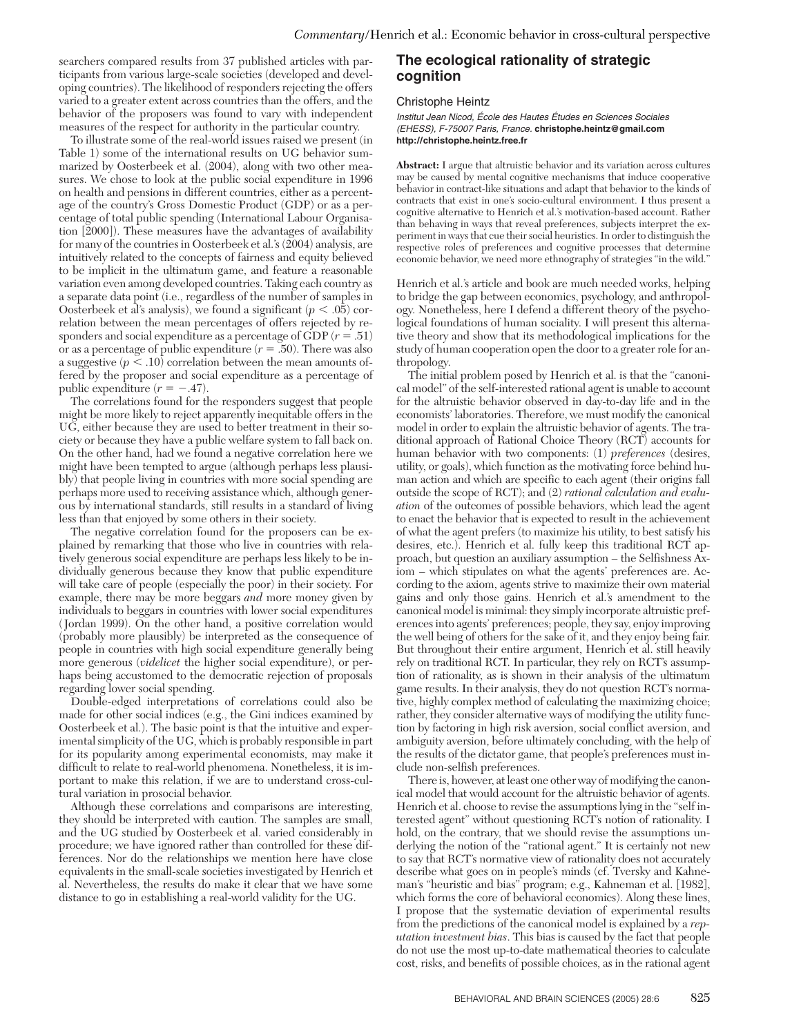searchers compared results from 37 published articles with participants from various large-scale societies (developed and developing countries). The likelihood of responders rejecting the offers varied to a greater extent across countries than the offers, and the behavior of the proposers was found to vary with independent measures of the respect for authority in the particular country.

To illustrate some of the real-world issues raised we present (in Table 1) some of the international results on UG behavior summarized by Oosterbeek et al. (2004), along with two other measures. We chose to look at the public social expenditure in 1996 on health and pensions in different countries, either as a percentage of the country's Gross Domestic Product (GDP) or as a percentage of total public spending (International Labour Organisation [2000]). These measures have the advantages of availability for many of the countries in Oosterbeek et al.'s (2004) analysis, are intuitively related to the concepts of fairness and equity believed to be implicit in the ultimatum game, and feature a reasonable variation even among developed countries. Taking each country as a separate data point (i.e., regardless of the number of samples in Oosterbeek et al's analysis), we found a significant ($p < .05$) correlation between the mean percentages of offers rejected by responders and social expenditure as a percentage of GDP ($r = .51$) or as a percentage of public expenditure ($r = .50$). There was also a suggestive ($p < .10$) correlation between the mean amounts offered by the proposer and social expenditure as a percentage of public expenditure ($r = -.47$).

The correlations found for the responders suggest that people might be more likely to reject apparently inequitable offers in the UG, either because they are used to better treatment in their society or because they have a public welfare system to fall back on. On the other hand, had we found a negative correlation here we might have been tempted to argue (although perhaps less plausibly) that people living in countries with more social spending are perhaps more used to receiving assistance which, although generous by international standards, still results in a standard of living less than that enjoyed by some others in their society.

The negative correlation found for the proposers can be explained by remarking that those who live in countries with relatively generous social expenditure are perhaps less likely to be individually generous because they know that public expenditure will take care of people (especially the poor) in their society. For example, there may be more beggars *and* more money given by individuals to beggars in countries with lower social expenditures (Jordan 1999). On the other hand, a positive correlation would (probably more plausibly) be interpreted as the consequence of people in countries with high social expenditure generally being more generous (*videlicet* the higher social expenditure), or perhaps being accustomed to the democratic rejection of proposals regarding lower social spending.

Double-edged interpretations of correlations could also be made for other social indices (e.g., the Gini indices examined by Oosterbeek et al.). The basic point is that the intuitive and experimental simplicity of the UG, which is probably responsible in part for its popularity among experimental economists, may make it difficult to relate to real-world phenomena. Nonetheless, it is important to make this relation, if we are to understand cross-cultural variation in prosocial behavior.

Although these correlations and comparisons are interesting, they should be interpreted with caution. The samples are small, and the UG studied by Oosterbeek et al. varied considerably in procedure; we have ignored rather than controlled for these differences. Nor do the relationships we mention here have close equivalents in the small-scale societies investigated by Henrich et al. Nevertheless, the results do make it clear that we have some distance to go in establishing a real-world validity for the UG.

## The ecological rationality of strategic cognition

Christophe Heintz

*Institut Jean Nicod, École des Hautes Études en Sciences Sociales (EHESS), F-75007 Paris, France.* **christophe.heintz@gmail.com** **http://christophe.heintz.free.fr**

**Abstract:** I argue that altruistic behavior and its variation across cultures may be caused by mental cognitive mechanisms that induce cooperative behavior in contract-like situations and adapt that behavior to the kinds of contracts that exist in one's socio-cultural environment. I thus present a cognitive alternative to Henrich et al.'s motivation-based account. Rather than behaving in ways that reveal preferences, subjects interpret the experiment in ways that cue their social heuristics. In order to distinguish the respective roles of preferences and cognitive processes that determine economic behavior, we need more ethnography of strategies "in the wild."

Henrich et al.'s article and book are much needed works, helping to bridge the gap between economics, psychology, and anthropology. Nonetheless, here I defend a different theory of the psychological foundations of human sociality. I will present this alternative theory and show that its methodological implications for the study of human cooperation open the door to a greater role for anthropology.

The initial problem posed by Henrich et al. is that the "canonical model" of the self-interested rational agent is unable to account for the altruistic behavior observed in day-to-day life and in the economists' laboratories. Therefore, we must modify the canonical model in order to explain the altruistic behavior of agents. The traditional approach of Rational Choice Theory (RCT) accounts for human behavior with two components: (1) *preferences* (desires, utility, or goals), which function as the motivating force behind human action and which are specific to each agent (their origins fall outside the scope of RCT); and (2) *rational calculation and evaluation* of the outcomes of possible behaviors, which lead the agent to enact the behavior that is expected to result in the achievement of what the agent prefers (to maximize his utility, to best satisfy his desires, etc.). Henrich et al. fully keep this traditional RCT approach, but question an auxiliary assumption – the Selfishness Axiom – which stipulates on what the agents' preferences are. According to the axiom, agents strive to maximize their own material gains and only those gains. Henrich et al.'s amendment to the canonical model is minimal: they simply incorporate altruistic preferences into agents' preferences; people, they say, enjoy improving the well being of others for the sake of it, and they enjoy being fair. But throughout their entire argument, Henrich et al. still heavily rely on traditional RCT. In particular, they rely on RCT's assumption of rationality, as is shown in their analysis of the ultimatum game results. In their analysis, they do not question RCT's normative, highly complex method of calculating the maximizing choice; rather, they consider alternative ways of modifying the utility function by factoring in high risk aversion, social conflict aversion, and ambiguity aversion, before ultimately concluding, with the help of the results of the dictator game, that people's preferences must include non-selfish preferences.

There is, however, at least one other way of modifying the canonical model that would account for the altruistic behavior of agents. Henrich et al. choose to revise the assumptions lying in the "self interested agent" without questioning RCT's notion of rationality. I hold, on the contrary, that we should revise the assumptions underlying the notion of the "rational agent." It is certainly not new to say that RCT's normative view of rationality does not accurately describe what goes on in people's minds (cf. Tversky and Kahneman's "heuristic and bias" program; e.g., Kahneman et al. [1982], which forms the core of behavioral economics). Along these lines, I propose that the systematic deviation of experimental results from the predictions of the canonical model is explained by a *reputation investment bias*. This bias is caused by the fact that people do not use the most up-to-date mathematical theories to calculate cost, risks, and benefits of possible choices, as in the rational agent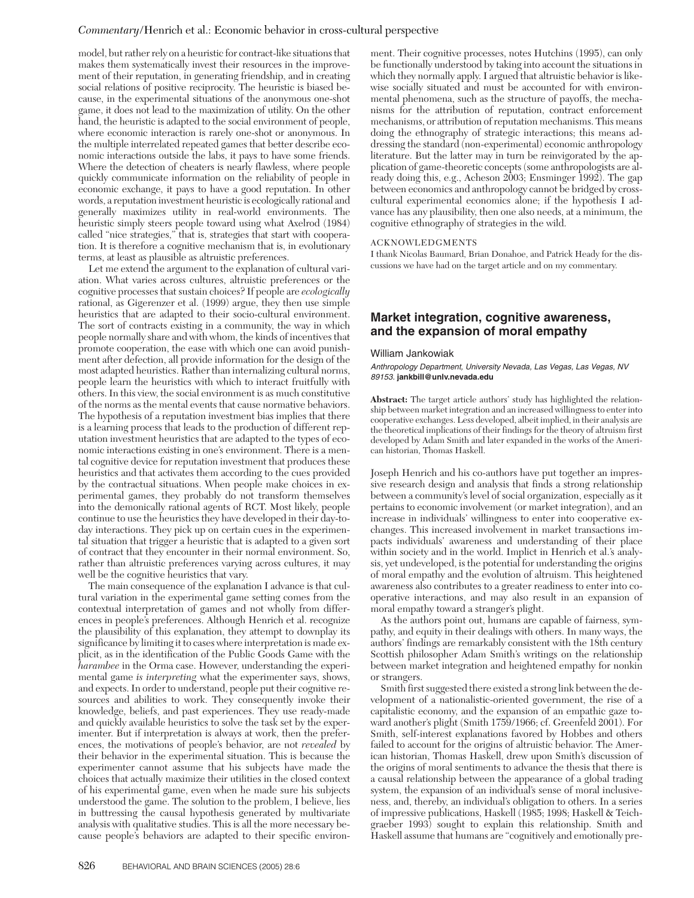model, but rather rely on a heuristic for contract-like situations that makes them systematically invest their resources in the improvement of their reputation, in generating friendship, and in creating social relations of positive reciprocity. The heuristic is biased because, in the experimental situations of the anonymous one-shot game, it does not lead to the maximization of utility. On the other hand, the heuristic is adapted to the social environment of people, where economic interaction is rarely one-shot or anonymous. In the multiple interrelated repeated games that better describe economic interactions outside the labs, it pays to have some friends. Where the detection of cheaters is nearly flawless, where people quickly communicate information on the reliability of people in economic exchange, it pays to have a good reputation. In other words, a reputation investment heuristic is ecologically rational and generally maximizes utility in real-world environments. The heuristic simply steers people toward using what Axelrod (1984) called "nice strategies," that is, strategies that start with cooperation. It is therefore a cognitive mechanism that is, in evolutionary terms, at least as plausible as altruistic preferences.

Let me extend the argument to the explanation of cultural variation. What varies across cultures, altruistic preferences or the cognitive processes that sustain choices? If people are *ecologically* rational, as Gigerenzer et al. (1999) argue, they then use simple heuristics that are adapted to their socio-cultural environment. The sort of contracts existing in a community, the way in which people normally share and with whom, the kinds of incentives that promote cooperation, the ease with which one can avoid punishment after defection, all provide information for the design of the most adapted heuristics. Rather than internalizing cultural norms, people learn the heuristics with which to interact fruitfully with others. In this view, the social environment is as much constitutive of the norms as the mental events that cause normative behaviors. The hypothesis of a reputation investment bias implies that there is a learning process that leads to the production of different reputation investment heuristics that are adapted to the types of economic interactions existing in one's environment. There is a mental cognitive device for reputation investment that produces these heuristics and that activates them according to the cues provided by the contractual situations. When people make choices in experimental games, they probably do not transform themselves into the demonically rational agents of RCT. Most likely, people continue to use the heuristics they have developed in their day-to-day interactions. They pick up on certain cues in the experimental situation that trigger a heuristic that is adapted to a given sort of contract that they encounter in their normal environment. So, rather than altruistic preferences varying across cultures, it may well be the cognitive heuristics that vary.

The main consequence of the explanation I advance is that cultural variation in the experimental game setting comes from the contextual interpretation of games and not wholly from differences in people's preferences. Although Henrich et al. recognize the plausibility of this explanation, they attempt to downplay its significance by limiting it to cases where interpretation is made explicit, as in the identification of the Public Goods Game with the *harambee* in the Orma case. However, understanding the experimental game *is interpreting* what the experimenter says, shows, and expects. In order to understand, people put their cognitive resources and abilities to work. They consequently invoke their knowledge, beliefs, and past experiences. They use ready-made and quickly available heuristics to solve the task set by the experimenter. But if interpretation is always at work, then the preferences, the motivations of people's behavior, are not *revealed* by their behavior in the experimental situation. This is because the experimenter cannot assume that his subjects have made the choices that actually maximize their utilities in the closed context of his experimental game, even when he made sure his subjects understood the game. The solution to the problem, I believe, lies in buttressing the causal hypothesis generated by multivariate analysis with qualitative studies. This is all the more necessary because people's behaviors are adapted to their specific environment. Their cognitive processes, notes Hutchins (1995), can only be functionally understood by taking into account the situations in which they normally apply. I argued that altruistic behavior is likewise socially situated and must be accounted for with environmental phenomena, such as the structure of payoffs, the mechanisms for the attribution of reputation, contract enforcement mechanisms, or attribution of reputation mechanisms. This means doing the ethnography of strategic interactions; this means addressing the standard (non-experimental) economic anthropology literature. But the latter may in turn be reinvigorated by the application of game-theoretic concepts (some anthropologists are already doing this, e.g., Acheson 2003; Ensminger 1992). The gap between economics and anthropology cannot be bridged by cross-cultural experimental economics alone; if the hypothesis I advance has any plausibility, then one also needs, at a minimum, the cognitive ethnography of strategies in the wild.

ACKNOWLEDGMENTS

I thank Nicolas Baumard, Brian Donahoe, and Patrick Heady for the discussions we have had on the target article and on my commentary.

## Market integration, cognitive awareness, and the expansion of moral empathy

William Jankowiak

*Anthropology Department, University Nevada, Las Vegas, Las Vegas, NV 89153.* **jankbill@unlv.nevada.edu**

**Abstract:** The target article authors' study has highlighted the relationship between market integration and an increased willingness to enter into cooperative exchanges. Less developed, albeit implied, in their analysis are the theoretical implications of their findings for the theory of altruism first developed by Adam Smith and later expanded in the works of the American historian, Thomas Haskell.

Joseph Henrich and his co-authors have put together an impressive research design and analysis that finds a strong relationship between a community's level of social organization, especially as it pertains to economic involvement (or market integration), and an increase in individuals' willingness to enter into cooperative exchanges. This increased involvement in market transactions impacts individuals' awareness and understanding of their place within society and in the world. Implict in Henrich et al.'s analysis, yet undeveloped, is the potential for understanding the origins of moral empathy and the evolution of altruism. This heightened awareness also contributes to a greater readiness to enter into cooperative interactions, and may also result in an expansion of moral empathy toward a stranger's plight.

As the authors point out, humans are capable of fairness, sympathy, and equity in their dealings with others. In many ways, the authors' findings are remarkably consistent with the 18th century Scottish philosopher Adam Smith's writings on the relationship between market integration and heightened empathy for nonkin or strangers.

Smith first suggested there existed a strong link between the development of a nationalistic-oriented government, the rise of a capitalistic economy, and the expansion of an empathic gaze toward another's plight (Smith 1759/1966; cf. Greenfeld 2001). For Smith, self-interest explanations favored by Hobbes and others failed to account for the origins of altruistic behavior. The American historian, Thomas Haskell, drew upon Smith's discussion of the origins of moral sentiments to advance the thesis that there is a causal relationship between the appearance of a global trading system, the expansion of an individual's sense of moral inclusiveness, and, thereby, an individual's obligation to others. In a series of impressive publications, Haskell (1985; 1998; Haskell & Teichgraeber 1993) sought to explain this relationship. Smith and Haskell assume that humans are "cognitively and emotionally pre-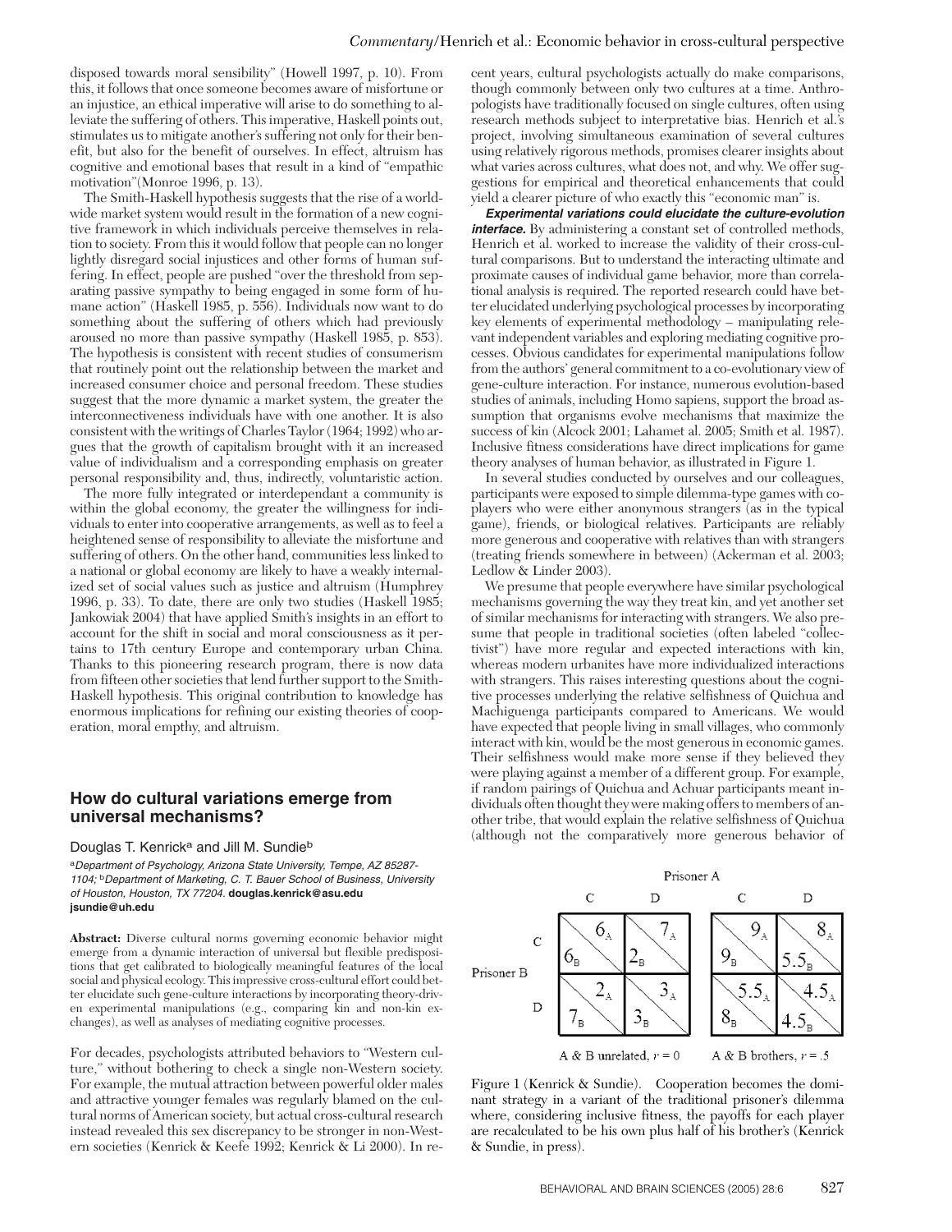disposed towards moral sensibility" (Howell 1997, p. 10). From this, it follows that once someone becomes aware of misfortune or an injustice, an ethical imperative will arise to do something to alleviate the suffering of others. This imperative, Haskell points out, stimulates us to mitigate another's suffering not only for their benefit, but also for the benefit of ourselves. In effect, altruism has cognitive and emotional bases that result in a kind of "empathic motivation"(Monroe 1996, p. 13).

The Smith-Haskell hypothesis suggests that the rise of a worldwide market system would result in the formation of a new cognitive framework in which individuals perceive themselves in relation to society. From this it would follow that people can no longer lightly disregard social injustices and other forms of human suffering. In effect, people are pushed "over the threshold from separating passive sympathy to being engaged in some form of humane action" (Haskell 1985, p. 556). Individuals now want to do something about the suffering of others which had previously aroused no more than passive sympathy (Haskell 1985, p. 853). The hypothesis is consistent with recent studies of consumerism that routinely point out the relationship between the market and increased consumer choice and personal freedom. These studies suggest that the more dynamic a market system, the greater the interconnectiveness individuals have with one another. It is also consistent with the writings of Charles Taylor (1964; 1992) who argues that the growth of capitalism brought with it an increased value of individualism and a corresponding emphasis on greater personal responsibility and, thus, indirectly, voluntaristic action.

The more fully integrated or interdependant a community is within the global economy, the greater the willingness for individuals to enter into cooperative arrangements, as well as to feel a heightened sense of responsibility to alleviate the misfortune and suffering of others. On the other hand, communities less linked to a national or global economy are likely to have a weakly internalized set of social values such as justice and altruism (Humphrey 1996, p. 33). To date, there are only two studies (Haskell 1985; Jankowiak 2004) that have applied Smith's insights in an effort to account for the shift in social and moral consciousness as it pertains to 17th century Europe and contemporary urban China. Thanks to this pioneering research program, there is now data from fifteen other societies that lend further support to the Smith-Haskell hypothesis. This original contribution to knowledge has enormous implications for refining our existing theories of cooperation, moral empthy, and altruism.

## How do cultural variations emerge from universal mechanisms?

Douglas T. Kenrick[a] and Jill M. Sundie[b]

[a]*Department of Psychology, Arizona State University, Tempe, AZ 85287-1104;* [b]*Department of Marketing, C. T. Bauer School of Business, University of Houston, Houston, TX 77204.* **douglas.kenrick@asu.edu jsundie@uh.edu**

**Abstract:** Diverse cultural norms governing economic behavior might emerge from a dynamic interaction of universal but flexible predispositions that get calibrated to biologically meaningful features of the local social and physical ecology. This impressive cross-cultural effort could better elucidate such gene-culture interactions by incorporating theory-driven experimental manipulations (e.g., comparing kin and non-kin exchanges), as well as analyses of mediating cognitive processes.

For decades, psychologists attributed behaviors to "Western culture," without bothering to check a single non-Western society. For example, the mutual attraction between powerful older males and attractive younger females was regularly blamed on the cultural norms of American society, but actual cross-cultural research instead revealed this sex discrepancy to be stronger in non-Western societies (Kenrick & Keefe 1992; Kenrick & Li 2000). In recent years, cultural psychologists actually do make comparisons, though commonly between only two cultures at a time. Anthropologists have traditionally focused on single cultures, often using research methods subject to interpretative bias. Henrich et al.'s project, involving simultaneous examination of several cultures using relatively rigorous methods, promises clearer insights about what varies across cultures, what does not, and why. We offer suggestions for empirical and theoretical enhancements that could yield a clearer picture of who exactly this "economic man" is.

***Experimental variations could elucidate the culture-evolution interface.*** By administering a constant set of controlled methods, Henrich et al. worked to increase the validity of their cross-cultural comparisons. But to understand the interacting ultimate and proximate causes of individual game behavior, more than correlational analysis is required. The reported research could have better elucidated underlying psychological processes by incorporating key elements of experimental methodology – manipulating relevant independent variables and exploring mediating cognitive processes. Obvious candidates for experimental manipulations follow from the authors' general commitment to a co-evolutionary view of gene-culture interaction. For instance, numerous evolution-based studies of animals, including Homo sapiens, support the broad assumption that organisms evolve mechanisms that maximize the success of kin (Alcock 2001; Lahamet al. 2005; Smith et al. 1987). Inclusive fitness considerations have direct implications for game theory analyses of human behavior, as illustrated in Figure 1.

In several studies conducted by ourselves and our colleagues, participants were exposed to simple dilemma-type games with co-players who were either anonymous strangers (as in the typical game), friends, or biological relatives. Participants are reliably more generous and cooperative with relatives than with strangers (treating friends somewhere in between) (Ackerman et al. 2003; Ledlow & Linder 2003).

We presume that people everywhere have similar psychological mechanisms governing the way they treat kin, and yet another set of similar mechanisms for interacting with strangers. We also presume that people in traditional societies (often labeled "collectivist") have more regular and expected interactions with kin, whereas modern urbanites have more individualized interactions with strangers. This raises interesting questions about the cognitive processes underlying the relative selfishness of Quichua and Machiguenga participants compared to Americans. We would have expected that people living in small villages, who commonly interact with kin, would be the most generous in economic games. Their selfishness would make more sense if they believed they were playing against a member of a different group. For example, if random pairings of Quichua and Achuar participants meant individuals often thought they were making offers to members of another tribe, that would explain the relative selfishness of Quichua (although not the comparatively more generous behavior of

**A & B unrelated, $r = 0$**

| Prisoner B \ Prisoner A | C | D |
|---|---|---|
| C | $6_A$, $6_B$ | $7_A$, $2_B$ |
| D | $2_A$, $7_B$ | $3_A$, $3_B$ |

**A & B brothers, $r = .5$**

| Prisoner B \ Prisoner A | C | D |
|---|---|---|
| C | $9_A$, $9_B$ | $8_A$, $5.5_B$ |
| D | $5.5_A$, $8_B$ | $4.5_A$, $4.5_B$ |

Figure 1 (Kenrick & Sundie). Cooperation becomes the dominant strategy in a variant of the traditional prisoner's dilemma where, considering inclusive fitness, the payoffs for each player are recalculated to be his own plus half of his brother's (Kenrick & Sundie, in press).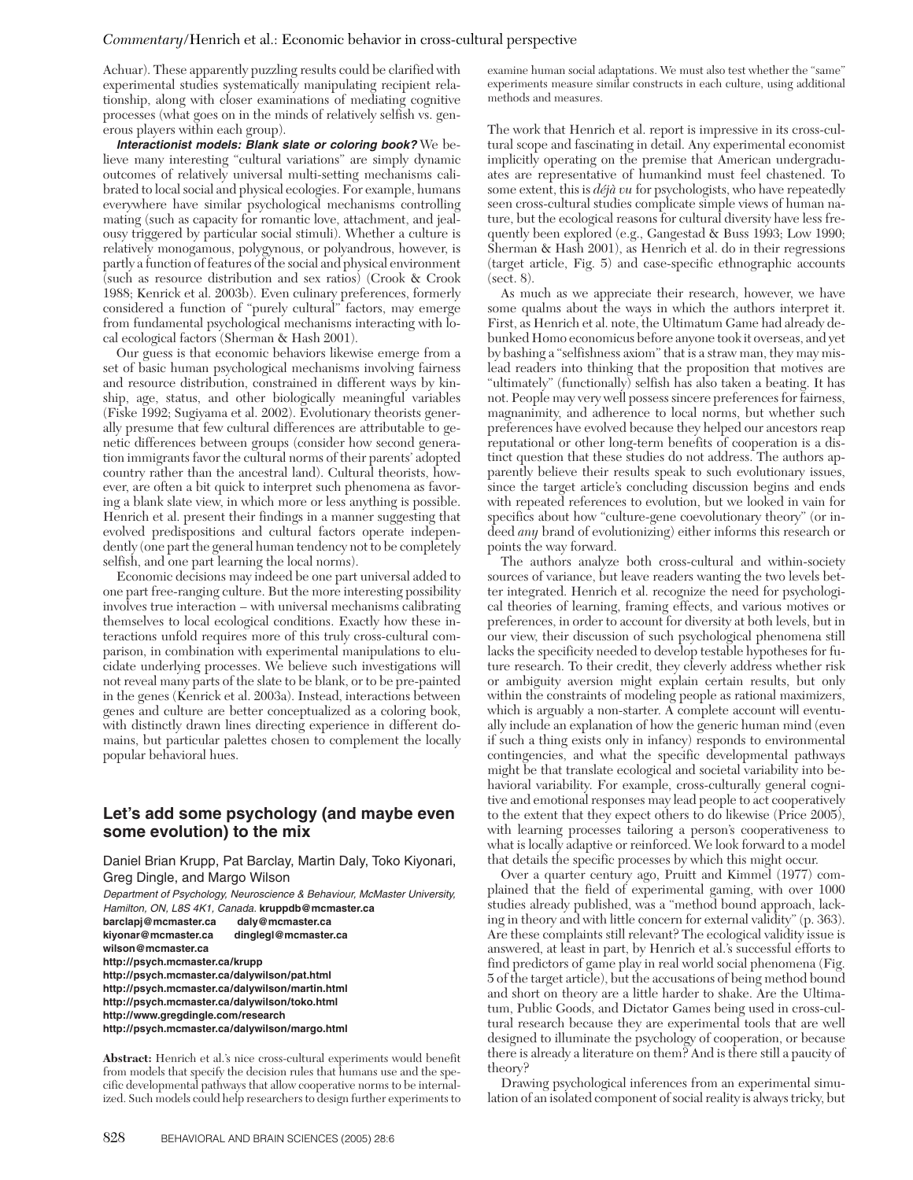Achuar). These apparently puzzling results could be clarified with experimental studies systematically manipulating recipient relationship, along with closer examinations of mediating cognitive processes (what goes on in the minds of relatively selfish vs. generous players within each group).

***Interactionist models: Blank slate or coloring book?*** We believe many interesting "cultural variations" are simply dynamic outcomes of relatively universal multi-setting mechanisms calibrated to local social and physical ecologies. For example, humans everywhere have similar psychological mechanisms controlling mating (such as capacity for romantic love, attachment, and jealousy triggered by particular social stimuli). Whether a culture is relatively monogamous, polygynous, or polyandrous, however, is partly a function of features of the social and physical environment (such as resource distribution and sex ratios) (Crook & Crook 1988; Kenrick et al. 2003b). Even culinary preferences, formerly considered a function of "purely cultural" factors, may emerge from fundamental psychological mechanisms interacting with local ecological factors (Sherman & Hash 2001).

Our guess is that economic behaviors likewise emerge from a set of basic human psychological mechanisms involving fairness and resource distribution, constrained in different ways by kinship, age, status, and other biologically meaningful variables (Fiske 1992; Sugiyama et al. 2002). Evolutionary theorists generally presume that few cultural differences are attributable to genetic differences between groups (consider how second generation immigrants favor the cultural norms of their parents' adopted country rather than the ancestral land). Cultural theorists, however, are often a bit quick to interpret such phenomena as favoring a blank slate view, in which more or less anything is possible. Henrich et al. present their findings in a manner suggesting that evolved predispositions and cultural factors operate independently (one part the general human tendency not to be completely selfish, and one part learning the local norms).

Economic decisions may indeed be one part universal added to one part free-ranging culture. But the more interesting possibility involves true interaction – with universal mechanisms calibrating themselves to local ecological conditions. Exactly how these interactions unfold requires more of this truly cross-cultural comparison, in combination with experimental manipulations to elucidate underlying processes. We believe such investigations will not reveal many parts of the slate to be blank, or to be pre-painted in the genes (Kenrick et al. 2003a). Instead, interactions between genes and culture are better conceptualized as a coloring book, with distinctly drawn lines directing experience in different domains, but particular palettes chosen to complement the locally popular behavioral hues.

## Let's add some psychology (and maybe even some evolution) to the mix

Daniel Brian Krupp, Pat Barclay, Martin Daly, Toko Kiyonari, Greg Dingle, and Margo Wilson

*Department of Psychology, Neuroscience & Behaviour, McMaster University, Hamilton, ON, L8S 4K1, Canada.* **kruppdb@mcmaster.ca barclapj@mcmaster.ca daly@mcmaster.ca kiyonar@mcmaster.ca dinglegl@mcmaster.ca wilson@mcmaster.ca**
**http://psych.mcmaster.ca/krupp**
**http://psych.mcmaster.ca/dalywilson/pat.html**
**http://psych.mcmaster.ca/dalywilson/martin.html**
**http://psych.mcmaster.ca/dalywilson/toko.html**
**http://www.gregdingle.com/research**
**http://psych.mcmaster.ca/dalywilson/margo.html**

**Abstract:** Henrich et al.'s nice cross-cultural experiments would benefit from models that specify the decision rules that humans use and the specific developmental pathways that allow cooperative norms to be internalized. Such models could help researchers to design further experiments to examine human social adaptations. We must also test whether the "same" experiments measure similar constructs in each culture, using additional methods and measures.

The work that Henrich et al. report is impressive in its cross-cultural scope and fascinating in detail. Any experimental economist implicitly operating on the premise that American undergraduates are representative of humankind must feel chastened. To some extent, this is *déjà vu* for psychologists, who have repeatedly seen cross-cultural studies complicate simple views of human nature, but the ecological reasons for cultural diversity have less frequently been explored (e.g., Gangestad & Buss 1993; Low 1990; Sherman & Hash 2001), as Henrich et al. do in their regressions (target article, Fig. 5) and case-specific ethnographic accounts (sect. 8).

As much as we appreciate their research, however, we have some qualms about the ways in which the authors interpret it. First, as Henrich et al. note, the Ultimatum Game had already debunked Homo economicus before anyone took it overseas, and yet by bashing a "selfishness axiom" that is a straw man, they may mislead readers into thinking that the proposition that motives are "ultimately" (functionally) selfish has also taken a beating. It has not. People may very well possess sincere preferences for fairness, magnanimity, and adherence to local norms, but whether such preferences have evolved because they helped our ancestors reap reputational or other long-term benefits of cooperation is a distinct question that these studies do not address. The authors apparently believe their results speak to such evolutionary issues, since the target article's concluding discussion begins and ends with repeated references to evolution, but we looked in vain for specifics about how "culture-gene coevolutionary theory" (or indeed *any* brand of evolutionizing) either informs this research or points the way forward.

The authors analyze both cross-cultural and within-society sources of variance, but leave readers wanting the two levels better integrated. Henrich et al. recognize the need for psychological theories of learning, framing effects, and various motives or preferences, in order to account for diversity at both levels, but in our view, their discussion of such psychological phenomena still lacks the specificity needed to develop testable hypotheses for future research. To their credit, they cleverly address whether risk or ambiguity aversion might explain certain results, but only within the constraints of modeling people as rational maximizers, which is arguably a non-starter. A complete account will eventually include an explanation of how the generic human mind (even if such a thing exists only in infancy) responds to environmental contingencies, and what the specific developmental pathways might be that translate ecological and societal variability into behavioral variability. For example, cross-culturally general cognitive and emotional responses may lead people to act cooperatively to the extent that they expect others to do likewise (Price 2005), with learning processes tailoring a person's cooperativeness to what is locally adaptive or reinforced. We look forward to a model that details the specific processes by which this might occur.

Over a quarter century ago, Pruitt and Kimmel (1977) complained that the field of experimental gaming, with over 1000 studies already published, was a "method bound approach, lacking in theory and with little concern for external validity" (p. 363). Are these complaints still relevant? The ecological validity issue is answered, at least in part, by Henrich et al.'s successful efforts to find predictors of game play in real world social phenomena (Fig. 5 of the target article), but the accusations of being method bound and short on theory are a little harder to shake. Are the Ultimatum, Public Goods, and Dictator Games being used in cross-cultural research because they are experimental tools that are well designed to illuminate the psychology of cooperation, or because there is already a literature on them? And is there still a paucity of theory?

Drawing psychological inferences from an experimental simulation of an isolated component of social reality is always tricky, but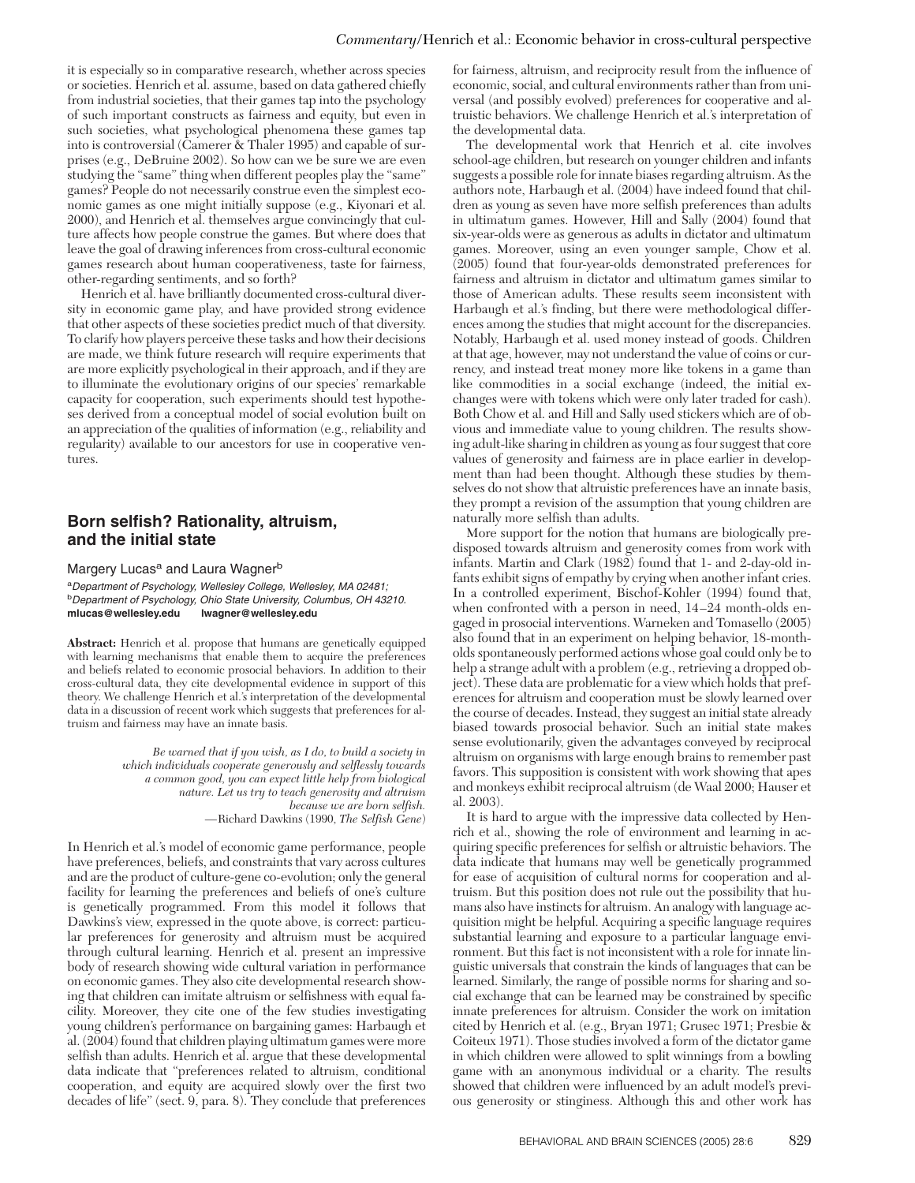it is especially so in comparative research, whether across species or societies. Henrich et al. assume, based on data gathered chiefly from industrial societies, that their games tap into the psychology of such important constructs as fairness and equity, but even in such societies, what psychological phenomena these games tap into is controversial (Camerer & Thaler 1995) and capable of surprises (e.g., DeBruine 2002). So how can we be sure we are even studying the "same" thing when different peoples play the "same" games? People do not necessarily construe even the simplest economic games as one might initially suppose (e.g., Kiyonari et al. 2000), and Henrich et al. themselves argue convincingly that culture affects how people construe the games. But where does that leave the goal of drawing inferences from cross-cultural economic games research about human cooperativeness, taste for fairness, other-regarding sentiments, and so forth?

Henrich et al. have brilliantly documented cross-cultural diversity in economic game play, and have provided strong evidence that other aspects of these societies predict much of that diversity. To clarify how players perceive these tasks and how their decisions are made, we think future research will require experiments that are more explicitly psychological in their approach, and if they are to illuminate the evolutionary origins of our species' remarkable capacity for cooperation, such experiments should test hypotheses derived from a conceptual model of social evolution built on an appreciation of the qualities of information (e.g., reliability and regularity) available to our ancestors for use in cooperative ventures.

## Born selfish? Rationality, altruism, and the initial state

Margery Lucas[a] and Laura Wagner[b]

[a]*Department of Psychology, Wellesley College, Wellesley, MA 02481;* [b]*Department of Psychology, Ohio State University, Columbus, OH 43210.*
**mlucas@wellesley.edu lwagner@wellesley.edu**

**Abstract:** Henrich et al. propose that humans are genetically equipped with learning mechanisms that enable them to acquire the preferences and beliefs related to economic prosocial behaviors. In addition to their cross-cultural data, they cite developmental evidence in support of this theory. We challenge Henrich et al.'s interpretation of the developmental data in a discussion of recent work which suggests that preferences for altruism and fairness may have an innate basis.

> *Be warned that if you wish, as I do, to build a society in which individuals cooperate generously and selflessly towards a common good, you can expect little help from biological nature. Let us try to teach generosity and altruism because we are born selfish.*
> —Richard Dawkins (1990, *The Selfish Gene*)

In Henrich et al.'s model of economic game performance, people have preferences, beliefs, and constraints that vary across cultures and are the product of culture-gene co-evolution; only the general facility for learning the preferences and beliefs of one's culture is genetically programmed. From this model it follows that Dawkins's view, expressed in the quote above, is correct: particular preferences for generosity and altruism must be acquired through cultural learning. Henrich et al. present an impressive body of research showing wide cultural variation in performance on economic games. They also cite developmental research showing that children can imitate altruism or selfishness with equal facility. Moreover, they cite one of the few studies investigating young children's performance on bargaining games: Harbaugh et al. (2004) found that children playing ultimatum games were more selfish than adults. Henrich et al. argue that these developmental data indicate that "preferences related to altruism, conditional cooperation, and equity are acquired slowly over the first two decades of life" (sect. 9, para. 8). They conclude that preferences for fairness, altruism, and reciprocity result from the influence of economic, social, and cultural environments rather than from universal (and possibly evolved) preferences for cooperative and altruistic behaviors. We challenge Henrich et al.'s interpretation of the developmental data.

The developmental work that Henrich et al. cite involves school-age children, but research on younger children and infants suggests a possible role for innate biases regarding altruism. As the authors note, Harbaugh et al. (2004) have indeed found that children as young as seven have more selfish preferences than adults in ultimatum games. However, Hill and Sally (2004) found that six-year-olds were as generous as adults in dictator and ultimatum games. Moreover, using an even younger sample, Chow et al. (2005) found that four-year-olds demonstrated preferences for fairness and altruism in dictator and ultimatum games similar to those of American adults. These results seem inconsistent with Harbaugh et al.'s finding, but there were methodological differences among the studies that might account for the discrepancies. Notably, Harbaugh et al. used money instead of goods. Children at that age, however, may not understand the value of coins or currency, and instead treat money more like tokens in a game than like commodities in a social exchange (indeed, the initial exchanges were with tokens which were only later traded for cash). Both Chow et al. and Hill and Sally used stickers which are of obvious and immediate value to young children. The results showing adult-like sharing in children as young as four suggest that core values of generosity and fairness are in place earlier in development than had been thought. Although these studies by themselves do not show that altruistic preferences have an innate basis, they prompt a revision of the assumption that young children are naturally more selfish than adults.

More support for the notion that humans are biologically predisposed towards altruism and generosity comes from work with infants. Martin and Clark (1982) found that 1- and 2-day-old infants exhibit signs of empathy by crying when another infant cries. In a controlled experiment, Bischof-Kohler (1994) found that, when confronted with a person in need, 14–24 month-olds engaged in prosocial interventions. Warneken and Tomasello (2005) also found that in an experiment on helping behavior, 18-month-olds spontaneously performed actions whose goal could only be to help a strange adult with a problem (e.g., retrieving a dropped object). These data are problematic for a view which holds that preferences for altruism and cooperation must be slowly learned over the course of decades. Instead, they suggest an initial state already biased towards prosocial behavior. Such an initial state makes sense evolutionarily, given the advantages conveyed by reciprocal altruism on organisms with large enough brains to remember past favors. This supposition is consistent with work showing that apes and monkeys exhibit reciprocal altruism (de Waal 2000; Hauser et al. 2003).

It is hard to argue with the impressive data collected by Henrich et al., showing the role of environment and learning in acquiring specific preferences for selfish or altruistic behaviors. The data indicate that humans may well be genetically programmed for ease of acquisition of cultural norms for cooperation and altruism. But this position does not rule out the possibility that humans also have instincts for altruism. An analogy with language acquisition might be helpful. Acquiring a specific language requires substantial learning and exposure to a particular language environment. But this fact is not inconsistent with a role for innate linguistic universals that constrain the kinds of languages that can be learned. Similarly, the range of possible norms for sharing and social exchange that can be learned may be constrained by specific innate preferences for altruism. Consider the work on imitation cited by Henrich et al. (e.g., Bryan 1971; Grusec 1971; Presbie & Coiteux 1971). Those studies involved a form of the dictator game in which children were allowed to split winnings from a bowling game with an anonymous individual or a charity. The results showed that children were influenced by an adult model's previous generosity or stinginess. Although this and other work has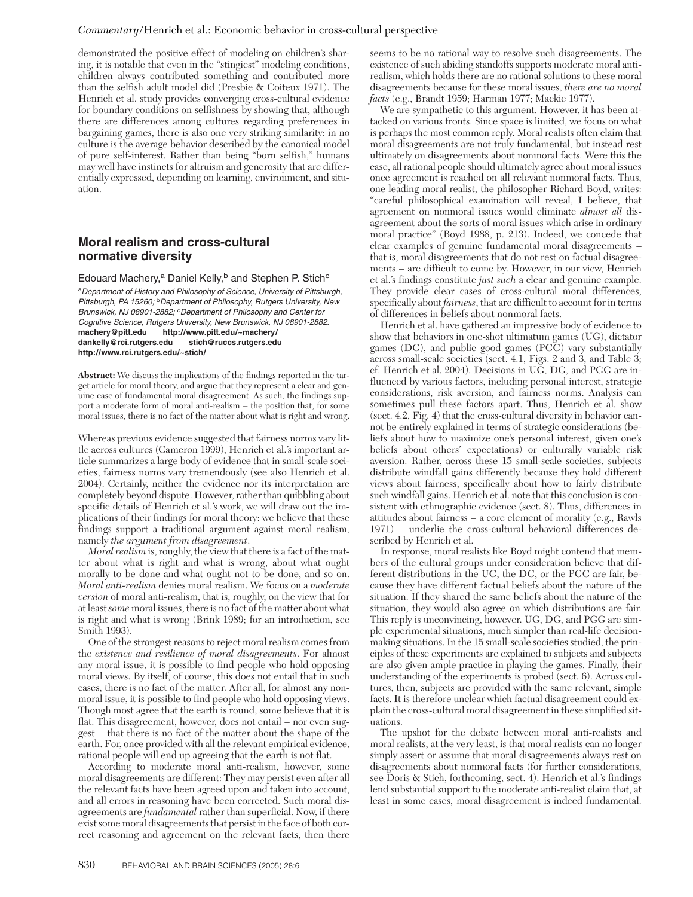demonstrated the positive effect of modeling on children's sharing, it is notable that even in the "stingiest" modeling conditions, children always contributed something and contributed more than the selfish adult model did (Presbie & Coiteux 1971). The Henrich et al. study provides converging cross-cultural evidence for boundary conditions on selfishness by showing that, although there are differences among cultures regarding preferences in bargaining games, there is also one very striking similarity: in no culture is the average behavior described by the canonical model of pure self-interest. Rather than being "born selfish," humans may well have instincts for altruism and generosity that are differentially expressed, depending on learning, environment, and situation.

## Moral realism and cross-cultural normative diversity

Edouard Machery,[a] Daniel Kelly,[b] and Stephen P. Stich[c]

[a]*Department of History and Philosophy of Science, University of Pittsburgh, Pittsburgh, PA 15260;* [b]*Department of Philosophy, Rutgers University, New Brunswick, NJ 08901-2882;* [c]*Department of Philosophy and Center for Cognitive Science, Rutgers University, New Brunswick, NJ 08901-2882.*
**machery@pitt.edu http://www.pitt.edu/~machery/**
**dankelly@rci.rutgers.edu stich@ruccs.rutgers.edu**
**http://www.rci.rutgers.edu/~stich/**

**Abstract:** We discuss the implications of the findings reported in the target article for moral theory, and argue that they represent a clear and genuine case of fundamental moral disagreement. As such, the findings support a moderate form of moral anti-realism – the position that, for some moral issues, there is no fact of the matter about what is right and wrong.

Whereas previous evidence suggested that fairness norms vary little across cultures (Cameron 1999), Henrich et al.'s important article summarizes a large body of evidence that in small-scale societies, fairness norms vary tremendously (see also Henrich et al. 2004). Certainly, neither the evidence nor its interpretation are completely beyond dispute. However, rather than quibbling about specific details of Henrich et al.'s work, we will draw out the implications of their findings for moral theory: we believe that these findings support a traditional argument against moral realism, namely *the argument from disagreement*.

*Moral realism* is, roughly, the view that there is a fact of the matter about what is right and what is wrong, about what ought morally to be done and what ought not to be done, and so on. *Moral anti-realism* denies moral realism. We focus on a *moderate version* of moral anti-realism, that is, roughly, on the view that for at least *some* moral issues, there is no fact of the matter about what is right and what is wrong (Brink 1989; for an introduction, see Smith 1993).

One of the strongest reasons to reject moral realism comes from the *existence and resilience of moral disagreements*. For almost any moral issue, it is possible to find people who hold opposing moral views. By itself, of course, this does not entail that in such cases, there is no fact of the matter. After all, for almost any nonmoral issue, it is possible to find people who hold opposing views. Though most agree that the earth is round, some believe that it is flat. This disagreement, however, does not entail – nor even suggest – that there is no fact of the matter about the shape of the earth. For, once provided with all the relevant empirical evidence, rational people will end up agreeing that the earth is not flat.

According to moderate moral anti-realism, however, some moral disagreements are different: They may persist even after all the relevant facts have been agreed upon and taken into account, and all errors in reasoning have been corrected. Such moral disagreements are *fundamental* rather than superficial. Now, if there exist some moral disagreements that persist in the face of both correct reasoning and agreement on the relevant facts, then there seems to be no rational way to resolve such disagreements. The existence of such abiding standoffs supports moderate moral anti-realism, which holds there are no rational solutions to these moral disagreements because for these moral issues, *there are no moral facts* (e.g., Brandt 1959; Harman 1977; Mackie 1977).

We are sympathetic to this argument. However, it has been attacked on various fronts. Since space is limited, we focus on what is perhaps the most common reply. Moral realists often claim that moral disagreements are not truly fundamental, but instead rest ultimately on disagreements about nonmoral facts. Were this the case, all rational people should ultimately agree about moral issues once agreement is reached on all relevant nonmoral facts. Thus, one leading moral realist, the philosopher Richard Boyd, writes: "careful philosophical examination will reveal, I believe, that agreement on nonmoral issues would eliminate *almost all* disagreement about the sorts of moral issues which arise in ordinary moral practice" (Boyd 1988, p. 213). Indeed, we concede that clear examples of genuine fundamental moral disagreements – that is, moral disagreements that do not rest on factual disagreements – are difficult to come by. However, in our view, Henrich et al.'s findings constitute *just such* a clear and genuine example. They provide clear cases of cross-cultural moral differences, specifically about *fairness*, that are difficult to account for in terms of differences in beliefs about nonmoral facts.

Henrich et al. have gathered an impressive body of evidence to show that behaviors in one-shot ultimatum games (UG), dictator games (DG), and public good games (PGG) vary substantially across small-scale societies (sect. 4.1, Figs. 2 and 3, and Table 3; cf. Henrich et al. 2004). Decisions in UG, DG, and PGG are influenced by various factors, including personal interest, strategic considerations, risk aversion, and fairness norms. Analysis can sometimes pull these factors apart. Thus, Henrich et al. show (sect. 4.2, Fig. 4) that the cross-cultural diversity in behavior cannot be entirely explained in terms of strategic considerations (beliefs about how to maximize one's personal interest, given one's beliefs about others' expectations) or culturally variable risk aversion. Rather, across these 15 small-scale societies, subjects distribute windfall gains differently because they hold different views about fairness, specifically about how to fairly distribute such windfall gains. Henrich et al. note that this conclusion is consistent with ethnographic evidence (sect. 8). Thus, differences in attitudes about fairness – a core element of morality (e.g., Rawls 1971) – underlie the cross-cultural behavioral differences described by Henrich et al.

In response, moral realists like Boyd might contend that members of the cultural groups under consideration believe that different distributions in the UG, the DG, or the PGG are fair, because they have different factual beliefs about the nature of the situation. If they shared the same beliefs about the nature of the situation, they would also agree on which distributions are fair. This reply is unconvincing, however. UG, DG, and PGG are simple experimental situations, much simpler than real-life decision-making situations. In the 15 small-scale societies studied, the principles of these experiments are explained to subjects and subjects are also given ample practice in playing the games. Finally, their understanding of the experiments is probed (sect. 6). Across cultures, then, subjects are provided with the same relevant, simple facts. It is therefore unclear which factual disagreement could explain the cross-cultural moral disagreement in these simplified situations.

The upshot for the debate between moral anti-realists and moral realists, at the very least, is that moral realists can no longer simply assert or assume that moral disagreements always rest on disagreements about nonmoral facts (for further considerations, see Doris & Stich, forthcoming, sect. 4). Henrich et al.'s findings lend substantial support to the moderate anti-realist claim that, at least in some cases, moral disagreement is indeed fundamental.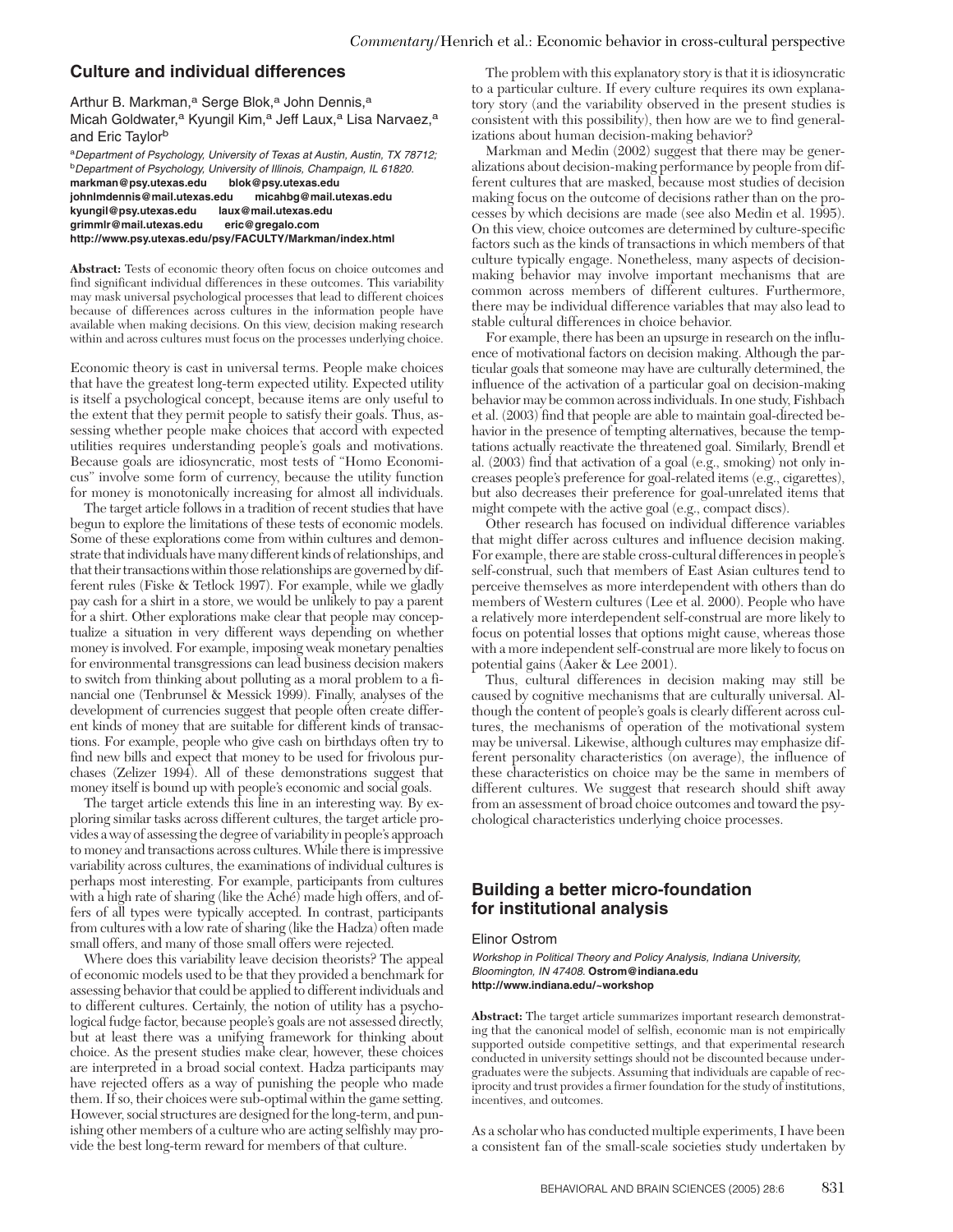## Culture and individual differences

Arthur B. Markman,[a] Serge Blok,[a] John Dennis,[a] Micah Goldwater,[a] Kyungil Kim,[a] Jeff Laux,[a] Lisa Narvaez,[a] and Eric Taylor[b]

[a]*Department of Psychology, University of Texas at Austin, Austin, TX 78712;* [b]*Department of Psychology, University of Illinois, Champaign, IL 61820.*
**markman@psy.utexas.edu blok@psy.utexas.edu johnlmdennis@mail.utexas.edu micahbg@mail.utexas.edu kyungil@psy.utexas.edu laux@mail.utexas.edu grimmlr@mail.utexas.edu eric@gregalo.com http://www.psy.utexas.edu/psy/FACULTY/Markman/index.html**

**Abstract:** Tests of economic theory often focus on choice outcomes and find significant individual differences in these outcomes. This variability may mask universal psychological processes that lead to different choices because of differences across cultures in the information people have available when making decisions. On this view, decision making research within and across cultures must focus on the processes underlying choice.

Economic theory is cast in universal terms. People make choices that have the greatest long-term expected utility. Expected utility is itself a psychological concept, because items are only useful to the extent that they permit people to satisfy their goals. Thus, assessing whether people make choices that accord with expected utilities requires understanding people's goals and motivations. Because goals are idiosyncratic, most tests of "Homo Economicus" involve some form of currency, because the utility function for money is monotonically increasing for almost all individuals.

The target article follows in a tradition of recent studies that have begun to explore the limitations of these tests of economic models. Some of these explorations come from within cultures and demonstrate that individuals have many different kinds of relationships, and that their transactions within those relationships are governed by different rules (Fiske & Tetlock 1997). For example, while we gladly pay cash for a shirt in a store, we would be unlikely to pay a parent for a shirt. Other explorations make clear that people may conceptualize a situation in very different ways depending on whether money is involved. For example, imposing weak monetary penalties for environmental transgressions can lead business decision makers to switch from thinking about polluting as a moral problem to a financial one (Tenbrunsel & Messick 1999). Finally, analyses of the development of currencies suggest that people often create different kinds of money that are suitable for different kinds of transactions. For example, people who give cash on birthdays often try to find new bills and expect that money to be used for frivolous purchases (Zelizer 1994). All of these demonstrations suggest that money itself is bound up with people's economic and social goals.

The target article extends this line in an interesting way. By exploring similar tasks across different cultures, the target article provides a way of assessing the degree of variability in people's approach to money and transactions across cultures. While there is impressive variability across cultures, the examinations of individual cultures is perhaps most interesting. For example, participants from cultures with a high rate of sharing (like the Aché) made high offers, and offers of all types were typically accepted. In contrast, participants from cultures with a low rate of sharing (like the Hadza) often made small offers, and many of those small offers were rejected.

Where does this variability leave decision theorists? The appeal of economic models used to be that they provided a benchmark for assessing behavior that could be applied to different individuals and to different cultures. Certainly, the notion of utility has a psychological fudge factor, because people's goals are not assessed directly, but at least there was a unifying framework for thinking about choice. As the present studies make clear, however, these choices are interpreted in a broad social context. Hadza participants may have rejected offers as a way of punishing the people who made them. If so, their choices were sub-optimal within the game setting. However, social structures are designed for the long-term, and punishing other members of a culture who are acting selfishly may provide the best long-term reward for members of that culture.

The problem with this explanatory story is that it is idiosyncratic to a particular culture. If every culture requires its own explanatory story (and the variability observed in the present studies is consistent with this possibility), then how are we to find generalizations about human decision-making behavior?

Markman and Medin (2002) suggest that there may be generalizations about decision-making performance by people from different cultures that are masked, because most studies of decision making focus on the outcome of decisions rather than on the processes by which decisions are made (see also Medin et al. 1995). On this view, choice outcomes are determined by culture-specific factors such as the kinds of transactions in which members of that culture typically engage. Nonetheless, many aspects of decision-making behavior may involve important mechanisms that are common across members of different cultures. Furthermore, there may be individual difference variables that may also lead to stable cultural differences in choice behavior.

For example, there has been an upsurge in research on the influence of motivational factors on decision making. Although the particular goals that someone may have are culturally determined, the influence of the activation of a particular goal on decision-making behavior may be common across individuals. In one study, Fishbach et al. (2003) find that people are able to maintain goal-directed behavior in the presence of tempting alternatives, because the temptations actually reactivate the threatened goal. Similarly, Brendl et al. (2003) find that activation of a goal (e.g., smoking) not only increases people's preference for goal-related items (e.g., cigarettes), but also decreases their preference for goal-unrelated items that might compete with the active goal (e.g., compact discs).

Other research has focused on individual difference variables that might differ across cultures and influence decision making. For example, there are stable cross-cultural differences in people's self-construal, such that members of East Asian cultures tend to perceive themselves as more interdependent with others than do members of Western cultures (Lee et al. 2000). People who have a relatively more interdependent self-construal are more likely to focus on potential losses that options might cause, whereas those with a more independent self-construal are more likely to focus on potential gains (Aaker & Lee 2001).

Thus, cultural differences in decision making may still be caused by cognitive mechanisms that are culturally universal. Although the content of people's goals is clearly different across cultures, the mechanisms of operation of the motivational system may be universal. Likewise, although cultures may emphasize different personality characteristics (on average), the influence of these characteristics on choice may be the same in members of different cultures. We suggest that research should shift away from an assessment of broad choice outcomes and toward the psychological characteristics underlying choice processes.

## Building a better micro-foundation for institutional analysis

Elinor Ostrom

*Workshop in Political Theory and Policy Analysis, Indiana University, Bloomington, IN 47408.* **Ostrom@indiana.edu http://www.indiana.edu/~workshop**

**Abstract:** The target article summarizes important research demonstrating that the canonical model of selfish, economic man is not empirically supported outside competitive settings, and that experimental research conducted in university settings should not be discounted because undergraduates were the subjects. Assuming that individuals are capable of reciprocity and trust provides a firmer foundation for the study of institutions, incentives, and outcomes.

As a scholar who has conducted multiple experiments, I have been a consistent fan of the small-scale societies study undertaken by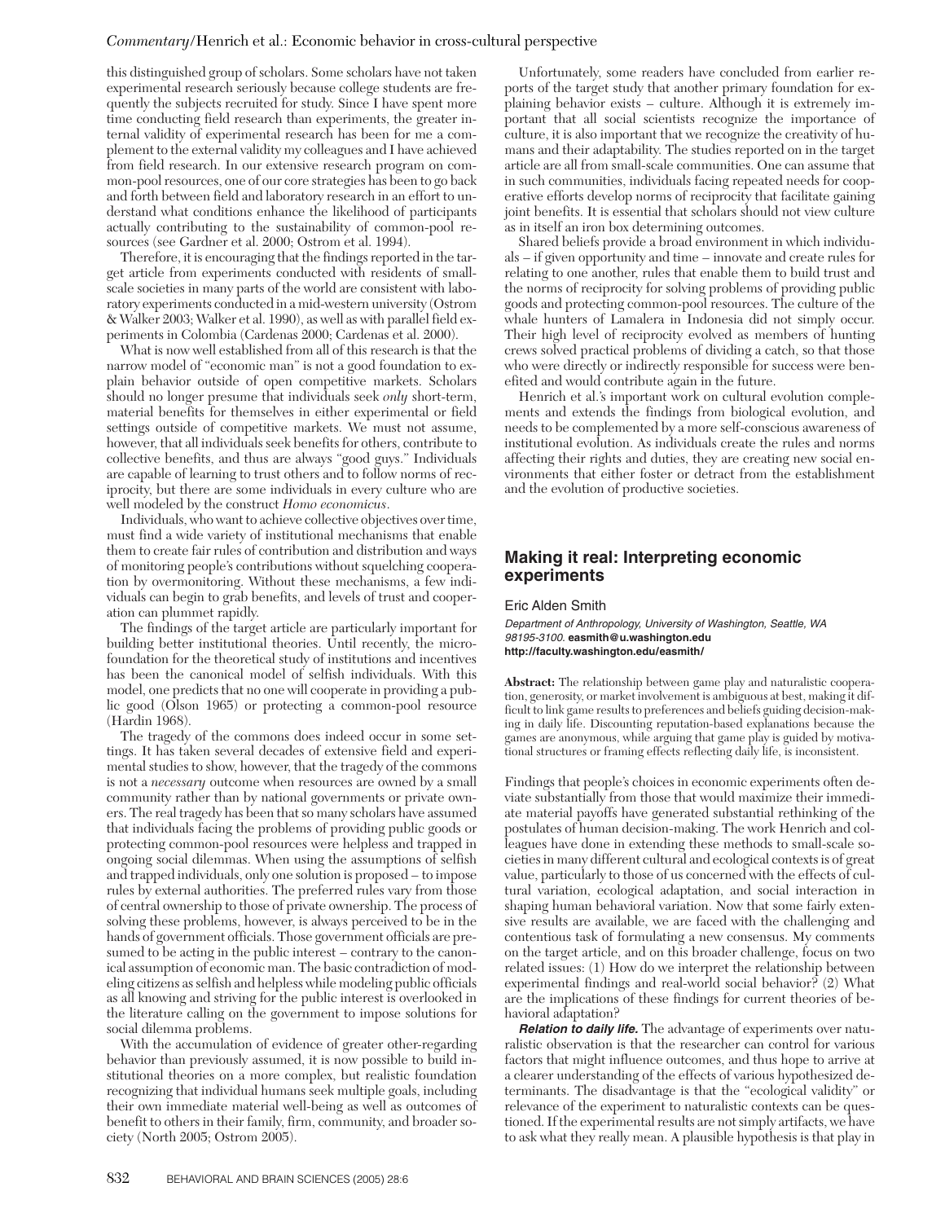this distinguished group of scholars. Some scholars have not taken experimental research seriously because college students are frequently the subjects recruited for study. Since I have spent more time conducting field research than experiments, the greater internal validity of experimental research has been for me a complement to the external validity my colleagues and I have achieved from field research. In our extensive research program on common-pool resources, one of our core strategies has been to go back and forth between field and laboratory research in an effort to understand what conditions enhance the likelihood of participants actually contributing to the sustainability of common-pool resources (see Gardner et al. 2000; Ostrom et al. 1994).

Therefore, it is encouraging that the findings reported in the target article from experiments conducted with residents of small-scale societies in many parts of the world are consistent with laboratory experiments conducted in a mid-western university (Ostrom & Walker 2003; Walker et al. 1990), as well as with parallel field experiments in Colombia (Cardenas 2000; Cardenas et al. 2000).

What is now well established from all of this research is that the narrow model of "economic man" is not a good foundation to explain behavior outside of open competitive markets. Scholars should no longer presume that individuals seek *only* short-term, material benefits for themselves in either experimental or field settings outside of competitive markets. We must not assume, however, that all individuals seek benefits for others, contribute to collective benefits, and thus are always "good guys." Individuals are capable of learning to trust others and to follow norms of reciprocity, but there are some individuals in every culture who are well modeled by the construct *Homo economicus*.

Individuals, who want to achieve collective objectives over time, must find a wide variety of institutional mechanisms that enable them to create fair rules of contribution and distribution and ways of monitoring people's contributions without squelching cooperation by overmonitoring. Without these mechanisms, a few individuals can begin to grab benefits, and levels of trust and cooperation can plummet rapidly.

The findings of the target article are particularly important for building better institutional theories. Until recently, the microfoundation for the theoretical study of institutions and incentives has been the canonical model of selfish individuals. With this model, one predicts that no one will cooperate in providing a public good (Olson 1965) or protecting a common-pool resource (Hardin 1968).

The tragedy of the commons does indeed occur in some settings. It has taken several decades of extensive field and experimental studies to show, however, that the tragedy of the commons is not a *necessary* outcome when resources are owned by a small community rather than by national governments or private owners. The real tragedy has been that so many scholars have assumed that individuals facing the problems of providing public goods or protecting common-pool resources were helpless and trapped in ongoing social dilemmas. When using the assumptions of selfish and trapped individuals, only one solution is proposed – to impose rules by external authorities. The preferred rules vary from those of central ownership to those of private ownership. The process of solving these problems, however, is always perceived to be in the hands of government officials. Those government officials are presumed to be acting in the public interest – contrary to the canonical assumption of economic man. The basic contradiction of modeling citizens as selfish and helpless while modeling public officials as all knowing and striving for the public interest is overlooked in the literature calling on the government to impose solutions for social dilemma problems.

With the accumulation of evidence of greater other-regarding behavior than previously assumed, it is now possible to build institutional theories on a more complex, but realistic foundation recognizing that individual humans seek multiple goals, including their own immediate material well-being as well as outcomes of benefit to others in their family, firm, community, and broader society (North 2005; Ostrom 2005).

Unfortunately, some readers have concluded from earlier reports of the target study that another primary foundation for explaining behavior exists – culture. Although it is extremely important that all social scientists recognize the importance of culture, it is also important that we recognize the creativity of humans and their adaptability. The studies reported on in the target article are all from small-scale communities. One can assume that in such communities, individuals facing repeated needs for cooperative efforts develop norms of reciprocity that facilitate gaining joint benefits. It is essential that scholars should not view culture as in itself an iron box determining outcomes.

Shared beliefs provide a broad environment in which individuals – if given opportunity and time – innovate and create rules for relating to one another, rules that enable them to build trust and the norms of reciprocity for solving problems of providing public goods and protecting common-pool resources. The culture of the whale hunters of Lamalera in Indonesia did not simply occur. Their high level of reciprocity evolved as members of hunting crews solved practical problems of dividing a catch, so that those who were directly or indirectly responsible for success were benefited and would contribute again in the future.

Henrich et al.'s important work on cultural evolution complements and extends the findings from biological evolution, and needs to be complemented by a more self-conscious awareness of institutional evolution. As individuals create the rules and norms affecting their rights and duties, they are creating new social environments that either foster or detract from the establishment and the evolution of productive societies.

## Making it real: Interpreting economic experiments

Eric Alden Smith

*Department of Anthropology, University of Washington, Seattle, WA 98195-3100.* **easmith@u.washington.edu**
**http://faculty.washington.edu/easmith/**

**Abstract:** The relationship between game play and naturalistic cooperation, generosity, or market involvement is ambiguous at best, making it difficult to link game results to preferences and beliefs guiding decision-making in daily life. Discounting reputation-based explanations because the games are anonymous, while arguing that game play is guided by motivational structures or framing effects reflecting daily life, is inconsistent.

Findings that people's choices in economic experiments often deviate substantially from those that would maximize their immediate material payoffs have generated substantial rethinking of the postulates of human decision-making. The work Henrich and colleagues have done in extending these methods to small-scale societies in many different cultural and ecological contexts is of great value, particularly to those of us concerned with the effects of cultural variation, ecological adaptation, and social interaction in shaping human behavioral variation. Now that some fairly extensive results are available, we are faced with the challenging and contentious task of formulating a new consensus. My comments on the target article, and on this broader challenge, focus on two related issues: (1) How do we interpret the relationship between experimental findings and real-world social behavior? (2) What are the implications of these findings for current theories of behavioral adaptation?

***Relation to daily life.*** The advantage of experiments over naturalistic observation is that the researcher can control for various factors that might influence outcomes, and thus hope to arrive at a clearer understanding of the effects of various hypothesized determinants. The disadvantage is that the "ecological validity" or relevance of the experiment to naturalistic contexts can be questioned. If the experimental results are not simply artifacts, we have to ask what they really mean. A plausible hypothesis is that play in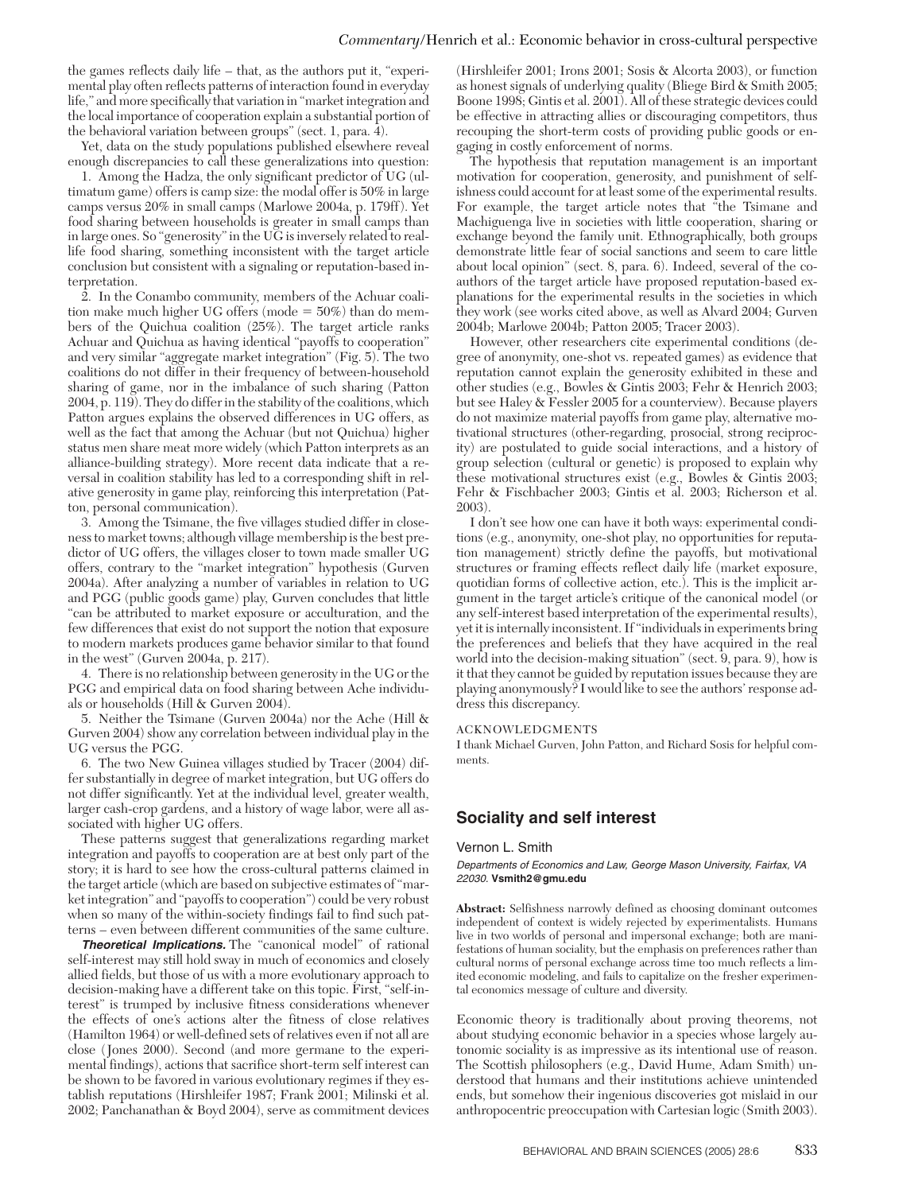the games reflects daily life – that, as the authors put it, "experimental play often reflects patterns of interaction found in everyday life," and more specifically that variation in "market integration and the local importance of cooperation explain a substantial portion of the behavioral variation between groups" (sect. 1, para. 4).

Yet, data on the study populations published elsewhere reveal enough discrepancies to call these generalizations into question:

1. Among the Hadza, the only significant predictor of UG (ultimatum game) offers is camp size: the modal offer is 50% in large camps versus 20% in small camps (Marlowe 2004a, p. 179ff). Yet food sharing between households is greater in small camps than in large ones. So "generosity" in the UG is inversely related to real-life food sharing, something inconsistent with the target article conclusion but consistent with a signaling or reputation-based interpretation.

2. In the Conambo community, members of the Achuar coalition make much higher UG offers (mode = 50%) than do members of the Quichua coalition (25%). The target article ranks Achuar and Quichua as having identical "payoffs to cooperation" and very similar "aggregate market integration" (Fig. 5). The two coalitions do not differ in their frequency of between-household sharing of game, nor in the imbalance of such sharing (Patton 2004, p. 119). They do differ in the stability of the coalitions, which Patton argues explains the observed differences in UG offers, as well as the fact that among the Achuar (but not Quichua) higher status men share meat more widely (which Patton interprets as an alliance-building strategy). More recent data indicate that a reversal in coalition stability has led to a corresponding shift in relative generosity in game play, reinforcing this interpretation (Patton, personal communication).

3. Among the Tsimane, the five villages studied differ in closeness to market towns; although village membership is the best predictor of UG offers, the villages closer to town made smaller UG offers, contrary to the "market integration" hypothesis (Gurven 2004a). After analyzing a number of variables in relation to UG and PGG (public goods game) play, Gurven concludes that little "can be attributed to market exposure or acculturation, and the few differences that exist do not support the notion that exposure to modern markets produces game behavior similar to that found in the west" (Gurven 2004a, p. 217).

4. There is no relationship between generosity in the UG or the PGG and empirical data on food sharing between Ache individuals or households (Hill & Gurven 2004).

5. Neither the Tsimane (Gurven 2004a) nor the Ache (Hill & Gurven 2004) show any correlation between individual play in the UG versus the PGG.

6. The two New Guinea villages studied by Tracer (2004) differ substantially in degree of market integration, but UG offers do not differ significantly. Yet at the individual level, greater wealth, larger cash-crop gardens, and a history of wage labor, were all associated with higher UG offers.

These patterns suggest that generalizations regarding market integration and payoffs to cooperation are at best only part of the story; it is hard to see how the cross-cultural patterns claimed in the target article (which are based on subjective estimates of "market integration" and "payoffs to cooperation") could be very robust when so many of the within-society findings fail to find such patterns – even between different communities of the same culture.

***Theoretical Implications.*** The "canonical model" of rational self-interest may still hold sway in much of economics and closely allied fields, but those of us with a more evolutionary approach to decision-making have a different take on this topic. First, "self-interest" is trumped by inclusive fitness considerations whenever the effects of one's actions alter the fitness of close relatives (Hamilton 1964) or well-defined sets of relatives even if not all are close (Jones 2000). Second (and more germane to the experimental findings), actions that sacrifice short-term self interest can be shown to be favored in various evolutionary regimes if they establish reputations (Hirshleifer 1987; Frank 2001; Milinski et al. 2002; Panchanathan & Boyd 2004), serve as commitment devices (Hirshleifer 2001; Irons 2001; Sosis & Alcorta 2003), or function as honest signals of underlying quality (Bliege Bird & Smith 2005; Boone 1998; Gintis et al. 2001). All of these strategic devices could be effective in attracting allies or discouraging competitors, thus recouping the short-term costs of providing public goods or engaging in costly enforcement of norms.

The hypothesis that reputation management is an important motivation for cooperation, generosity, and punishment of selfishness could account for at least some of the experimental results. For example, the target article notes that "the Tsimane and Machiguenga live in societies with little cooperation, sharing or exchange beyond the family unit. Ethnographically, both groups demonstrate little fear of social sanctions and seem to care little about local opinion" (sect. 8, para. 6). Indeed, several of the coauthors of the target article have proposed reputation-based explanations for the experimental results in the societies in which they work (see works cited above, as well as Alvard 2004; Gurven 2004b; Marlowe 2004b; Patton 2005; Tracer 2003).

However, other researchers cite experimental conditions (degree of anonymity, one-shot vs. repeated games) as evidence that reputation cannot explain the generosity exhibited in these and other studies (e.g., Bowles & Gintis 2003; Fehr & Henrich 2003; but see Haley & Fessler 2005 for a counterview). Because players do not maximize material payoffs from game play, alternative motivational structures (other-regarding, prosocial, strong reciprocity) are postulated to guide social interactions, and a history of group selection (cultural or genetic) is proposed to explain why these motivational structures exist (e.g., Bowles & Gintis 2003; Fehr & Fischbacher 2003; Gintis et al. 2003; Richerson et al. 2003).

I don't see how one can have it both ways: experimental conditions (e.g., anonymity, one-shot play, no opportunities for reputation management) strictly define the payoffs, but motivational structures or framing effects reflect daily life (market exposure, quotidian forms of collective action, etc.). This is the implicit argument in the target article's critique of the canonical model (or any self-interest based interpretation of the experimental results), yet it is internally inconsistent. If "individuals in experiments bring the preferences and beliefs that they have acquired in the real world into the decision-making situation" (sect. 9, para. 9), how is it that they cannot be guided by reputation issues because they are playing anonymously? I would like to see the authors' response address this discrepancy.

ACKNOWLEDGMENTS

I thank Michael Gurven, John Patton, and Richard Sosis for helpful comments.

## Sociality and self interest

Vernon L. Smith

*Departments of Economics and Law, George Mason University, Fairfax, VA 22030.* **Vsmith2@gmu.edu**

**Abstract:** Selfishness narrowly defined as choosing dominant outcomes independent of context is widely rejected by experimentalists. Humans live in two worlds of personal and impersonal exchange; both are manifestations of human sociality, but the emphasis on preferences rather than cultural norms of personal exchange across time too much reflects a limited economic modeling, and fails to capitalize on the fresher experimental economics message of culture and diversity.

Economic theory is traditionally about proving theorems, not about studying economic behavior in a species whose largely autonomous sociality is as impressive as its intentional use of reason. The Scottish philosophers (e.g., David Hume, Adam Smith) understood that humans and their institutions achieve unintended ends, but somehow their ingenious discoveries got mislaid in our anthropocentric preoccupation with Cartesian logic (Smith 2003).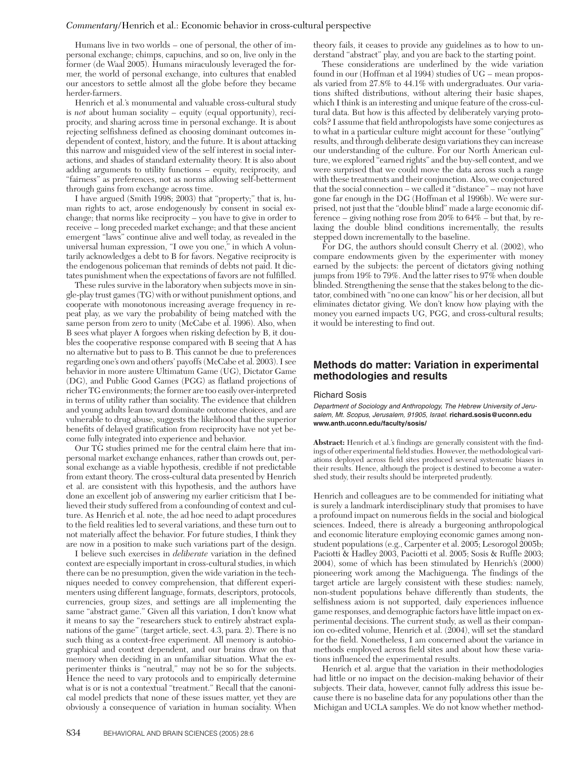Humans live in two worlds – one of personal, the other of impersonal exchange; chimps, capuchins, and so on, live only in the former (de Waal 2005). Humans miraculously leveraged the former, the world of personal exchange, into cultures that enabled our ancestors to settle almost all the globe before they became herder-farmers.

Henrich et al.'s monumental and valuable cross-cultural study is *not* about human sociality – equity (equal opportunity), reciprocity, and sharing across time in personal exchange. It is about rejecting selfishness defined as choosing dominant outcomes independent of context, history, and the future. It is about attacking this narrow and misguided view of the self interest in social interactions, and shades of standard externality theory. It is also about adding arguments to utility functions – equity, reciprocity, and "fairness" as preferences, not as norms allowing self-betterment through gains from exchange across time.

I have argued (Smith 1998; 2003) that "property;" that is, human rights to act, arose endogenously by consent in social exchange; that norms like reciprocity – you have to give in order to receive – long preceded market exchange; and that these ancient emergent "laws" continue alive and well today, as revealed in the universal human expression, "I owe you one," in which A voluntarily acknowledges a debt to B for favors. Negative reciprocity is the endogenous policeman that reminds of debts not paid. It dictates punishment when the expectations of favors are not fulfilled.

These rules survive in the laboratory when subjects move in single-play trust games (TG) with or without punishment options, and cooperate with monotonous increasing average frequency in repeat play, as we vary the probability of being matched with the same person from zero to unity (McCabe et al. 1996). Also, when B sees what player A forgoes when risking defection by B, it doubles the cooperative response compared with B seeing that A has no alternative but to pass to B. This cannot be due to preferences regarding one's own and others' payoffs (McCabe et al. 2003). I see behavior in more austere Ultimatum Game (UG), Dictator Game (DG), and Public Good Games (PGG) as flatland projections of richer TG environments; the former are too easily over-interpreted in terms of utility rather than sociality. The evidence that children and young adults lean toward dominate outcome choices, and are vulnerable to drug abuse, suggests the likelihood that the superior benefits of delayed gratification from reciprocity have not yet become fully integrated into experience and behavior.

Our TG studies primed me for the central claim here that impersonal market exchange enhances, rather than crowds out, personal exchange as a viable hypothesis, credible if not predictable from extant theory. The cross-cultural data presented by Henrich et al. are consistent with this hypothesis, and the authors have done an excellent job of answering my earlier criticism that I believed their study suffered from a confounding of context and culture. As Henrich et al. note, the ad hoc need to adapt procedures to the field realities led to several variations, and these turn out to not materially affect the behavior. For future studies, I think they are now in a position to make such variations part of the design.

I believe such exercises in *deliberate* variation in the defined context are especially important in cross-cultural studies, in which there can be no presumption, given the wide variation in the techniques needed to convey comprehension, that different experimenters using different language, formats, descriptors, protocols, currencies, group sizes, and settings are all implementing the same "abstract game." Given all this variation, I don't know what it means to say the "researchers stuck to entirely abstract explanations of the game" (target article, sect. 4.3, para. 2). There is no such thing as a context-free experiment. All memory is autobiographical and context dependent, and our brains draw on that memory when deciding in an unfamiliar situation. What the experimenter thinks is "neutral," may not be so for the subjects. Hence the need to vary protocols and to empirically determine what is or is not a contextual "treatment." Recall that the canonical model predicts that none of these issues matter, yet they are obviously a consequence of variation in human sociality. When theory fails, it ceases to provide any guidelines as to how to understand "abstract" play, and you are back to the starting point.

These considerations are underlined by the wide variation found in our (Hoffman et al 1994) studies of UG – mean proposals varied from 27.8% to 44.1% with undergraduates. Our variations shifted distributions, without altering their basic shapes, which I think is an interesting and unique feature of the cross-cultural data. But how is this affected by deliberately varying protocols? I assume that field anthropologists have some conjectures as to what in a particular culture might account for these "outlying" results, and through deliberate design variations they can increase our understanding of the culture. For our North American culture, we explored "earned rights" and the buy-sell context, and we were surprised that we could move the data across such a range with these treatments and their conjunction. Also, we conjectured that the social connection – we called it "distance" – may not have gone far enough in the DG (Hoffman et al 1996b). We were surprised, not just that the "double blind" made a large economic difference – giving nothing rose from 20% to 64% – but that, by relaxing the double blind conditions incrementally, the results stepped down incrementally to the baseline.

For DG, the authors should consult Cherry et al. (2002), who compare endowments given by the experimenter with money earned by the subjects: the percent of dictators giving nothing jumps from 19% to 79%. And the latter rises to 97% when double blinded. Strengthening the sense that the stakes belong to the dictator, combined with "no one can know" his or her decision, all but eliminates dictator giving. We don't know how playing with the money you earned impacts UG, PGG, and cross-cultural results; it would be interesting to find out.

## Methods do matter: Variation in experimental methodologies and results

Richard Sosis

*Department of Sociology and Anthropology, The Hebrew University of Jerusalem, Mt. Scopus, Jerusalem, 91905, Israel.* **richard.sosis@uconn.edu** **www.anth.uconn.edu/faculty/sosis/**

**Abstract:** Henrich et al.'s findings are generally consistent with the findings of other experimental field studies. However, the methodological variations deployed across field sites produced several systematic biases in their results. Hence, although the project is destined to become a watershed study, their results should be interpreted prudently.

Henrich and colleagues are to be commended for initiating what is surely a landmark interdisciplinary study that promises to have a profound impact on numerous fields in the social and biological sciences. Indeed, there is already a burgeoning anthropological and economic literature employing economic games among non-student populations (e.g., Carpenter et al. 2005; Lesorogol 2005b; Paciotti & Hadley 2003, Paciotti et al. 2005; Sosis & Ruffle 2003; 2004), some of which has been stimulated by Henrich's (2000) pioneering work among the Machiguenga. The findings of the target article are largely consistent with these studies: namely, non-student populations behave differently than students, the selfishness axiom is not supported, daily experiences influence game responses, and demographic factors have little impact on experimental decisions. The current study, as well as their companion co-edited volume, Henrich et al. (2004), will set the standard for the field. Nonetheless, I am concerned about the variance in methods employed across field sites and about how these variations influenced the experimental results.

Henrich et al. argue that the variation in their methodologies had little or no impact on the decision-making behavior of their subjects. Their data, however, cannot fully address this issue because there is no baseline data for any populations other than the Michigan and UCLA samples. We do not know whether method-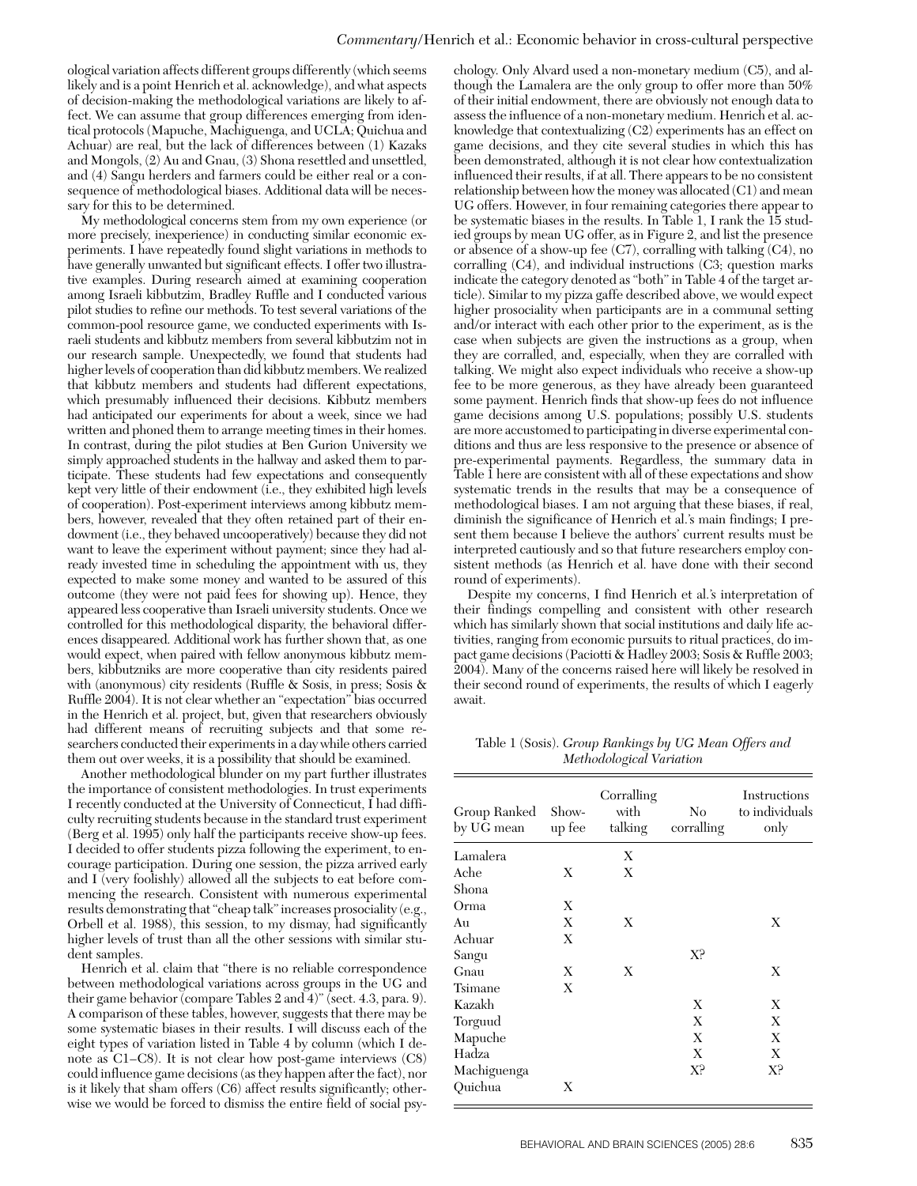ological variation affects different groups differently (which seems likely and is a point Henrich et al. acknowledge), and what aspects of decision-making the methodological variations are likely to affect. We can assume that group differences emerging from identical protocols (Mapuche, Machiguenga, and UCLA; Quichua and Achuar) are real, but the lack of differences between (1) Kazaks and Mongols, (2) Au and Gnau, (3) Shona resettled and unsettled, and (4) Sangu herders and farmers could be either real or a consequence of methodological biases. Additional data will be necessary for this to be determined.

My methodological concerns stem from my own experience (or more precisely, inexperience) in conducting similar economic experiments. I have repeatedly found slight variations in methods to have generally unwanted but significant effects. I offer two illustrative examples. During research aimed at examining cooperation among Israeli kibbutzim, Bradley Ruffle and I conducted various pilot studies to refine our methods. To test several variations of the common-pool resource game, we conducted experiments with Israeli students and kibbutz members from several kibbutzim not in our research sample. Unexpectedly, we found that students had higher levels of cooperation than did kibbutz members. We realized that kibbutz members and students had different expectations, which presumably influenced their decisions. Kibbutz members had anticipated our experiments for about a week, since we had written and phoned them to arrange meeting times in their homes. In contrast, during the pilot studies at Ben Gurion University we simply approached students in the hallway and asked them to participate. These students had few expectations and consequently kept very little of their endowment (i.e., they exhibited high levels of cooperation). Post-experiment interviews among kibbutz members, however, revealed that they often retained part of their endowment (i.e., they behaved uncooperatively) because they did not want to leave the experiment without payment; since they had already invested time in scheduling the appointment with us, they expected to make some money and wanted to be assured of this outcome (they were not paid fees for showing up). Hence, they appeared less cooperative than Israeli university students. Once we controlled for this methodological disparity, the behavioral differences disappeared. Additional work has further shown that, as one would expect, when paired with fellow anonymous kibbutz members, kibbutzniks are more cooperative than city residents paired with (anonymous) city residents (Ruffle & Sosis, in press; Sosis & Ruffle 2004). It is not clear whether an "expectation" bias occurred in the Henrich et al. project, but, given that researchers obviously had different means of recruiting subjects and that some researchers conducted their experiments in a day while others carried them out over weeks, it is a possibility that should be examined.

Another methodological blunder on my part further illustrates the importance of consistent methodologies. In trust experiments I recently conducted at the University of Connecticut, I had difficulty recruiting students because in the standard trust experiment (Berg et al. 1995) only half the participants receive show-up fees. I decided to offer students pizza following the experiment, to encourage participation. During one session, the pizza arrived early and I (very foolishly) allowed all the subjects to eat before commencing the research. Consistent with numerous experimental results demonstrating that "cheap talk" increases prosociality (e.g., Orbell et al. 1988), this session, to my dismay, had significantly higher levels of trust than all the other sessions with similar student samples.

Henrich et al. claim that "there is no reliable correspondence between methodological variations across groups in the UG and their game behavior (compare Tables 2 and 4)" (sect. 4.3, para. 9). A comparison of these tables, however, suggests that there may be some systematic biases in their results. I will discuss each of the eight types of variation listed in Table 4 by column (which I denote as C1–C8). It is not clear how post-game interviews (C8) could influence game decisions (as they happen after the fact), nor is it likely that sham offers (C6) affect results significantly; otherwise we would be forced to dismiss the entire field of social psychology. Only Alvard used a non-monetary medium (C5), and although the Lamalera are the only group to offer more than 50% of their initial endowment, there are obviously not enough data to assess the influence of a non-monetary medium. Henrich et al. acknowledge that contextualizing (C2) experiments has an effect on game decisions, and they cite several studies in which this has been demonstrated, although it is not clear how contextualization influenced their results, if at all. There appears to be no consistent relationship between how the money was allocated (C1) and mean UG offers. However, in four remaining categories there appear to be systematic biases in the results. In Table 1, I rank the 15 studied groups by mean UG offer, as in Figure 2, and list the presence or absence of a show-up fee (C7), corralling with talking (C4), no corralling (C4), and individual instructions (C3; question marks indicate the category denoted as "both" in Table 4 of the target article). Similar to my pizza gaffe described above, we would expect higher prosociality when participants are in a communal setting and/or interact with each other prior to the experiment, as is the case when subjects are given the instructions as a group, when they are corralled, and, especially, when they are corralled with talking. We might also expect individuals who receive a show-up fee to be more generous, as they have already been guaranteed some payment. Henrich finds that show-up fees do not influence game decisions among U.S. populations; possibly U.S. students are more accustomed to participating in diverse experimental conditions and thus are less responsive to the presence or absence of pre-experimental payments. Regardless, the summary data in Table 1 here are consistent with all of these expectations and show systematic trends in the results that may be a consequence of methodological biases. I am not arguing that these biases, if real, diminish the significance of Henrich et al.'s main findings; I present them because I believe the authors' current results must be interpreted cautiously and so that future researchers employ consistent methods (as Henrich et al. have done with their second round of experiments).

Despite my concerns, I find Henrich et al.'s interpretation of their findings compelling and consistent with other research which has similarly shown that social institutions and daily life activities, ranging from economic pursuits to ritual practices, do impact game decisions (Paciotti & Hadley 2003; Sosis & Ruffle 2003; 2004). Many of the concerns raised here will likely be resolved in their second round of experiments, the results of which I eagerly await.

Table 1 (Sosis). *Group Rankings by UG Mean Offers and Methodological Variation*

| Group Ranked by UG mean | Show-up fee | Corralling with talking | No corralling | Instructions to individuals only |
|---|---|---|---|---|
| Lamalera | | X | | |
| Ache | X | X | | |
| Shona | | | | |
| Orma | X | | | |
| Au | X | X | | X |
| Achuar | X | | | |
| Sangu | | | X? | |
| Gnau | X | X | | X |
| Tsimane | X | | | |
| Kazakh | | | X | X |
| Torguud | | | X | X |
| Mapuche | | | X | X |
| Hadza | | | X | X |
| Machiguenga | | | X? | X? |
| Quichua | X | | | |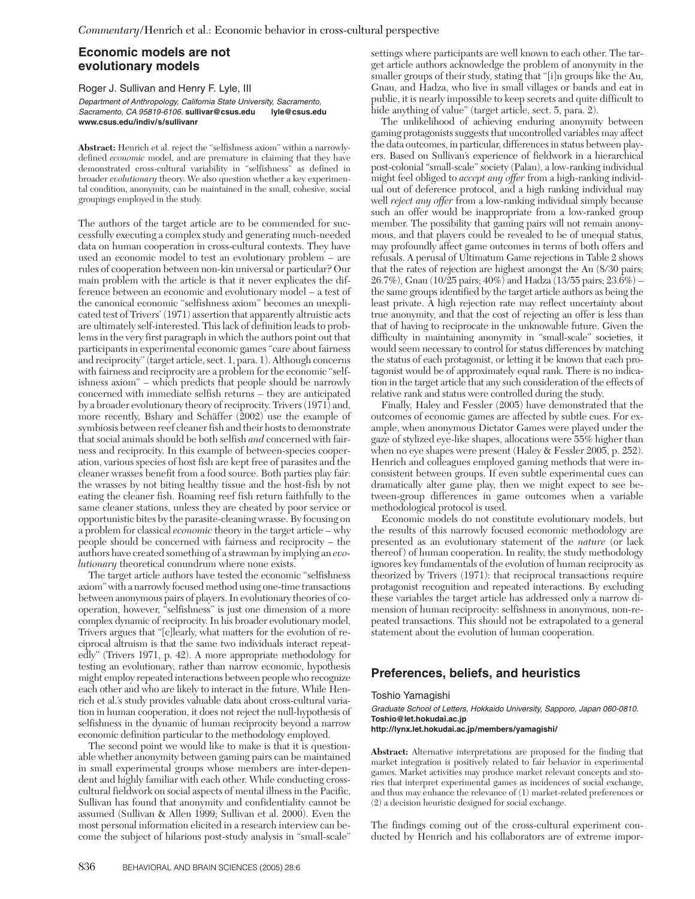## Economic models are not evolutionary models

Roger J. Sullivan and Henry F. Lyle, III

*Department of Anthropology, California State University, Sacramento, Sacramento, CA 95819-6106.* **sullivar@csus.edu lyle@csus.edu**
**www.csus.edu/indiv/s/sullivanr**

**Abstract:** Henrich et al. reject the "selfishness axiom" within a narrowly-defined *economic* model, and are premature in claiming that they have demonstrated cross-cultural variability in "selfishness" as defined in broader *evolutionary* theory. We also question whether a key experimental condition, anonymity, can be maintained in the small, cohesive, social groupings employed in the study.

The authors of the target article are to be commended for successfully executing a complex study and generating much-needed data on human cooperation in cross-cultural contexts. They have used an economic model to test an evolutionary problem – are rules of cooperation between non-kin universal or particular? Our main problem with the article is that it never explicates the difference between an economic and evolutionary model – a test of the canonical economic "selfishness axiom" becomes an unexplicated test of Trivers' (1971) assertion that apparently altruistic acts are ultimately self-interested. This lack of definition leads to problems in the very first paragraph in which the authors point out that participants in experimental economic games "care about fairness and reciprocity" (target article, sect. 1, para. 1). Although concerns with fairness and reciprocity are a problem for the economic "selfishness axiom" – which predicts that people should be narrowly concerned with immediate selfish returns – they are anticipated by a broader evolutionary theory of reciprocity. Trivers (1971) and, more recently, Bshary and Schäffer (2002) use the example of symbiosis between reef cleaner fish and their hosts to demonstrate that social animals should be both selfish *and* concerned with fairness and reciprocity. In this example of between-species cooperation, various species of host fish are kept free of parasites and the cleaner wrasses benefit from a food source. Both parties play fair: the wrasses by not biting healthy tissue and the host-fish by not eating the cleaner fish. Roaming reef fish return faithfully to the same cleaner stations, unless they are cheated by poor service or opportunistic bites by the parasite-cleaning wrasse. By focusing on a problem for classical *economic* theory in the target article – why people should be concerned with fairness and reciprocity – the authors have created something of a strawman by implying an *evolutionary* theoretical conundrum where none exists.

The target article authors have tested the economic "selfishness axiom" with a narrowly focused method using one-time transactions between anonymous pairs of players. In evolutionary theories of cooperation, however, "selfishness" is just one dimension of a more complex dynamic of reciprocity. In his broader evolutionary model, Trivers argues that "[c]learly, what matters for the evolution of reciprocal altruism is that the same two individuals interact repeatedly" (Trivers 1971, p. 42). A more appropriate methodology for testing an evolutionary, rather than narrow economic, hypothesis might employ repeated interactions between people who recognize each other and who are likely to interact in the future. While Henrich et al.'s study provides valuable data about cross-cultural variation in human cooperation, it does not reject the null-hypothesis of selfishness in the dynamic of human reciprocity beyond a narrow economic definition particular to the methodology employed.

The second point we would like to make is that it is questionable whether anonymity between gaming pairs can be maintained in small experimental groups whose members are inter-dependent and highly familiar with each other. While conducting cross-cultural fieldwork on social aspects of mental illness in the Pacific, Sullivan has found that anonymity and confidentiality cannot be assumed (Sullivan & Allen 1999; Sullivan et al. 2000). Even the most personal information elicited in a research interview can become the subject of hilarious post-study analysis in "small-scale" settings where participants are well known to each other. The target article authors acknowledge the problem of anonymity in the smaller groups of their study, stating that "[i]n groups like the Au, Gnau, and Hadza, who live in small villages or bands and eat in public, it is nearly impossible to keep secrets and quite difficult to hide anything of value" (target article, sect. 5, para. 2).

The unlikelihood of achieving enduring anonymity between gaming protagonists suggests that uncontrolled variables may affect the data outcomes, in particular, differences in status between players. Based on Sullivan's experience of fieldwork in a hierarchical post-colonial "small-scale" society (Palau), a low-ranking individual might feel obliged to *accept any offer* from a high-ranking individual out of deference protocol, and a high ranking individual may well *reject any offer* from a low-ranking individual simply because such an offer would be inappropriate from a low-ranked group member. The possibility that gaming pairs will not remain anonymous, and that players could be revealed to be of unequal status, may profoundly affect game outcomes in terms of both offers and refusals. A perusal of Ultimatum Game rejections in Table 2 shows that the rates of rejection are highest amongst the Au (8/30 pairs; 26.7%), Gnau (10/25 pairs; 40%) and Hadza (13/55 pairs; 23.6%) – the same groups identified by the target article authors as being the least private. A high rejection rate may reflect uncertainty about true anonymity, and that the cost of rejecting an offer is less than that of having to reciprocate in the unknowable future. Given the difficulty in maintaining anonymity in "small-scale" societies, it would seem necessary to control for status differences by matching the status of each protagonist, or letting it be known that each protagonist would be of approximately equal rank. There is no indication in the target article that any such consideration of the effects of relative rank and status were controlled during the study.

Finally, Haley and Fessler (2005) have demonstrated that the outcomes of economic games are affected by subtle cues. For example, when anonymous Dictator Games were played under the gaze of stylized eye-like shapes, allocations were 55% higher than when no eye shapes were present (Haley & Fessler 2005, p. 252). Henrich and colleagues employed gaming methods that were inconsistent between groups. If even subtle experimental cues can dramatically alter game play, then we might expect to see between-group differences in game outcomes when a variable methodological protocol is used.

Economic models do not constitute evolutionary models, but the results of this narrowly focused economic methodology are presented as an evolutionary statement of the *nature* (or lack thereof) of human cooperation. In reality, the study methodology ignores key fundamentals of the evolution of human reciprocity as theorized by Trivers (1971): that reciprocal transactions require protagonist recognition and repeated interactions. By excluding these variables the target article has addressed only a narrow dimension of human reciprocity: selfishness in anonymous, non-repeated transactions. This should not be extrapolated to a general statement about the evolution of human cooperation.

## Preferences, beliefs, and heuristics

Toshio Yamagishi

*Graduate School of Letters, Hokkaido University, Sapporo, Japan 060-0810.*
**Toshio@let.hokudai.ac.jp**
**http://lynx.let.hokudai.ac.jp/members/yamagishi/**

**Abstract:** Alternative interpretations are proposed for the finding that market integration is positively related to fair behavior in experimental games. Market activities may produce market relevant concepts and stories that interpret experimental games as incidences of social exchange, and thus may enhance the relevance of (1) market-related preferences or (2) a decision heuristic designed for social exchange.

The findings coming out of the cross-cultural experiment conducted by Henrich and his collaborators are of extreme impor-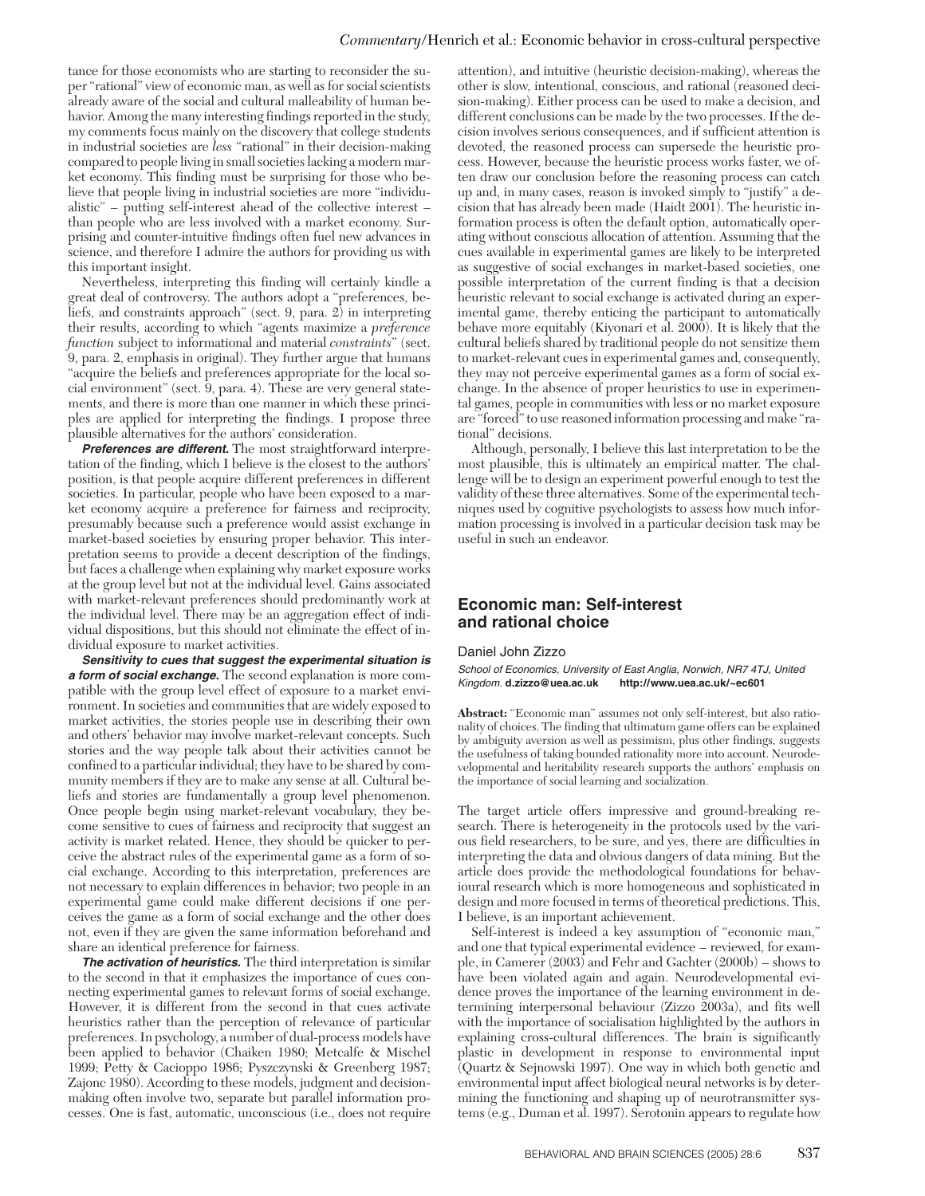tance for those economists who are starting to reconsider the super "rational" view of economic man, as well as for social scientists already aware of the social and cultural malleability of human behavior. Among the many interesting findings reported in the study, my comments focus mainly on the discovery that college students in industrial societies are *less* "rational" in their decision-making compared to people living in small societies lacking a modern market economy. This finding must be surprising for those who believe that people living in industrial societies are more "individualistic" – putting self-interest ahead of the collective interest – than people who are less involved with a market economy. Surprising and counter-intuitive findings often fuel new advances in science, and therefore I admire the authors for providing us with this important insight.

Nevertheless, interpreting this finding will certainly kindle a great deal of controversy. The authors adopt a "preferences, beliefs, and constraints approach" (sect. 9, para. 2) in interpreting their results, according to which "agents maximize a *preference function* subject to informational and material *constraints*" (sect. 9, para. 2, emphasis in original). They further argue that humans "acquire the beliefs and preferences appropriate for the local social environment" (sect. 9, para. 4). These are very general statements, and there is more than one manner in which these principles are applied for interpreting the findings. I propose three plausible alternatives for the authors' consideration.

***Preferences are different.*** The most straightforward interpretation of the finding, which I believe is the closest to the authors' position, is that people acquire different preferences in different societies. In particular, people who have been exposed to a market economy acquire a preference for fairness and reciprocity, presumably because such a preference would assist exchange in market-based societies by ensuring proper behavior. This interpretation seems to provide a decent description of the findings, but faces a challenge when explaining why market exposure works at the group level but not at the individual level. Gains associated with market-relevant preferences should predominantly work at the individual level. There may be an aggregation effect of individual dispositions, but this should not eliminate the effect of individual exposure to market activities.

***Sensitivity to cues that suggest the experimental situation is a form of social exchange.*** The second explanation is more compatible with the group level effect of exposure to a market environment. In societies and communities that are widely exposed to market activities, the stories people use in describing their own and others' behavior may involve market-relevant concepts. Such stories and the way people talk about their activities cannot be confined to a particular individual; they have to be shared by community members if they are to make any sense at all. Cultural beliefs and stories are fundamentally a group level phenomenon. Once people begin using market-relevant vocabulary, they become sensitive to cues of fairness and reciprocity that suggest an activity is market related. Hence, they should be quicker to perceive the abstract rules of the experimental game as a form of social exchange. According to this interpretation, preferences are not necessary to explain differences in behavior; two people in an experimental game could make different decisions if one perceives the game as a form of social exchange and the other does not, even if they are given the same information beforehand and share an identical preference for fairness.

***The activation of heuristics.*** The third interpretation is similar to the second in that it emphasizes the importance of cues connecting experimental games to relevant forms of social exchange. However, it is different from the second in that cues activate heuristics rather than the perception of relevance of particular preferences. In psychology, a number of dual-process models have been applied to behavior (Chaiken 1980; Metcalfe & Mischel 1999; Petty & Cacioppo 1986; Pyszczynski & Greenberg 1987; Zajonc 1980). According to these models, judgment and decision-making often involve two, separate but parallel information processes. One is fast, automatic, unconscious (i.e., does not require attention), and intuitive (heuristic decision-making), whereas the other is slow, intentional, conscious, and rational (reasoned decision-making). Either process can be used to make a decision, and different conclusions can be made by the two processes. If the decision involves serious consequences, and if sufficient attention is devoted, the reasoned process can supersede the heuristic process. However, because the heuristic process works faster, we often draw our conclusion before the reasoning process can catch up and, in many cases, reason is invoked simply to "justify" a decision that has already been made (Haidt 2001). The heuristic information process is often the default option, automatically operating without conscious allocation of attention. Assuming that the cues available in experimental games are likely to be interpreted as suggestive of social exchanges in market-based societies, one possible interpretation of the current finding is that a decision heuristic relevant to social exchange is activated during an experimental game, thereby enticing the participant to automatically behave more equitably (Kiyonari et al. 2000). It is likely that the cultural beliefs shared by traditional people do not sensitize them to market-relevant cues in experimental games and, consequently, they may not perceive experimental games as a form of social exchange. In the absence of proper heuristics to use in experimental games, people in communities with less or no market exposure are "forced" to use reasoned information processing and make "rational" decisions.

Although, personally, I believe this last interpretation to be the most plausible, this is ultimately an empirical matter. The challenge will be to design an experiment powerful enough to test the validity of these three alternatives. Some of the experimental techniques used by cognitive psychologists to assess how much information processing is involved in a particular decision task may be useful in such an endeavor.

## Economic man: Self-interest and rational choice

Daniel John Zizzo

*School of Economics, University of East Anglia, Norwich, NR7 4TJ, United Kingdom.* **d.zizzo@uea.ac.uk** **http://www.uea.ac.uk/~ec601**

**Abstract:** "Economic man" assumes not only self-interest, but also rationality of choices. The finding that ultimatum game offers can be explained by ambiguity aversion as well as pessimism, plus other findings, suggests the usefulness of taking bounded rationality more into account. Neurodevelopmental and heritability research supports the authors' emphasis on the importance of social learning and socialization.

The target article offers impressive and ground-breaking research. There is heterogeneity in the protocols used by the various field researchers, to be sure, and yes, there are difficulties in interpreting the data and obvious dangers of data mining. But the article does provide the methodological foundations for behavioural research which is more homogeneous and sophisticated in design and more focused in terms of theoretical predictions. This, I believe, is an important achievement.

Self-interest is indeed a key assumption of "economic man," and one that typical experimental evidence – reviewed, for example, in Camerer (2003) and Fehr and Gachter (2000b) – shows to have been violated again and again. Neurodevelopmental evidence proves the importance of the learning environment in determining interpersonal behaviour (Zizzo 2003a), and fits well with the importance of socialisation highlighted by the authors in explaining cross-cultural differences. The brain is significantly plastic in development in response to environmental input (Quartz & Sejnowski 1997). One way in which both genetic and environmental input affect biological neural networks is by determining the functioning and shaping up of neurotransmitter systems (e.g., Duman et al. 1997). Serotonin appears to regulate how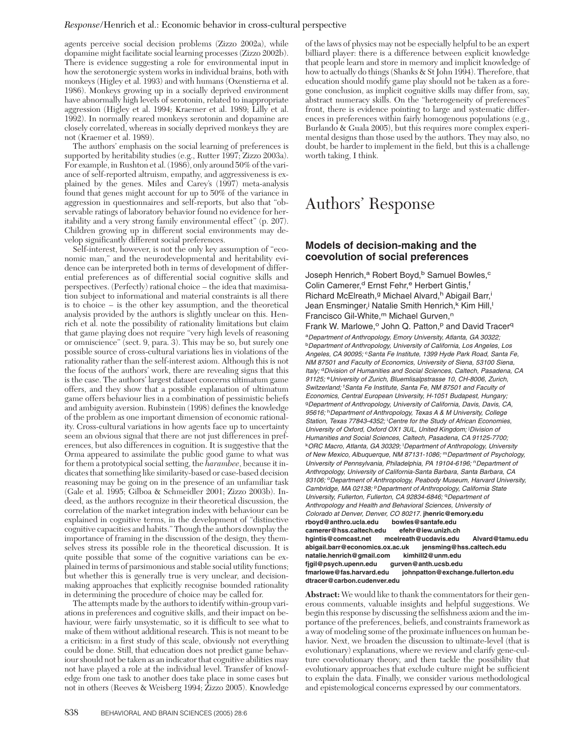agents perceive social decision problems (Zizzo 2002a), while dopamine might facilitate social learning processes (Zizzo 2002b). There is evidence suggesting a role for environmental input in how the serotonergic system works in individual brains, both with monkeys (Higley et al. 1993) and with humans (Oxenstierna et al. 1986). Monkeys growing up in a socially deprived environment have abnormally high levels of serotonin, related to inappropriate aggression (Higley et al. 1994; Kraemer et al. 1989; Lilly et al. 1992). In normally reared monkeys serotonin and dopamine are closely correlated, whereas in socially deprived monkeys they are not (Kraemer et al. 1989).

The authors' emphasis on the social learning of preferences is supported by heritability studies (e.g., Rutter 1997; Zizzo 2003a). For example, in Rushton et al. (1986), only around 50% of the variance of self-reported altruism, empathy, and aggressiveness is explained by the genes. Miles and Carey's (1997) meta-analysis found that genes might account for up to 50% of the variance in aggression in questionnaires and self-reports, but also that "observable ratings of laboratory behavior found no evidence for heritability and a very strong family environmental effect" (p. 207). Children growing up in different social environments may develop significantly different social preferences.

Self-interest, however, is not the only key assumption of "economic man," and the neurodevelopmental and heritability evidence can be interpreted both in terms of development of differential preferences as of differential social cognitive skills and perspectives. (Perfectly) rational choice – the idea that maximisation subject to informational and material constraints is all there is to choice – is the other key assumption, and the theoretical analysis provided by the authors is slightly unclear on this. Henrich et al. note the possibility of rationality limitations but claim that game playing does not require "very high levels of reasoning or omniscience" (sect. 9, para. 3). This may be so, but surely one possible source of cross-cultural variations lies in violations of the rationality rather than the self-interest axiom. Although this is not the focus of the authors' work, there are revealing signs that this is the case. The authors' largest dataset concerns ultimatum game offers, and they show that a possible explanation of ultimatum game offers behaviour lies in a combination of pessimistic beliefs and ambiguity aversion. Rubinstein (1998) defines the knowledge of the problem as one important dimension of economic rationality. Cross-cultural variations in how agents face up to uncertainty seem an obvious signal that there are not just differences in preferences, but also differences in cognition. It is suggestive that the Orma appeared to assimilate the public good game to what was for them a prototypical social setting, the *harambee*, because it indicates that something like similarity-based or case-based decision reasoning may be going on in the presence of an unfamiliar task (Gale et al. 1995; Gilboa & Schmeidler 2001; Zizzo 2003b). Indeed, as the authors recognize in their theoretical discussion, the correlation of the market integration index with behaviour can be explained in cognitive terms, in the development of "distinctive cognitive capacities and habits." Though the authors downplay the importance of framing in the discussion of the design, they themselves stress its possible role in the theoretical discussion. It is quite possible that some of the cognitive variations can be explained in terms of parsimonious and stable social utility functions; but whether this is generally true is very unclear, and decision-making approaches that explicitly recognise bounded rationality in determining the procedure of choice may be called for.

The attempts made by the authors to identify within-group variations in preferences and cognitive skills, and their impact on behaviour, were fairly unsystematic, so it is difficult to see what to make of them without additional research. This is not meant to be a criticism: in a first study of this scale, obviously not everything could be done. Still, that education does not predict game behaviour should not be taken as an indicator that cognitive abilities may not have played a role at the individual level. Transfer of knowledge from one task to another does take place in some cases but not in others (Reeves & Weisberg 1994; Zizzo 2005). Knowledge of the laws of physics may not be especially helpful to be an expert billiard player: there is a difference between explicit knowledge that people learn and store in memory and implicit knowledge of how to actually do things (Shanks & St John 1994). Therefore, that education should modify game play should not be taken as a foregone conclusion, as implicit cognitive skills may differ from, say, abstract numeracy skills. On the "heterogeneity of preferences" front, there is evidence pointing to large and systematic differences in preferences within fairly homogenous populations (e.g., Burlando & Guala 2005), but this requires more complex experimental designs than those used by the authors. They may also, no doubt, be harder to implement in the field, but this is a challenge worth taking, I think.

# Authors' Response

## Models of decision-making and the coevolution of social preferences

Joseph Henrich,[a] Robert Boyd,[b] Samuel Bowles,[c] Colin Camerer,[d] Ernst Fehr,[e] Herbert Gintis,[f] Richard McElreath,[g] Michael Alvard,[h] Abigail Barr,[i] Jean Ensminger,[j] Natalie Smith Henrich,[k] Kim Hill,[l] Francisco Gil-White,[m] Michael Gurven,[n] Frank W. Marlowe,[o] John Q. Patton,[p] and David Tracer[q]

[a]*Department of Anthropology, Emory University, Atlanta, GA 30322;* [b]*Department of Anthropology, University of California, Los Angeles, Los Angeles, CA 90095;* [c]*Santa Fe Institute, 1399 Hyde Park Road, Santa Fe, NM 87501 and Faculty of Economics, University of Siena, 53100 Siena, Italy;* [d]*Division of Humanities and Social Sciences, Caltech, Pasadena, CA 91125;* [e]*University of Zurich, Bluemlisalpstrasse 10, CH-8006, Zurich, Switzerland;* [f]*Santa Fe Institute, Santa Fe, NM 87501 and Faculty of Economics, Central European University, H-1051 Budapest, Hungary;* [g]*Department of Anthropology, University of California, Davis, Davis, CA, 95616;* [h]*Department of Anthropology, Texas A & M University, College Station, Texas 77843-4352;* [i]*Centre for the Study of African Economies, University of Oxford, Oxford OX1 3UL, United Kingdom;* [j]*Division of Humanities and Social Sciences, Caltech, Pasadena, CA 91125-7700;* [k]*ORC Macro, Atlanta, GA 30329;* [l]*Department of Anthropology, University of New Mexico, Albuquerque, NM 87131-1086;* [m]*Department of Psychology, University of Pennsylvania, Philadelphia, PA 19104-6196;* [n]*Department of Anthropology, University of California-Santa Barbara, Santa Barbara, CA 93106;* [o]*Department of Anthropology, Peabody Museum, Harvard University, Cambridge, MA 02138;* [p]*Department of Anthropology, California State University, Fullerton, Fullerton, CA 92834-6846;* [q]*Department of Anthropology and Health and Behavioral Sciences, University of Colorado at Denver, Denver, CO 80217.* **jhenric@emory.edu rboyd@anthro.ucla.edu bowles@santafe.edu camerer@hss.caltech.edu efehr@iew.unizh.ch hgintis@comcast.net mcelreath@ucdavis.edu Alvard@tamu.edu abigail.barr@economics.ox.ac.uk jensming@hss.caltech.edu natalie.henrich@gmail.com kimhill2@unm.edu fjgil@psych.upenn.edu gurven@anth.ucsb.edu fmarlowe@fas.harvard.edu johnpatton@exchange.fullerton.edu dtracer@carbon.cudenver.edu**

**Abstract:** We would like to thank the commentators for their generous comments, valuable insights and helpful suggestions. We begin this response by discussing the selfishness axiom and the importance of the preferences, beliefs, and constraints framework as a way of modeling some of the proximate influences on human behavior. Next, we broaden the discussion to ultimate-level (that is evolutionary) explanations, where we review and clarify gene-culture coevolutionary theory, and then tackle the possibility that evolutionary approaches that exclude culture might be sufficient to explain the data. Finally, we consider various methodological and epistemological concerns expressed by our commentators.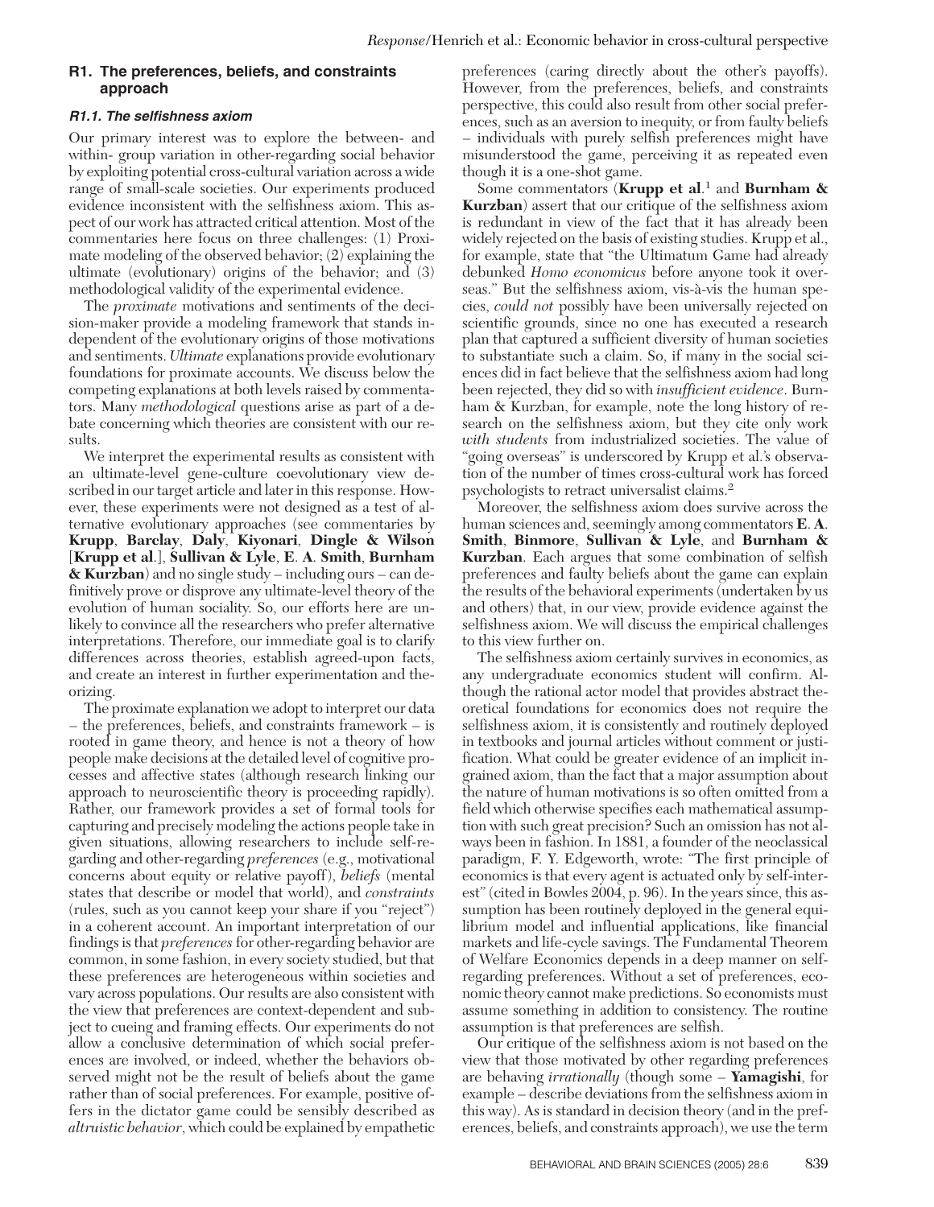## R1. The preferences, beliefs, and constraints approach

### R1.1. The selfishness axiom

Our primary interest was to explore the between- and within- group variation in other-regarding social behavior by exploiting potential cross-cultural variation across a wide range of small-scale societies. Our experiments produced evidence inconsistent with the selfishness axiom. This aspect of our work has attracted critical attention. Most of the commentaries here focus on three challenges: (1) Proximate modeling of the observed behavior; (2) explaining the ultimate (evolutionary) origins of the behavior; and (3) methodological validity of the experimental evidence.

The *proximate* motivations and sentiments of the decision-maker provide a modeling framework that stands independent of the evolutionary origins of those motivations and sentiments. *Ultimate* explanations provide evolutionary foundations for proximate accounts. We discuss below the competing explanations at both levels raised by commentators. Many *methodological* questions arise as part of a debate concerning which theories are consistent with our results.

We interpret the experimental results as consistent with an ultimate-level gene-culture coevolutionary view described in our target article and later in this response. However, these experiments were not designed as a test of alternative evolutionary approaches (see commentaries by **Krupp**, **Barclay**, **Daly**, **Kiyonari**, **Dingle & Wilson** [**Krupp et al**.], **Sullivan & Lyle**, **E**. **A**. **Smith**, **Burnham & Kurzban**) and no single study – including ours – can definitively prove or disprove any ultimate-level theory of the evolution of human sociality. So, our efforts here are unlikely to convince all the researchers who prefer alternative interpretations. Therefore, our immediate goal is to clarify differences across theories, establish agreed-upon facts, and create an interest in further experimentation and theorizing.

The proximate explanation we adopt to interpret our data – the preferences, beliefs, and constraints framework – is rooted in game theory, and hence is not a theory of how people make decisions at the detailed level of cognitive processes and affective states (although research linking our approach to neuroscientific theory is proceeding rapidly). Rather, our framework provides a set of formal tools for capturing and precisely modeling the actions people take in given situations, allowing researchers to include self-regarding and other-regarding *preferences* (e.g., motivational concerns about equity or relative payoff), *beliefs* (mental states that describe or model that world), and *constraints* (rules, such as you cannot keep your share if you "reject") in a coherent account. An important interpretation of our findings is that *preferences* for other-regarding behavior are common, in some fashion, in every society studied, but that these preferences are heterogeneous within societies and vary across populations. Our results are also consistent with the view that preferences are context-dependent and subject to cueing and framing effects. Our experiments do not allow a conclusive determination of which social preferences are involved, or indeed, whether the behaviors observed might not be the result of beliefs about the game rather than of social preferences. For example, positive offers in the dictator game could be sensibly described as *altruistic behavior*, which could be explained by empathetic preferences (caring directly about the other's payoffs). However, from the preferences, beliefs, and constraints perspective, this could also result from other social preferences, such as an aversion to inequity, or from faulty beliefs – individuals with purely selfish preferences might have misunderstood the game, perceiving it as repeated even though it is a one-shot game.

Some commentators (**Krupp et al**.[1] and **Burnham & Kurzban**) assert that our critique of the selfishness axiom is redundant in view of the fact that it has already been widely rejected on the basis of existing studies. Krupp et al., for example, state that "the Ultimatum Game had already debunked *Homo economicus* before anyone took it overseas." But the selfishness axiom, vis-à-vis the human species, *could not* possibly have been universally rejected on scientific grounds, since no one has executed a research plan that captured a sufficient diversity of human societies to substantiate such a claim. So, if many in the social sciences did in fact believe that the selfishness axiom had long been rejected, they did so with *insufficient evidence*. Burnham & Kurzban, for example, note the long history of research on the selfishness axiom, but they cite only work *with students* from industrialized societies. The value of "going overseas" is underscored by Krupp et al.'s observation of the number of times cross-cultural work has forced psychologists to retract universalist claims.[2]

Moreover, the selfishness axiom does survive across the human sciences and, seemingly among commentators **E**. **A**. **Smith**, **Binmore**, **Sullivan & Lyle**, and **Burnham & Kurzban**. Each argues that some combination of selfish preferences and faulty beliefs about the game can explain the results of the behavioral experiments (undertaken by us and others) that, in our view, provide evidence against the selfishness axiom. We will discuss the empirical challenges to this view further on.

The selfishness axiom certainly survives in economics, as any undergraduate economics student will confirm. Although the rational actor model that provides abstract theoretical foundations for economics does not require the selfishness axiom, it is consistently and routinely deployed in textbooks and journal articles without comment or justification. What could be greater evidence of an implicit ingrained axiom, than the fact that a major assumption about the nature of human motivations is so often omitted from a field which otherwise specifies each mathematical assumption with such great precision? Such an omission has not always been in fashion. In 1881, a founder of the neoclassical paradigm, F. Y. Edgeworth, wrote: "The first principle of economics is that every agent is actuated only by self-interest" (cited in Bowles 2004, p. 96). In the years since, this assumption has been routinely deployed in the general equilibrium model and influential applications, like financial markets and life-cycle savings. The Fundamental Theorem of Welfare Economics depends in a deep manner on self-regarding preferences. Without a set of preferences, economic theory cannot make predictions. So economists must assume something in addition to consistency. The routine assumption is that preferences are selfish.

Our critique of the selfishness axiom is not based on the view that those motivated by other regarding preferences are behaving *irrationally* (though some – **Yamagishi**, for example – describe deviations from the selfishness axiom in this way). As is standard in decision theory (and in the preferences, beliefs, and constraints approach), we use the term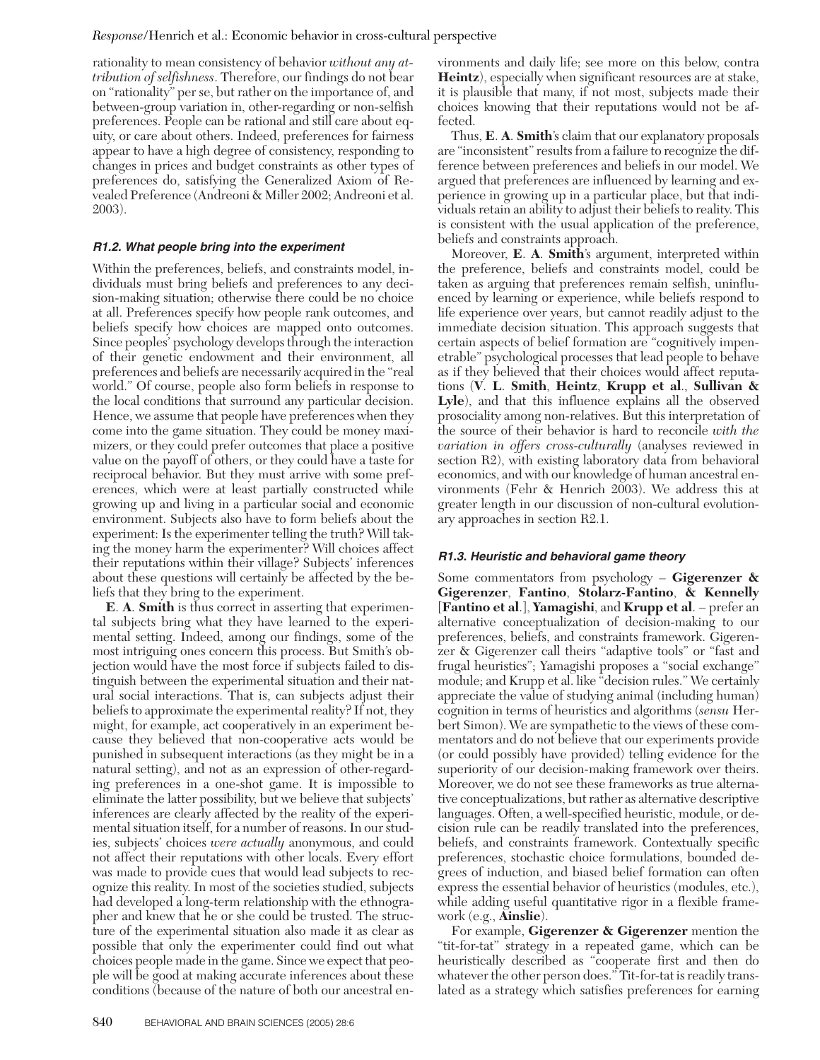rationality to mean consistency of behavior *without any attribution of selfishness*. Therefore, our findings do not bear on "rationality" per se, but rather on the importance of, and between-group variation in, other-regarding or non-selfish preferences. People can be rational and still care about equity, or care about others. Indeed, preferences for fairness appear to have a high degree of consistency, responding to changes in prices and budget constraints as other types of preferences do, satisfying the Generalized Axiom of Revealed Preference (Andreoni & Miller 2002; Andreoni et al. 2003).

### *R1.2. What people bring into the experiment*

Within the preferences, beliefs, and constraints model, individuals must bring beliefs and preferences to any decision-making situation; otherwise there could be no choice at all. Preferences specify how people rank outcomes, and beliefs specify how choices are mapped onto outcomes. Since peoples' psychology develops through the interaction of their genetic endowment and their environment, all preferences and beliefs are necessarily acquired in the "real world." Of course, people also form beliefs in response to the local conditions that surround any particular decision. Hence, we assume that people have preferences when they come into the game situation. They could be money maximizers, or they could prefer outcomes that place a positive value on the payoff of others, or they could have a taste for reciprocal behavior. But they must arrive with some preferences, which were at least partially constructed while growing up and living in a particular social and economic environment. Subjects also have to form beliefs about the experiment: Is the experimenter telling the truth? Will taking the money harm the experimenter? Will choices affect their reputations within their village? Subjects' inferences about these questions will certainly be affected by the beliefs that they bring to the experiment.

**E. A. Smith** is thus correct in asserting that experimental subjects bring what they have learned to the experimental setting. Indeed, among our findings, some of the most intriguing ones concern this process. But Smith's objection would have the most force if subjects failed to distinguish between the experimental situation and their natural social interactions. That is, can subjects adjust their beliefs to approximate the experimental reality? If not, they might, for example, act cooperatively in an experiment because they believed that non-cooperative acts would be punished in subsequent interactions (as they might be in a natural setting), and not as an expression of other-regarding preferences in a one-shot game. It is impossible to eliminate the latter possibility, but we believe that subjects' inferences are clearly affected by the reality of the experimental situation itself, for a number of reasons. In our studies, subjects' choices *were actually* anonymous, and could not affect their reputations with other locals. Every effort was made to provide cues that would lead subjects to recognize this reality. In most of the societies studied, subjects had developed a long-term relationship with the ethnographer and knew that he or she could be trusted. The structure of the experimental situation also made it as clear as possible that only the experimenter could find out what choices people made in the game. Since we expect that people will be good at making accurate inferences about these conditions (because of the nature of both our ancestral environments and daily life; see more on this below, contra **Heintz**), especially when significant resources are at stake, it is plausible that many, if not most, subjects made their choices knowing that their reputations would not be affected.

Thus, **E. A. Smith**'s claim that our explanatory proposals are "inconsistent" results from a failure to recognize the difference between preferences and beliefs in our model. We argued that preferences are influenced by learning and experience in growing up in a particular place, but that individuals retain an ability to adjust their beliefs to reality. This is consistent with the usual application of the preference, beliefs and constraints approach.

Moreover, **E. A. Smith**'s argument, interpreted within the preference, beliefs and constraints model, could be taken as arguing that preferences remain selfish, uninfluenced by learning or experience, while beliefs respond to life experience over years, but cannot readily adjust to the immediate decision situation. This approach suggests that certain aspects of belief formation are "cognitively impenetrable" psychological processes that lead people to behave as if they believed that their choices would affect reputations (**V. L. Smith**, **Heintz**, **Krupp et al.**, **Sullivan & Lyle**), and that this influence explains all the observed prosociality among non-relatives. But this interpretation of the source of their behavior is hard to reconcile *with the variation in offers cross-culturally* (analyses reviewed in section R2), with existing laboratory data from behavioral economics, and with our knowledge of human ancestral environments (Fehr & Henrich 2003). We address this at greater length in our discussion of non-cultural evolutionary approaches in section R2.1.

### *R1.3. Heuristic and behavioral game theory*

Some commentators from psychology – **Gigerenzer & Gigerenzer**, **Fantino, Stolarz-Fantino, & Kennelly** [**Fantino et al.**], **Yamagishi**, and **Krupp et al.** – prefer an alternative conceptualization of decision-making to our preferences, beliefs, and constraints framework. Gigerenzer & Gigerenzer call theirs "adaptive tools" or "fast and frugal heuristics"; Yamagishi proposes a "social exchange" module; and Krupp et al. like "decision rules." We certainly appreciate the value of studying animal (including human) cognition in terms of heuristics and algorithms (*sensu* Herbert Simon). We are sympathetic to the views of these commentators and do not believe that our experiments provide (or could possibly have provided) telling evidence for the superiority of our decision-making framework over theirs. Moreover, we do not see these frameworks as true alternative conceptualizations, but rather as alternative descriptive languages. Often, a well-specified heuristic, module, or decision rule can be readily translated into the preferences, beliefs, and constraints framework. Contextually specific preferences, stochastic choice formulations, bounded degrees of induction, and biased belief formation can often express the essential behavior of heuristics (modules, etc.), while adding useful quantitative rigor in a flexible framework (e.g., **Ainslie**).

For example, **Gigerenzer & Gigerenzer** mention the "tit-for-tat" strategy in a repeated game, which can be heuristically described as "cooperate first and then do whatever the other person does." Tit-for-tat is readily translated as a strategy which satisfies preferences for earning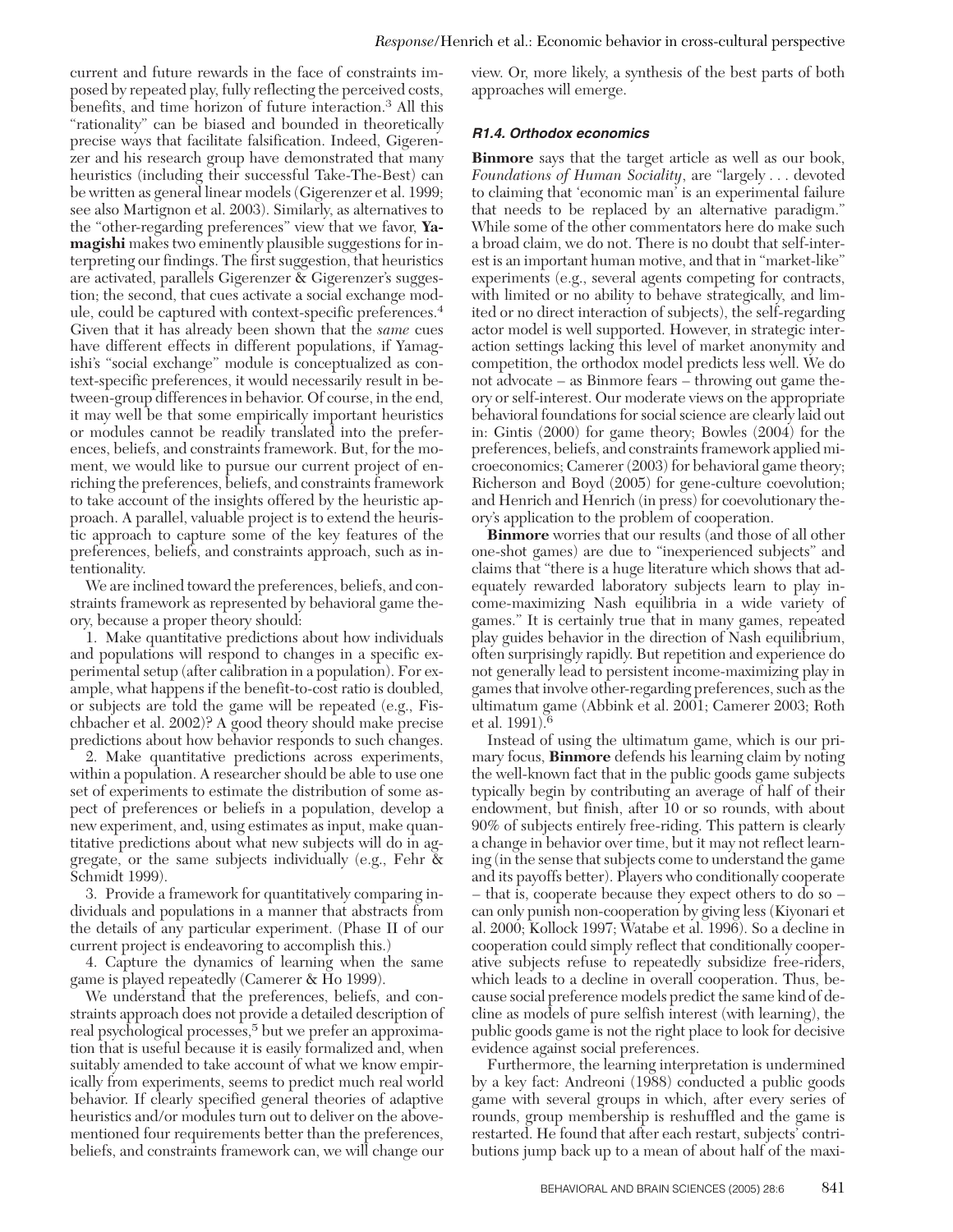current and future rewards in the face of constraints imposed by repeated play, fully reflecting the perceived costs, benefits, and time horizon of future interaction.[3] All this "rationality" can be biased and bounded in theoretically precise ways that facilitate falsification. Indeed, Gigerenzer and his research group have demonstrated that many heuristics (including their successful Take-The-Best) can be written as general linear models (Gigerenzer et al. 1999; see also Martignon et al. 2003). Similarly, as alternatives to the "other-regarding preferences" view that we favor, **Yamagishi** makes two eminently plausible suggestions for interpreting our findings. The first suggestion, that heuristics are activated, parallels Gigerenzer & Gigerenzer's suggestion; the second, that cues activate a social exchange module, could be captured with context-specific preferences.[4] Given that it has already been shown that the *same* cues have different effects in different populations, if Yamagishi's "social exchange" module is conceptualized as context-specific preferences, it would necessarily result in between-group differences in behavior. Of course, in the end, it may well be that some empirically important heuristics or modules cannot be readily translated into the preferences, beliefs, and constraints framework. But, for the moment, we would like to pursue our current project of enriching the preferences, beliefs, and constraints framework to take account of the insights offered by the heuristic approach. A parallel, valuable project is to extend the heuristic approach to capture some of the key features of the preferences, beliefs, and constraints approach, such as intentionality.

We are inclined toward the preferences, beliefs, and constraints framework as represented by behavioral game theory, because a proper theory should:

1. Make quantitative predictions about how individuals and populations will respond to changes in a specific experimental setup (after calibration in a population). For example, what happens if the benefit-to-cost ratio is doubled, or subjects are told the game will be repeated (e.g., Fischbacher et al. 2002)? A good theory should make precise predictions about how behavior responds to such changes.

2. Make quantitative predictions across experiments, within a population. A researcher should be able to use one set of experiments to estimate the distribution of some aspect of preferences or beliefs in a population, develop a new experiment, and, using estimates as input, make quantitative predictions about what new subjects will do in aggregate, or the same subjects individually (e.g., Fehr & Schmidt 1999).

3. Provide a framework for quantitatively comparing individuals and populations in a manner that abstracts from the details of any particular experiment. (Phase II of our current project is endeavoring to accomplish this.)

4. Capture the dynamics of learning when the same game is played repeatedly (Camerer & Ho 1999).

We understand that the preferences, beliefs, and constraints approach does not provide a detailed description of real psychological processes,[5] but we prefer an approximation that is useful because it is easily formalized and, when suitably amended to take account of what we know empirically from experiments, seems to predict much real world behavior. If clearly specified general theories of adaptive heuristics and/or modules turn out to deliver on the above-mentioned four requirements better than the preferences, beliefs, and constraints framework can, we will change our view. Or, more likely, a synthesis of the best parts of both approaches will emerge.

### R1.4. Orthodox economics

**Binmore** says that the target article as well as our book, *Foundations of Human Sociality*, are "largely . . . devoted to claiming that 'economic man' is an experimental failure that needs to be replaced by an alternative paradigm." While some of the other commentators here do make such a broad claim, we do not. There is no doubt that self-interest is an important human motive, and that in "market-like" experiments (e.g., several agents competing for contracts, with limited or no ability to behave strategically, and limited or no direct interaction of subjects), the self-regarding actor model is well supported. However, in strategic interaction settings lacking this level of market anonymity and competition, the orthodox model predicts less well. We do not advocate – as Binmore fears – throwing out game theory or self-interest. Our moderate views on the appropriate behavioral foundations for social science are clearly laid out in: Gintis (2000) for game theory; Bowles (2004) for the preferences, beliefs, and constraints framework applied microeconomics; Camerer (2003) for behavioral game theory; Richerson and Boyd (2005) for gene-culture coevolution; and Henrich and Henrich (in press) for coevolutionary theory's application to the problem of cooperation.

**Binmore** worries that our results (and those of all other one-shot games) are due to "inexperienced subjects" and claims that "there is a huge literature which shows that adequately rewarded laboratory subjects learn to play income-maximizing Nash equilibria in a wide variety of games." It is certainly true that in many games, repeated play guides behavior in the direction of Nash equilibrium, often surprisingly rapidly. But repetition and experience do not generally lead to persistent income-maximizing play in games that involve other-regarding preferences, such as the ultimatum game (Abbink et al. 2001; Camerer 2003; Roth et al. 1991).[6]

Instead of using the ultimatum game, which is our primary focus, **Binmore** defends his learning claim by noting the well-known fact that in the public goods game subjects typically begin by contributing an average of half of their endowment, but finish, after 10 or so rounds, with about 90% of subjects entirely free-riding. This pattern is clearly a change in behavior over time, but it may not reflect learning (in the sense that subjects come to understand the game and its payoffs better). Players who conditionally cooperate – that is, cooperate because they expect others to do so – can only punish non-cooperation by giving less (Kiyonari et al. 2000; Kollock 1997; Watabe et al. 1996). So a decline in cooperation could simply reflect that conditionally cooperative subjects refuse to repeatedly subsidize free-riders, which leads to a decline in overall cooperation. Thus, because social preference models predict the same kind of decline as models of pure selfish interest (with learning), the public goods game is not the right place to look for decisive evidence against social preferences.

Furthermore, the learning interpretation is undermined by a key fact: Andreoni (1988) conducted a public goods game with several groups in which, after every series of rounds, group membership is reshuffled and the game is restarted. He found that after each restart, subjects' contributions jump back up to a mean of about half of the maxi-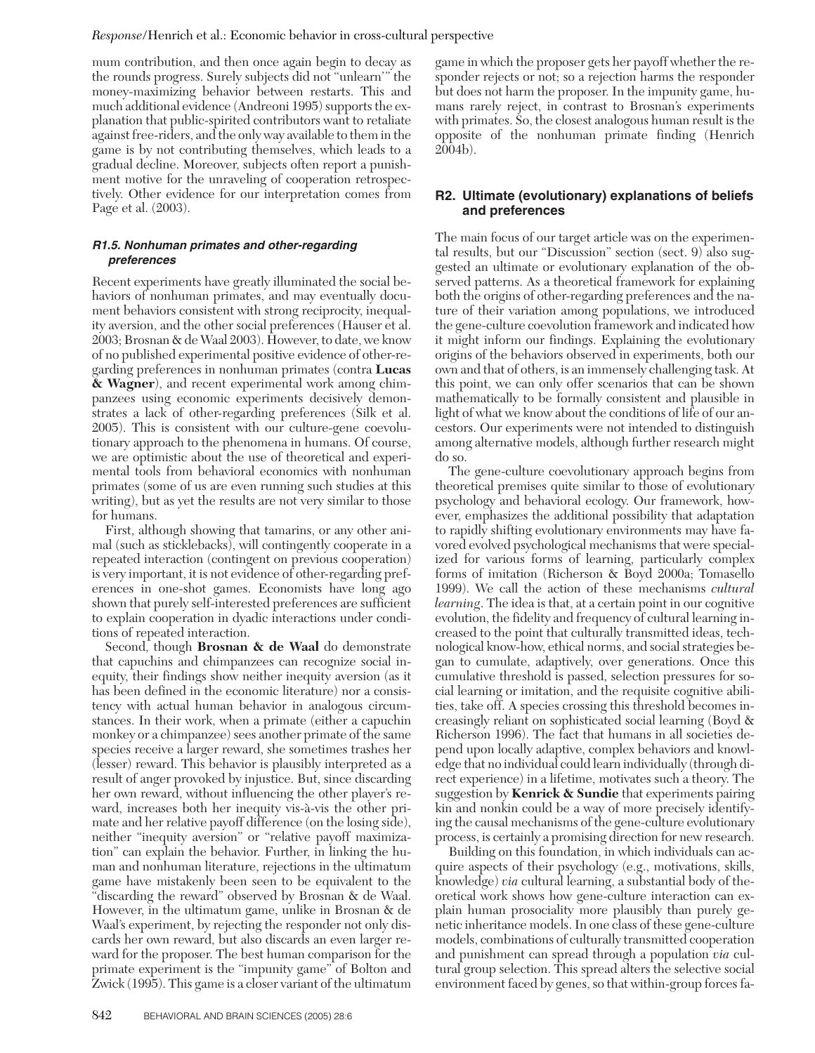mum contribution, and then once again begin to decay as the rounds progress. Surely subjects did not "unlearn'" the money-maximizing behavior between restarts. This and much additional evidence (Andreoni 1995) supports the explanation that public-spirited contributors want to retaliate against free-riders, and the only way available to them in the game is by not contributing themselves, which leads to a gradual decline. Moreover, subjects often report a punishment motive for the unraveling of cooperation retrospectively. Other evidence for our interpretation comes from Page et al. (2003).

#### *R1.5. Nonhuman primates and other-regarding preferences*

Recent experiments have greatly illuminated the social behaviors of nonhuman primates, and may eventually document behaviors consistent with strong reciprocity, inequality aversion, and the other social preferences (Hauser et al. 2003; Brosnan & de Waal 2003). However, to date, we know of no published experimental positive evidence of other-regarding preferences in nonhuman primates (contra **Lucas & Wagner**), and recent experimental work among chimpanzees using economic experiments decisively demonstrates a lack of other-regarding preferences (Silk et al. 2005). This is consistent with our culture-gene coevolutionary approach to the phenomena in humans. Of course, we are optimistic about the use of theoretical and experimental tools from behavioral economics with nonhuman primates (some of us are even running such studies at this writing), but as yet the results are not very similar to those for humans.

First, although showing that tamarins, or any other animal (such as sticklebacks), will contingently cooperate in a repeated interaction (contingent on previous cooperation) is very important, it is not evidence of other-regarding preferences in one-shot games. Economists have long ago shown that purely self-interested preferences are sufficient to explain cooperation in dyadic interactions under conditions of repeated interaction.

Second, though **Brosnan & de Waal** do demonstrate that capuchins and chimpanzees can recognize social inequity, their findings show neither inequity aversion (as it has been defined in the economic literature) nor a consistency with actual human behavior in analogous circumstances. In their work, when a primate (either a capuchin monkey or a chimpanzee) sees another primate of the same species receive a larger reward, she sometimes trashes her (lesser) reward. This behavior is plausibly interpreted as a result of anger provoked by injustice. But, since discarding her own reward, without influencing the other player's reward, increases both her inequity vis-à-vis the other primate and her relative payoff difference (on the losing side), neither "inequity aversion" or "relative payoff maximization" can explain the behavior. Further, in linking the human and nonhuman literature, rejections in the ultimatum game have mistakenly been seen to be equivalent to the "discarding the reward" observed by Brosnan & de Waal. However, in the ultimatum game, unlike in Brosnan & de Waal's experiment, by rejecting the responder not only discards her own reward, but also discards an even larger reward for the proposer. The best human comparison for the primate experiment is the "impunity game" of Bolton and Zwick (1995). This game is a closer variant of the ultimatum game in which the proposer gets her payoff whether the responder rejects or not; so a rejection harms the responder but does not harm the proposer. In the impunity game, humans rarely reject, in contrast to Brosnan's experiments with primates. So, the closest analogous human result is the opposite of the nonhuman primate finding (Henrich 2004b).

### R2. Ultimate (evolutionary) explanations of beliefs and preferences

The main focus of our target article was on the experimental results, but our "Discussion" section (sect. 9) also suggested an ultimate or evolutionary explanation of the observed patterns. As a theoretical framework for explaining both the origins of other-regarding preferences and the nature of their variation among populations, we introduced the gene-culture coevolution framework and indicated how it might inform our findings. Explaining the evolutionary origins of the behaviors observed in experiments, both our own and that of others, is an immensely challenging task. At this point, we can only offer scenarios that can be shown mathematically to be formally consistent and plausible in light of what we know about the conditions of life of our ancestors. Our experiments were not intended to distinguish among alternative models, although further research might do so.

The gene-culture coevolutionary approach begins from theoretical premises quite similar to those of evolutionary psychology and behavioral ecology. Our framework, however, emphasizes the additional possibility that adaptation to rapidly shifting evolutionary environments may have favored evolved psychological mechanisms that were specialized for various forms of learning, particularly complex forms of imitation (Richerson & Boyd 2000a; Tomasello 1999). We call the action of these mechanisms *cultural learning*. The idea is that, at a certain point in our cognitive evolution, the fidelity and frequency of cultural learning increased to the point that culturally transmitted ideas, technological know-how, ethical norms, and social strategies began to cumulate, adaptively, over generations. Once this cumulative threshold is passed, selection pressures for social learning or imitation, and the requisite cognitive abilities, take off. A species crossing this threshold becomes increasingly reliant on sophisticated social learning (Boyd & Richerson 1996). The fact that humans in all societies depend upon locally adaptive, complex behaviors and knowledge that no individual could learn individually (through direct experience) in a lifetime, motivates such a theory. The suggestion by **Kenrick & Sundie** that experiments pairing kin and nonkin could be a way of more precisely identifying the causal mechanisms of the gene-culture evolutionary process, is certainly a promising direction for new research.

Building on this foundation, in which individuals can acquire aspects of their psychology (e.g., motivations, skills, knowledge) *via* cultural learning, a substantial body of theoretical work shows how gene-culture interaction can explain human prosociality more plausibly than purely genetic inheritance models. In one class of these gene-culture models, combinations of culturally transmitted cooperation and punishment can spread through a population *via* cultural group selection. This spread alters the selective social environment faced by genes, so that within-group forces fa-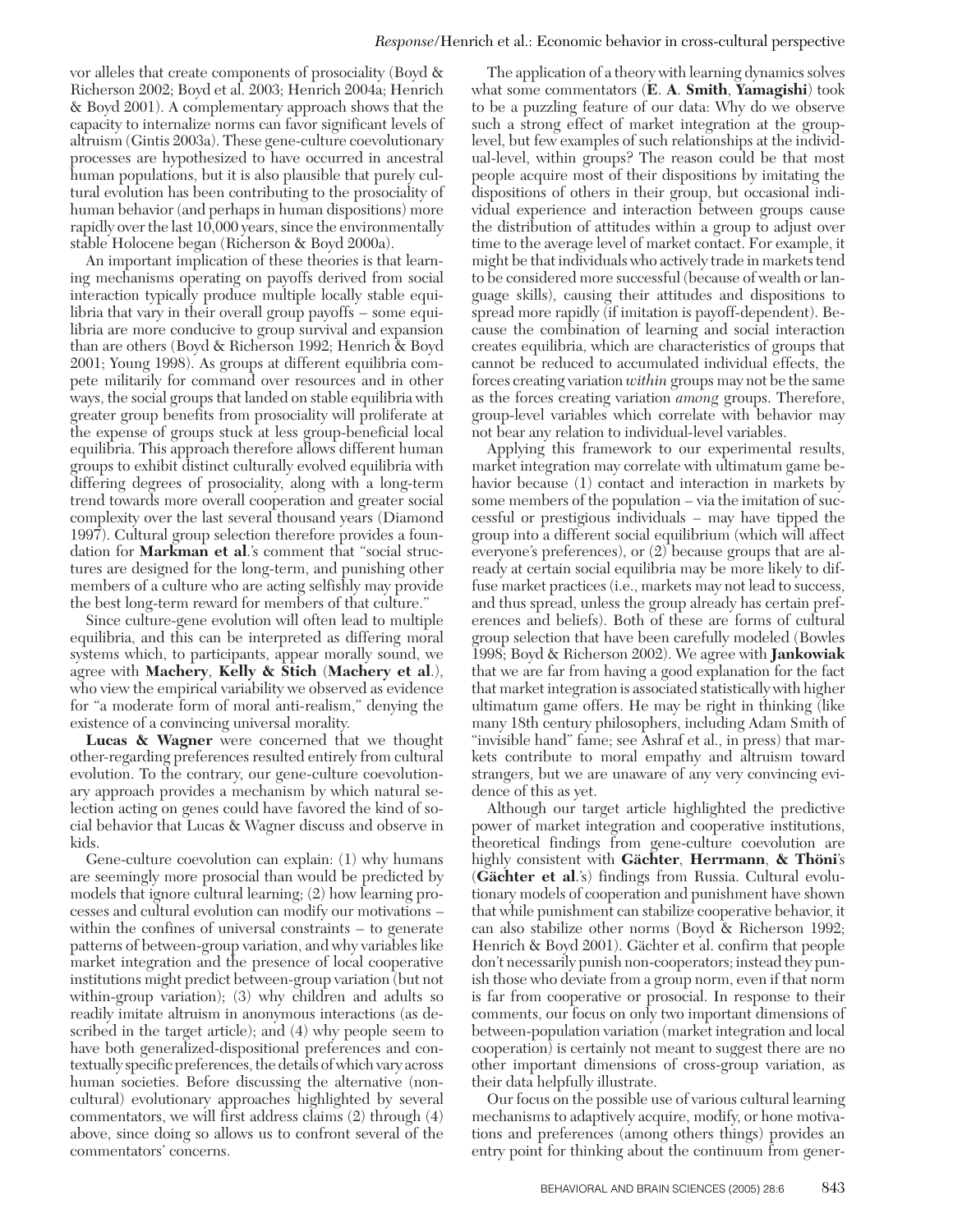vor alleles that create components of prosociality (Boyd & Richerson 2002; Boyd et al. 2003; Henrich 2004a; Henrich & Boyd 2001). A complementary approach shows that the capacity to internalize norms can favor significant levels of altruism (Gintis 2003a). These gene-culture coevolutionary processes are hypothesized to have occurred in ancestral human populations, but it is also plausible that purely cultural evolution has been contributing to the prosociality of human behavior (and perhaps in human dispositions) more rapidly over the last 10,000 years, since the environmentally stable Holocene began (Richerson & Boyd 2000a).

An important implication of these theories is that learning mechanisms operating on payoffs derived from social interaction typically produce multiple locally stable equilibria that vary in their overall group payoffs – some equilibria are more conducive to group survival and expansion than are others (Boyd & Richerson 1992; Henrich & Boyd 2001; Young 1998). As groups at different equilibria compete militarily for command over resources and in other ways, the social groups that landed on stable equilibria with greater group benefits from prosociality will proliferate at the expense of groups stuck at less group-beneficial local equilibria. This approach therefore allows different human groups to exhibit distinct culturally evolved equilibria with differing degrees of prosociality, along with a long-term trend towards more overall cooperation and greater social complexity over the last several thousand years (Diamond 1997). Cultural group selection therefore provides a foundation for **Markman et al**.'s comment that "social structures are designed for the long-term, and punishing other members of a culture who are acting selfishly may provide the best long-term reward for members of that culture."

Since culture-gene evolution will often lead to multiple equilibria, and this can be interpreted as differing moral systems which, to participants, appear morally sound, we agree with **Machery**, **Kelly & Stich** (**Machery et al**.), who view the empirical variability we observed as evidence for "a moderate form of moral anti-realism," denying the existence of a convincing universal morality.

**Lucas & Wagner** were concerned that we thought other-regarding preferences resulted entirely from cultural evolution. To the contrary, our gene-culture coevolutionary approach provides a mechanism by which natural selection acting on genes could have favored the kind of social behavior that Lucas & Wagner discuss and observe in kids.

Gene-culture coevolution can explain: (1) why humans are seemingly more prosocial than would be predicted by models that ignore cultural learning; (2) how learning processes and cultural evolution can modify our motivations – within the confines of universal constraints – to generate patterns of between-group variation, and why variables like market integration and the presence of local cooperative institutions might predict between-group variation (but not within-group variation); (3) why children and adults so readily imitate altruism in anonymous interactions (as described in the target article); and (4) why people seem to have both generalized-dispositional preferences and contextually specific preferences, the details of which vary across human societies. Before discussing the alternative (non-cultural) evolutionary approaches highlighted by several commentators, we will first address claims (2) through (4) above, since doing so allows us to confront several of the commentators' concerns.

The application of a theory with learning dynamics solves what some commentators (**E. A. Smith**, **Yamagishi**) took to be a puzzling feature of our data: Why do we observe such a strong effect of market integration at the group-level, but few examples of such relationships at the individual-level, within groups? The reason could be that most people acquire most of their dispositions by imitating the dispositions of others in their group, but occasional individual experience and interaction between groups cause the distribution of attitudes within a group to adjust over time to the average level of market contact. For example, it might be that individuals who actively trade in markets tend to be considered more successful (because of wealth or language skills), causing their attitudes and dispositions to spread more rapidly (if imitation is payoff-dependent). Because the combination of learning and social interaction creates equilibria, which are characteristics of groups that cannot be reduced to accumulated individual effects, the forces creating variation *within* groups may not be the same as the forces creating variation *among* groups. Therefore, group-level variables which correlate with behavior may not bear any relation to individual-level variables.

Applying this framework to our experimental results, market integration may correlate with ultimatum game behavior because (1) contact and interaction in markets by some members of the population – via the imitation of successful or prestigious individuals – may have tipped the group into a different social equilibrium (which will affect everyone's preferences), or (2) because groups that are already at certain social equilibria may be more likely to diffuse market practices (i.e., markets may not lead to success, and thus spread, unless the group already has certain preferences and beliefs). Both of these are forms of cultural group selection that have been carefully modeled (Bowles 1998; Boyd & Richerson 2002). We agree with **Jankowiak** that we are far from having a good explanation for the fact that market integration is associated statistically with higher ultimatum game offers. He may be right in thinking (like many 18th century philosophers, including Adam Smith of "invisible hand" fame; see Ashraf et al., in press) that markets contribute to moral empathy and altruism toward strangers, but we are unaware of any very convincing evidence of this as yet.

Although our target article highlighted the predictive power of market integration and cooperative institutions, theoretical findings from gene-culture coevolution are highly consistent with **Gächter**, **Herrmann**, **& Thöni**'s (**Gächter et al**.'s) findings from Russia. Cultural evolutionary models of cooperation and punishment have shown that while punishment can stabilize cooperative behavior, it can also stabilize other norms (Boyd & Richerson 1992; Henrich & Boyd 2001). Gächter et al. confirm that people don't necessarily punish non-cooperators; instead they punish those who deviate from a group norm, even if that norm is far from cooperative or prosocial. In response to their comments, our focus on only two important dimensions of between-population variation (market integration and local cooperation) is certainly not meant to suggest there are no other important dimensions of cross-group variation, as their data helpfully illustrate.

Our focus on the possible use of various cultural learning mechanisms to adaptively acquire, modify, or hone motivations and preferences (among others things) provides an entry point for thinking about the continuum from gener-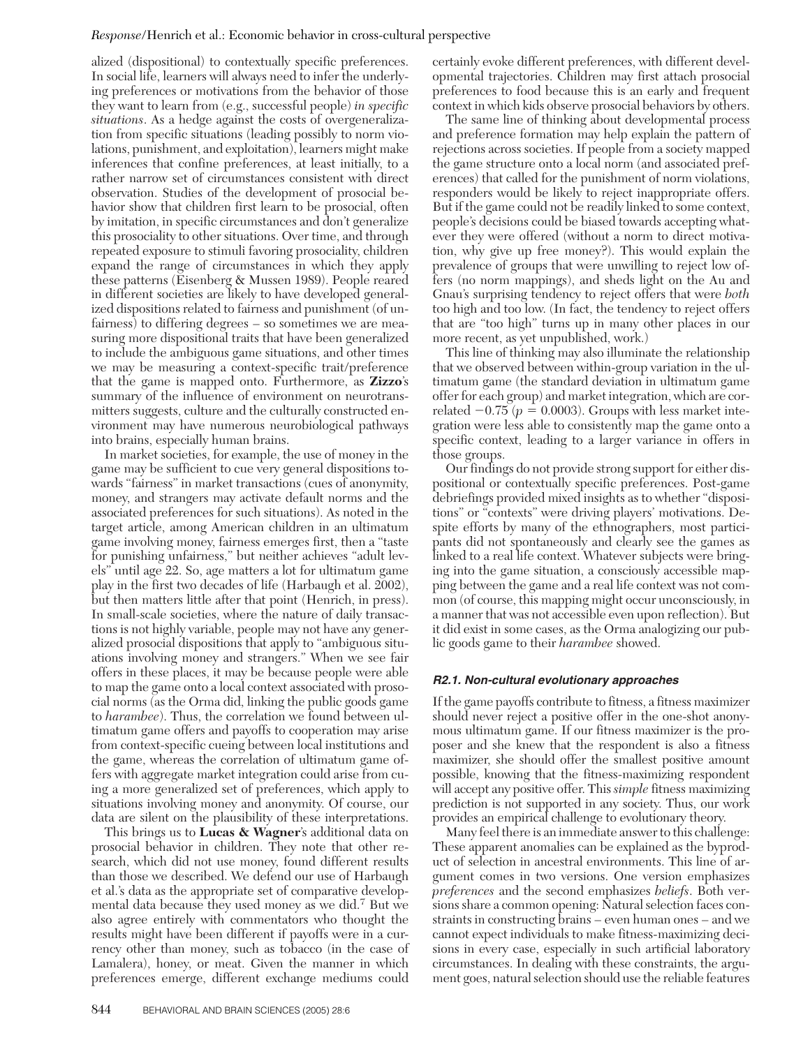alized (dispositional) to contextually specific preferences. In social life, learners will always need to infer the underlying preferences or motivations from the behavior of those they want to learn from (e.g., successful people) *in specific situations*. As a hedge against the costs of overgeneralization from specific situations (leading possibly to norm violations, punishment, and exploitation), learners might make inferences that confine preferences, at least initially, to a rather narrow set of circumstances consistent with direct observation. Studies of the development of prosocial behavior show that children first learn to be prosocial, often by imitation, in specific circumstances and don't generalize this prosociality to other situations. Over time, and through repeated exposure to stimuli favoring prosociality, children expand the range of circumstances in which they apply these patterns (Eisenberg & Mussen 1989). People reared in different societies are likely to have developed generalized dispositions related to fairness and punishment (of unfairness) to differing degrees – so sometimes we are measuring more dispositional traits that have been generalized to include the ambiguous game situations, and other times we may be measuring a context-specific trait/preference that the game is mapped onto. Furthermore, as **Zizzo**'s summary of the influence of environment on neurotransmitters suggests, culture and the culturally constructed environment may have numerous neurobiological pathways into brains, especially human brains.

In market societies, for example, the use of money in the game may be sufficient to cue very general dispositions towards "fairness" in market transactions (cues of anonymity, money, and strangers may activate default norms and the associated preferences for such situations). As noted in the target article, among American children in an ultimatum game involving money, fairness emerges first, then a "taste for punishing unfairness," but neither achieves "adult levels" until age 22. So, age matters a lot for ultimatum game play in the first two decades of life (Harbaugh et al. 2002), but then matters little after that point (Henrich, in press). In small-scale societies, where the nature of daily transactions is not highly variable, people may not have any generalized prosocial dispositions that apply to "ambiguous situations involving money and strangers." When we see fair offers in these places, it may be because people were able to map the game onto a local context associated with prosocial norms (as the Orma did, linking the public goods game to *harambee*). Thus, the correlation we found between ultimatum game offers and payoffs to cooperation may arise from context-specific cueing between local institutions and the game, whereas the correlation of ultimatum game offers with aggregate market integration could arise from cuing a more generalized set of preferences, which apply to situations involving money and anonymity. Of course, our data are silent on the plausibility of these interpretations.

This brings us to **Lucas & Wagner**'s additional data on prosocial behavior in children. They note that other research, which did not use money, found different results than those we described. We defend our use of Harbaugh et al.'s data as the appropriate set of comparative developmental data because they used money as we did.[7] But we also agree entirely with commentators who thought the results might have been different if payoffs were in a currency other than money, such as tobacco (in the case of Lamalera), honey, or meat. Given the manner in which preferences emerge, different exchange mediums could certainly evoke different preferences, with different developmental trajectories. Children may first attach prosocial preferences to food because this is an early and frequent context in which kids observe prosocial behaviors by others.

The same line of thinking about developmental process and preference formation may help explain the pattern of rejections across societies. If people from a society mapped the game structure onto a local norm (and associated preferences) that called for the punishment of norm violations, responders would be likely to reject inappropriate offers. But if the game could not be readily linked to some context, people's decisions could be biased towards accepting whatever they were offered (without a norm to direct motivation, why give up free money?). This would explain the prevalence of groups that were unwilling to reject low offers (no norm mappings), and sheds light on the Au and Gnau's surprising tendency to reject offers that were *both* too high and too low. (In fact, the tendency to reject offers that are "too high" turns up in many other places in our more recent, as yet unpublished, work.)

This line of thinking may also illuminate the relationship that we observed between within-group variation in the ultimatum game (the standard deviation in ultimatum game offer for each group) and market integration, which are correlated $-0.75$ ($p = 0.0003$). Groups with less market integration were less able to consistently map the game onto a specific context, leading to a larger variance in offers in those groups.

Our findings do not provide strong support for either dispositional or contextually specific preferences. Post-game debriefings provided mixed insights as to whether "dispositions" or "contexts" were driving players' motivations. Despite efforts by many of the ethnographers, most participants did not spontaneously and clearly see the games as linked to a real life context. Whatever subjects were bringing into the game situation, a consciously accessible mapping between the game and a real life context was not common (of course, this mapping might occur unconsciously, in a manner that was not accessible even upon reflection). But it did exist in some cases, as the Orma analogizing our public goods game to their *harambee* showed.

#### R2.1. Non-cultural evolutionary approaches

If the game payoffs contribute to fitness, a fitness maximizer should never reject a positive offer in the one-shot anonymous ultimatum game. If our fitness maximizer is the proposer and she knew that the respondent is also a fitness maximizer, she should offer the smallest positive amount possible, knowing that the fitness-maximizing respondent will accept any positive offer. This *simple* fitness maximizing prediction is not supported in any society. Thus, our work provides an empirical challenge to evolutionary theory.

Many feel there is an immediate answer to this challenge: These apparent anomalies can be explained as the byproduct of selection in ancestral environments. This line of argument comes in two versions. One version emphasizes *preferences* and the second emphasizes *beliefs*. Both versions share a common opening: Natural selection faces constraints in constructing brains – even human ones – and we cannot expect individuals to make fitness-maximizing decisions in every case, especially in such artificial laboratory circumstances. In dealing with these constraints, the argument goes, natural selection should use the reliable features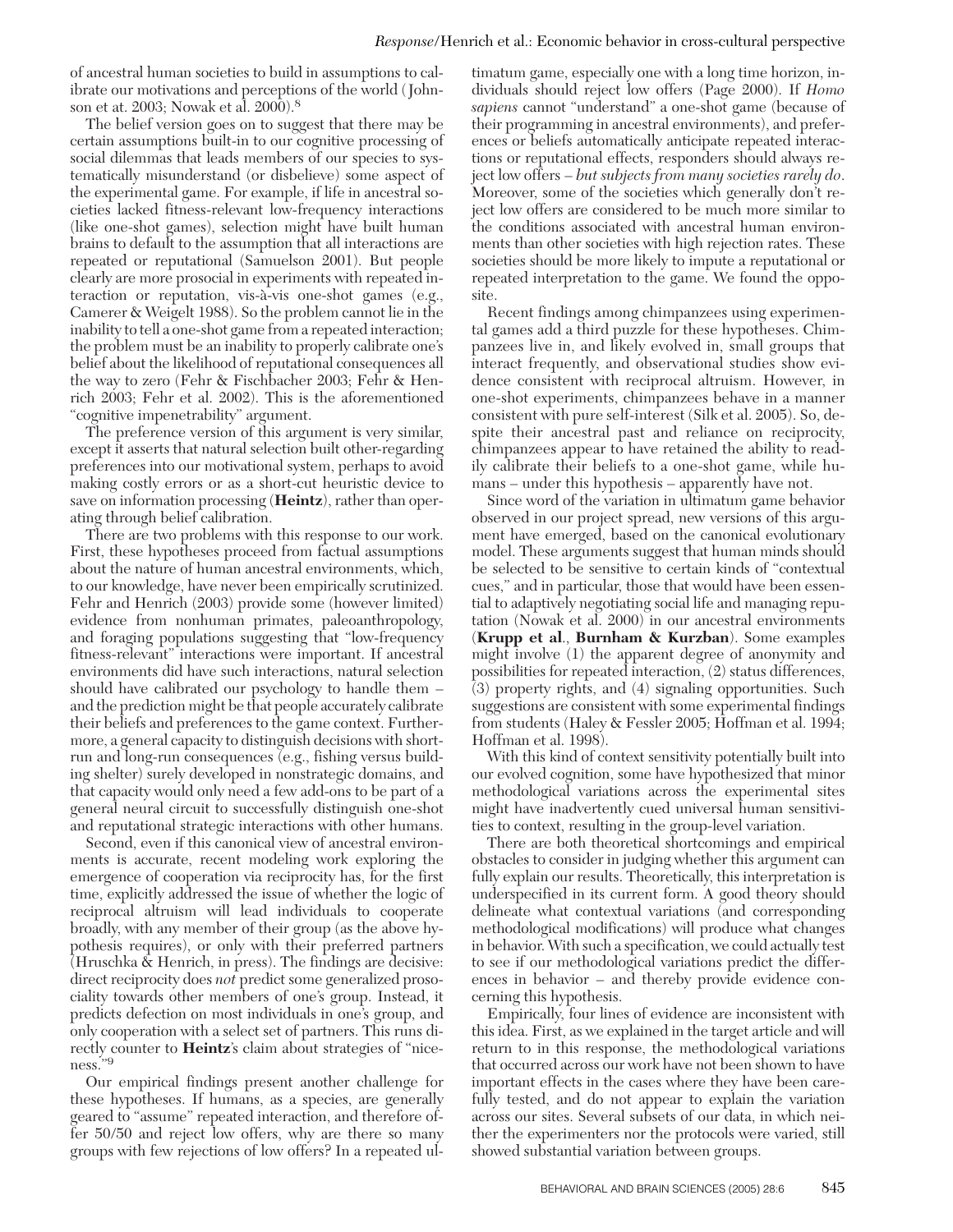of ancestral human societies to build in assumptions to calibrate our motivations and perceptions of the world (Johnson et at. 2003; Nowak et al. 2000).[8]

The belief version goes on to suggest that there may be certain assumptions built-in to our cognitive processing of social dilemmas that leads members of our species to systematically misunderstand (or disbelieve) some aspect of the experimental game. For example, if life in ancestral societies lacked fitness-relevant low-frequency interactions (like one-shot games), selection might have built human brains to default to the assumption that all interactions are repeated or reputational (Samuelson 2001). But people clearly are more prosocial in experiments with repeated interaction or reputation, vis-à-vis one-shot games (e.g., Camerer & Weigelt 1988). So the problem cannot lie in the inability to tell a one-shot game from a repeated interaction; the problem must be an inability to properly calibrate one's belief about the likelihood of reputational consequences all the way to zero (Fehr & Fischbacher 2003; Fehr & Henrich 2003; Fehr et al. 2002). This is the aforementioned "cognitive impenetrability" argument.

The preference version of this argument is very similar, except it asserts that natural selection built other-regarding preferences into our motivational system, perhaps to avoid making costly errors or as a short-cut heuristic device to save on information processing (**Heintz**), rather than operating through belief calibration.

There are two problems with this response to our work. First, these hypotheses proceed from factual assumptions about the nature of human ancestral environments, which, to our knowledge, have never been empirically scrutinized. Fehr and Henrich (2003) provide some (however limited) evidence from nonhuman primates, paleoanthropology, and foraging populations suggesting that "low-frequency fitness-relevant" interactions were important. If ancestral environments did have such interactions, natural selection should have calibrated our psychology to handle them – and the prediction might be that people accurately calibrate their beliefs and preferences to the game context. Furthermore, a general capacity to distinguish decisions with short-run and long-run consequences (e.g., fishing versus building shelter) surely developed in nonstrategic domains, and that capacity would only need a few add-ons to be part of a general neural circuit to successfully distinguish one-shot and reputational strategic interactions with other humans.

Second, even if this canonical view of ancestral environments is accurate, recent modeling work exploring the emergence of cooperation via reciprocity has, for the first time, explicitly addressed the issue of whether the logic of reciprocal altruism will lead individuals to cooperate broadly, with any member of their group (as the above hypothesis requires), or only with their preferred partners (Hruschka & Henrich, in press). The findings are decisive: direct reciprocity does *not* predict some generalized prosociality towards other members of one's group. Instead, it predicts defection on most individuals in one's group, and only cooperation with a select set of partners. This runs directly counter to **Heintz**'s claim about strategies of "niceness."[9]

Our empirical findings present another challenge for these hypotheses. If humans, as a species, are generally geared to "assume" repeated interaction, and therefore offer 50/50 and reject low offers, why are there so many groups with few rejections of low offers? In a repeated ultimatum game, especially one with a long time horizon, individuals should reject low offers (Page 2000). If *Homo sapiens* cannot "understand" a one-shot game (because of their programming in ancestral environments), and preferences or beliefs automatically anticipate repeated interactions or reputational effects, responders should always reject low offers – *but subjects from many societies rarely do*. Moreover, some of the societies which generally don't reject low offers are considered to be much more similar to the conditions associated with ancestral human environments than other societies with high rejection rates. These societies should be more likely to impute a reputational or repeated interpretation to the game. We found the opposite.

Recent findings among chimpanzees using experimental games add a third puzzle for these hypotheses. Chimpanzees live in, and likely evolved in, small groups that interact frequently, and observational studies show evidence consistent with reciprocal altruism. However, in one-shot experiments, chimpanzees behave in a manner consistent with pure self-interest (Silk et al. 2005). So, despite their ancestral past and reliance on reciprocity, chimpanzees appear to have retained the ability to readily calibrate their beliefs to a one-shot game, while humans – under this hypothesis – apparently have not.

Since word of the variation in ultimatum game behavior observed in our project spread, new versions of this argument have emerged, based on the canonical evolutionary model. These arguments suggest that human minds should be selected to be sensitive to certain kinds of "contextual cues," and in particular, those that would have been essential to adaptively negotiating social life and managing reputation (Nowak et al. 2000) in our ancestral environments (**Krupp et al.**, **Burnham & Kurzban**). Some examples might involve (1) the apparent degree of anonymity and possibilities for repeated interaction, (2) status differences, (3) property rights, and (4) signaling opportunities. Such suggestions are consistent with some experimental findings from students (Haley & Fessler 2005; Hoffman et al. 1994; Hoffman et al. 1998).

With this kind of context sensitivity potentially built into our evolved cognition, some have hypothesized that minor methodological variations across the experimental sites might have inadvertently cued universal human sensitivities to context, resulting in the group-level variation.

There are both theoretical shortcomings and empirical obstacles to consider in judging whether this argument can fully explain our results. Theoretically, this interpretation is underspecified in its current form. A good theory should delineate what contextual variations (and corresponding methodological modifications) will produce what changes in behavior. With such a specification, we could actually test to see if our methodological variations predict the differences in behavior – and thereby provide evidence concerning this hypothesis.

Empirically, four lines of evidence are inconsistent with this idea. First, as we explained in the target article and will return to in this response, the methodological variations that occurred across our work have not been shown to have important effects in the cases where they have been carefully tested, and do not appear to explain the variation across our sites. Several subsets of our data, in which neither the experimenters nor the protocols were varied, still showed substantial variation between groups.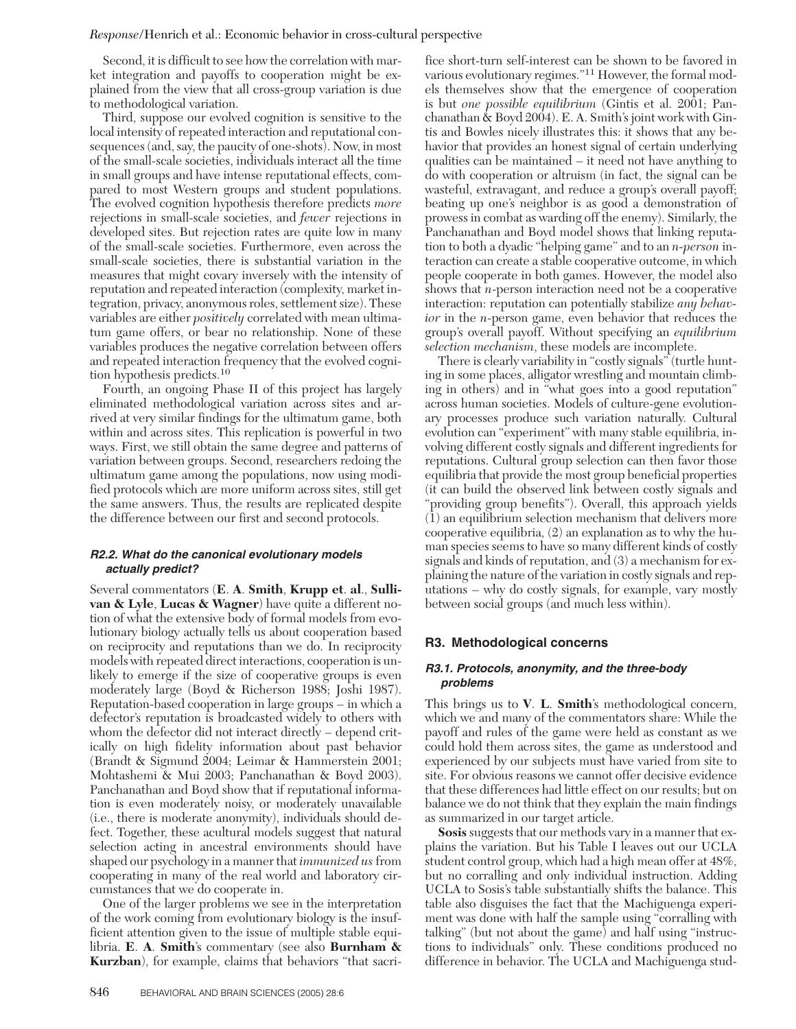Second, it is difficult to see how the correlation with market integration and payoffs to cooperation might be explained from the view that all cross-group variation is due to methodological variation.

Third, suppose our evolved cognition is sensitive to the local intensity of repeated interaction and reputational consequences (and, say, the paucity of one-shots). Now, in most of the small-scale societies, individuals interact all the time in small groups and have intense reputational effects, compared to most Western groups and student populations. The evolved cognition hypothesis therefore predicts *more* rejections in small-scale societies, and *fewer* rejections in developed sites. But rejection rates are quite low in many of the small-scale societies. Furthermore, even across the small-scale societies, there is substantial variation in the measures that might covary inversely with the intensity of reputation and repeated interaction (complexity, market integration, privacy, anonymous roles, settlement size). These variables are either *positively* correlated with mean ultimatum game offers, or bear no relationship. None of these variables produces the negative correlation between offers and repeated interaction frequency that the evolved cognition hypothesis predicts.[10]

Fourth, an ongoing Phase II of this project has largely eliminated methodological variation across sites and arrived at very similar findings for the ultimatum game, both within and across sites. This replication is powerful in two ways. First, we still obtain the same degree and patterns of variation between groups. Second, researchers redoing the ultimatum game among the populations, now using modified protocols which are more uniform across sites, still get the same answers. Thus, the results are replicated despite the difference between our first and second protocols.

### R2.2. What do the canonical evolutionary models actually predict?

Several commentators (**E. A. Smith**, **Krupp et al.**, **Sullivan & Lyle**, **Lucas & Wagner**) have quite a different notion of what the extensive body of formal models from evolutionary biology actually tells us about cooperation based on reciprocity and reputations than we do. In reciprocity models with repeated direct interactions, cooperation is unlikely to emerge if the size of cooperative groups is even moderately large (Boyd & Richerson 1988; Joshi 1987). Reputation-based cooperation in large groups – in which a defector's reputation is broadcasted widely to others with whom the defector did not interact directly – depend critically on high fidelity information about past behavior (Brandt & Sigmund 2004; Leimar & Hammerstein 2001; Mohtashemi & Mui 2003; Panchanathan & Boyd 2003). Panchanathan and Boyd show that if reputational information is even moderately noisy, or moderately unavailable (i.e., there is moderate anonymity), individuals should defect. Together, these acultural models suggest that natural selection acting in ancestral environments should have shaped our psychology in a manner that *immunized us* from cooperating in many of the real world and laboratory circumstances that we do cooperate in.

One of the larger problems we see in the interpretation of the work coming from evolutionary biology is the insufficient attention given to the issue of multiple stable equilibria. **E. A. Smith**'s commentary (see also **Burnham & Kurzban**), for example, claims that behaviors "that sacrifice short-turn self-interest can be shown to be favored in various evolutionary regimes."[11] However, the formal models themselves show that the emergence of cooperation is but *one possible equilibrium* (Gintis et al. 2001; Panchanathan & Boyd 2004). E. A. Smith's joint work with Gintis and Bowles nicely illustrates this: it shows that any behavior that provides an honest signal of certain underlying qualities can be maintained – it need not have anything to do with cooperation or altruism (in fact, the signal can be wasteful, extravagant, and reduce a group's overall payoff; beating up one's neighbor is as good a demonstration of prowess in combat as warding off the enemy). Similarly, the Panchanathan and Boyd model shows that linking reputation to both a dyadic "helping game" and to an *n-person* interaction can create a stable cooperative outcome, in which people cooperate in both games. However, the model also shows that *n*-person interaction need not be a cooperative interaction: reputation can potentially stabilize *any behavior* in the *n*-person game, even behavior that reduces the group's overall payoff. Without specifying an *equilibrium selection mechanism*, these models are incomplete.

There is clearly variability in "costly signals" (turtle hunting in some places, alligator wrestling and mountain climbing in others) and in "what goes into a good reputation" across human societies. Models of culture-gene evolutionary processes produce such variation naturally. Cultural evolution can "experiment" with many stable equilibria, involving different costly signals and different ingredients for reputations. Cultural group selection can then favor those equilibria that provide the most group beneficial properties (it can build the observed link between costly signals and "providing group benefits"). Overall, this approach yields (1) an equilibrium selection mechanism that delivers more cooperative equilibria, (2) an explanation as to why the human species seems to have so many different kinds of costly signals and kinds of reputation, and (3) a mechanism for explaining the nature of the variation in costly signals and reputations – why do costly signals, for example, vary mostly between social groups (and much less within).

## R3. Methodological concerns

### R3.1. Protocols, anonymity, and the three-body problems

This brings us to **V. L. Smith**'s methodological concern, which we and many of the commentators share: While the payoff and rules of the game were held as constant as we could hold them across sites, the game as understood and experienced by our subjects must have varied from site to site. For obvious reasons we cannot offer decisive evidence that these differences had little effect on our results; but on balance we do not think that they explain the main findings as summarized in our target article.

**Sosis** suggests that our methods vary in a manner that explains the variation. But his Table I leaves out our UCLA student control group, which had a high mean offer at 48%, but no corralling and only individual instruction. Adding UCLA to Sosis's table substantially shifts the balance. This table also disguises the fact that the Machiguenga experiment was done with half the sample using "corralling with talking" (but not about the game) and half using "instructions to individuals" only. These conditions produced no difference in behavior. The UCLA and Machiguenga stud-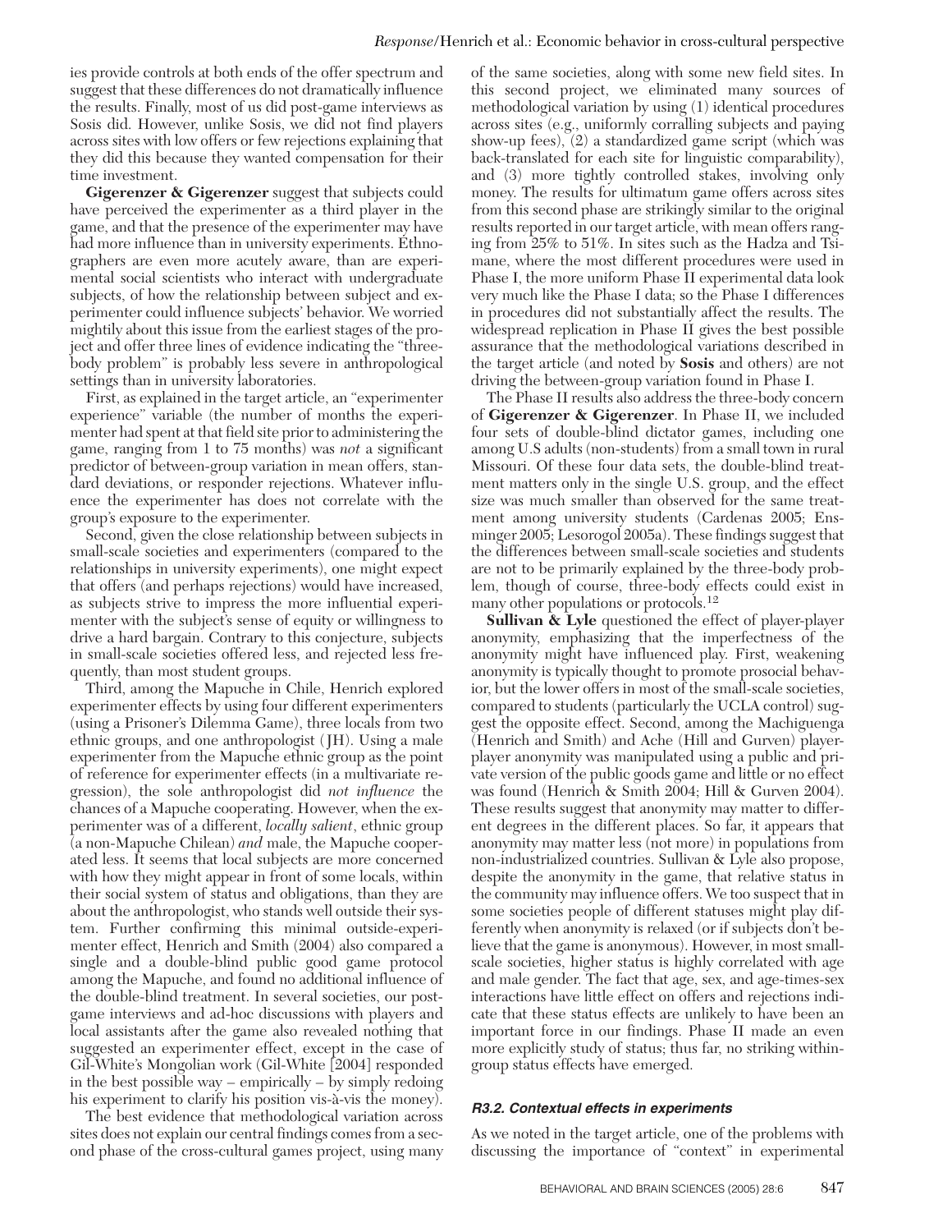ies provide controls at both ends of the offer spectrum and suggest that these differences do not dramatically influence the results. Finally, most of us did post-game interviews as Sosis did. However, unlike Sosis, we did not find players across sites with low offers or few rejections explaining that they did this because they wanted compensation for their time investment.

**Gigerenzer & Gigerenzer** suggest that subjects could have perceived the experimenter as a third player in the game, and that the presence of the experimenter may have had more influence than in university experiments. Ethnographers are even more acutely aware, than are experimental social scientists who interact with undergraduate subjects, of how the relationship between subject and experimenter could influence subjects' behavior. We worried mightily about this issue from the earliest stages of the project and offer three lines of evidence indicating the "three-body problem" is probably less severe in anthropological settings than in university laboratories.

First, as explained in the target article, an "experimenter experience" variable (the number of months the experimenter had spent at that field site prior to administering the game, ranging from 1 to 75 months) was *not* a significant predictor of between-group variation in mean offers, standard deviations, or responder rejections. Whatever influence the experimenter has does not correlate with the group's exposure to the experimenter.

Second, given the close relationship between subjects in small-scale societies and experimenters (compared to the relationships in university experiments), one might expect that offers (and perhaps rejections) would have increased, as subjects strive to impress the more influential experimenter with the subject's sense of equity or willingness to drive a hard bargain. Contrary to this conjecture, subjects in small-scale societies offered less, and rejected less frequently, than most student groups.

Third, among the Mapuche in Chile, Henrich explored experimenter effects by using four different experimenters (using a Prisoner's Dilemma Game), three locals from two ethnic groups, and one anthropologist (JH). Using a male experimenter from the Mapuche ethnic group as the point of reference for experimenter effects (in a multivariate regression), the sole anthropologist did *not influence* the chances of a Mapuche cooperating. However, when the experimenter was of a different, *locally salient*, ethnic group (a non-Mapuche Chilean) *and* male, the Mapuche cooperated less. It seems that local subjects are more concerned with how they might appear in front of some locals, within their social system of status and obligations, than they are about the anthropologist, who stands well outside their system. Further confirming this minimal outside-experimenter effect, Henrich and Smith (2004) also compared a single and a double-blind public good game protocol among the Mapuche, and found no additional influence of the double-blind treatment. In several societies, our post-game interviews and ad-hoc discussions with players and local assistants after the game also revealed nothing that suggested an experimenter effect, except in the case of Gil-White's Mongolian work (Gil-White [2004] responded in the best possible way – empirically – by simply redoing his experiment to clarify his position vis-à-vis the money).

The best evidence that methodological variation across sites does not explain our central findings comes from a second phase of the cross-cultural games project, using many of the same societies, along with some new field sites. In this second project, we eliminated many sources of methodological variation by using (1) identical procedures across sites (e.g., uniformly corralling subjects and paying show-up fees), (2) a standardized game script (which was back-translated for each site for linguistic comparability), and (3) more tightly controlled stakes, involving only money. The results for ultimatum game offers across sites from this second phase are strikingly similar to the original results reported in our target article, with mean offers ranging from 25% to 51%. In sites such as the Hadza and Tsimane, where the most different procedures were used in Phase I, the more uniform Phase II experimental data look very much like the Phase I data; so the Phase I differences in procedures did not substantially affect the results. The widespread replication in Phase II gives the best possible assurance that the methodological variations described in the target article (and noted by **Sosis** and others) are not driving the between-group variation found in Phase I.

The Phase II results also address the three-body concern of **Gigerenzer & Gigerenzer**. In Phase II, we included four sets of double-blind dictator games, including one among U.S adults (non-students) from a small town in rural Missouri. Of these four data sets, the double-blind treatment matters only in the single U.S. group, and the effect size was much smaller than observed for the same treatment among university students (Cardenas 2005; Ensminger 2005; Lesorogol 2005a). These findings suggest that the differences between small-scale societies and students are not to be primarily explained by the three-body problem, though of course, three-body effects could exist in many other populations or protocols.[12]

**Sullivan & Lyle** questioned the effect of player-player anonymity, emphasizing that the imperfectness of the anonymity might have influenced play. First, weakening anonymity is typically thought to promote prosocial behavior, but the lower offers in most of the small-scale societies, compared to students (particularly the UCLA control) suggest the opposite effect. Second, among the Machiguenga (Henrich and Smith) and Ache (Hill and Gurven) player-player anonymity was manipulated using a public and private version of the public goods game and little or no effect was found (Henrich & Smith 2004; Hill & Gurven 2004). These results suggest that anonymity may matter to different degrees in the different places. So far, it appears that anonymity may matter less (not more) in populations from non-industrialized countries. Sullivan & Lyle also propose, despite the anonymity in the game, that relative status in the community may influence offers. We too suspect that in some societies people of different statuses might play differently when anonymity is relaxed (or if subjects don't believe that the game is anonymous). However, in most small-scale societies, higher status is highly correlated with age and male gender. The fact that age, sex, and age-times-sex interactions have little effect on offers and rejections indicate that these status effects are unlikely to have been an important force in our findings. Phase II made an even more explicitly study of status; thus far, no striking within-group status effects have emerged.

### R3.2. Contextual effects in experiments

As we noted in the target article, one of the problems with discussing the importance of "context" in experimental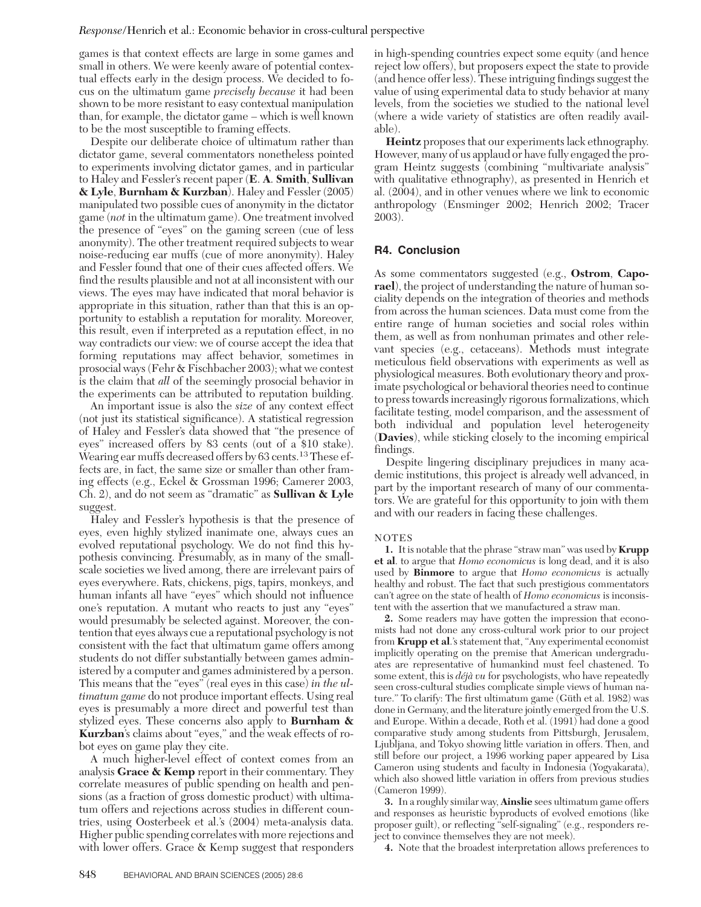games is that context effects are large in some games and small in others. We were keenly aware of potential contextual effects early in the design process. We decided to focus on the ultimatum game *precisely because* it had been shown to be more resistant to easy contextual manipulation than, for example, the dictator game – which is well known to be the most susceptible to framing effects.

Despite our deliberate choice of ultimatum rather than dictator game, several commentators nonetheless pointed to experiments involving dictator games, and in particular to Haley and Fessler's recent paper (**E. A. Smith**, **Sullivan & Lyle**, **Burnham & Kurzban**). Haley and Fessler (2005) manipulated two possible cues of anonymity in the dictator game (*not* in the ultimatum game). One treatment involved the presence of "eyes" on the gaming screen (cue of less anonymity). The other treatment required subjects to wear noise-reducing ear muffs (cue of more anonymity). Haley and Fessler found that one of their cues affected offers. We find the results plausible and not at all inconsistent with our views. The eyes may have indicated that moral behavior is appropriate in this situation, rather than that this is an opportunity to establish a reputation for morality. Moreover, this result, even if interpreted as a reputation effect, in no way contradicts our view: we of course accept the idea that forming reputations may affect behavior, sometimes in prosocial ways (Fehr & Fischbacher 2003); what we contest is the claim that *all* of the seemingly prosocial behavior in the experiments can be attributed to reputation building.

An important issue is also the *size* of any context effect (not just its statistical significance). A statistical regression of Haley and Fessler's data showed that "the presence of eyes" increased offers by 83 cents (out of a $10 stake). Wearing ear muffs decreased offers by 63 cents.[13] These effects are, in fact, the same size or smaller than other framing effects (e.g., Eckel & Grossman 1996; Camerer 2003, Ch. 2), and do not seem as "dramatic" as **Sullivan & Lyle** suggest.

Haley and Fessler's hypothesis is that the presence of eyes, even highly stylized inanimate one, always cues an evolved reputational psychology. We do not find this hypothesis convincing. Presumably, as in many of the small-scale societies we lived among, there are irrelevant pairs of eyes everywhere. Rats, chickens, pigs, tapirs, monkeys, and human infants all have "eyes" which should not influence one's reputation. A mutant who reacts to just any "eyes" would presumably be selected against. Moreover, the contention that eyes always cue a reputational psychology is not consistent with the fact that ultimatum game offers among students do not differ substantially between games administered by a computer and games administered by a person. This means that the "eyes" (real eyes in this case) *in the ultimatum game* do not produce important effects. Using real eyes is presumably a more direct and powerful test than stylized eyes. These concerns also apply to **Burnham & Kurzban**'s claims about "eyes," and the weak effects of robot eyes on game play they cite.

A much higher-level effect of context comes from an analysis **Grace & Kemp** report in their commentary. They correlate measures of public spending on health and pensions (as a fraction of gross domestic product) with ultimatum offers and rejections across studies in different countries, using Oosterbeek et al.'s (2004) meta-analysis data. Higher public spending correlates with more rejections and with lower offers. Grace & Kemp suggest that responders in high-spending countries expect some equity (and hence reject low offers), but proposers expect the state to provide (and hence offer less). These intriguing findings suggest the value of using experimental data to study behavior at many levels, from the societies we studied to the national level (where a wide variety of statistics are often readily available).

**Heintz** proposes that our experiments lack ethnography. However, many of us applaud or have fully engaged the program Heintz suggests (combining "multivariate analysis" with qualitative ethnography), as presented in Henrich et al. (2004), and in other venues where we link to economic anthropology (Ensminger 2002; Henrich 2002; Tracer 2003).

## R4. Conclusion

As some commentators suggested (e.g., **Ostrom**, **Caporael**), the project of understanding the nature of human sociality depends on the integration of theories and methods from across the human sciences. Data must come from the entire range of human societies and social roles within them, as well as from nonhuman primates and other relevant species (e.g., cetaceans). Methods must integrate meticulous field observations with experiments as well as physiological measures. Both evolutionary theory and proximate psychological or behavioral theories need to continue to press towards increasingly rigorous formalizations, which facilitate testing, model comparison, and the assessment of both individual and population level heterogeneity (**Davies**), while sticking closely to the incoming empirical findings.

Despite lingering disciplinary prejudices in many academic institutions, this project is already well advanced, in part by the important research of many of our commentators. We are grateful for this opportunity to join with them and with our readers in facing these challenges.

NOTES

**1.** It is notable that the phrase "straw man" was used by **Krupp et al**. to argue that *Homo economicus* is long dead, and it is also used by **Binmore** to argue that *Homo economicus* is actually healthy and robust. The fact that such prestigious commentators can't agree on the state of health of *Homo economicus* is inconsistent with the assertion that we manufactured a straw man.

**2.** Some readers may have gotten the impression that economists had not done any cross-cultural work prior to our project from **Krupp et al**.'s statement that, "Any experimental economist implicitly operating on the premise that American undergraduates are representative of humankind must feel chastened. To some extent, this is *déjà vu* for psychologists, who have repeatedly seen cross-cultural studies complicate simple views of human nature." To clarify: The first ultimatum game (Güth et al. 1982) was done in Germany, and the literature jointly emerged from the U.S. and Europe. Within a decade, Roth et al. (1991) had done a good comparative study among students from Pittsburgh, Jerusalem, Ljubljana, and Tokyo showing little variation in offers. Then, and still before our project, a 1996 working paper appeared by Lisa Cameron using students and faculty in Indonesia (Yogyakarata), which also showed little variation in offers from previous studies (Cameron 1999).

**3.** In a roughly similar way, **Ainslie** sees ultimatum game offers and responses as heuristic byproducts of evolved emotions (like proposer guilt), or reflecting "self-signaling" (e.g., responders reject to convince themselves they are not meek).

**4.** Note that the broadest interpretation allows preferences to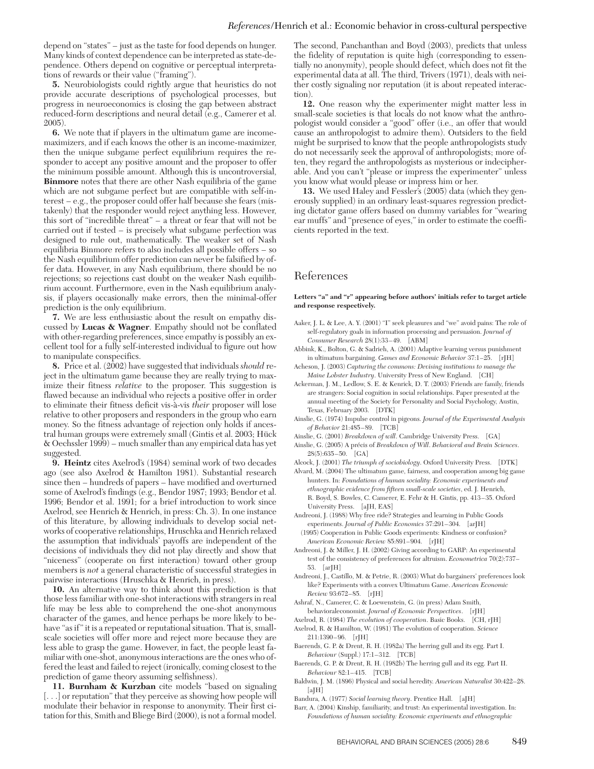depend on "states" – just as the taste for food depends on hunger. Many kinds of context dependence can be interpreted as state-dependence. Others depend on cognitive or perceptual interpretations of rewards or their value ("framing").

**5.** Neurobiologists could rightly argue that heuristics do not provide accurate descriptions of psychological processes, but progress in neuroeconomics is closing the gap between abstract reduced-form descriptions and neural detail (e.g., Camerer et al. 2005).

**6.** We note that if players in the ultimatum game are income-maximizers, and if each knows the other is an income-maximizer, then the unique subgame perfect equilibrium requires the responder to accept any positive amount and the proposer to offer the minimum possible amount. Although this is uncontroversial, **Binmore** notes that there are other Nash equilibria of the game which are not subgame perfect but are compatible with self-interest – e.g., the proposer could offer half because she fears (mistakenly) that the responder would reject anything less. However, this sort of "incredible threat" – a threat or fear that will not be carried out if tested – is precisely what subgame perfection was designed to rule out, mathematically. The weaker set of Nash equilibria Binmore refers to also includes all possible offers – so the Nash equilibrium offer prediction can never be falsified by offer data. However, in any Nash equilibrium, there should be no rejections; so rejections cast doubt on the weaker Nash equilibrium account. Furthermore, even in the Nash equilibrium analysis, if players occasionally make errors, then the minimal-offer prediction is the only equilibrium.

**7.** We are less enthusiastic about the result on empathy discussed by **Lucas & Wagner**. Empathy should not be conflated with other-regarding preferences, since empathy is possibly an excellent tool for a fully self-interested individual to figure out how to manipulate conspecifics.

**8.** Price et al. (2002) have suggested that individuals *should* reject in the ultimatum game because they are really trying to maximize their fitness *relative* to the proposer. This suggestion is flawed because an individual who rejects a positive offer in order to eliminate their fitness deficit vis-à-vis *their* proposer will lose relative to other proposers and responders in the group who earn money. So the fitness advantage of rejection only holds if ancestral human groups were extremely small (Gintis et al. 2003; Hück & Oechssler 1999) – much smaller than any empirical data has yet suggested.

**9. Heintz** cites Axelrod's (1984) seminal work of two decades ago (see also Axelrod & Hamilton 1981). Substantial research since then – hundreds of papers – have modified and overturned some of Axelrod's findings (e.g., Bendor 1987; 1993; Bendor et al. 1996; Bendor et al. 1991; for a brief introduction to work since Axelrod, see Henrich & Henrich, in press: Ch. 3). In one instance of this literature, by allowing individuals to develop social networks of cooperative relationships, Hruschka and Henrich relaxed the assumption that individuals' payoffs are independent of the decisions of individuals they did not play directly and show that "niceness" (cooperate on first interaction) toward other group members is *not* a general characteristic of successful strategies in pairwise interactions (Hruschka & Henrich, in press).

**10.** An alternative way to think about this prediction is that those less familiar with one-shot interactions with strangers in real life may be less able to comprehend the one-shot anonymous character of the games, and hence perhaps be more likely to behave "as if" it is a repeated or reputational situation. That is, small-scale societies will offer more and reject more because they are less able to grasp the game. However, in fact, the people least familiar with one-shot, anonymous interactions are the ones who offered the least and failed to reject (ironically, coming closest to the prediction of game theory assuming selfishness).

**11. Burnham & Kurzban** cite models "based on signaling [. . .] or reputation" that they perceive as showing how people will modulate their behavior in response to anonymity. Their first citation for this, Smith and Bliege Bird (2000), is not a formal model. The second, Panchanthan and Boyd (2003), predicts that unless the fidelity of reputation is quite high (corresponding to essentially no anonymity), people should defect, which does not fit the experimental data at all. The third, Trivers (1971), deals with neither costly signaling nor reputation (it is about repeated interaction).

**12.** One reason why the experimenter might matter less in small-scale societies is that locals do not know what the anthropologist would consider a "good" offer (i.e., an offer that would cause an anthropologist to admire them). Outsiders to the field might be surprised to know that the people anthropologists study do not necessarily seek the approval of anthropologists; more often, they regard the anthropologists as mysterious or indecipherable. And you can't "please or impress the experimenter" unless you know what would please or impress him or her.

**13.** We used Haley and Fessler's (2005) data (which they generously supplied) in an ordinary least-squares regression predicting dictator game offers based on dummy variables for "wearing ear muffs" and "presence of eyes," in order to estimate the coefficients reported in the text.

## References

**Letters "a" and "r" appearing before authors' initials refer to target article and response respectively.**

Aaker, J. L. & Lee, A. Y. (2001) "I" seek pleasures and "we" avoid pains: The role of self-regulatory goals in information processing and persuasion. *Journal of Consumer Research* 28(1):33–49. [ABM]

Abbink, K., Bolton, G. & Sadrieh, A. (2001) Adaptive learning versus punishment in ultimatum bargaining. *Games and Economic Behavior* 37:1–25. [rJH]

Acheson, J. (2003) *Capturing the commons: Devising institutions to manage the Maine Lobster Industry*. University Press of New England. [CH]

Ackerman, J. M., Ledlow, S. E. & Kenrick, D. T. (2003) Friends are family, friends are strangers: Social cognition in social relationships. Paper presented at the annual meeting of the Society for Personality and Social Psychology, Austin, Texas, February 2003. [DTK]

Ainslie, G. (1974) Impulse control in pigeons. *Journal of the Experimental Analysis of Behavior* 21:485–89. [TCB]

Ainslie, G. (2001) *Breakdown of will*. Cambridge University Press. [GA]

Ainslie, G. (2005) A précis of *Breakdown of Will*. *Behavioral and Brain Sciences*. 28(5):635–50. [GA]

Alcock, J. (2001) *The triumph of sociobiology*. Oxford University Press. [DTK]

Alvard, M. (2004) The ultimatum game, fairness, and cooperation among big game hunters. In: *Foundations of human sociality: Economic experiments and ethnographic evidence from fifteen small-scale societies*, ed. J. Henrich, R. Boyd, S. Bowles, C. Camerer, E. Fehr & H. Gintis, pp. 413–35. Oxford University Press. [aJH, EAS]

Andreoni, J. (1988) Why free ride? Strategies and learning in Public Goods experiments. *Journal of Public Economics* 37:291–304. [arJH]

(1995) Cooperation in Public Goods experiments: Kindness or confusion? *American Economic Review* 85:891–904. [rJH]

Andreoni, J. & Miller, J. H. (2002) Giving according to GARP: An experimental test of the consistency of preferences for altruism. *Econometrica* 70(2):737–53. [arJH]

Andreoni, J., Castillo, M. & Petrie, R. (2003) What do bargainers' preferences look like? Experiments with a convex Ultimatum Game. *American Economic Review* 93:672–85. [rJH]

Ashraf, N., Camerer, C. & Loewenstein, G. (in press) Adam Smith, behavioraleconomist. *Journal of Economic Perspectives*. [rJH]

Axelrod, R. (1984) *The evolution of cooperation*. Basic Books. [CH, rJH]

Axelrod, R. & Hamilton, W. (1981) The evolution of cooperation. *Science* 211:1390–96. [rJH]

Baerends, G. P. & Drent, R. H. (1982a) The herring gull and its egg. Part I. *Behaviour* (Suppl.) 17:1–312. [TCB]

Baerends, G. P. & Drent, R. H. (1982b) The herring gull and its egg. Part II. *Behaviour* 82:1–415. [TCB]

Baldwin, J. M. (1896) Physical and social heredity. *American Naturalist* 30:422–28. [aJH]

Bandura, A. (1977) *Social learning theory*. Prentice Hall. [aJH]

Barr, A. (2004) Kinship, familiarity, and trust: An experimental investigation. In: *Foundations of human sociality: Economic experiments and ethnographic*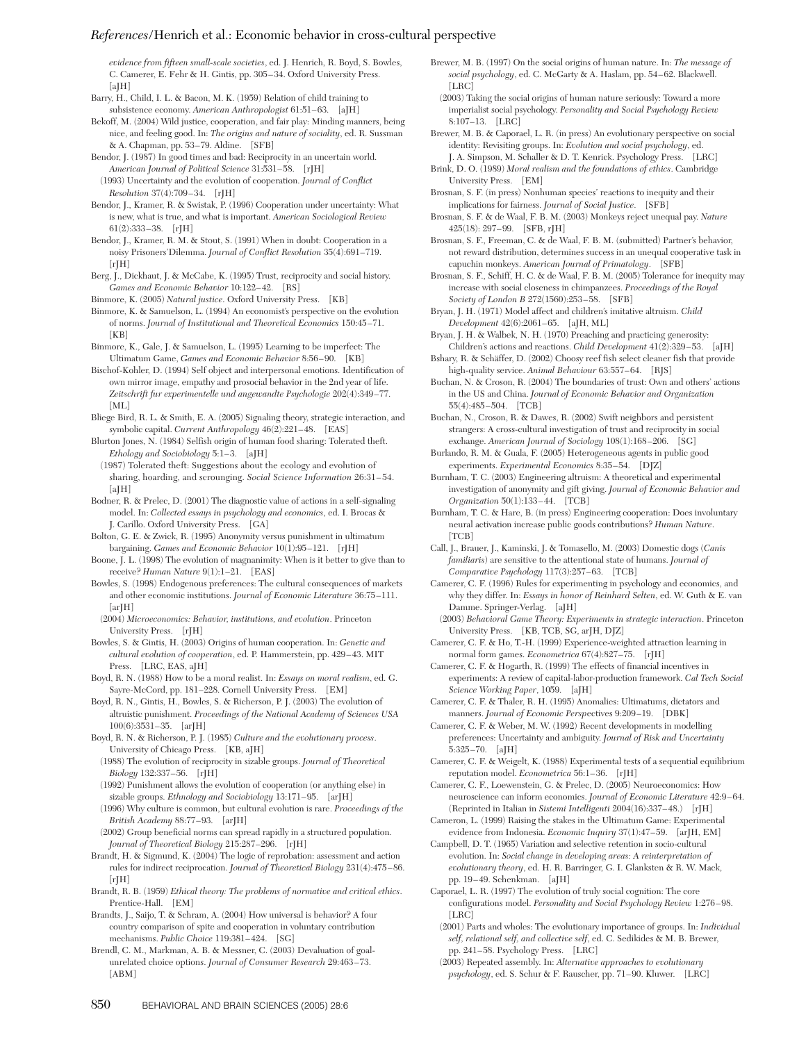*evidence from fifteen small-scale societies*, ed. J. Henrich, R. Boyd, S. Bowles, C. Camerer, E. Fehr & H. Gintis, pp. 305–34. Oxford University Press. [aJH]

Barry, H., Child, I. L. & Bacon, M. K. (1959) Relation of child training to subsistence economy. *American Anthropologist* 61:51–63. [aJH]

Bekoff, M. (2004) Wild justice, cooperation, and fair play: Minding manners, being nice, and feeling good. In: *The origins and nature of sociality*, ed. R. Sussman & A. Chapman, pp. 53–79. Aldine. [SFB]

Bendor, J. (1987) In good times and bad: Reciprocity in an uncertain world. *American Journal of Political Science* 31:531–58. [rJH]

(1993) Uncertainty and the evolution of cooperation. *Journal of Conflict Resolution* 37(4):709–34. [rJH]

Bendor, J., Kramer, R. & Swistak, P. (1996) Cooperation under uncertainty: What is new, what is true, and what is important. *American Sociological Review* 61(2):333–38. [rJH]

Bendor, J., Kramer, R. M. & Stout, S. (1991) When in doubt: Cooperation in a noisy Prisoners'Dilemma. *Journal of Conflict Resolution* 35(4):691–719. [rJH]

Berg, J., Dickhaut, J. & McCabe, K. (1995) Trust, reciprocity and social history. *Games and Economic Behavior* 10:122–42. [RS]

Binmore, K. (2005) *Natural justice*. Oxford University Press. [KB]

Binmore, K. & Samuelson, L. (1994) An economist's perspective on the evolution of norms. *Journal of Institutional and Theoretical Economics* 150:45–71. [KB]

Binmore, K., Gale, J. & Samuelson, L. (1995) Learning to be imperfect: The Ultimatum Game, *Games and Economic Behavior* 8:56–90. [KB]

Bischof-Kohler, D. (1994) Self object and interpersonal emotions. Identification of own mirror image, empathy and prosocial behavior in the 2nd year of life. *Zeitschrift fur experimentelle und angewandte Psychologie* 202(4):349–77. [ML]

Bliege Bird, R. L. & Smith, E. A. (2005) Signaling theory, strategic interaction, and symbolic capital. *Current Anthropology* 46(2):221–48. [EAS]

Blurton Jones, N. (1984) Selfish origin of human food sharing: Tolerated theft. *Ethology and Sociobiology* 5:1–3. [aJH]

(1987) Tolerated theft: Suggestions about the ecology and evolution of sharing, hoarding, and scrounging. *Social Science Information* 26:31–54. [aJH]

Bodner, R. & Prelec, D. (2001) The diagnostic value of actions in a self-signaling model. In: *Collected essays in psychology and economics*, ed. I. Brocas & J. Carillo. Oxford University Press. [GA]

Bolton, G. E. & Zwick, R. (1995) Anonymity versus punishment in ultimatum bargaining. *Games and Economic Behavior* 10(1):95–121. [rJH]

Boone, J. L. (1998) The evolution of magnanimity: When is it better to give than to receive? *Human Nature* 9(1):1–21. [EAS]

Bowles, S. (1998) Endogenous preferences: The cultural consequences of markets and other economic institutions. *Journal of Economic Literature* 36:75–111. [arJH]

(2004) *Microeconomics: Behavior, institutions, and evolution*. Princeton University Press. [rJH]

Bowles, S. & Gintis, H. (2003) Origins of human cooperation. In: *Genetic and cultural evolution of cooperation*, ed. P. Hammerstein, pp. 429–43. MIT Press. [LRC, EAS, aJH]

Boyd, R. N. (1988) How to be a moral realist. In: *Essays on moral realism*, ed. G. Sayre-McCord, pp. 181–228. Cornell University Press. [EM]

Boyd, R. N., Gintis, H., Bowles, S. & Richerson, P. J. (2003) The evolution of altruistic punishment. *Proceedings of the National Academy of Sciences USA* 100(6):3531–35. [arJH]

Boyd, R. N. & Richerson, P. J. (1985) *Culture and the evolutionary process*. University of Chicago Press. [KB, aJH]

(1988) The evolution of reciprocity in sizable groups. *Journal of Theoretical Biology* 132:337–56. [rJH]

(1992) Punishment allows the evolution of cooperation (or anything else) in sizable groups. *Ethnology and Sociobiology* 13:171–95. [arJH]

(1996) Why culture is common, but cultural evolution is rare. *Proceedings of the British Academy* 88:77–93. [arJH]

(2002) Group beneficial norms can spread rapidly in a structured population. *Journal of Theoretical Biology* 215:287–296. [rJH]

Brandt, H. & Sigmund, K. (2004) The logic of reprobation: assessment and action rules for indirect reciprocation. *Journal of Theoretical Biology* 231(4):475–86. [rJH]

Brandt, R. B. (1959) *Ethical theory: The problems of normative and critical ethics*. Prentice-Hall. [EM]

Brandts, J., Saijo, T. & Schram, A. (2004) How universal is behavior? A four country comparison of spite and cooperation in voluntary contribution mechanisms. *Public Choice* 119:381–424. [SG]

Brendl, C. M., Markman, A. B. & Messner, C. (2003) Devaluation of goal-unrelated choice options. *Journal of Consumer Research* 29:463–73. [ABM]

Brewer, M. B. (1997) On the social origins of human nature. In: *The message of social psychology*, ed. C. McGarty & A. Haslam, pp. 54–62. Blackwell. [LRC]

(2003) Taking the social origins of human nature seriously: Toward a more imperialist social psychology. *Personality and Social Psychology Review* 8:107–13. [LRC]

Brewer, M. B. & Caporael, L. R. (in press) An evolutionary perspective on social identity: Revisiting groups. In: *Evolution and social psychology*, ed. J. A. Simpson, M. Schaller & D. T. Kenrick. Psychology Press. [LRC]

Brink, D. O. (1989) *Moral realism and the foundations of ethics*. Cambridge University Press. [EM]

Brosnan, S. F. (in press) Nonhuman species' reactions to inequity and their implications for fairness. *Journal of Social Justice*. [SFB]

Brosnan, S. F. & de Waal, F. B. M. (2003) Monkeys reject unequal pay. *Nature* 425(18): 297–99. [SFB, rJH]

Brosnan, S. F., Freeman, C. & de Waal, F. B. M. (submitted) Partner's behavior, not reward distribution, determines success in an unequal cooperative task in capuchin monkeys. *American Journal of Primatology*. [SFB]

Brosnan, S. F., Schiff, H. C. & de Waal, F. B. M. (2005) Tolerance for inequity may increase with social closeness in chimpanzees. *Proceedings of the Royal Society of London B* 272(1560):253–58. [SFB]

Bryan, J. H. (1971) Model affect and children's imitative altruism. *Child Development* 42(6):2061–65. [aJH, ML]

Bryan, J. H. & Walbek, N. H. (1970) Preaching and practicing generosity: Children's actions and reactions. *Child Development* 41(2):329–53. [aJH]

Bshary, R. & Schäffer, D. (2002) Choosy reef fish select cleaner fish that provide high-quality service. *Animal Behaviour* 63:557–64. [RJS]

Buchan, N. & Croson, R. (2004) The boundaries of trust: Own and others' actions in the US and China. *Journal of Economic Behavior and Organization* 55(4):485–504. [TCB]

Buchan, N., Croson, R. & Dawes, R. (2002) Swift neighbors and persistent strangers: A cross-cultural investigation of trust and reciprocity in social exchange. *American Journal of Sociology* 108(1):168–206. [SG]

Burlando, R. M. & Guala, F. (2005) Heterogeneous agents in public good experiments. *Experimental Economics* 8:35–54. [DJZ]

Burnham, T. C. (2003) Engineering altruism: A theoretical and experimental investigation of anonymity and gift giving. *Journal of Economic Behavior and Organization* 50(1):133–44. [TCB]

Burnham, T. C. & Hare, B. (in press) Engineering cooperation: Does involuntary neural activation increase public goods contributions? *Human Nature*. [TCB]

Call, J., Brauer, J., Kaminski, J. & Tomasello, M. (2003) Domestic dogs (*Canis familiaris*) are sensitive to the attentional state of humans. *Journal of Comparative Psychology* 117(3):257–63. [TCB]

Camerer, C. F. (1996) Rules for experimenting in psychology and economics, and why they differ. In: *Essays in honor of Reinhard Selten*, ed. W. Guth & E. van Damme. Springer-Verlag. [aJH]

(2003) *Behavioral Game Theory: Experiments in strategic interaction*. Princeton University Press. [KB, TCB, SG, arJH, DJZ]

Camerer, C. F. & Ho, T.-H. (1999) Experience-weighted attraction learning in normal form games. *Econometrica* 67(4):827–75. [rJH]

Camerer, C. F. & Hogarth, R. (1999) The effects of financial incentives in experiments: A review of capital-labor-production framework. *Cal Tech Social Science Working Paper*, 1059. [aJH]

Camerer, C. F. & Thaler, R. H. (1995) Anomalies: Ultimatums, dictators and manners. *Journal of Economic Perspectives* 9:209–19. [DBK]

Camerer, C. F. & Weber, M. W. (1992) Recent developments in modelling preferences: Uncertainty and ambiguity. *Journal of Risk and Uncertainty* 5:325–70. [aJH]

Camerer, C. F. & Weigelt, K. (1988) Experimental tests of a sequential equilibrium reputation model. *Econometrica* 56:1–36. [rJH]

Camerer, C. F., Loewenstein, G. & Prelec, D. (2005) Neuroeconomics: How neuroscience can inform economics. *Journal of Economic Literature* 42:9–64. (Reprinted in Italian in *Sistemi Intelligenti* 2004(16):337–48.) [rJH]

Cameron, L. (1999) Raising the stakes in the Ultimatum Game: Experimental evidence from Indonesia. *Economic Inquiry* 37(1):47–59. [arJH, EM]

Campbell, D. T. (1965) Variation and selective retention in socio-cultural evolution. In: *Social change in developing areas: A reinterpretation of evolutionary theory*, ed. H. R. Barringer, G. I. Glanksten & R. W. Mack, pp. 19–49. Schenkman. [aJH]

Caporael, L. R. (1997) The evolution of truly social cognition: The core configurations model. *Personality and Social Psychology Review* 1:276–98. [LRC]

(2001) Parts and wholes: The evolutionary importance of groups. In: *Individual self, relational self, and collective self*, ed. C. Sedikides & M. B. Brewer, pp. 241–58. Psychology Press. [LRC]

(2003) Repeated assembly. In: *Alternative approaches to evolutionary psychology*, ed. S. Schur & F. Rauscher, pp. 71–90. Kluwer. [LRC]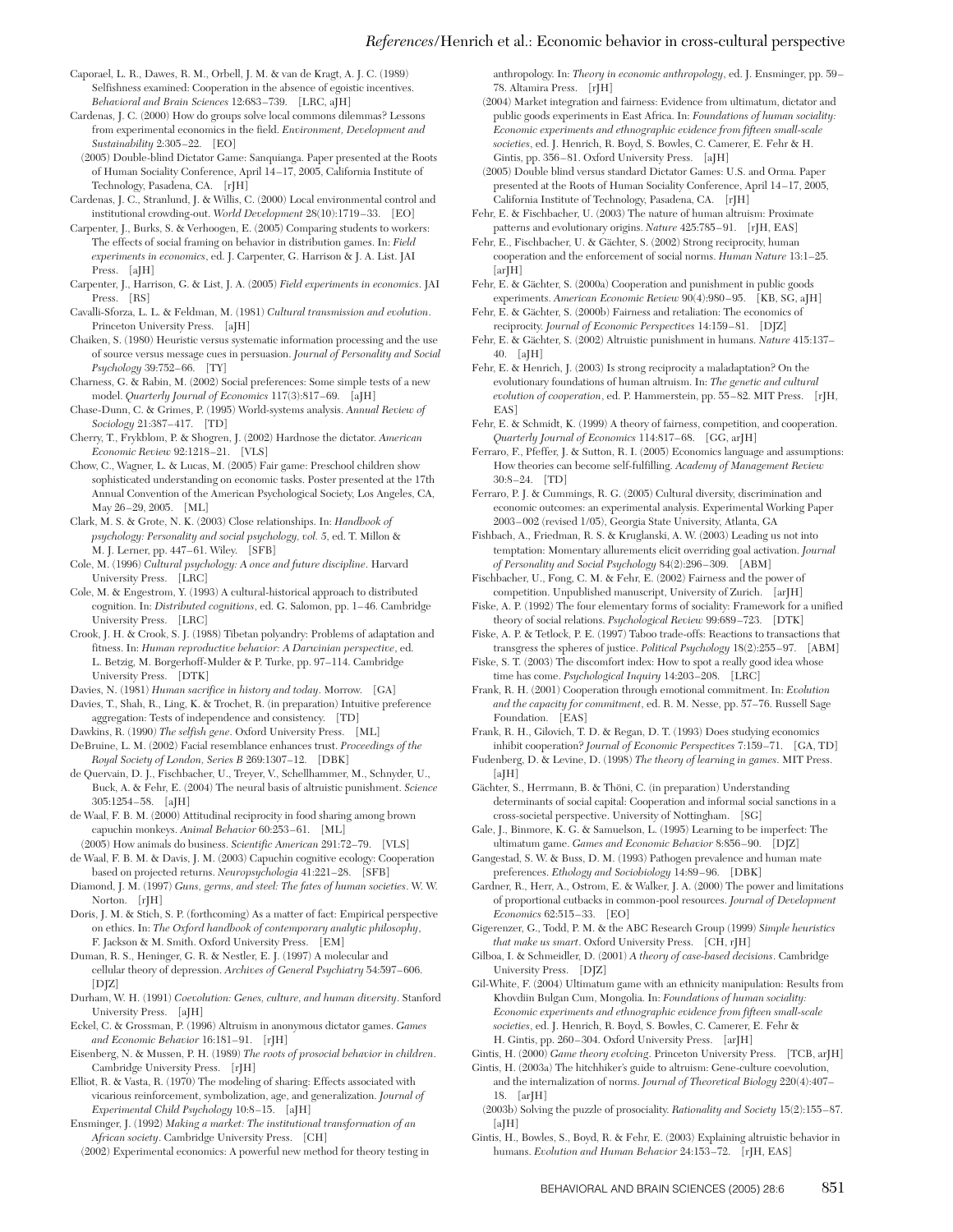Caporael, L. R., Dawes, R. M., Orbell, J. M. & van de Kragt, A. J. C. (1989) Selfishness examined: Cooperation in the absence of egoistic incentives. *Behavioral and Brain Sciences* 12:683–739. [LRC, aJH]

Cardenas, J. C. (2000) How do groups solve local commons dilemmas? Lessons from experimental economics in the field. *Environment, Development and Sustainability* 2:305–22. [EO]

(2005) Double-blind Dictator Game: Sanquianga. Paper presented at the Roots of Human Sociality Conference, April 14–17, 2005, California Institute of Technology, Pasadena, CA. [rJH]

Cardenas, J. C., Stranlund, J. & Willis, C. (2000) Local environmental control and institutional crowding-out. *World Development* 28(10):1719–33. [EO]

Carpenter, J., Burks, S. & Verhoogen, E. (2005) Comparing students to workers: The effects of social framing on behavior in distribution games. In: *Field experiments in economics*, ed. J. Carpenter, G. Harrison & J. A. List. JAI Press. [aJH]

Carpenter, J., Harrison, G. & List, J. A. (2005) *Field experiments in economics*. JAI Press. [RS]

Cavalli-Sforza, L. L. & Feldman, M. (1981) *Cultural transmission and evolution*. Princeton University Press. [aJH]

Chaiken, S. (1980) Heuristic versus systematic information processing and the use of source versus message cues in persuasion. *Journal of Personality and Social Psychology* 39:752–66. [TY]

Charness, G. & Rabin, M. (2002) Social preferences: Some simple tests of a new model. *Quarterly Journal of Economics* 117(3):817–69. [aJH]

Chase-Dunn, C. & Grimes, P. (1995) World-systems analysis. *Annual Review of Sociology* 21:387–417. [TD]

Cherry, T., Frykblom, P. & Shogren, J. (2002) Hardnose the dictator. *American Economic Review* 92:1218–21. [VLS]

Chow, C., Wagner, L. & Lucas, M. (2005) Fair game: Preschool children show sophisticated understanding on economic tasks. Poster presented at the 17th Annual Convention of the American Psychological Society, Los Angeles, CA, May 26–29, 2005. [ML]

Clark, M. S. & Grote, N. K. (2003) Close relationships. In: *Handbook of psychology: Personality and social psychology, vol. 5*, ed. T. Millon & M. J. Lerner, pp. 447–61. Wiley. [SFB]

Cole, M. (1996) *Cultural psychology: A once and future discipline*. Harvard University Press. [LRC]

Cole, M. & Engestrom, Y. (1993) A cultural-historical approach to distributed cognition. In: *Distributed cognitions*, ed. G. Salomon, pp. 1–46. Cambridge University Press. [LRC]

Crook, J. H. & Crook, S. J. (1988) Tibetan polyandry: Problems of adaptation and fitness. In: *Human reproductive behavior: A Darwinian perspective*, ed. L. Betzig, M. Borgerhoff-Mulder & P. Turke, pp. 97–114. Cambridge University Press. [DTK]

Davies, N. (1981) *Human sacrifice in history and today*. Morrow. [GA]

Davies, T., Shah, R., Ling, K. & Trochet, R. (in preparation) Intuitive preference aggregation: Tests of independence and consistency. [TD]

Dawkins, R. (1990) *The selfish gene*. Oxford University Press. [ML]

DeBruine, L. M. (2002) Facial resemblance enhances trust. *Proceedings of the Royal Society of London, Series B* 269:1307–12. [DBK]

de Quervain, D. J., Fischbacher, U., Treyer, V., Schellhammer, M., Schnyder, U., Buck, A. & Fehr, E. (2004) The neural basis of altruistic punishment. *Science* 305:1254–58. [aJH]

de Waal, F. B. M. (2000) Attitudinal reciprocity in food sharing among brown capuchin monkeys. *Animal Behavior* 60:253–61. [ML]

(2005) How animals do business. *Scientific American* 291:72–79. [VLS]

de Waal, F. B. M. & Davis, J. M. (2003) Capuchin cognitive ecology: Cooperation based on projected returns. *Neuropsychologia* 41:221–28. [SFB]

Diamond, J. M. (1997) *Guns, germs, and steel: The fates of human societies*. W. W. Norton. [rJH]

Doris, J. M. & Stich, S. P. (forthcoming) As a matter of fact: Empirical perspective on ethics. In: *The Oxford handbook of contemporary analytic philosophy*, F. Jackson & M. Smith. Oxford University Press. [EM]

Duman, R. S., Heninger, G. R. & Nestler, E. J. (1997) A molecular and cellular theory of depression. *Archives of General Psychiatry* 54:597–606. [DJZ]

Durham, W. H. (1991) *Coevolution: Genes, culture, and human diversity*. Stanford University Press. [aJH]

Eckel, C. & Grossman, P. (1996) Altruism in anonymous dictator games. *Games and Economic Behavior* 16:181–91. [rJH]

Eisenberg, N. & Mussen, P. H. (1989) *The roots of prosocial behavior in children*. Cambridge University Press. [rJH]

Elliot, R. & Vasta, R. (1970) The modeling of sharing: Effects associated with vicarious reinforcement, symbolization, age, and generalization. *Journal of Experimental Child Psychology* 10:8–15. [aJH]

Ensminger, J. (1992) *Making a market: The institutional transformation of an African society*. Cambridge University Press. [CH]

(2002) Experimental economics: A powerful new method for theory testing in anthropology. In: *Theory in economic anthropology*, ed. J. Ensminger, pp. 59–78. Altamira Press. [rJH]

(2004) Market integration and fairness: Evidence from ultimatum, dictator and public goods experiments in East Africa. In: *Foundations of human sociality: Economic experiments and ethnographic evidence from fifteen small-scale societies*, ed. J. Henrich, R. Boyd, S. Bowles, C. Camerer, E. Fehr & H. Gintis, pp. 356–81. Oxford University Press. [aJH]

(2005) Double blind versus standard Dictator Games: U.S. and Orma. Paper presented at the Roots of Human Sociality Conference, April 14–17, 2005, California Institute of Technology, Pasadena, CA. [rJH]

Fehr, E. & Fischbacher, U. (2003) The nature of human altruism: Proximate patterns and evolutionary origins. *Nature* 425:785–91. [rJH, EAS]

Fehr, E., Fischbacher, U. & Gächter, S. (2002) Strong reciprocity, human cooperation and the enforcement of social norms. *Human Nature* 13:1–25. [arJH]

Fehr, E. & Gächter, S. (2000a) Cooperation and punishment in public goods experiments. *American Economic Review* 90(4):980–95. [KB, SG, aJH]

Fehr, E. & Gächter, S. (2000b) Fairness and retaliation: The economics of reciprocity. *Journal of Economic Perspectives* 14:159–81. [DJZ]

Fehr, E. & Gächter, S. (2002) Altruistic punishment in humans. *Nature* 415:137–40. [aJH]

Fehr, E. & Henrich, J. (2003) Is strong reciprocity a maladaptation? On the evolutionary foundations of human altruism. In: *The genetic and cultural evolution of cooperation*, ed. P. Hammerstein, pp. 55–82. MIT Press. [rJH, EAS]

Fehr, E. & Schmidt, K. (1999) A theory of fairness, competition, and cooperation. *Quarterly Journal of Economics* 114:817–68. [GG, arJH]

Ferraro, F., Pfeffer, J. & Sutton, R. I. (2005) Economics language and assumptions: How theories can become self-fulfilling. *Academy of Management Review* 30:8–24. [TD]

Ferraro, P. J. & Cummings, R. G. (2005) Cultural diversity, discrimination and economic outcomes: an experimental analysis. Experimental Working Paper 2003–002 (revised 1/05), Georgia State University, Atlanta, GA

Fishbach, A., Friedman, R. S. & Kruglanski, A. W. (2003) Leading us not into temptation: Momentary allurements elicit overriding goal activation. *Journal of Personality and Social Psychology* 84(2):296–309. [ABM]

Fischbacher, U., Fong, C. M. & Fehr, E. (2002) Fairness and the power of competition. Unpublished manuscript, University of Zurich. [arJH]

Fiske, A. P. (1992) The four elementary forms of sociality: Framework for a unified theory of social relations. *Psychological Review* 99:689–723. [DTK]

Fiske, A. P. & Tetlock, P. E. (1997) Taboo trade-offs: Reactions to transactions that transgress the spheres of justice. *Political Psychology* 18(2):255–97. [ABM]

Fiske, S. T. (2003) The discomfort index: How to spot a really good idea whose time has come. *Psychological Inquiry* 14:203–208. [LRC]

Frank, R. H. (2001) Cooperation through emotional commitment. In: *Evolution and the capacity for commitment*, ed. R. M. Nesse, pp. 57–76. Russell Sage Foundation. [EAS]

Frank, R. H., Gilovich, T. D. & Regan, D. T. (1993) Does studying economics inhibit cooperation? *Journal of Economic Perspectives* 7:159–71. [GA, TD]

Fudenberg, D. & Levine, D. (1998) *The theory of learning in games*. MIT Press. [aJH]

Gächter, S., Herrmann, B. & Thöni, C. (in preparation) Understanding determinants of social capital: Cooperation and informal social sanctions in a cross-societal perspective. University of Nottingham. [SG]

Gale, J., Binmore, K. G. & Samuelson, L. (1995) Learning to be imperfect: The ultimatum game. *Games and Economic Behavior* 8:856–90. [DJZ]

Gangestad, S. W. & Buss, D. M. (1993) Pathogen prevalence and human mate preferences. *Ethology and Sociobiology* 14:89–96. [DBK]

Gardner, R., Herr, A., Ostrom, E. & Walker, J. A. (2000) The power and limitations of proportional cutbacks in common-pool resources. *Journal of Development Economics* 62:515–33. [EO]

Gigerenzer, G., Todd, P. M. & the ABC Research Group (1999) *Simple heuristics that make us smart*. Oxford University Press. [CH, rJH]

Gilboa, I. & Schmeidler, D. (2001) *A theory of case-based decisions*. Cambridge University Press. [DJZ]

Gil-White, F. (2004) Ultimatum game with an ethnicity manipulation: Results from Khovdiin Bulgan Cum, Mongolia. In: *Foundations of human sociality: Economic experiments and ethnographic evidence from fifteen small-scale societies*, ed. J. Henrich, R. Boyd, S. Bowles, C. Camerer, E. Fehr & H. Gintis, pp. 260–304. Oxford University Press. [arJH]

Gintis, H. (2000) *Game theory evolving*. Princeton University Press. [TCB, arJH]

Gintis, H. (2003a) The hitchhiker's guide to altruism: Gene-culture coevolution, and the internalization of norms. *Journal of Theoretical Biology* 220(4):407–18. [arJH]

(2003b) Solving the puzzle of prosociality. *Rationality and Society* 15(2):155–87. [aJH]

Gintis, H., Bowles, S., Boyd, R. & Fehr, E. (2003) Explaining altruistic behavior in humans. *Evolution and Human Behavior* 24:153–72. [rJH, EAS]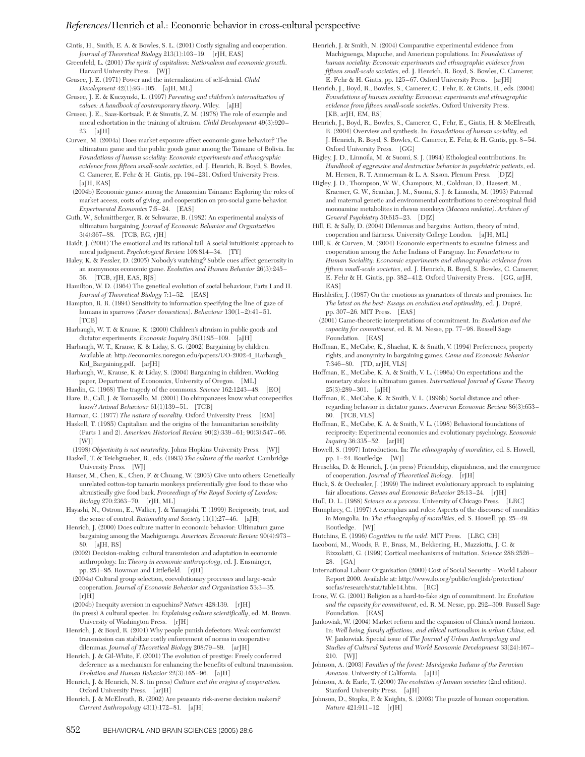Gintis, H., Smith, E. A. & Bowles, S. L. (2001) Costly signaling and cooperation. *Journal of Theoretical Biology* 213(1):103–19. [rJH, EAS]

Greenfeld, L. (2001) *The spirit of capitalism: Nationalism and economic growth*. Harvard University Press. [WJ]

Grusec, J. E. (1971) Power and the internalization of self-denial. *Child Development* 42(1):93–105. [aJH, ML]

Grusec, J. E. & Kuczynski, L. (1997) *Parenting and children's internalization of values: A handbook of contemporary theory*. Wiley. [aJH]

Grusec, J. E., Saas-Kortsaak, P. & Simutis, Z. M. (1978) The role of example and moral exhortation in the training of altruism. *Child Development* 49(3):920–23. [aJH]

Gurven, M. (2004a) Does market exposure affect economic game behavior? The ultimatum game and the public goods game among the Tsimane of Bolivia. In: *Foundations of human sociality: Economic experiments and ethnographic evidence from fifteen small-scale societies*, ed. J. Henrich, R. Boyd, S. Bowles, C. Camerer, E. Fehr & H. Gintis, pp. 194–231. Oxford University Press. [aJH, EAS]

(2004b) Economic games among the Amazonian Tsimane: Exploring the roles of market access, costs of giving, and cooperation on pro-social game behavior. *Experimental Economics* 7:5–24. [EAS]

Guth, W., Schmittberger, R. & Schwarze, B. (1982) An experimental analysis of ultimatum bargaining. *Journal of Economic Behavior and Organization* 3(4):367–88. [TCB, RG, rJH]

Haidt, J. (2001) The emotional and its rational tail: A social intuitionist approach to moral judgment. *Psychological Review* 108:814–34. [TY]

Haley, K. & Fessler, D. (2005) Nobody's watching? Subtle cues affect generosity in an anonymous economic game. *Evolution and Human Behavior* 26(3):245–56. [TCB, rJH, EAS, RJS]

Hamilton, W. D. (1964) The genetical evolution of social behaviour, Parts I and II. *Journal of Theoretical Biology* 7:1–52. [EAS]

Hampton, R. R. (1994) Sensitivity to information specifying the line of gaze of humans in sparrows (*Passer domesticus*). *Behaviour* 130(1–2):41–51. [TCB]

Harbaugh, W. T. & Krause, K. (2000) Children's altruism in public goods and dictator experiments. *Economic Inquiry* 38(1):95–109. [aJH]

Harbaugh, W. T., Krause, K. & Liday, S. G. (2002) Bargaining by children. Available at: http://economics.uoregon.edu/papers/UO-2002-4_Harbaugh_Kid_Bargaining.pdf. [arJH]

Harbaugh, W., Krause, K. & Liday, S. (2004) Bargaining in children. Working paper, Department of Economics, University of Oregon. [ML]

Hardin, G. (1968) The tragedy of the commons. *Science* 162:1243–48. [EO]

Hare, B., Call, J. & Tomasello, M. (2001) Do chimpanzees know what conspecifics know? *Animal Behaviour* 61(1)139–51. [TCB]

Harman, G. (1977) *The nature of morality*. Oxford University Press. [EM]

Haskell, T. (1985) Capitalism and the origins of the humanitarian sensibility (Parts 1 and 2). *American Historical Review* 90(2):339–61; 90(3):547–66. [WJ]

(1998) *Objectivity is not neutrality*. Johns Hopkins University Press. [WJ]

Haskell, T. & Teichgraeber, R., eds. (1993) *The culture of the market*. Cambridge University Press. [WJ]

Hauser, M., Chen, K., Chen, F. & Chuang, W. (2003) Give unto others: Genetically unrelated cotton-top tamarin monkeys preferentially give food to those who altruistically give food back. *Proceedings of the Royal Society of London: Biology* 270:2363–70. [rJH, ML]

Hayashi, N., Ostrom, E., Walker, J. & Yamagishi, T. (1999) Reciprocity, trust, and the sense of control. *Rationality and Society* 11(1):27–46. [aJH]

Henrich, J. (2000) Does culture matter in economic behavior: Ultimatum game bargaining among the Machiguenga. *American Economic Review* 90(4):973–80. [aJH, RS]

(2002) Decision-making, cultural transmission and adaptation in economic anthropology. In: *Theory in economic anthropology*, ed. J. Ensminger, pp. 251–95. Rowman and Littlefield. [rJH]

(2004a) Cultural group selection, coevolutionary processes and large-scale cooperation. *Journal of Economic Behavior and Organization* 53:3–35. [rJH]

(2004b) Inequity aversion in capuchins? *Nature* 428:139. [rJH]

(in press) A cultural species. In: *Explaining culture scientifically*, ed. M. Brown. University of Washington Press. [rJH]

Henrich, J. & Boyd, R. (2001) Why people punish defectors: Weak conformist transmission can stabilize costly enforcement of norms in cooperative dilemmas. *Journal of Theoretical Biology* 208:79–89. [arJH]

Henrich, J. & Gil-White, F. (2001) The evolution of prestige: Freely conferred deference as a mechanism for enhancing the benefits of cultural transmission. *Evolution and Human Behavior* 22(3):165–96. [aJH]

Henrich, J. & Henrich, N. S. (in press) *Culture and the origins of cooperation*. Oxford University Press. [arJH]

Henrich, J. & McElreath, R. (2002) Are peasants risk-averse decision makers? *Current Anthropology* 43(1):172–81. [aJH]

Henrich, J. & Smith, N. (2004) Comparative experimental evidence from Machiguenga, Mapuche, and American populations. In: *Foundations of human sociality: Economic experiments and ethnographic evidence from fifteen small-scale societies*, ed. J. Henrich, R. Boyd, S. Bowles, C. Camerer, E. Fehr & H. Gintis, pp. 125–67. Oxford University Press. [arJH]

Henrich, J., Boyd, R., Bowles, S., Camerer, C., Fehr, E. & Gintis, H., eds. (2004) *Foundations of human sociality: Economic experiments and ethnographic evidence from fifteen small-scale societies*. Oxford University Press. [KB, arJH, EM, RS]

Henrich, J., Boyd, R., Bowles, S., Camerer, C., Fehr, E., Gintis, H. & McElreath, R. (2004) Overview and synthesis. In: *Foundations of human sociality*, ed. J. Henrich, R. Boyd, S. Bowles, C. Camerer, E. Fehr, & H. Gintis, pp. 8–54. Oxford University Press. [GG]

Higley, J. D., Linnoila, M. & Suomi, S. J. (1994) Ethological contributions. In: *Handbook of aggressive and destructive behavior in psychiatric patients*, ed. M. Hersen, R. T. Ammerman & L. A. Sisson. Plenum Press. [DJZ]

Higley, J. D., Thompson, W. W., Champoux, M., Goldman, D., Haesert, M., Kraemer, G. W., Scanlan, J. M., Suomi, S. J. & Linnoila, M. (1993) Paternal and maternal genetic and environmental contributions to cerebrospinal fluid monoamine metabolites in rhesus monkeys (*Macaca mulatta*). *Archives of General Psychiatry* 50:615–23. [DJZ]

Hill, E. & Sally, D. (2004) Dilemmas and bargains: Autism, theory of mind, cooperation and fairness. University College London. [aJH, ML]

Hill, K. & Gurven, M. (2004) Economic experiments to examine fairness and cooperation among the Ache Indians of Paraguay. In: *Foundations in Human Sociality: Economic experiments and ethnographic evidence from fifteen small-scale societies*, ed. J. Henrich, R. Boyd, S. Bowles, C. Camerer, E. Fehr & H. Gintis, pp. 382–412. Oxford University Press. [GG, arJH, EAS]

Hirshleifer, J. (1987) On the emotions as guarantors of threats and promises. In: *The latest on the best: Essays on evolution and optimality*, ed. J. Dupré, pp. 307–26. MIT Press. [EAS]

(2001) Game-theoretic interpretations of commitment. In: *Evolution and the capacity for commitment*, ed. R. M. Nesse, pp. 77–98. Russell Sage Foundation. [EAS]

Hoffman, E., McCabe, K., Shachat, K. & Smith, V. (1994) Preferences, property rights, and anonymity in bargaining games. *Game and Economic Behavior* 7:346–80. [TD, arJH, VLS]

Hoffman, E., McCabe, K. A. & Smith, V. L. (1996a) On expectations and the monetary stakes in ultimatum games. *International Journal of Game Theory* 25(3):289–301. [aJH]

Hoffman, E., McCabe, K. & Smith, V. (1996b) Social distance and other-regarding behavior in dictator games. *American Economic Review* 86(3):653–60. [TCB, VLS]

Hoffman, E., McCabe, K. A. & Smith, V. L. (1998) Behavioral foundations of reciprocity: Experimental economics and evolutionary psychology. *Economic Inquiry* 36:335–52. [arJH]

Howell, S. (1997) Introduction. In: *The ethnography of moralities*, ed. S. Howell, pp. 1–24. Routledge. [WJ]

Hruschka, D. & Henrich, J. (in press) Friendship, cliquishness, and the emergence of cooperation. *Journal of Theoretical Biology*. [rJH]

Hück, S. & Oechssler, J. (1999) The indirect evolutionary approach to explaining fair allocations. *Games and Economic Behavior* 28:13–24. [rJH]

Hull, D. L. (1988) *Science as a process*. University of Chicago Press. [LRC]

Humphrey, C. (1997) A exemplars and rules: Aspects of the discourse of moralities in Mongolia. In: *The ethnography of moralities*, ed. S. Howell, pp. 25–49. Routledge. [WJ]

Hutchins, E. (1996) *Cognition in the wild*. MIT Press. [LRC, CH]

Iacoboni, M., Woods, R. P., Brass, M., Bekkering, H., Mazziotta, J. C. & Rizzolatti, G. (1999) Cortical mechanisms of imitation. *Science* 286:2526–28. [GA]

International Labour Organisation (2000) Cost of Social Security – World Labour Report 2000. Available at: http://www.ilo.org/public/english/protection/socfas/research/stat/table14.htm. [RG]

Irons, W. G. (2001) Religion as a hard-to-fake sign of commitment. In: *Evolution and the capacity for commitment*, ed. R. M. Nesse, pp. 292–309. Russell Sage Foundation. [EAS]

Jankowiak, W. (2004) Market reform and the expansion of China's moral horizon. In: *Well being, family affections, and ethical nationalism in urban China*, ed. W. Jankowiak. Special issue of *The Journal of Urban Anthropology and Studies of Cultural Systems and World Economic Development* 33(24):167–210. [WJ]

Johnson, A. (2003) *Families of the forest: Matsigenka Indians of the Peruvian Amazon*. University of California. [aJH]

Johnson, A. & Earle, T. (2000) *The evolution of human societies* (2nd edition). Stanford University Press. [aJH]

Johnson, D., Stopka, P. & Knights, S. (2003) The puzzle of human cooperation. *Nature* 421:911–12. [rJH]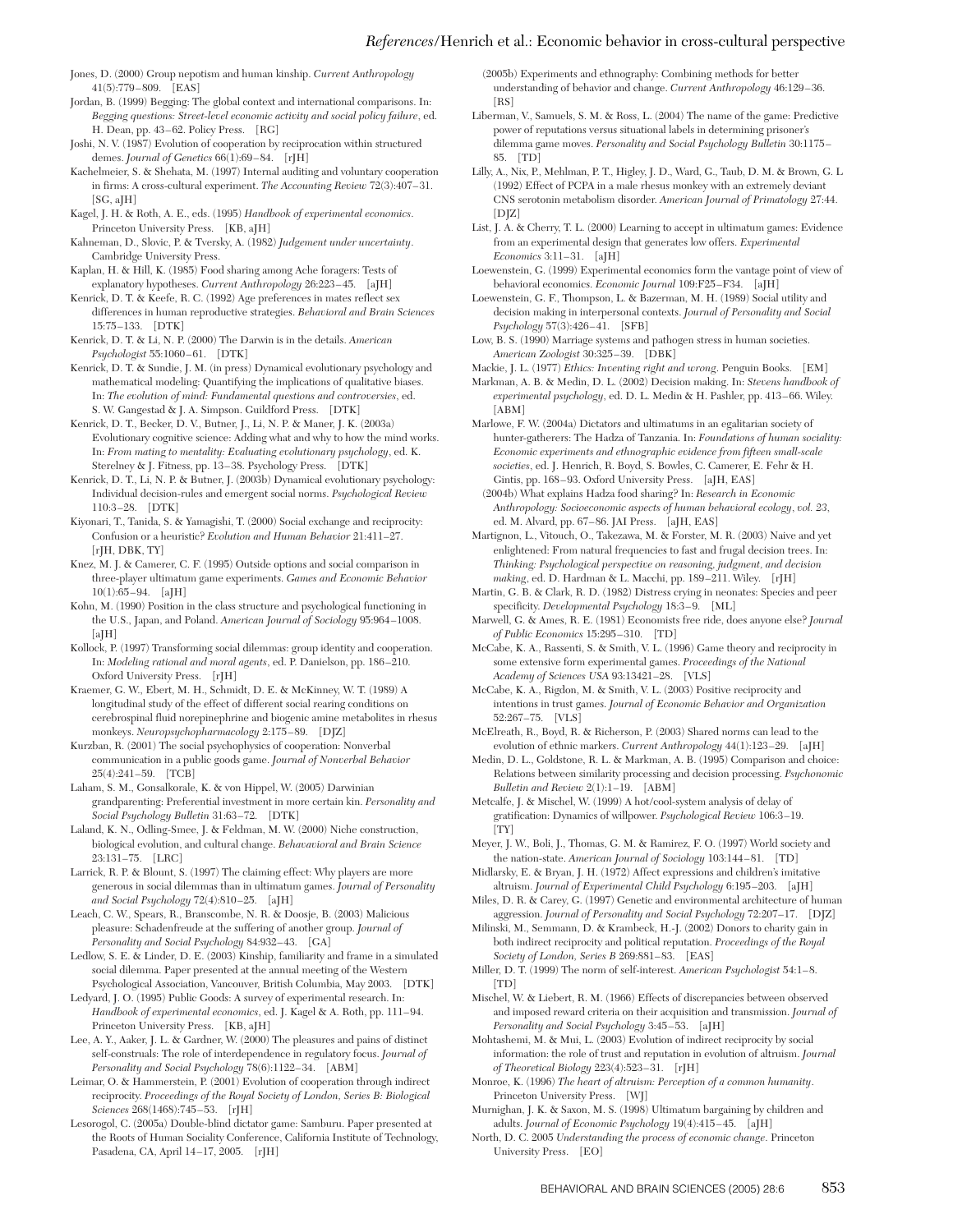Jones, D. (2000) Group nepotism and human kinship. *Current Anthropology* 41(5):779–809. [EAS]

Jordan, B. (1999) Begging: The global context and international comparisons. In: *Begging questions: Street-level economic activity and social policy failure*, ed. H. Dean, pp. 43–62. Policy Press. [RG]

Joshi, N. V. (1987) Evolution of cooperation by reciprocation within structured demes. *Journal of Genetics* 66(1):69–84. [rJH]

Kachelmeier, S. & Shehata, M. (1997) Internal auditing and voluntary cooperation in firms: A cross-cultural experiment. *The Accounting Review* 72(3):407–31. [SG, aJH]

Kagel, J. H. & Roth, A. E., eds. (1995) *Handbook of experimental economics*. Princeton University Press. [KB, aJH]

Kahneman, D., Slovic, P. & Tversky, A. (1982) *Judgement under uncertainty*. Cambridge University Press.

Kaplan, H. & Hill, K. (1985) Food sharing among Ache foragers: Tests of explanatory hypotheses. *Current Anthropology* 26:223–45. [aJH]

Kenrick, D. T. & Keefe, R. C. (1992) Age preferences in mates reflect sex differences in human reproductive strategies. *Behavioral and Brain Sciences* 15:75–133. [DTK]

Kenrick, D. T. & Li, N. P. (2000) The Darwin is in the details. *American Psychologist* 55:1060–61. [DTK]

Kenrick, D. T. & Sundie, J. M. (in press) Dynamical evolutionary psychology and mathematical modeling: Quantifying the implications of qualitative biases. In: *The evolution of mind: Fundamental questions and controversies*, ed. S. W. Gangestad & J. A. Simpson. Guildford Press. [DTK]

Kenrick, D. T., Becker, D. V., Butner, J., Li, N. P. & Maner, J. K. (2003a) Evolutionary cognitive science: Adding what and why to how the mind works. In: *From mating to mentality: Evaluating evolutionary psychology*, ed. K. Sterelney & J. Fitness, pp. 13–38. Psychology Press. [DTK]

Kenrick, D. T., Li, N. P. & Butner, J. (2003b) Dynamical evolutionary psychology: Individual decision-rules and emergent social norms. *Psychological Review* 110:3–28. [DTK]

Kiyonari, T., Tanida, S. & Yamagishi, T. (2000) Social exchange and reciprocity: Confusion or a heuristic? *Evolution and Human Behavior* 21:411–27. [rJH, DBK, TY]

Knez, M. J. & Camerer, C. F. (1995) Outside options and social comparison in three-player ultimatum game experiments. *Games and Economic Behavior* 10(1):65–94. [aJH]

Kohn, M. (1990) Position in the class structure and psychological functioning in the U.S., Japan, and Poland. *American Journal of Sociology* 95:964–1008. [aJH]

Kollock, P. (1997) Transforming social dilemmas: group identity and cooperation. In: *Modeling rational and moral agents*, ed. P. Danielson, pp. 186–210. Oxford University Press. [rJH]

Kraemer, G. W., Ebert, M. H., Schmidt, D. E. & McKinney, W. T. (1989) A longitudinal study of the effect of different social rearing conditions on cerebrospinal fluid norepinephrine and biogenic amine metabolites in rhesus monkeys. *Neuropsychopharmacology* 2:175–89. [DJZ]

Kurzban, R. (2001) The social psychophysics of cooperation: Nonverbal communication in a public goods game. *Journal of Nonverbal Behavior* 25(4):241–59. [TCB]

Laham, S. M., Gonsalkorale, K. & von Hippel, W. (2005) Darwinian grandparenting: Preferential investment in more certain kin. *Personality and Social Psychology Bulletin* 31:63–72. [DTK]

Laland, K. N., Odling-Smee, J. & Feldman, M. W. (2000) Niche construction, biological evolution, and cultural change. *Behavavioral and Brain Science* 23:131–75. [LRC]

Larrick, R. P. & Blount, S. (1997) The claiming effect: Why players are more generous in social dilemmas than in ultimatum games. *Journal of Personality and Social Psychology* 72(4):810–25. [aJH]

Leach, C. W., Spears, R., Branscombe, N. R. & Doosje, B. (2003) Malicious pleasure: Schadenfreude at the suffering of another group. *Journal of Personality and Social Psychology* 84:932–43. [GA]

Ledlow, S. E. & Linder, D. E. (2003) Kinship, familiarity and frame in a simulated social dilemma. Paper presented at the annual meeting of the Western Psychological Association, Vancouver, British Columbia, May 2003. [DTK]

Ledyard, J. O. (1995) Public Goods: A survey of experimental research. In: *Handbook of experimental economics*, ed. J. Kagel & A. Roth, pp. 111–94. Princeton University Press. [KB, aJH]

Lee, A. Y., Aaker, J. L. & Gardner, W. (2000) The pleasures and pains of distinct self-construals: The role of interdependence in regulatory focus. *Journal of Personality and Social Psychology* 78(6):1122–34. [ABM]

Leimar, O. & Hammerstein, P. (2001) Evolution of cooperation through indirect reciprocity. *Proceedings of the Royal Society of London, Series B: Biological Sciences* 268(1468):745–53. [rJH]

Lesorogol, C. (2005a) Double-blind dictator game: Samburu. Paper presented at the Roots of Human Sociality Conference, California Institute of Technology, Pasadena, CA, April 14–17, 2005. [rJH]

(2005b) Experiments and ethnography: Combining methods for better understanding of behavior and change. *Current Anthropology* 46:129–36. [RS]

Liberman, V., Samuels, S. M. & Ross, L. (2004) The name of the game: Predictive power of reputations versus situational labels in determining prisoner's dilemma game moves. *Personality and Social Psychology Bulletin* 30:1175–85. [TD]

Lilly, A., Nix, P., Mehlman, P. T., Higley, J. D., Ward, G., Taub, D. M. & Brown, G. L (1992) Effect of PCPA in a male rhesus monkey with an extremely deviant CNS serotonin metabolism disorder. *American Journal of Primatology* 27:44. [DJZ]

List, J. A. & Cherry, T. L. (2000) Learning to accept in ultimatum games: Evidence from an experimental design that generates low offers. *Experimental Economics* 3:11–31. [aJH]

Loewenstein, G. (1999) Experimental economics form the vantage point of view of behavioral economics. *Economic Journal* 109:F25–F34. [aJH]

Loewenstein, G. F., Thompson, L. & Bazerman, M. H. (1989) Social utility and decision making in interpersonal contexts. *Journal of Personality and Social Psychology* 57(3):426–41. [SFB]

Low, B. S. (1990) Marriage systems and pathogen stress in human societies. *American Zoologist* 30:325–39. [DBK]

Mackie, J. L. (1977) *Ethics: Inventing right and wrong*. Penguin Books. [EM]

Markman, A. B. & Medin, D. L. (2002) Decision making. In: *Stevens handbook of experimental psychology*, ed. D. L. Medin & H. Pashler, pp. 413–66. Wiley. [ABM]

Marlowe, F. W. (2004a) Dictators and ultimatums in an egalitarian society of hunter-gatherers: The Hadza of Tanzania. In: *Foundations of human sociality: Economic experiments and ethnographic evidence from fifteen small-scale societies*, ed. J. Henrich, R. Boyd, S. Bowles, C. Camerer, E. Fehr & H. Gintis, pp. 168–93. Oxford University Press. [aJH, EAS]

(2004b) What explains Hadza food sharing? In: *Research in Economic Anthropology: Socioeconomic aspects of human behavioral ecology, vol. 23*, ed. M. Alvard, pp. 67–86. JAI Press. [aJH, EAS]

Martignon, L., Vitouch, O., Takezawa, M. & Forster, M. R. (2003) Naive and yet enlightened: From natural frequencies to fast and frugal decision trees. In: *Thinking: Psychological perspective on reasoning, judgment, and decision making*, ed. D. Hardman & L. Macchi, pp. 189–211. Wiley. [rJH]

Martin, G. B. & Clark, R. D. (1982) Distress crying in neonates: Species and peer specificity. *Developmental Psychology* 18:3–9. [ML]

Marwell, G. & Ames, R. E. (1981) Economists free ride, does anyone else? *Journal of Public Economics* 15:295–310. [TD]

McCabe, K. A., Rassenti, S. & Smith, V. L. (1996) Game theory and reciprocity in some extensive form experimental games. *Proceedings of the National Academy of Sciences USA* 93:13421–28. [VLS]

McCabe, K. A., Rigdon, M. & Smith, V. L. (2003) Positive reciprocity and intentions in trust games. *Journal of Economic Behavior and Organization* 52:267–75. [VLS]

McElreath, R., Boyd, R. & Richerson, P. (2003) Shared norms can lead to the evolution of ethnic markers. *Current Anthropology* 44(1):123–29. [aJH]

Medin, D. L., Goldstone, R. L. & Markman, A. B. (1995) Comparison and choice: Relations between similarity processing and decision processing. *Psychonomic Bulletin and Review* 2(1):1–19. [ABM]

Metcalfe, J. & Mischel, W. (1999) A hot/cool-system analysis of delay of gratification: Dynamics of willpower. *Psychological Review* 106:3–19. [TY]

Meyer, J. W., Boli, J., Thomas, G. M. & Ramirez, F. O. (1997) World society and the nation-state. *American Journal of Sociology* 103:144–81. [TD]

Midlarsky, E. & Bryan, J. H. (1972) Affect expressions and children's imitative altruism. *Journal of Experimental Child Psychology* 6:195–203. [aJH]

Miles, D. R. & Carey, G. (1997) Genetic and environmental architecture of human aggression. *Journal of Personality and Social Psychology* 72:207–17. [DJZ]

Milinski, M., Semmann, D. & Krambeck, H.-J. (2002) Donors to charity gain in both indirect reciprocity and political reputation. *Proceedings of the Royal Society of London, Series B* 269:881–83. [EAS]

Miller, D. T. (1999) The norm of self-interest. *American Psychologist* 54:1–8. [TD]

Mischel, W. & Liebert, R. M. (1966) Effects of discrepancies between observed and imposed reward criteria on their acquisition and transmission. *Journal of Personality and Social Psychology* 3:45–53. [aJH]

Mohtashemi, M. & Mui, L. (2003) Evolution of indirect reciprocity by social information: the role of trust and reputation in evolution of altruism. *Journal of Theoretical Biology* 223(4):523–31. [rJH]

Monroe, K. (1996) *The heart of altruism: Perception of a common humanity*. Princeton University Press. [WJ]

Murnighan, J. K. & Saxon, M. S. (1998) Ultimatum bargaining by children and adults. *Journal of Economic Psychology* 19(4):415–45. [aJH]

North, D. C. 2005 *Understanding the process of economic change*. Princeton University Press. [EO]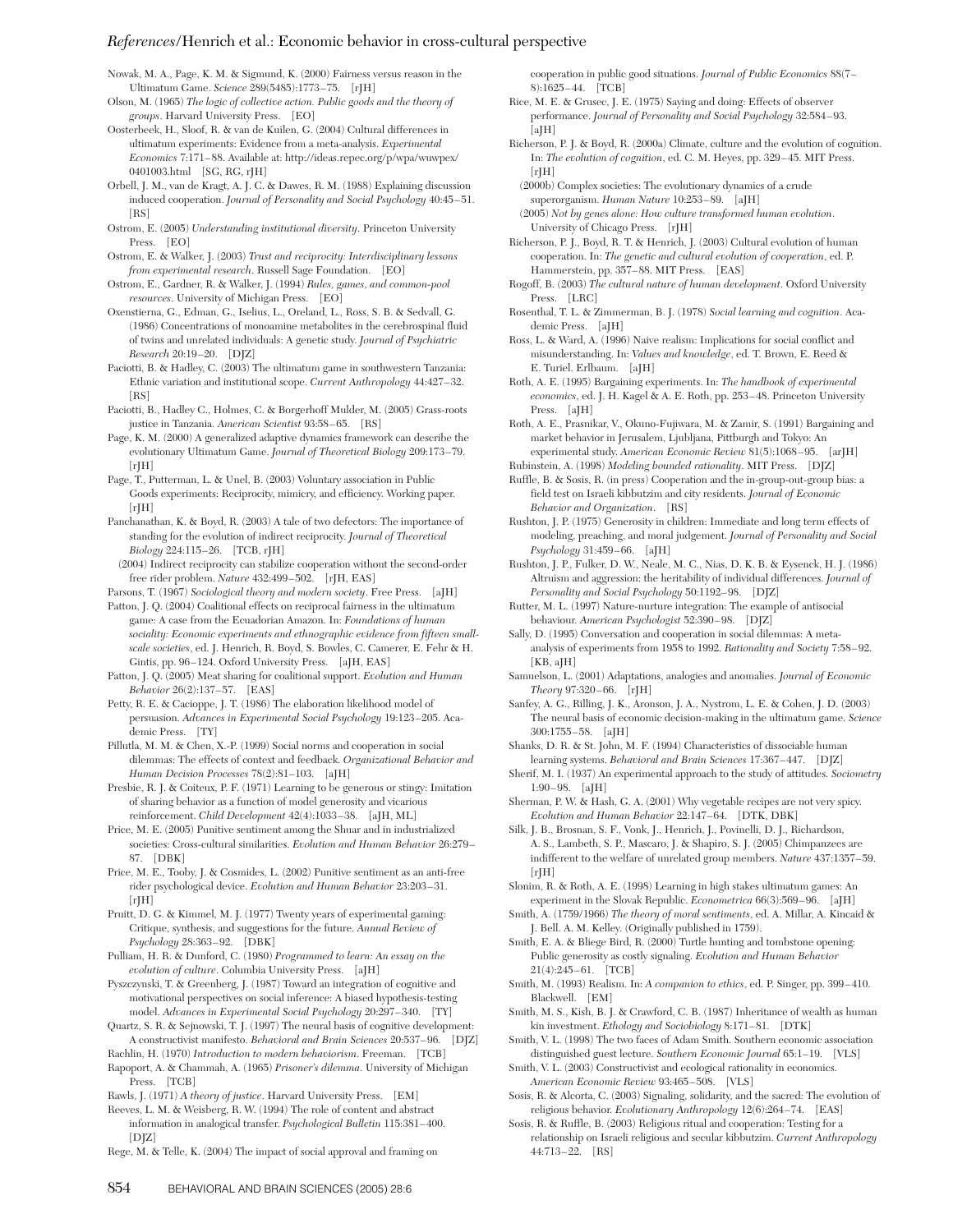Nowak, M. A., Page, K. M. & Sigmund, K. (2000) Fairness versus reason in the Ultimatum Game. *Science* 289(5485):1773–75. [rJH]

Olson, M. (1965) *The logic of collective action. Public goods and the theory of groups*. Harvard University Press. [EO]

Oosterbeek, H., Sloof, R. & van de Kuilen, G. (2004) Cultural differences in ultimatum experiments: Evidence from a meta-analysis. *Experimental Economics* 7:171–88. Available at: http://ideas.repec.org/p/wpa/wuwpex/0401003.html [SG, RG, rJH]

Orbell, J. M., van de Kragt, A. J. C. & Dawes, R. M. (1988) Explaining discussion induced cooperation. *Journal of Personality and Social Psychology* 40:45–51. [RS]

Ostrom, E. (2005) *Understanding institutional diversity*. Princeton University Press. [EO]

Ostrom, E. & Walker, J. (2003) *Trust and reciprocity: Interdisciplinary lessons from experimental research*. Russell Sage Foundation. [EO]

Ostrom, E., Gardner, R. & Walker, J. (1994) *Rules, games, and common-pool resources*. University of Michigan Press. [EO]

Oxenstierna, G., Edman, G., Iselius, L., Oreland, L., Ross, S. B. & Sedvall, G. (1986) Concentrations of monoamine metabolites in the cerebrospinal fluid of twins and unrelated individuals: A genetic study. *Journal of Psychiatric Research* 20:19–20. [DJZ]

Paciotti, B. & Hadley, C. (2003) The ultimatum game in southwestern Tanzania: Ethnic variation and institutional scope. *Current Anthropology* 44:427–32. [RS]

Paciotti, B., Hadley C., Holmes, C. & Borgerhoff Mulder, M. (2005) Grass-roots justice in Tanzania. *American Scientist* 93:58–65. [RS]

Page, K. M. (2000) A generalized adaptive dynamics framework can describe the evolutionary Ultimatum Game. *Journal of Theoretical Biology* 209:173–79. [rJH]

Page, T., Putterman, L. & Unel, B. (2003) Voluntary association in Public Goods experiments: Reciprocity, mimicry, and efficiency. Working paper. [rJH]

Panchanathan, K. & Boyd, R. (2003) A tale of two defectors: The importance of standing for the evolution of indirect reciprocity. *Journal of Theoretical Biology* 224:115–26. [TCB, rJH]

(2004) Indirect reciprocity can stabilize cooperation without the second-order free rider problem. *Nature* 432:499–502. [rJH, EAS]

Parsons, T. (1967) *Sociological theory and modern society*. Free Press. [aJH]

Patton, J. Q. (2004) Coalitional effects on reciprocal fairness in the ultimatum game: A case from the Ecuadorian Amazon. In: *Foundations of human sociality: Economic experiments and ethnographic evidence from fifteen small-scale societies*, ed. J. Henrich, R. Boyd, S. Bowles, C. Camerer, E. Fehr & H. Gintis, pp. 96–124. Oxford University Press. [aJH, EAS]

Patton, J. Q. (2005) Meat sharing for coalitional support. *Evolution and Human Behavior* 26(2):137–57. [EAS]

Petty, R. E. & Cacioppe, J. T. (1986) The elaboration likelihood model of persuasion. *Advances in Experimental Social Psychology* 19:123–205. Academic Press. [TY]

Pillutla, M. M. & Chen, X.-P. (1999) Social norms and cooperation in social dilemmas: The effects of context and feedback. *Organizational Behavior and Human Decision Processes* 78(2):81–103. [aJH]

Presbie, R. J. & Coiteux, P. F. (1971) Learning to be generous or stingy: Imitation of sharing behavior as a function of model generosity and vicarious reinforcement. *Child Development* 42(4):1033–38. [aJH, ML]

Price, M. E. (2005) Punitive sentiment among the Shuar and in industrialized societies: Cross-cultural similarities. *Evolution and Human Behavior* 26:279–87. [DBK]

Price, M. E., Tooby, J. & Cosmides, L. (2002) Punitive sentiment as an anti-free rider psychological device. *Evolution and Human Behavior* 23:203–31. [rJH]

Pruitt, D. G. & Kimmel, M. J. (1977) Twenty years of experimental gaming: Critique, synthesis, and suggestions for the future. *Annual Review of Psychology* 28:363–92. [DBK]

Pulliam, H. R. & Dunford, C. (1980) *Programmed to learn: An essay on the evolution of culture*. Columbia University Press. [aJH]

Pyszczynski, T. & Greenberg, J. (1987) Toward an integration of cognitive and motivational perspectives on social inference: A biased hypothesis-testing model. *Advances in Experimental Social Psychology* 20:297–340. [TY]

Quartz, S. R. & Sejnowski, T. J. (1997) The neural basis of cognitive development: A constructivist manifesto. *Behavioral and Brain Sciences* 20:537–96. [DJZ]

Rachlin, H. (1970) *Introduction to modern behaviorism*. Freeman. [TCB]

Rapoport, A. & Chammah, A. (1965) *Prisoner's dilemma*. University of Michigan Press. [TCB]

Rawls, J. (1971) *A theory of justice*. Harvard University Press. [EM]

Reeves, L. M. & Weisberg, R. W. (1994) The role of content and abstract information in analogical transfer. *Psychological Bulletin* 115:381–400. [DJZ]

Rege, M. & Telle, K. (2004) The impact of social approval and framing on cooperation in public good situations. *Journal of Public Economics* 88(7–8):1625–44. [TCB]

Rice, M. E. & Grusec, J. E. (1975) Saying and doing: Effects of observer performance. *Journal of Personality and Social Psychology* 32:584–93. [aJH]

Richerson, P. J. & Boyd, R. (2000a) Climate, culture and the evolution of cognition. In: *The evolution of cognition*, ed. C. M. Heyes, pp. 329–45. MIT Press. [rJH]

(2000b) Complex societies: The evolutionary dynamics of a crude superorganism. *Human Nature* 10:253–89. [aJH]

(2005) *Not by genes alone: How culture transformed human evolution*. University of Chicago Press. [rJH]

Richerson, P. J., Boyd, R. T. & Henrich, J. (2003) Cultural evolution of human cooperation. In: *The genetic and cultural evolution of cooperation*, ed. P. Hammerstein, pp. 357–88. MIT Press. [EAS]

Rogoff, B. (2003) *The cultural nature of human development*. Oxford University Press. [LRC]

Rosenthal, T. L. & Zimmerman, B. J. (1978) *Social learning and cognition*. Academic Press. [aJH]

Ross, L. & Ward, A. (1996) Naive realism: Implications for social conflict and misunderstanding. In: *Values and knowledge*, ed. T. Brown, E. Reed & E. Turiel. Erlbaum. [aJH]

Roth, A. E. (1995) Bargaining experiments. In: *The handbook of experimental economics*, ed. J. H. Kagel & A. E. Roth, pp. 253–48. Princeton University Press. [aJH]

Roth, A. E., Prasnikar, V., Okuno-Fujiwara, M. & Zamir, S. (1991) Bargaining and market behavior in Jerusalem, Ljubljana, Pittburgh and Tokyo: An experimental study. *American Economic Review* 81(5):1068–95. [arJH]

Rubinstein, A. (1998) *Modeling bounded rationality*. MIT Press. [DJZ]

Ruffle, B. & Sosis, R. (in press) Cooperation and the in-group-out-group bias: a field test on Israeli kibbutzim and city residents. *Journal of Economic Behavior and Organization*. [RS]

Rushton, J. P. (1975) Generosity in children: Immediate and long term effects of modeling, preaching, and moral judgement. *Journal of Personality and Social Psychology* 31:459–66. [aJH]

Rushton, J. P., Fulker, D. W., Neale, M. C., Nias, D. K. B. & Eysenck, H. J. (1986) Altruism and aggression: the heritability of individual differences. *Journal of Personality and Social Psychology* 50:1192–98. [DJZ]

Rutter, M. L. (1997) Nature-nurture integration: The example of antisocial behaviour. *American Psychologist* 52:390–98. [DJZ]

Sally, D. (1995) Conversation and cooperation in social dilemmas: A meta-analysis of experiments from 1958 to 1992. *Rationality and Society* 7:58–92. [KB, aJH]

Samuelson, L. (2001) Adaptations, analogies and anomalies. *Journal of Economic Theory* 97:320–66. [rJH]

Sanfey, A. G., Rilling, J. K., Aronson, J. A., Nystrom, L. E. & Cohen, J. D. (2003) The neural basis of economic decision-making in the ultimatum game. *Science* 300:1755–58. [aJH]

Shanks, D. R. & St. John, M. F. (1994) Characteristics of dissociable human learning systems. *Behavioral and Brain Sciences* 17:367–447. [DJZ]

Sherif, M. I. (1937) An experimental approach to the study of attitudes. *Sociometry* 1:90–98. [aJH]

Sherman, P. W. & Hash, G. A. (2001) Why vegetable recipes are not very spicy. *Evolution and Human Behavior* 22:147–64. [DTK, DBK]

Silk, J. B., Brosnan, S. F., Vonk, J., Henrich, J., Povinelli, D. J., Richardson, A. S., Lambeth, S. P., Mascaro, J. & Shapiro, S. J. (2005) Chimpanzees are indifferent to the welfare of unrelated group members. *Nature* 437:1357–59. [rJH]

Slonim, R. & Roth, A. E. (1998) Learning in high stakes ultimatum games: An experiment in the Slovak Republic. *Econometrica* 66(3):569–96. [aJH]

Smith, A. (1759/1966) *The theory of moral sentiments*, ed. A. Millar, A. Kincaid & J. Bell. A. M. Kelley. (Originally published in 1759).

Smith, E. A. & Bliege Bird, R. (2000) Turtle hunting and tombstone opening: Public generosity as costly signaling. *Evolution and Human Behavior* 21(4):245–61. [TCB]

Smith, M. (1993) Realism. In: *A companion to ethics*, ed. P. Singer, pp. 399–410. Blackwell. [EM]

Smith, M. S., Kish, B. J. & Crawford, C. B. (1987) Inheritance of wealth as human kin investment. *Ethology and Sociobiology* 8:171–81. [DTK]

Smith, V. L. (1998) The two faces of Adam Smith. Southern economic association distinguished guest lecture. *Southern Economic Journal* 65:1–19. [VLS]

Smith, V. L. (2003) Constructivist and ecological rationality in economics. *American Economic Review* 93:465–508. [VLS]

Sosis, R. & Alcorta, C. (2003) Signaling, solidarity, and the sacred: The evolution of religious behavior. *Evolutionary Anthropology* 12(6):264–74. [EAS]

Sosis, R. & Ruffle, B. (2003) Religious ritual and cooperation: Testing for a relationship on Israeli religious and secular kibbutzim. *Current Anthropology* 44:713–22. [RS]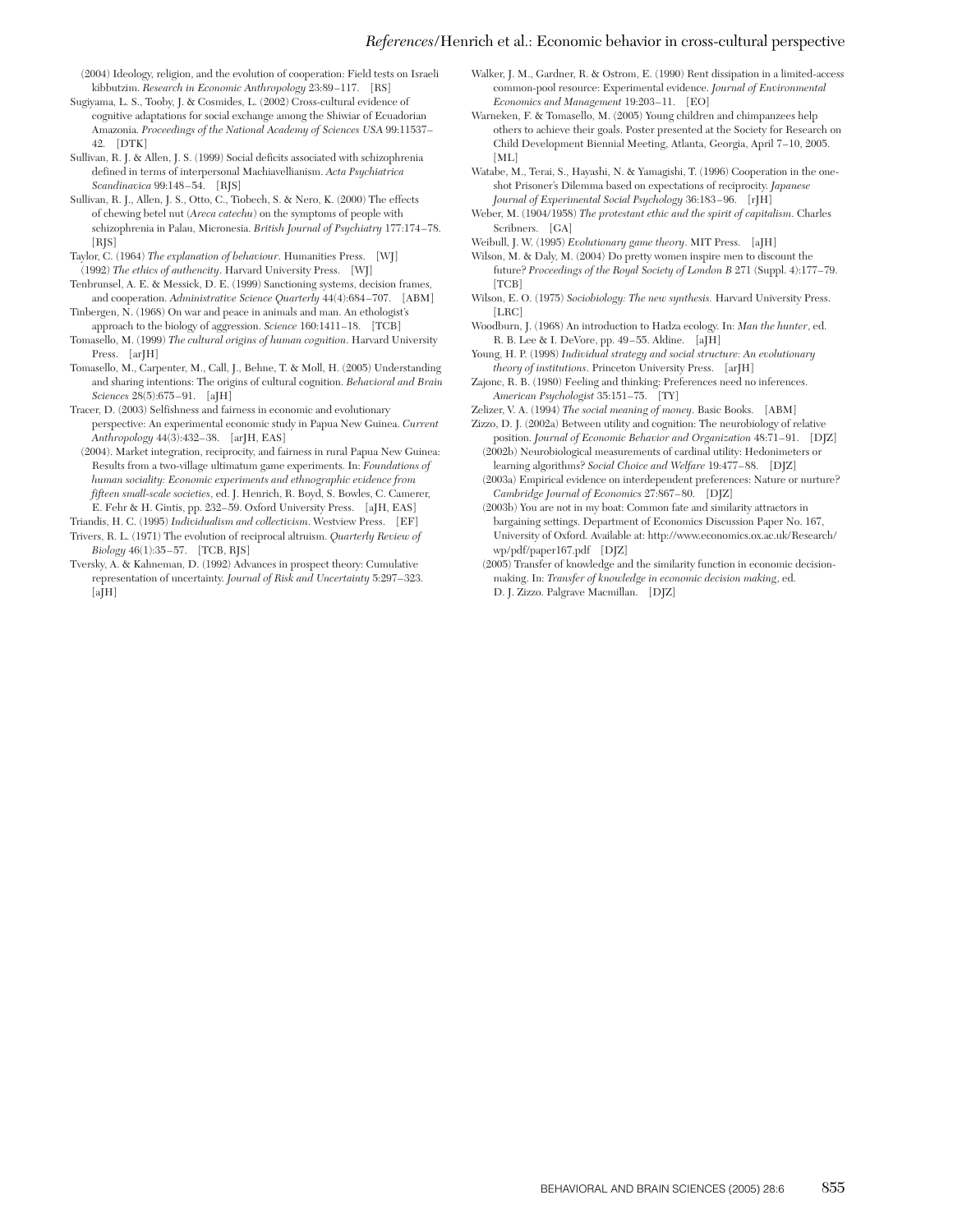(2004) Ideology, religion, and the evolution of cooperation: Field tests on Israeli kibbutzim. *Research in Economic Anthropology* 23:89–117. [RS]

Sugiyama, L. S., Tooby, J. & Cosmides, L. (2002) Cross-cultural evidence of cognitive adaptations for social exchange among the Shiwiar of Ecuadorian Amazonia. *Proceedings of the National Academy of Sciences USA* 99:11537–42. [DTK]

Sullivan, R. J. & Allen, J. S. (1999) Social deficits associated with schizophrenia defined in terms of interpersonal Machiavellianism. *Acta Psychiatrica Scandinavica* 99:148–54. [RJS]

Sullivan, R. J., Allen, J. S., Otto, C., Tiobech, S. & Nero, K. (2000) The effects of chewing betel nut (*Areca catechu*) on the symptoms of people with schizophrenia in Palau, Micronesia. *British Journal of Psychiatry* 177:174–78. [RJS]

Taylor, C. (1964) *The explanation of behaviour*. Humanities Press. [WJ]

(1992) *The ethics of authencity*. Harvard University Press. [WJ]

Tenbrunsel, A. E. & Messick, D. E. (1999) Sanctioning systems, decision frames, and cooperation. *Administrative Science Quarterly* 44(4):684–707. [ABM]

Tinbergen, N. (1968) On war and peace in animals and man. An ethologist's approach to the biology of aggression. *Science* 160:1411–18. [TCB]

Tomasello, M. (1999) *The cultural origins of human cognition*. Harvard University Press. [arJH]

Tomasello, M., Carpenter, M., Call, J., Behne, T. & Moll, H. (2005) Understanding and sharing intentions: The origins of cultural cognition. *Behavioral and Brain Sciences* 28(5):675–91. [aJH]

Tracer, D. (2003) Selfishness and fairness in economic and evolutionary perspective: An experimental economic study in Papua New Guinea. *Current Anthropology* 44(3):432–38. [arJH, EAS]

(2004). Market integration, reciprocity, and fairness in rural Papua New Guinea: Results from a two-village ultimatum game experiments. In: *Foundations of human sociality: Economic experiments and ethnographic evidence from fifteen small-scale societies*, ed. J. Henrich, R. Boyd, S. Bowles, C. Camerer, E. Fehr & H. Gintis, pp. 232–59. Oxford University Press. [aJH, EAS]

Triandis, H. C. (1995) *Individualism and collectivism*. Westview Press. [EF]

Trivers, R. L. (1971) The evolution of reciprocal altruism. *Quarterly Review of Biology* 46(1):35–57. [TCB, RJS]

Tversky, A. & Kahneman, D. (1992) Advances in prospect theory: Cumulative representation of uncertainty. *Journal of Risk and Uncertainty* 5:297–323. [aJH]

Walker, J. M., Gardner, R. & Ostrom, E. (1990) Rent dissipation in a limited-access common-pool resource: Experimental evidence. *Journal of Environmental Economics and Management* 19:203–11. [EO]

Warneken, F. & Tomasello, M. (2005) Young children and chimpanzees help others to achieve their goals. Poster presented at the Society for Research on Child Development Biennial Meeting, Atlanta, Georgia, April 7–10, 2005. [ML]

Watabe, M., Terai, S., Hayashi, N. & Yamagishi, T. (1996) Cooperation in the one-shot Prisoner's Dilemma based on expectations of reciprocity. *Japanese Journal of Experimental Social Psychology* 36:183–96. [rJH]

Weber, M. (1904/1958) *The protestant ethic and the spirit of capitalism*. Charles Scribners. [GA]

Weibull, J. W. (1995) *Evolutionary game theory*. MIT Press. [aJH]

Wilson, M. & Daly, M. (2004) Do pretty women inspire men to discount the future? *Proceedings of the Royal Society of London B* 271 (Suppl. 4):177–79. [TCB]

Wilson, E. O. (1975) *Sociobiology: The new synthesis.* Harvard University Press. [LRC]

Woodburn, J. (1968) An introduction to Hadza ecology. In: *Man the hunter*, ed. R. B. Lee & I. DeVore, pp. 49–55. Aldine. [aJH]

Young, H. P. (1998) *Individual strategy and social structure: An evolutionary theory of institutions*. Princeton University Press. [arJH]

Zajonc, R. B. (1980) Feeling and thinking: Preferences need no inferences. *American Psychologist* 35:151–75. [TY]

Zelizer, V. A. (1994) *The social meaning of money*. Basic Books. [ABM]

Zizzo, D. J. (2002a) Between utility and cognition: The neurobiology of relative position. *Journal of Economic Behavior and Organization* 48:71–91. [DJZ]

(2002b) Neurobiological measurements of cardinal utility: Hedonimeters or learning algorithms? *Social Choice and Welfare* 19:477–88. [DJZ]

(2003a) Empirical evidence on interdependent preferences: Nature or nurture? *Cambridge Journal of Economics* 27:867–80. [DJZ]

(2003b) You are not in my boat: Common fate and similarity attractors in bargaining settings. Department of Economics Discussion Paper No. 167, University of Oxford. Available at: http://www.economics.ox.ac.uk/Research/wp/pdf/paper167.pdf [DJZ]

(2005) Transfer of knowledge and the similarity function in economic decision-making. In: *Transfer of knowledge in economic decision making*, ed. D. J. Zizzo. Palgrave Macmillan. [DJZ]